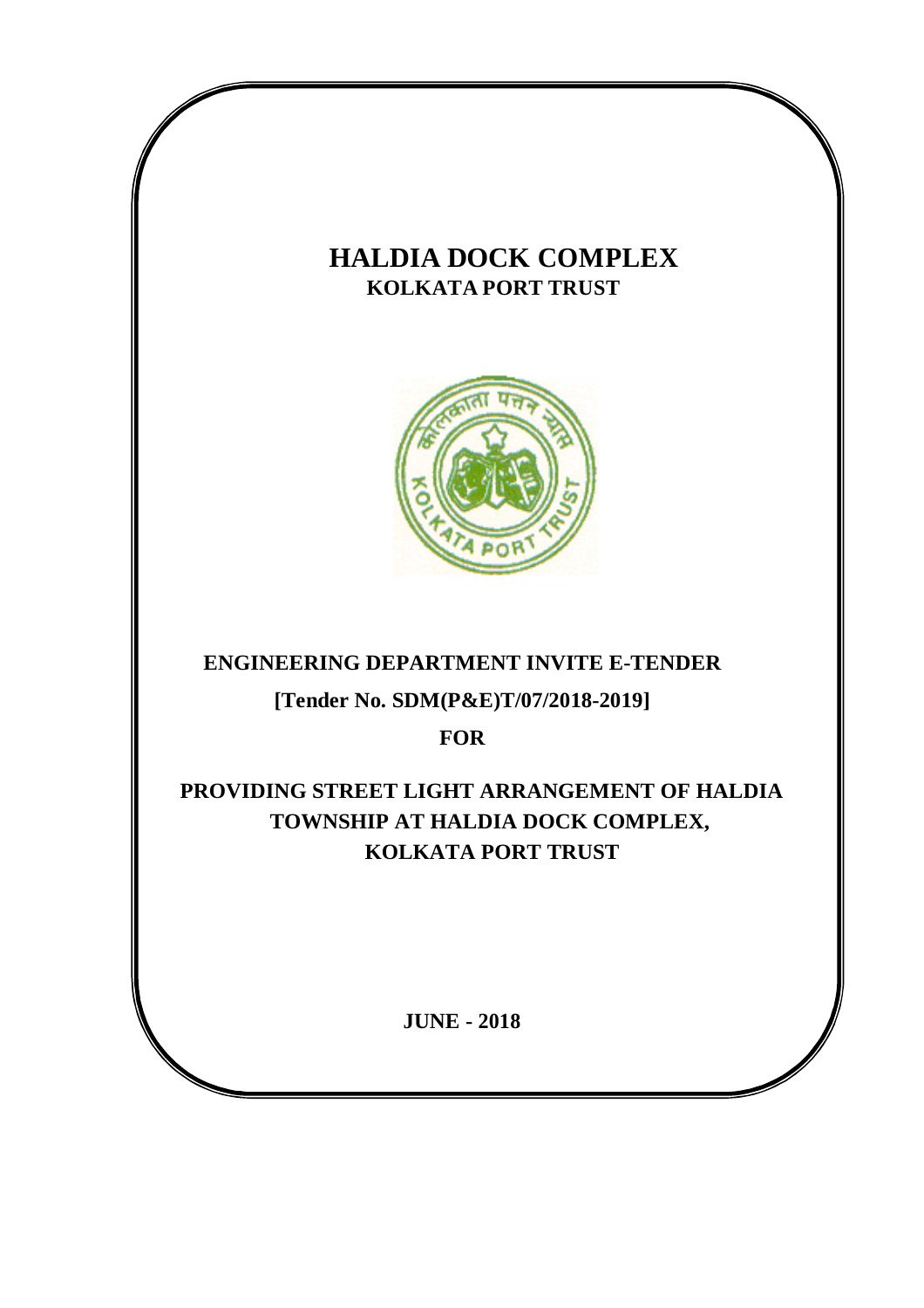# HALDIA DOCK COMPLEX

## KOLKATA PORT TRUST

**ENGINEERING DEPARTMENT INVITE E-TENDER**

**[Tender No. SDM(P&E)T/07/2018-2019]**

**FOR**

**PROVIDING STREET LIGHT ARRANGEMENT OF HALDIA TOWNSHIP AT HALDIA DOCK COMPLEX, KOLKATA PORT TRUST**

**JUNE - 2018**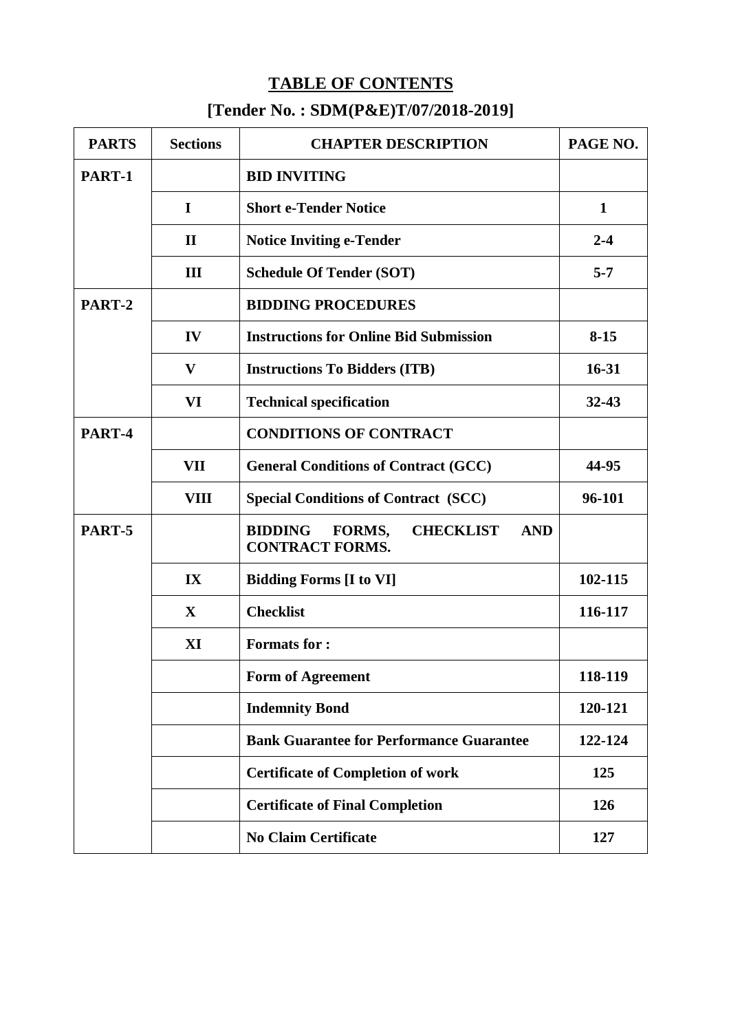# TABLE OF CONTENTS

## [Tender No. : SDM(P&E)T/07/2018-2019]

| PARTS | Sections | CHAPTER DESCRIPTION | PAGE NO. |
|---|---|---|---|
| **PART-1** | | **BID INVITING** | |
| | **I** | **Short e-Tender Notice** | **1** |
| | **II** | **Notice Inviting e-Tender** | **2-4** |
| | **III** | **Schedule Of Tender (SOT)** | **5-7** |
| **PART-2** | | **BIDDING PROCEDURES** | |
| | **IV** | **Instructions for Online Bid Submission** | **8-15** |
| | **V** | **Instructions To Bidders (ITB)** | **16-31** |
| | **VI** | **Technical specification** | **32-43** |
| **PART-4** | | **CONDITIONS OF CONTRACT** | |
| | **VII** | **General Conditions of Contract (GCC)** | **44-95** |
| | **VIII** | **Special Conditions of Contract (SCC)** | **96-101** |
| **PART-5** | | **BIDDING FORMS, CHECKLIST AND CONTRACT FORMS.** | |
| | **IX** | **Bidding Forms [I to VI]** | **102-115** |
| | **X** | **Checklist** | **116-117** |
| | **XI** | **Formats for :** | |
| | | **Form of Agreement** | **118-119** |
| | | **Indemnity Bond** | **120-121** |
| | | **Bank Guarantee for Performance Guarantee** | **122-124** |
| | | **Certificate of Completion of work** | **125** |
| | | **Certificate of Final Completion** | **126** |
| | | **No Claim Certificate** | **127** |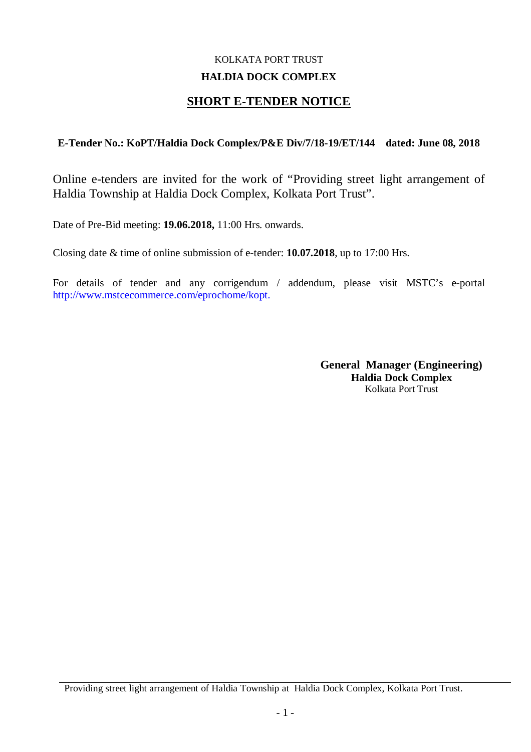KOLKATA PORT TRUST

**HALDIA DOCK COMPLEX**

# SHORT E-TENDER NOTICE

**E-Tender No.: KoPT/Haldia Dock Complex/P&E Div/7/18-19/ET/144 dated: June 08, 2018**

Online e-tenders are invited for the work of "Providing street light arrangement of Haldia Township at Haldia Dock Complex, Kolkata Port Trust".

Date of Pre-Bid meeting: **19.06.2018,** 11:00 Hrs. onwards.

Closing date & time of online submission of e-tender: **10.07.2018**, up to 17:00 Hrs.

For details of tender and any corrigendum / addendum, please visit MSTC's e-portal http://www.mstcecommerce.com/eprochome/kopt.

**General Manager (Engineering)**
**Haldia Dock Complex**
Kolkata Port Trust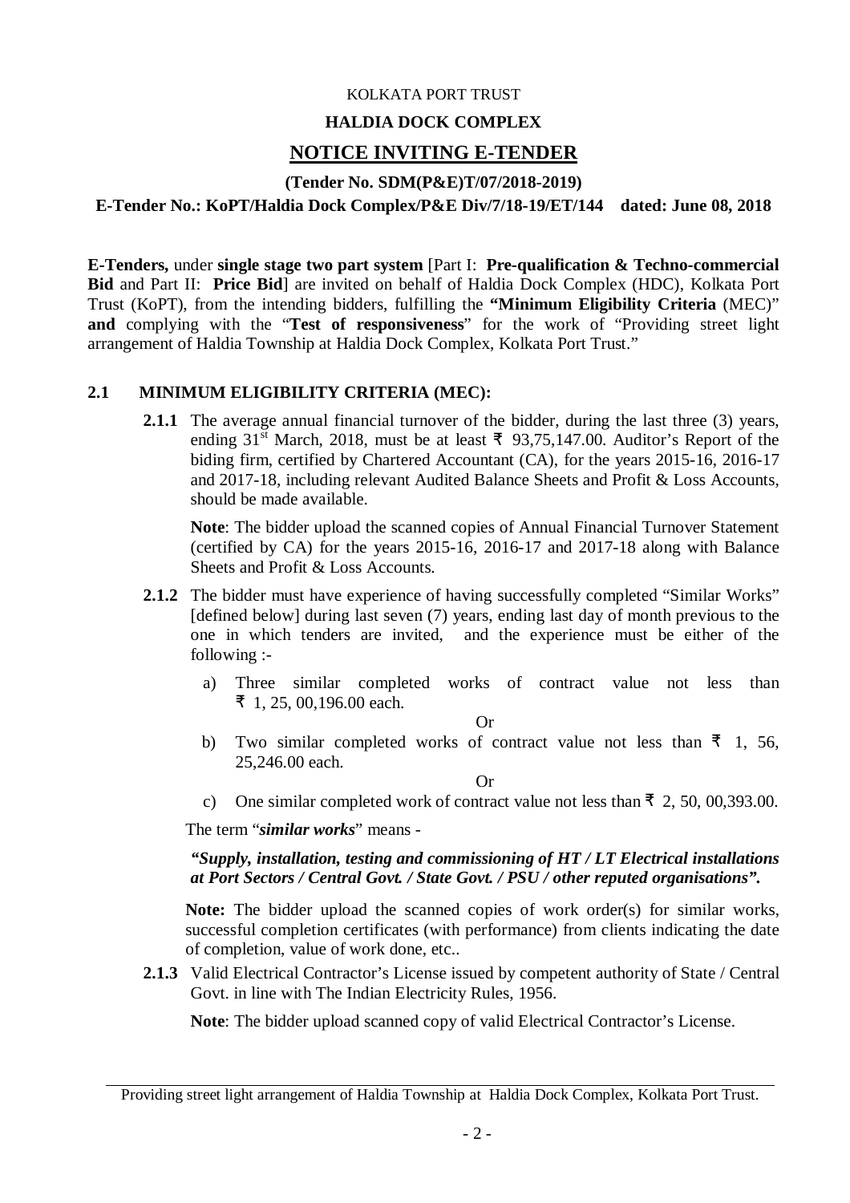KOLKATA PORT TRUST

**HALDIA DOCK COMPLEX**

## NOTICE INVITING E-TENDER

**(Tender No. SDM(P&E)T/07/2018-2019)**

**E-Tender No.: KoPT/Haldia Dock Complex/P&E Div/7/18-19/ET/144 dated: June 08, 2018**

**E-Tenders,** under **single stage two part system** [Part I: **Pre-qualification & Techno-commercial Bid** and Part II: **Price Bid**] are invited on behalf of Haldia Dock Complex (HDC), Kolkata Port Trust (KoPT), from the intending bidders, fulfilling the **"Minimum Eligibility Criteria** (MEC)" **and** complying with the "**Test of responsiveness**" for the work of "Providing street light arrangement of Haldia Township at Haldia Dock Complex, Kolkata Port Trust."

### 2.1 MINIMUM ELIGIBILITY CRITERIA (MEC):

**2.1.1** The average annual financial turnover of the bidder, during the last three (3) years, ending 31st March, 2018, must be at least ₹ 93,75,147.00. Auditor's Report of the biding firm, certified by Chartered Accountant (CA), for the years 2015-16, 2016-17 and 2017-18, including relevant Audited Balance Sheets and Profit & Loss Accounts, should be made available.

**Note**: The bidder upload the scanned copies of Annual Financial Turnover Statement (certified by CA) for the years 2015-16, 2016-17 and 2017-18 along with Balance Sheets and Profit & Loss Accounts.

**2.1.2** The bidder must have experience of having successfully completed "Similar Works" [defined below] during last seven (7) years, ending last day of month previous to the one in which tenders are invited, and the experience must be either of the following :-

a) Three similar completed works of contract value not less than ₹ 1, 25, 00,196.00 each.

Or

b) Two similar completed works of contract value not less than ₹ 1, 56, 25,246.00 each.

Or

c) One similar completed work of contract value not less than ₹ 2, 50, 00,393.00.

The term "***similar works***" means -

***"Supply, installation, testing and commissioning of HT / LT Electrical installations at Port Sectors / Central Govt. / State Govt. / PSU / other reputed organisations".***

**Note:** The bidder upload the scanned copies of work order(s) for similar works, successful completion certificates (with performance) from clients indicating the date of completion, value of work done, etc..

**2.1.3** Valid Electrical Contractor's License issued by competent authority of State / Central Govt. in line with The Indian Electricity Rules, 1956.

**Note**: The bidder upload scanned copy of valid Electrical Contractor's License.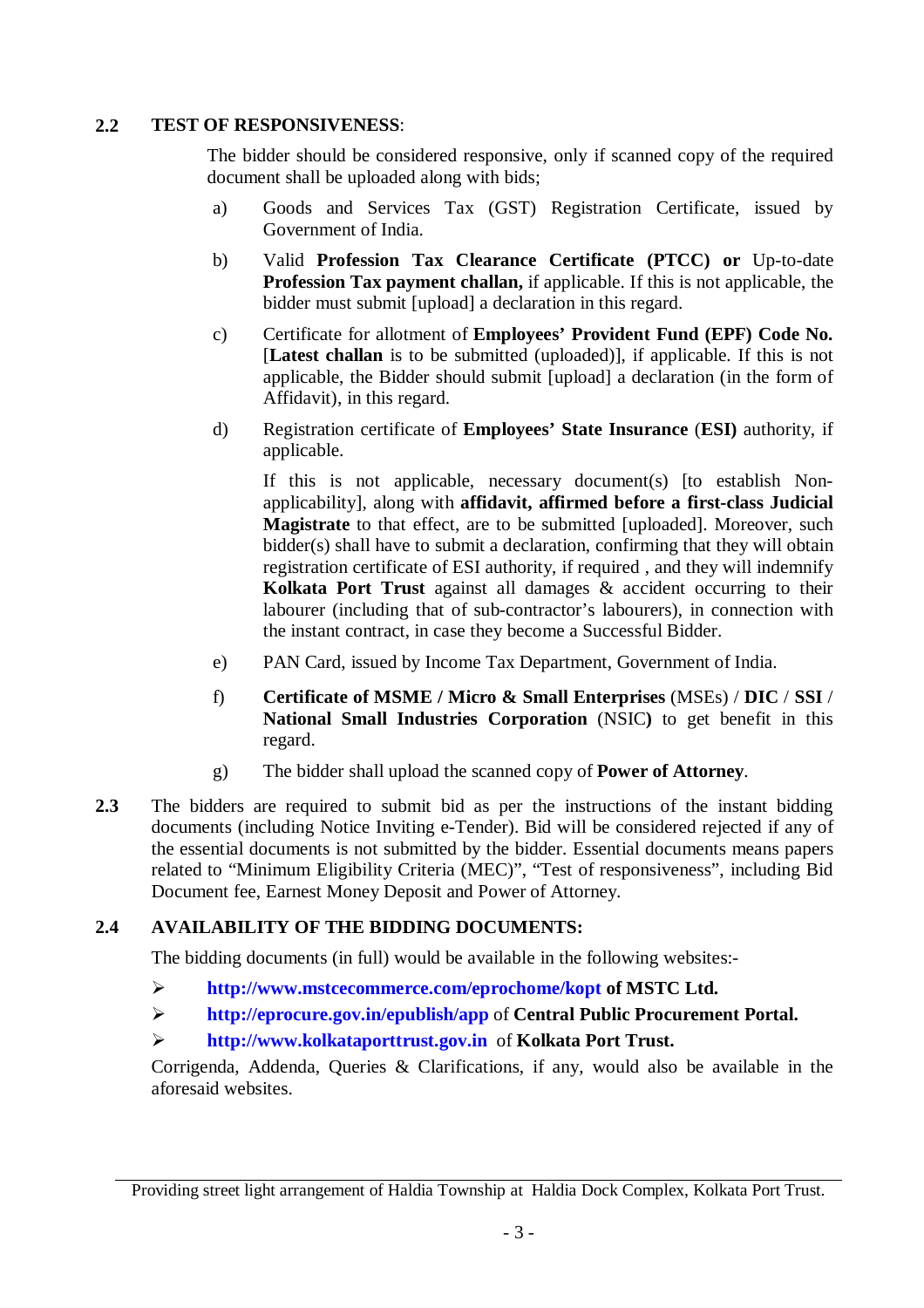## 2.2 TEST OF RESPONSIVENESS:

The bidder should be considered responsive, only if scanned copy of the required document shall be uploaded along with bids;

a) Goods and Services Tax (GST) Registration Certificate, issued by Government of India.

b) Valid **Profession Tax Clearance Certificate (PTCC) or** Up-to-date **Profession Tax payment challan,** if applicable. If this is not applicable, the bidder must submit [upload] a declaration in this regard.

c) Certificate for allotment of **Employees' Provident Fund (EPF) Code No.** [**Latest challan** is to be submitted (uploaded)], if applicable. If this is not applicable, the Bidder should submit [upload] a declaration (in the form of Affidavit), in this regard.

d) Registration certificate of **Employees' State Insurance** (**ESI)** authority, if applicable.

   If this is not applicable, necessary document(s) [to establish Non-applicability], along with **affidavit, affirmed before a first-class Judicial Magistrate** to that effect, are to be submitted [uploaded]. Moreover, such bidder(s) shall have to submit a declaration, confirming that they will obtain registration certificate of ESI authority, if required , and they will indemnify **Kolkata Port Trust** against all damages & accident occurring to their labourer (including that of sub-contractor's labourers), in connection with the instant contract, in case they become a Successful Bidder.

e) PAN Card, issued by Income Tax Department, Government of India.

f) **Certificate of MSME / Micro & Small Enterprises** (MSEs) / **DIC** / **SSI** / **National Small Industries Corporation** (NSIC**)** to get benefit in this regard.

g) The bidder shall upload the scanned copy of **Power of Attorney**.

**2.3** The bidders are required to submit bid as per the instructions of the instant bidding documents (including Notice Inviting e-Tender). Bid will be considered rejected if any of the essential documents is not submitted by the bidder. Essential documents means papers related to "Minimum Eligibility Criteria (MEC)", "Test of responsiveness", including Bid Document fee, Earnest Money Deposit and Power of Attorney.

## 2.4 AVAILABILITY OF THE BIDDING DOCUMENTS:

The bidding documents (in full) would be available in the following websites:-

- **http://www.mstcecommerce.com/eprochome/kopt of MSTC Ltd.**
- **http://eprocure.gov.in/epublish/app** of **Central Public Procurement Portal.**
- **http://www.kolkataporttrust.gov.in** of **Kolkata Port Trust.**

Corrigenda, Addenda, Queries & Clarifications, if any, would also be available in the aforesaid websites.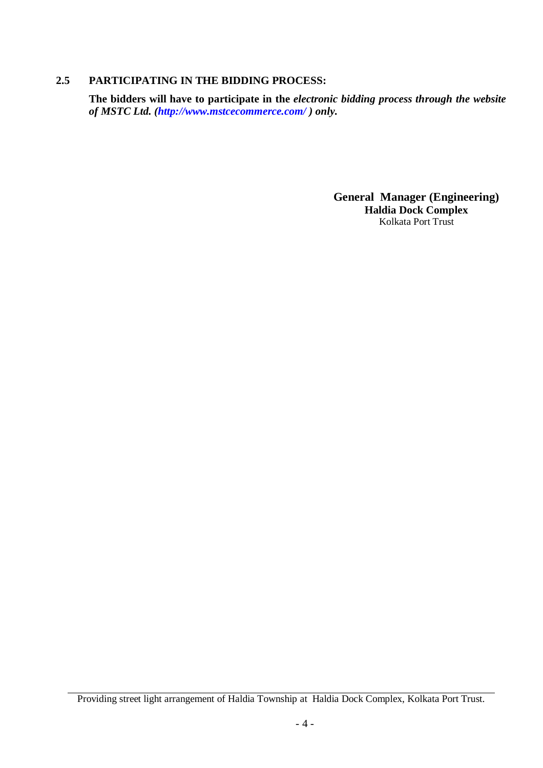### 2.5 PARTICIPATING IN THE BIDDING PROCESS:

**The bidders will have to participate in the *electronic bidding process through the website of MSTC Ltd. (http://www.mstcecommerce.com/ ) only.***

**General Manager (Engineering)**
**Haldia Dock Complex**
Kolkata Port Trust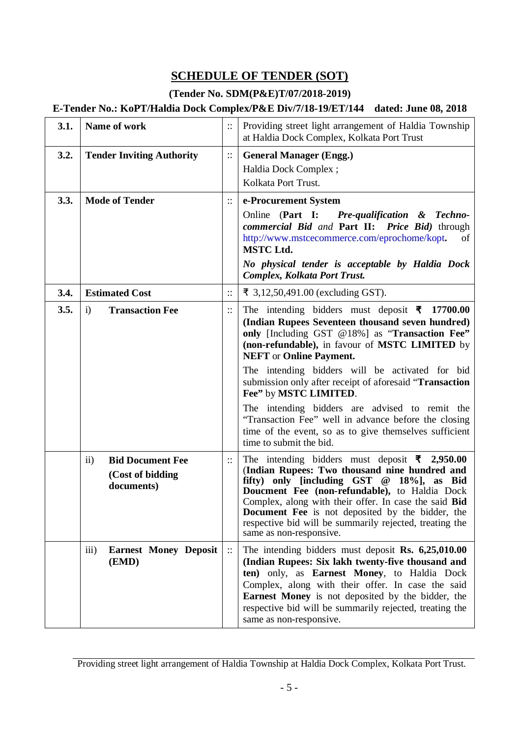# SCHEDULE OF TENDER (SOT)

**(Tender No. SDM(P&E)T/07/2018-2019)**

**E-Tender No.: KoPT/Haldia Dock Complex/P&E Div/7/18-19/ET/144 dated: June 08, 2018**

| | | | |
|---|---|---|---|
| **3.1.** | **Name of work** | :: | Providing street light arrangement of Haldia Township at Haldia Dock Complex, Kolkata Port Trust |
| **3.2.** | **Tender Inviting Authority** | :: | **General Manager (Engg.)**<br>Haldia Dock Complex ;<br>Kolkata Port Trust. |
| **3.3.** | **Mode of Tender** | :: | **e-Procurement System**<br>Online (**Part I:** ***Pre-qualification & Techno-commercial Bid*** *and* **Part II:** ***Price Bid)*** through http://www.mstcecommerce.com/eprochome/kopt**.** of **MSTC Ltd.**<br>***No physical tender is acceptable by Haldia Dock Complex, Kolkata Port Trust.*** |
| **3.4.** | **Estimated Cost** | :: | ₹ 3,12,50,491.00 (excluding GST). |
| **3.5.** | i) **Transaction Fee** | :: | The intending bidders must deposit **₹ 17700.00 (Indian Rupees Seventeen thousand seven hundred) only** [Including GST @18%] as "**Transaction Fee" (non-refundable),** in favour of **MSTC LIMITED** by **NEFT** or **Online Payment.**<br>The intending bidders will be activated for bid submission only after receipt of aforesaid "**Transaction Fee"** by **MSTC LIMITED**.<br>The intending bidders are advised to remit the "Transaction Fee" well in advance before the closing time of the event, so as to give themselves sufficient time to submit the bid. |
| | ii) **Bid Document Fee (Cost of bidding documents)** | :: | The intending bidders must deposit **₹ 2,950.00** (**Indian Rupees: Two thousand nine hundred and fifty) only [including GST @ 18%], as Bid Doucment Fee (non-refundable),** to Haldia Dock Complex, along with their offer. In case the said **Bid Document Fee** is not deposited by the bidder, the respective bid will be summarily rejected, treating the same as non-responsive. |
| | iii) **Earnest Money Deposit (EMD)** | :: | The intending bidders must deposit **Rs. 6,25,010.00 (Indian Rupees: Six lakh twenty-five thousand and ten)** only, as **Earnest Money**, to Haldia Dock Complex, along with their offer. In case the said **Earnest Money** is not deposited by the bidder, the respective bid will be summarily rejected, treating the same as non-responsive. |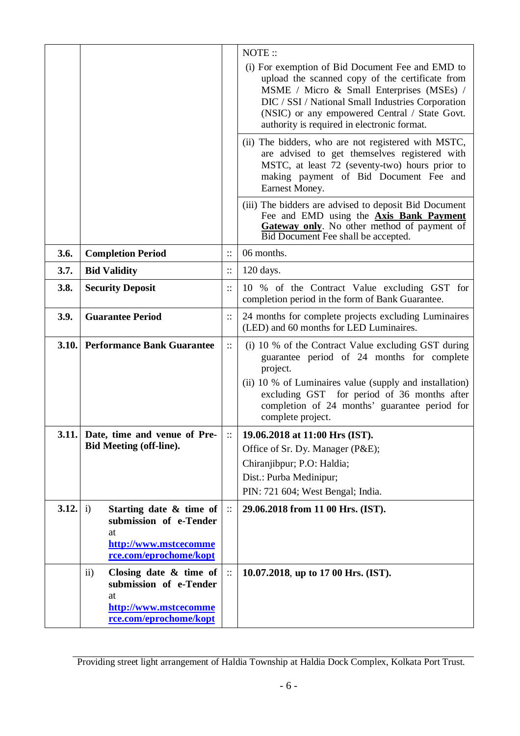| | | | |
|---|---|---|---|
| | | | NOTE ::<br>(i) For exemption of Bid Document Fee and EMD to upload the scanned copy of the certificate from MSME / Micro & Small Enterprises (MSEs) / DIC / SSI / National Small Industries Corporation (NSIC) or any empowered Central / State Govt. authority is required in electronic format. |
| | | | (ii) The bidders, who are not registered with MSTC, are advised to get themselves registered with MSTC, at least 72 (seventy-two) hours prior to making payment of Bid Document Fee and Earnest Money. |
| | | | (iii) The bidders are advised to deposit Bid Document Fee and EMD using the **Axis Bank Payment Gateway only**. No other method of payment of Bid Document Fee shall be accepted. |
| **3.6.** | **Completion Period** | :: | 06 months. |
| **3.7.** | **Bid Validity** | :: | 120 days. |
| **3.8.** | **Security Deposit** | :: | 10 % of the Contract Value excluding GST for completion period in the form of Bank Guarantee. |
| **3.9.** | **Guarantee Period** | :: | 24 months for complete projects excluding Luminaires (LED) and 60 months for LED Luminaires. |
| **3.10.** | **Performance Bank Guarantee** | :: | (i) 10 % of the Contract Value excluding GST during guarantee period of 24 months for complete project.<br>(ii) 10 % of Luminaires value (supply and installation) excluding GST for period of 36 months after completion of 24 months' guarantee period for complete project. |
| **3.11.** | **Date, time and venue of Pre-Bid Meeting (off-line).** | :: | **19.06.2018 at 11:00 Hrs (IST).**<br>Office of Sr. Dy. Manager (P&E);<br>Chiranjibpur; P.O: Haldia;<br>Dist.: Purba Medinipur;<br>PIN: 721 604; West Bengal; India. |
| **3.12.** | i) **Starting date & time of submission of e-Tender** at **http://www.mstcecommerce.com/eprochome/kopt** | :: | **29.06.2018 from 11 00 Hrs. (IST).** |
| | ii) **Closing date & time of submission of e-Tender** at **http://www.mstcecommerce.com/eprochome/kopt** | :: | **10.07.2018, up to 17 00 Hrs. (IST).** |

Providing street light arrangement of Haldia Township at Haldia Dock Complex, Kolkata Port Trust.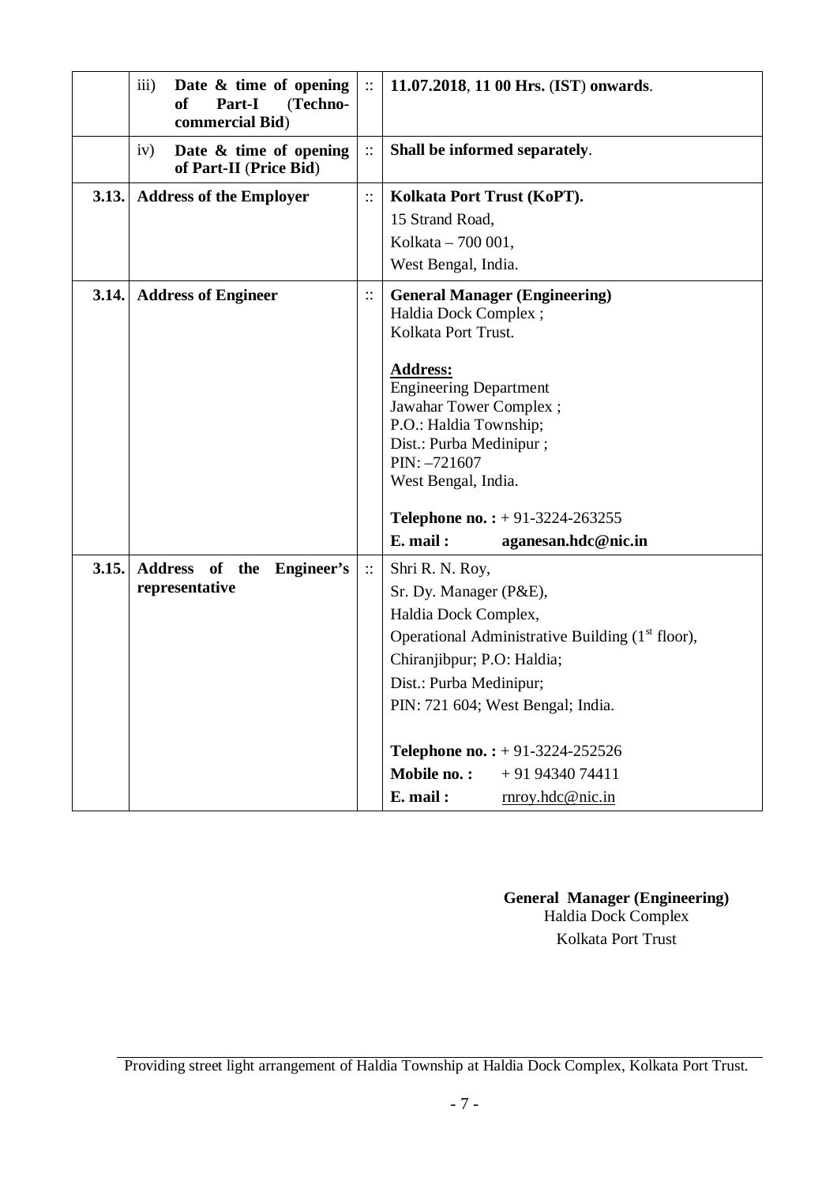| | | | |
|---|---|---|---|
| | iii) **Date & time of opening of Part-I (Techno-commercial Bid)** | :: | **11.07.2018, 11 00 Hrs. (IST) onwards.** |
| | iv) **Date & time of opening of Part-II (Price Bid)** | :: | **Shall be informed separately.** |
| **3.13.** | **Address of the Employer** | :: | **Kolkata Port Trust (KoPT).**<br>15 Strand Road,<br>Kolkata – 700 001,<br>West Bengal, India. |
| **3.14.** | **Address of Engineer** | :: | **General Manager (Engineering)**<br>Haldia Dock Complex ;<br>Kolkata Port Trust.<br><br>**Address:**<br>Engineering Department<br>Jawahar Tower Complex ;<br>P.O.: Haldia Township;<br>Dist.: Purba Medinipur ;<br>PIN: –721607<br>West Bengal, India.<br><br>**Telephone no. :** + 91-3224-263255<br>**E. mail :** **aganesan.hdc@nic.in** |
| **3.15.** | **Address of the Engineer's representative** | :: | Shri R. N. Roy,<br>Sr. Dy. Manager (P&E),<br>Haldia Dock Complex,<br>Operational Administrative Building (1st floor),<br>Chiranjibpur; P.O: Haldia;<br>Dist.: Purba Medinipur;<br>PIN: 721 604; West Bengal; India.<br><br>**Telephone no. :** + 91-3224-252526<br>**Mobile no. :** + 91 94340 74411<br>**E. mail :** rnroy.hdc@nic.in |

**General Manager (Engineering)**
Haldia Dock Complex
Kolkata Port Trust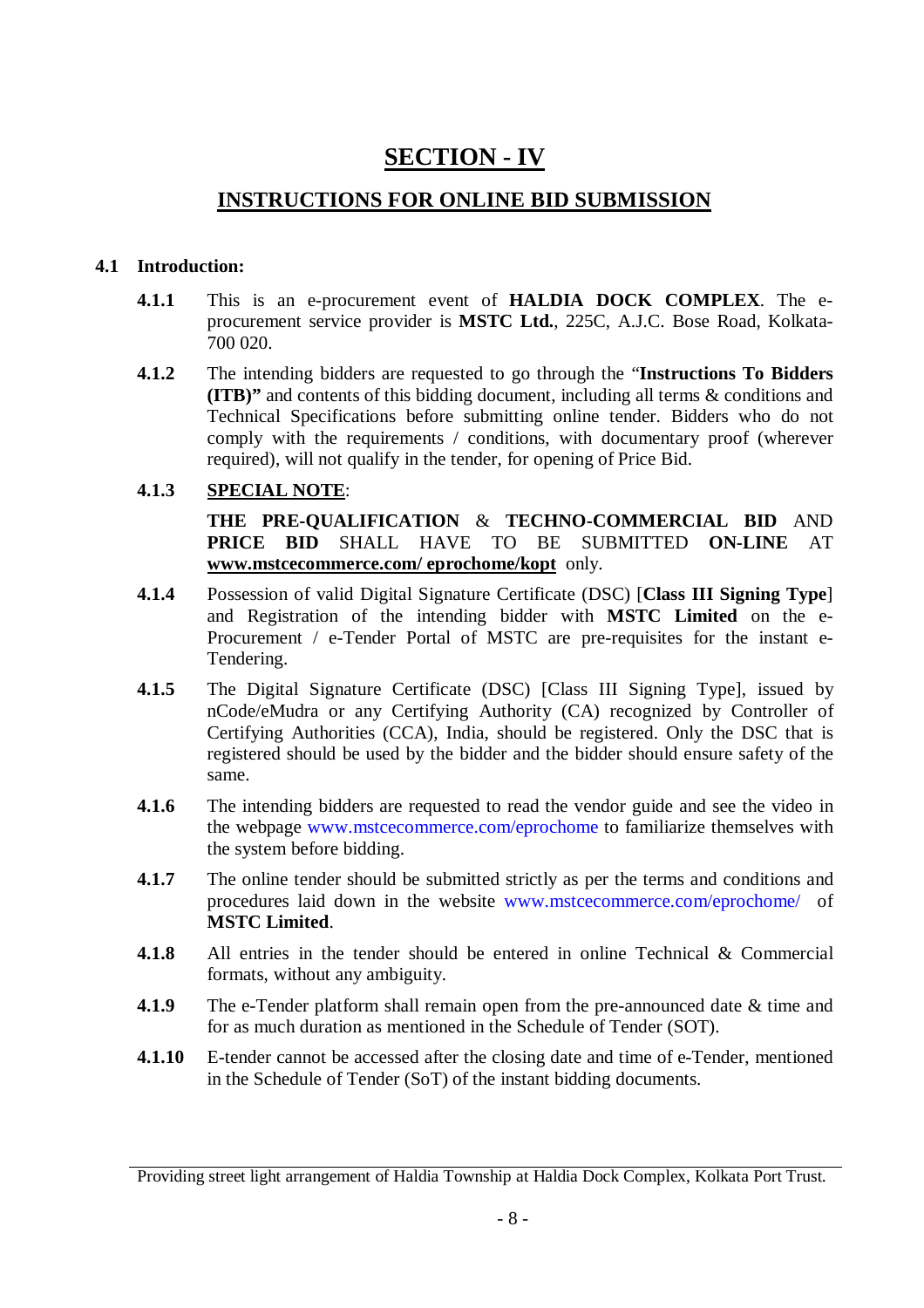# SECTION - IV

## INSTRUCTIONS FOR ONLINE BID SUBMISSION

### 4.1 Introduction:

**4.1.1** This is an e-procurement event of **HALDIA DOCK COMPLEX**. The e-procurement service provider is **MSTC Ltd.**, 225C, A.J.C. Bose Road, Kolkata-700 020.

**4.1.2** The intending bidders are requested to go through the "**Instructions To Bidders (ITB)"** and contents of this bidding document, including all terms & conditions and Technical Specifications before submitting online tender. Bidders who do not comply with the requirements / conditions, with documentary proof (wherever required), will not qualify in the tender, for opening of Price Bid.

**4.1.3** **SPECIAL NOTE**:

**THE PRE-QUALIFICATION** & **TECHNO-COMMERCIAL BID** AND **PRICE BID** SHALL HAVE TO BE SUBMITTED **ON-LINE** AT **www.mstcecommerce.com/ eprochome/kopt** only.

**4.1.4** Possession of valid Digital Signature Certificate (DSC) [**Class III Signing Type**] and Registration of the intending bidder with **MSTC Limited** on the e-Procurement / e-Tender Portal of MSTC are pre-requisites for the instant e-Tendering.

**4.1.5** The Digital Signature Certificate (DSC) [Class III Signing Type], issued by nCode/eMudra or any Certifying Authority (CA) recognized by Controller of Certifying Authorities (CCA), India, should be registered. Only the DSC that is registered should be used by the bidder and the bidder should ensure safety of the same.

**4.1.6** The intending bidders are requested to read the vendor guide and see the video in the webpage www.mstcecommerce.com/eprochome to familiarize themselves with the system before bidding.

**4.1.7** The online tender should be submitted strictly as per the terms and conditions and procedures laid down in the website www.mstcecommerce.com/eprochome/ of **MSTC Limited**.

**4.1.8** All entries in the tender should be entered in online Technical & Commercial formats, without any ambiguity.

**4.1.9** The e-Tender platform shall remain open from the pre-announced date & time and for as much duration as mentioned in the Schedule of Tender (SOT).

**4.1.10** E-tender cannot be accessed after the closing date and time of e-Tender, mentioned in the Schedule of Tender (SoT) of the instant bidding documents.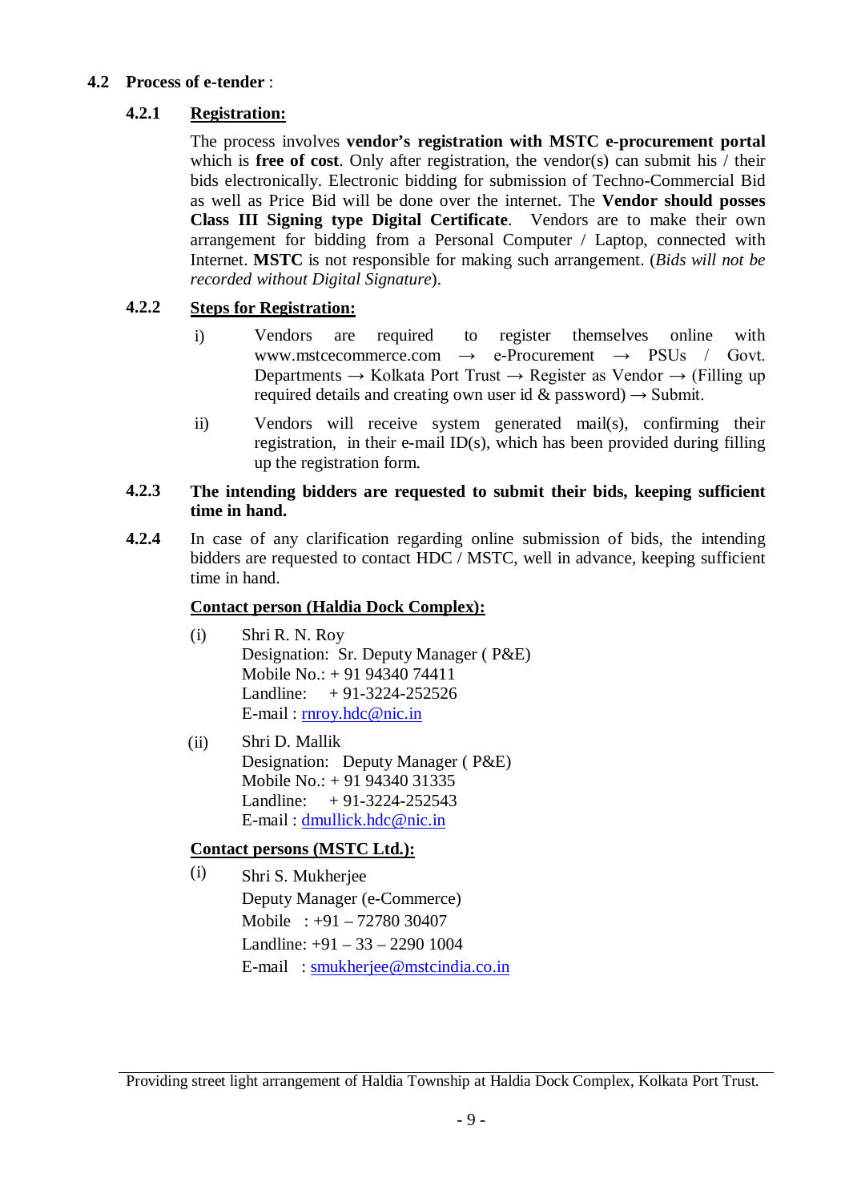## 4.2 Process of e-tender :

### 4.2.1 Registration:

The process involves **vendor's registration with MSTC e-procurement portal** which is **free of cost**. Only after registration, the vendor(s) can submit his / their bids electronically. Electronic bidding for submission of Techno-Commercial Bid as well as Price Bid will be done over the internet. The **Vendor should posses Class III Signing type Digital Certificate**. Vendors are to make their own arrangement for bidding from a Personal Computer / Laptop, connected with Internet. **MSTC** is not responsible for making such arrangement. (*Bids will not be recorded without Digital Signature*).

### 4.2.2 Steps for Registration:

i) Vendors are required to register themselves online with www.mstcecommerce.com → e-Procurement → PSUs / Govt. Departments → Kolkata Port Trust → Register as Vendor → (Filling up required details and creating own user id & password) → Submit.

ii) Vendors will receive system generated mail(s), confirming their registration, in their e-mail ID(s), which has been provided during filling up the registration form.

**4.2.3 The intending bidders are requested to submit their bids, keeping sufficient time in hand.**

**4.2.4** In case of any clarification regarding online submission of bids, the intending bidders are requested to contact HDC / MSTC, well in advance, keeping sufficient time in hand.

**Contact person (Haldia Dock Complex):**

(i) Shri R. N. Roy
Designation: Sr. Deputy Manager ( P&E)
Mobile No.: + 91 94340 74411
Landline: + 91-3224-252526
E-mail : rnroy.hdc@nic.in

(ii) Shri D. Mallik
Designation: Deputy Manager ( P&E)
Mobile No.: + 91 94340 31335
Landline: + 91-3224-252543
E-mail : dmullick.hdc@nic.in

**Contact persons (MSTC Ltd.):**

(i) Shri S. Mukherjee
Deputy Manager (e-Commerce)
Mobile : +91 – 72780 30407
Landline: +91 – 33 – 2290 1004
E-mail : smukherjee@mstcindia.co.in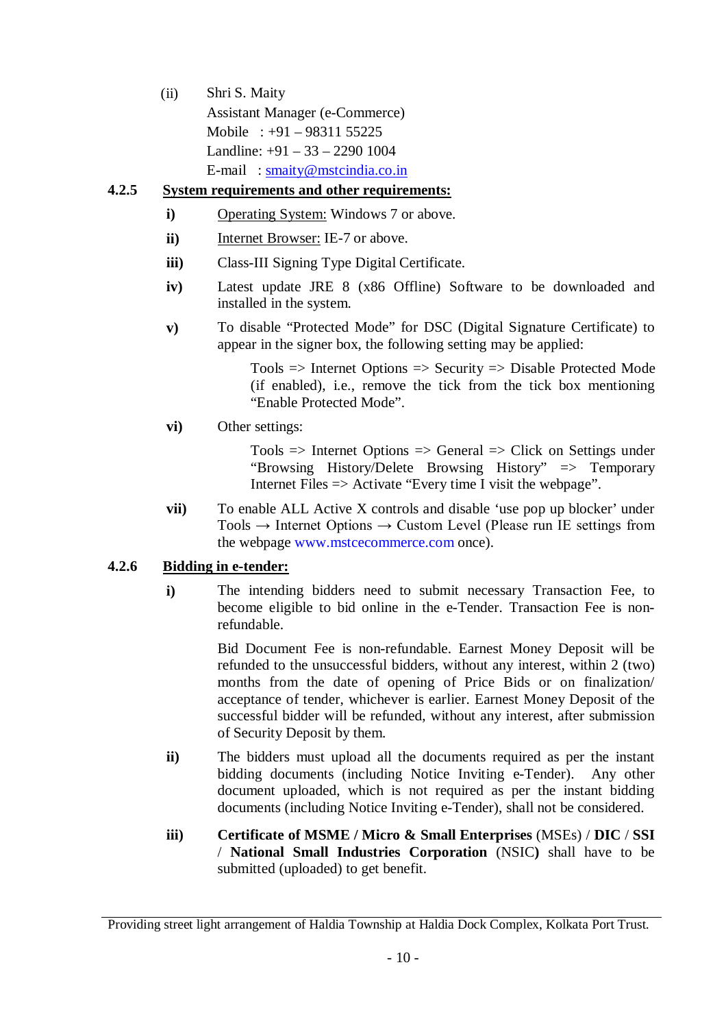(ii) Shri S. Maity
Assistant Manager (e-Commerce)
Mobile : +91 – 98311 55225
Landline: +91 – 33 – 2290 1004
E-mail : smaity@mstcindia.co.in

**4.2.5 System requirements and other requirements:**

**i)** Operating System: Windows 7 or above.

**ii)** Internet Browser: IE-7 or above.

**iii)** Class-III Signing Type Digital Certificate.

**iv)** Latest update JRE 8 (x86 Offline) Software to be downloaded and installed in the system.

**v)** To disable "Protected Mode" for DSC (Digital Signature Certificate) to appear in the signer box, the following setting may be applied:

> Tools => Internet Options => Security => Disable Protected Mode (if enabled), i.e., remove the tick from the tick box mentioning "Enable Protected Mode".

**vi)** Other settings:

> Tools => Internet Options => General => Click on Settings under "Browsing History/Delete Browsing History" => Temporary Internet Files => Activate "Every time I visit the webpage".

**vii)** To enable ALL Active X controls and disable 'use pop up blocker' under Tools → Internet Options → Custom Level (Please run IE settings from the webpage www.mstcecommerce.com once).

**4.2.6 Bidding in e-tender:**

**i)** The intending bidders need to submit necessary Transaction Fee, to become eligible to bid online in the e-Tender. Transaction Fee is non-refundable.

Bid Document Fee is non-refundable. Earnest Money Deposit will be refunded to the unsuccessful bidders, without any interest, within 2 (two) months from the date of opening of Price Bids or on finalization/ acceptance of tender, whichever is earlier. Earnest Money Deposit of the successful bidder will be refunded, without any interest, after submission of Security Deposit by them.

**ii)** The bidders must upload all the documents required as per the instant bidding documents (including Notice Inviting e-Tender). Any other document uploaded, which is not required as per the instant bidding documents (including Notice Inviting e-Tender), shall not be considered.

**iii)** **Certificate of MSME / Micro & Small Enterprises** (MSEs) / **DIC** / **SSI** / **National Small Industries Corporation** (NSIC**)** shall have to be submitted (uploaded) to get benefit.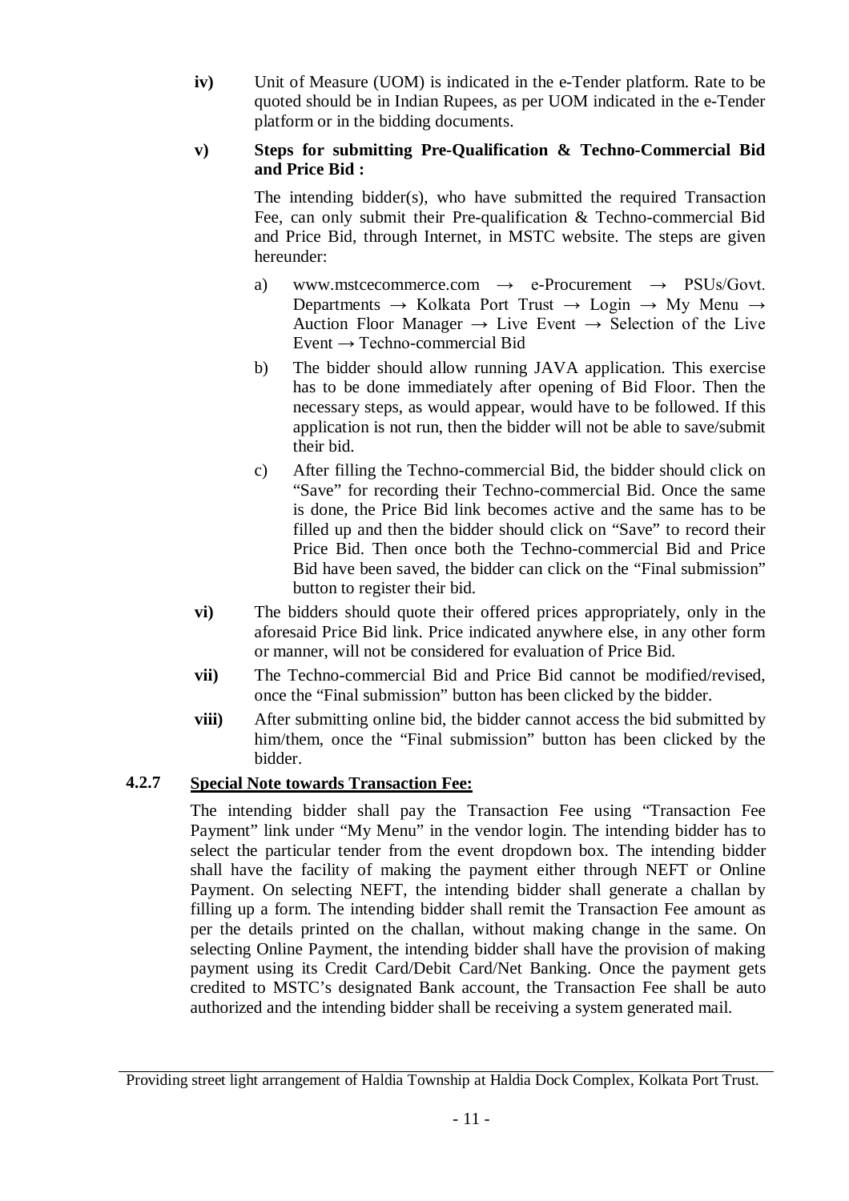**iv)** Unit of Measure (UOM) is indicated in the e-Tender platform. Rate to be quoted should be in Indian Rupees, as per UOM indicated in the e-Tender platform or in the bidding documents.

**v) Steps for submitting Pre-Qualification & Techno-Commercial Bid and Price Bid :**

The intending bidder(s), who have submitted the required Transaction Fee, can only submit their Pre-qualification & Techno-commercial Bid and Price Bid, through Internet, in MSTC website. The steps are given hereunder:

a) www.mstcecommerce.com → e-Procurement → PSUs/Govt. Departments → Kolkata Port Trust → Login → My Menu → Auction Floor Manager → Live Event → Selection of the Live Event → Techno-commercial Bid

b) The bidder should allow running JAVA application. This exercise has to be done immediately after opening of Bid Floor. Then the necessary steps, as would appear, would have to be followed. If this application is not run, then the bidder will not be able to save/submit their bid.

c) After filling the Techno-commercial Bid, the bidder should click on "Save" for recording their Techno-commercial Bid. Once the same is done, the Price Bid link becomes active and the same has to be filled up and then the bidder should click on "Save" to record their Price Bid. Then once both the Techno-commercial Bid and Price Bid have been saved, the bidder can click on the "Final submission" button to register their bid.

**vi)** The bidders should quote their offered prices appropriately, only in the aforesaid Price Bid link. Price indicated anywhere else, in any other form or manner, will not be considered for evaluation of Price Bid.

**vii)** The Techno-commercial Bid and Price Bid cannot be modified/revised, once the "Final submission" button has been clicked by the bidder.

**viii)** After submitting online bid, the bidder cannot access the bid submitted by him/them, once the "Final submission" button has been clicked by the bidder.

### 4.2.7 Special Note towards Transaction Fee:

The intending bidder shall pay the Transaction Fee using "Transaction Fee Payment" link under "My Menu" in the vendor login. The intending bidder has to select the particular tender from the event dropdown box. The intending bidder shall have the facility of making the payment either through NEFT or Online Payment. On selecting NEFT, the intending bidder shall generate a challan by filling up a form. The intending bidder shall remit the Transaction Fee amount as per the details printed on the challan, without making change in the same. On selecting Online Payment, the intending bidder shall have the provision of making payment using its Credit Card/Debit Card/Net Banking. Once the payment gets credited to MSTC's designated Bank account, the Transaction Fee shall be auto authorized and the intending bidder shall be receiving a system generated mail.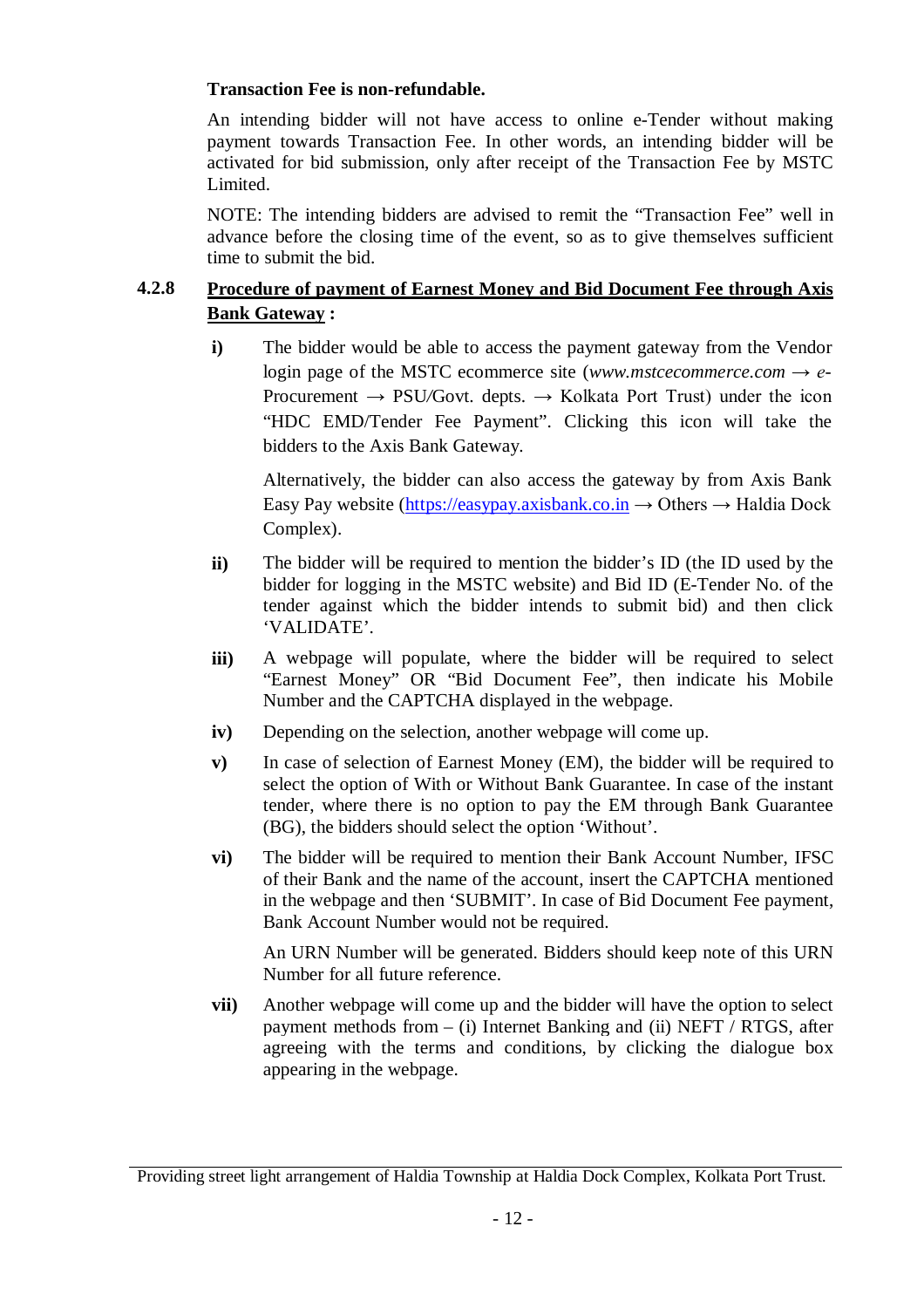**Transaction Fee is non-refundable.**

An intending bidder will not have access to online e-Tender without making payment towards Transaction Fee. In other words, an intending bidder will be activated for bid submission, only after receipt of the Transaction Fee by MSTC Limited.

NOTE: The intending bidders are advised to remit the "Transaction Fee" well in advance before the closing time of the event, so as to give themselves sufficient time to submit the bid.

**4.2.8 <u>Procedure of payment of Earnest Money and Bid Document Fee through Axis Bank Gateway</u> :**

**i)** The bidder would be able to access the payment gateway from the Vendor login page of the MSTC ecommerce site (*www.mstcecommerce.com* → *e-*Procurement → PSU/Govt. depts. → Kolkata Port Trust) under the icon "HDC EMD/Tender Fee Payment". Clicking this icon will take the bidders to the Axis Bank Gateway.

Alternatively, the bidder can also access the gateway by from Axis Bank Easy Pay website (https://easypay.axisbank.co.in → Others → Haldia Dock Complex).

**ii)** The bidder will be required to mention the bidder's ID (the ID used by the bidder for logging in the MSTC website) and Bid ID (E-Tender No. of the tender against which the bidder intends to submit bid) and then click 'VALIDATE'.

**iii)** A webpage will populate, where the bidder will be required to select "Earnest Money" OR "Bid Document Fee", then indicate his Mobile Number and the CAPTCHA displayed in the webpage.

**iv)** Depending on the selection, another webpage will come up.

**v)** In case of selection of Earnest Money (EM), the bidder will be required to select the option of With or Without Bank Guarantee. In case of the instant tender, where there is no option to pay the EM through Bank Guarantee (BG), the bidders should select the option 'Without'.

**vi)** The bidder will be required to mention their Bank Account Number, IFSC of their Bank and the name of the account, insert the CAPTCHA mentioned in the webpage and then 'SUBMIT'. In case of Bid Document Fee payment, Bank Account Number would not be required.

An URN Number will be generated. Bidders should keep note of this URN Number for all future reference.

**vii)** Another webpage will come up and the bidder will have the option to select payment methods from – (i) Internet Banking and (ii) NEFT / RTGS, after agreeing with the terms and conditions, by clicking the dialogue box appearing in the webpage.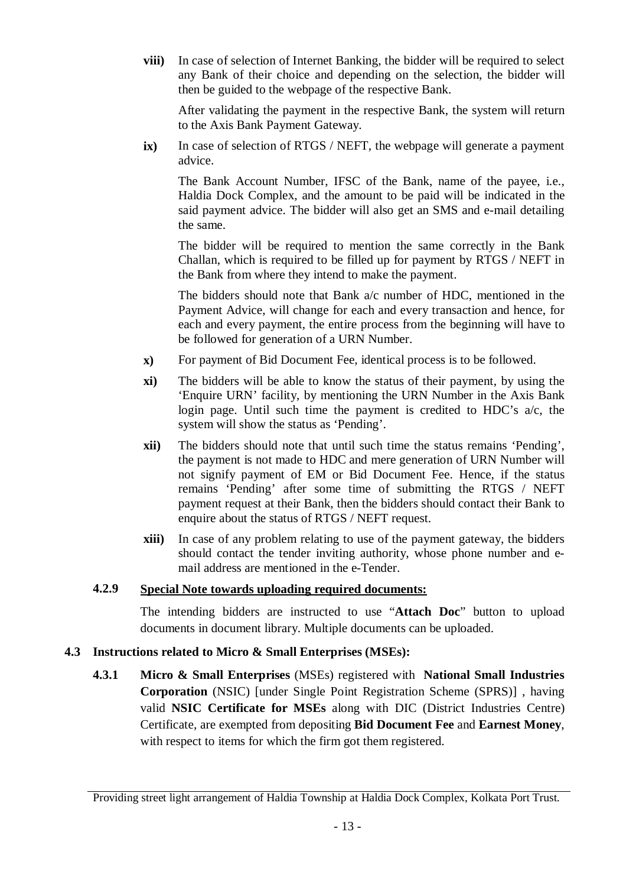**viii)** In case of selection of Internet Banking, the bidder will be required to select any Bank of their choice and depending on the selection, the bidder will then be guided to the webpage of the respective Bank.

After validating the payment in the respective Bank, the system will return to the Axis Bank Payment Gateway.

**ix)** In case of selection of RTGS / NEFT, the webpage will generate a payment advice.

The Bank Account Number, IFSC of the Bank, name of the payee, i.e., Haldia Dock Complex, and the amount to be paid will be indicated in the said payment advice. The bidder will also get an SMS and e-mail detailing the same.

The bidder will be required to mention the same correctly in the Bank Challan, which is required to be filled up for payment by RTGS / NEFT in the Bank from where they intend to make the payment.

The bidders should note that Bank a/c number of HDC, mentioned in the Payment Advice, will change for each and every transaction and hence, for each and every payment, the entire process from the beginning will have to be followed for generation of a URN Number.

**x)** For payment of Bid Document Fee, identical process is to be followed.

**xi)** The bidders will be able to know the status of their payment, by using the 'Enquire URN' facility, by mentioning the URN Number in the Axis Bank login page. Until such time the payment is credited to HDC's a/c, the system will show the status as 'Pending'.

**xii)** The bidders should note that until such time the status remains 'Pending', the payment is not made to HDC and mere generation of URN Number will not signify payment of EM or Bid Document Fee. Hence, if the status remains 'Pending' after some time of submitting the RTGS / NEFT payment request at their Bank, then the bidders should contact their Bank to enquire about the status of RTGS / NEFT request.

**xiii)** In case of any problem relating to use of the payment gateway, the bidders should contact the tender inviting authority, whose phone number and e-mail address are mentioned in the e-Tender.

**4.2.9 <u>Special Note towards uploading required documents:</u>**

The intending bidders are instructed to use "**Attach Doc**" button to upload documents in document library. Multiple documents can be uploaded.

### 4.3 Instructions related to Micro & Small Enterprises (MSEs):

**4.3.1** **Micro & Small Enterprises** (MSEs) registered with **National Small Industries Corporation** (NSIC) [under Single Point Registration Scheme (SPRS)] , having valid **NSIC Certificate for MSEs** along with DIC (District Industries Centre) Certificate, are exempted from depositing **Bid Document Fee** and **Earnest Money**, with respect to items for which the firm got them registered.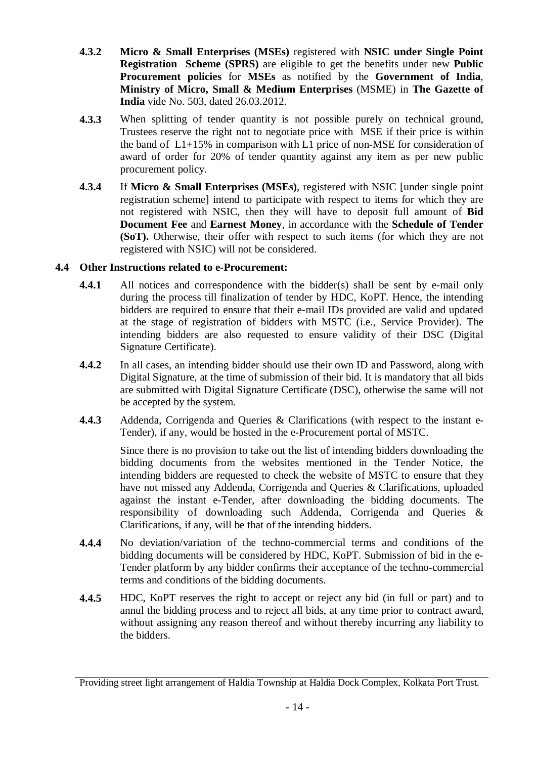**4.3.2** **Micro & Small Enterprises (MSEs)** registered with **NSIC under Single Point Registration Scheme (SPRS)** are eligible to get the benefits under new **Public Procurement policies** for **MSEs** as notified by the **Government of India**, **Ministry of Micro, Small & Medium Enterprises** (MSME) in **The Gazette of India** vide No. 503, dated 26.03.2012.

**4.3.3** When splitting of tender quantity is not possible purely on technical ground, Trustees reserve the right not to negotiate price with MSE if their price is within the band of L1+15% in comparison with L1 price of non-MSE for consideration of award of order for 20% of tender quantity against any item as per new public procurement policy.

**4.3.4** If **Micro & Small Enterprises (MSEs)**, registered with NSIC [under single point registration scheme] intend to participate with respect to items for which they are not registered with NSIC, then they will have to deposit full amount of **Bid Document Fee** and **Earnest Money**, in accordance with the **Schedule of Tender (SoT).** Otherwise, their offer with respect to such items (for which they are not registered with NSIC) will not be considered.

### 4.4 Other Instructions related to e-Procurement:

**4.4.1** All notices and correspondence with the bidder(s) shall be sent by e-mail only during the process till finalization of tender by HDC, KoPT. Hence, the intending bidders are required to ensure that their e-mail IDs provided are valid and updated at the stage of registration of bidders with MSTC (i.e., Service Provider). The intending bidders are also requested to ensure validity of their DSC (Digital Signature Certificate).

**4.4.2** In all cases, an intending bidder should use their own ID and Password, along with Digital Signature, at the time of submission of their bid. It is mandatory that all bids are submitted with Digital Signature Certificate (DSC), otherwise the same will not be accepted by the system.

**4.4.3** Addenda, Corrigenda and Queries & Clarifications (with respect to the instant e-Tender), if any, would be hosted in the e-Procurement portal of MSTC.

Since there is no provision to take out the list of intending bidders downloading the bidding documents from the websites mentioned in the Tender Notice, the intending bidders are requested to check the website of MSTC to ensure that they have not missed any Addenda, Corrigenda and Queries & Clarifications, uploaded against the instant e-Tender, after downloading the bidding documents. The responsibility of downloading such Addenda, Corrigenda and Queries & Clarifications, if any, will be that of the intending bidders.

**4.4.4** No deviation/variation of the techno-commercial terms and conditions of the bidding documents will be considered by HDC, KoPT. Submission of bid in the e-Tender platform by any bidder confirms their acceptance of the techno-commercial terms and conditions of the bidding documents.

**4.4.5** HDC, KoPT reserves the right to accept or reject any bid (in full or part) and to annul the bidding process and to reject all bids, at any time prior to contract award, without assigning any reason thereof and without thereby incurring any liability to the bidders.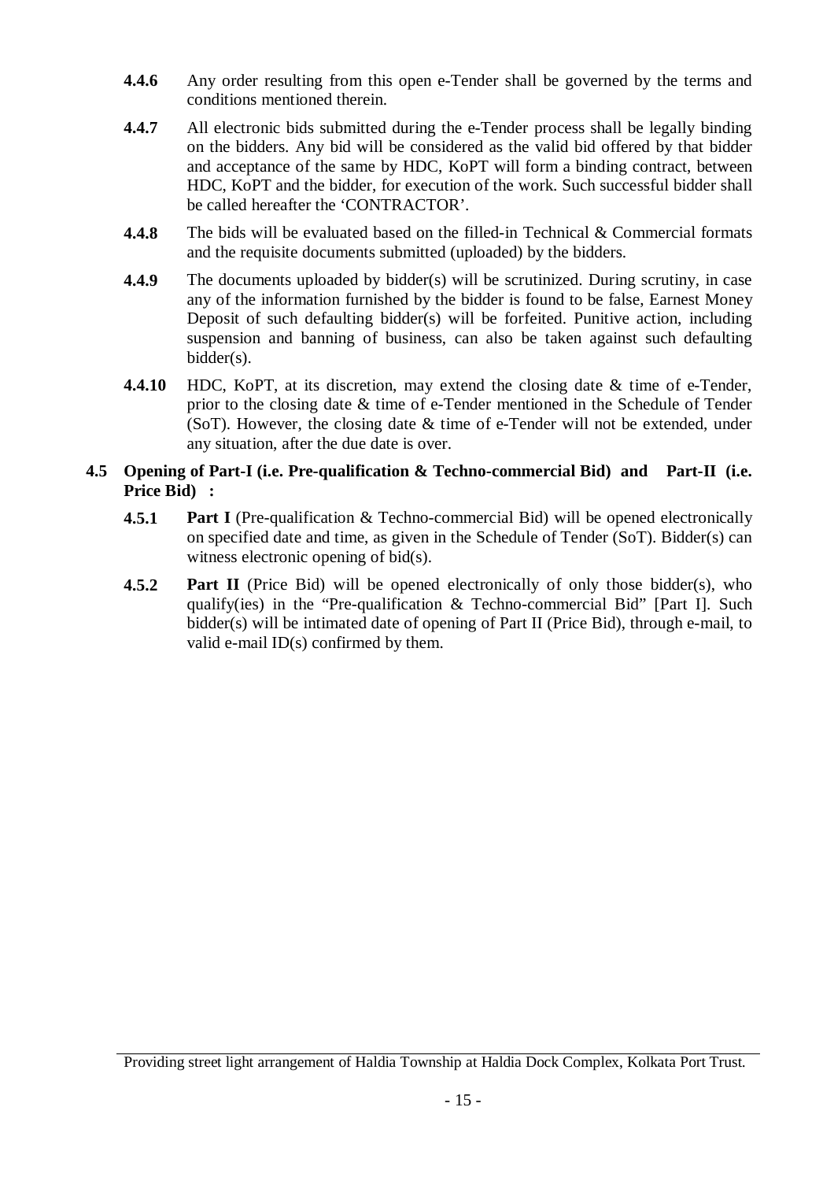**4.4.6** Any order resulting from this open e-Tender shall be governed by the terms and conditions mentioned therein.

**4.4.7** All electronic bids submitted during the e-Tender process shall be legally binding on the bidders. Any bid will be considered as the valid bid offered by that bidder and acceptance of the same by HDC, KoPT will form a binding contract, between HDC, KoPT and the bidder, for execution of the work. Such successful bidder shall be called hereafter the 'CONTRACTOR'.

**4.4.8** The bids will be evaluated based on the filled-in Technical & Commercial formats and the requisite documents submitted (uploaded) by the bidders.

**4.4.9** The documents uploaded by bidder(s) will be scrutinized. During scrutiny, in case any of the information furnished by the bidder is found to be false, Earnest Money Deposit of such defaulting bidder(s) will be forfeited. Punitive action, including suspension and banning of business, can also be taken against such defaulting bidder(s).

**4.4.10** HDC, KoPT, at its discretion, may extend the closing date & time of e-Tender, prior to the closing date & time of e-Tender mentioned in the Schedule of Tender (SoT). However, the closing date & time of e-Tender will not be extended, under any situation, after the due date is over.

### 4.5 Opening of Part-I (i.e. Pre-qualification & Techno-commercial Bid) and Part-II (i.e. Price Bid) :

**4.5.1** **Part I** (Pre-qualification & Techno-commercial Bid) will be opened electronically on specified date and time, as given in the Schedule of Tender (SoT). Bidder(s) can witness electronic opening of bid(s).

**4.5.2** **Part II** (Price Bid) will be opened electronically of only those bidder(s), who qualify(ies) in the "Pre-qualification & Techno-commercial Bid" [Part I]. Such bidder(s) will be intimated date of opening of Part II (Price Bid), through e-mail, to valid e-mail ID(s) confirmed by them.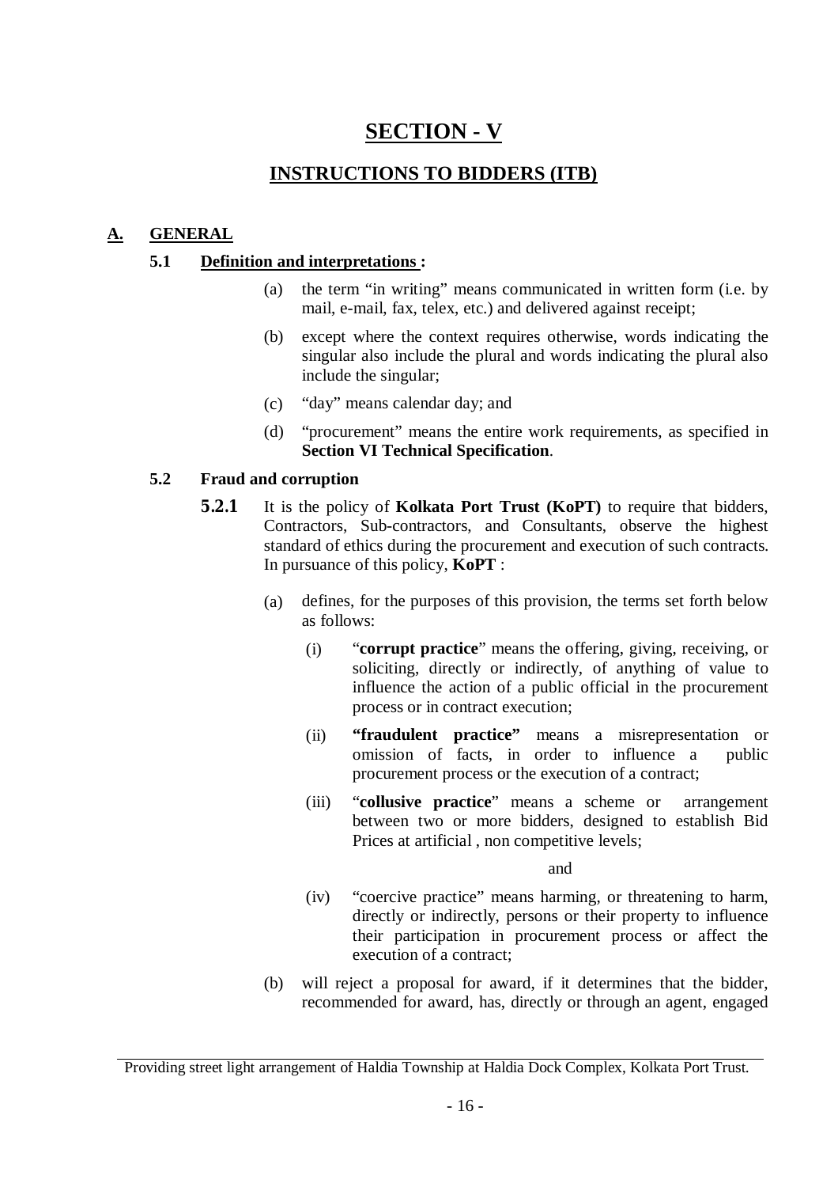# SECTION - V

## INSTRUCTIONS TO BIDDERS (ITB)

### A. GENERAL

**5.1 Definition and interpretations :**

(a) the term "in writing" means communicated in written form (i.e. by mail, e-mail, fax, telex, etc.) and delivered against receipt;

(b) except where the context requires otherwise, words indicating the singular also include the plural and words indicating the plural also include the singular;

(c) "day" means calendar day; and

(d) "procurement" means the entire work requirements, as specified in **Section VI Technical Specification**.

**5.2 Fraud and corruption**

**5.2.1** It is the policy of **Kolkata Port Trust (KoPT)** to require that bidders, Contractors, Sub-contractors, and Consultants, observe the highest standard of ethics during the procurement and execution of such contracts. In pursuance of this policy, **KoPT** :

(a) defines, for the purposes of this provision, the terms set forth below as follows:

(i) "**corrupt practice**" means the offering, giving, receiving, or soliciting, directly or indirectly, of anything of value to influence the action of a public official in the procurement process or in contract execution;

(ii) **"fraudulent practice"** means a misrepresentation or omission of facts, in order to influence a public procurement process or the execution of a contract;

(iii) "**collusive practice**" means a scheme or arrangement between two or more bidders, designed to establish Bid Prices at artificial , non competitive levels;

and

(iv) "coercive practice" means harming, or threatening to harm, directly or indirectly, persons or their property to influence their participation in procurement process or affect the execution of a contract;

(b) will reject a proposal for award, if it determines that the bidder, recommended for award, has, directly or through an agent, engaged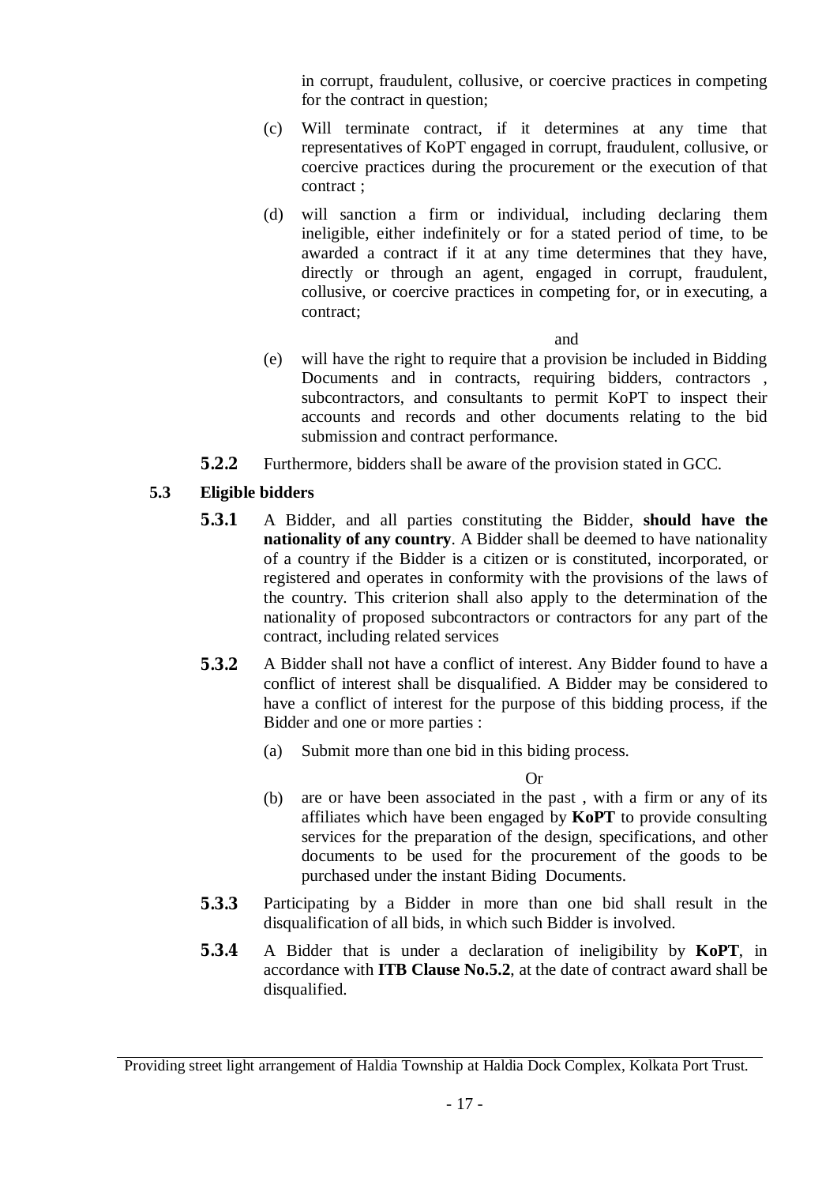in corrupt, fraudulent, collusive, or coercive practices in competing for the contract in question;

(c) Will terminate contract, if it determines at any time that representatives of KoPT engaged in corrupt, fraudulent, collusive, or coercive practices during the procurement or the execution of that contract ;

(d) will sanction a firm or individual, including declaring them ineligible, either indefinitely or for a stated period of time, to be awarded a contract if it at any time determines that they have, directly or through an agent, engaged in corrupt, fraudulent, collusive, or coercive practices in competing for, or in executing, a contract;

and

(e) will have the right to require that a provision be included in Bidding Documents and in contracts, requiring bidders, contractors , subcontractors, and consultants to permit KoPT to inspect their accounts and records and other documents relating to the bid submission and contract performance.

**5.2.2** Furthermore, bidders shall be aware of the provision stated in GCC.

**5.3 Eligible bidders**

**5.3.1** A Bidder, and all parties constituting the Bidder, **should have the nationality of any country**. A Bidder shall be deemed to have nationality of a country if the Bidder is a citizen or is constituted, incorporated, or registered and operates in conformity with the provisions of the laws of the country. This criterion shall also apply to the determination of the nationality of proposed subcontractors or contractors for any part of the contract, including related services

**5.3.2** A Bidder shall not have a conflict of interest. Any Bidder found to have a conflict of interest shall be disqualified. A Bidder may be considered to have a conflict of interest for the purpose of this bidding process, if the Bidder and one or more parties :

(a) Submit more than one bid in this biding process.

Or

(b) are or have been associated in the past , with a firm or any of its affiliates which have been engaged by **KoPT** to provide consulting services for the preparation of the design, specifications, and other documents to be used for the procurement of the goods to be purchased under the instant Biding Documents.

**5.3.3** Participating by a Bidder in more than one bid shall result in the disqualification of all bids, in which such Bidder is involved.

**5.3.4** A Bidder that is under a declaration of ineligibility by **KoPT**, in accordance with **ITB Clause No.5.2**, at the date of contract award shall be disqualified.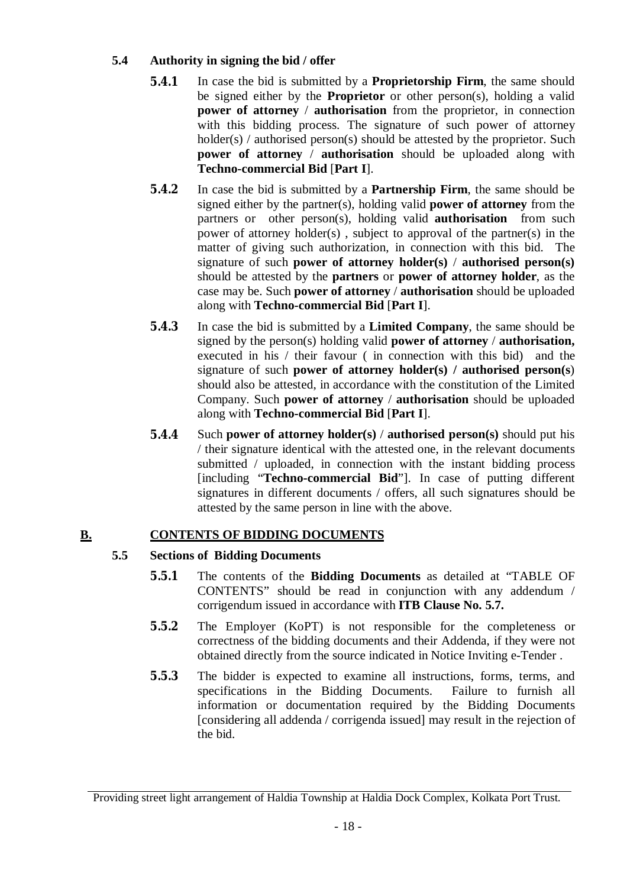**5.4 Authority in signing the bid / offer**

**5.4.1** In case the bid is submitted by a **Proprietorship Firm**, the same should be signed either by the **Proprietor** or other person(s), holding a valid **power of attorney** / **authorisation** from the proprietor, in connection with this bidding process. The signature of such power of attorney holder(s) / authorised person(s) should be attested by the proprietor. Such **power of attorney** / **authorisation** should be uploaded along with **Techno-commercial Bid** [**Part I**].

**5.4.2** In case the bid is submitted by a **Partnership Firm**, the same should be signed either by the partner(s), holding valid **power of attorney** from the partners or other person(s), holding valid **authorisation** from such power of attorney holder(s) , subject to approval of the partner(s) in the matter of giving such authorization, in connection with this bid. The signature of such **power of attorney holder(s)** / **authorised person(s)** should be attested by the **partners** or **power of attorney holder**, as the case may be. Such **power of attorney** / **authorisation** should be uploaded along with **Techno-commercial Bid** [**Part I**].

**5.4.3** In case the bid is submitted by a **Limited Company**, the same should be signed by the person(s) holding valid **power of attorney** / **authorisation,** executed in his / their favour ( in connection with this bid) and the signature of such **power of attorney holder(s) / authorised person(s**) should also be attested, in accordance with the constitution of the Limited Company. Such **power of attorney** / **authorisation** should be uploaded along with **Techno-commercial Bid** [**Part I**].

**5.4.4** Such **power of attorney holder(s)** / **authorised person(s)** should put his / their signature identical with the attested one, in the relevant documents submitted / uploaded, in connection with the instant bidding process [including "**Techno-commercial Bid**"]. In case of putting different signatures in different documents / offers, all such signatures should be attested by the same person in line with the above.

## B. CONTENTS OF BIDDING DOCUMENTS

**5.5 Sections of Bidding Documents**

**5.5.1** The contents of the **Bidding Documents** as detailed at "TABLE OF CONTENTS" should be read in conjunction with any addendum / corrigendum issued in accordance with **ITB Clause No. 5.7.**

**5.5.2** The Employer (KoPT) is not responsible for the completeness or correctness of the bidding documents and their Addenda, if they were not obtained directly from the source indicated in Notice Inviting e-Tender .

**5.5.3** The bidder is expected to examine all instructions, forms, terms, and specifications in the Bidding Documents. Failure to furnish all information or documentation required by the Bidding Documents [considering all addenda / corrigenda issued] may result in the rejection of the bid.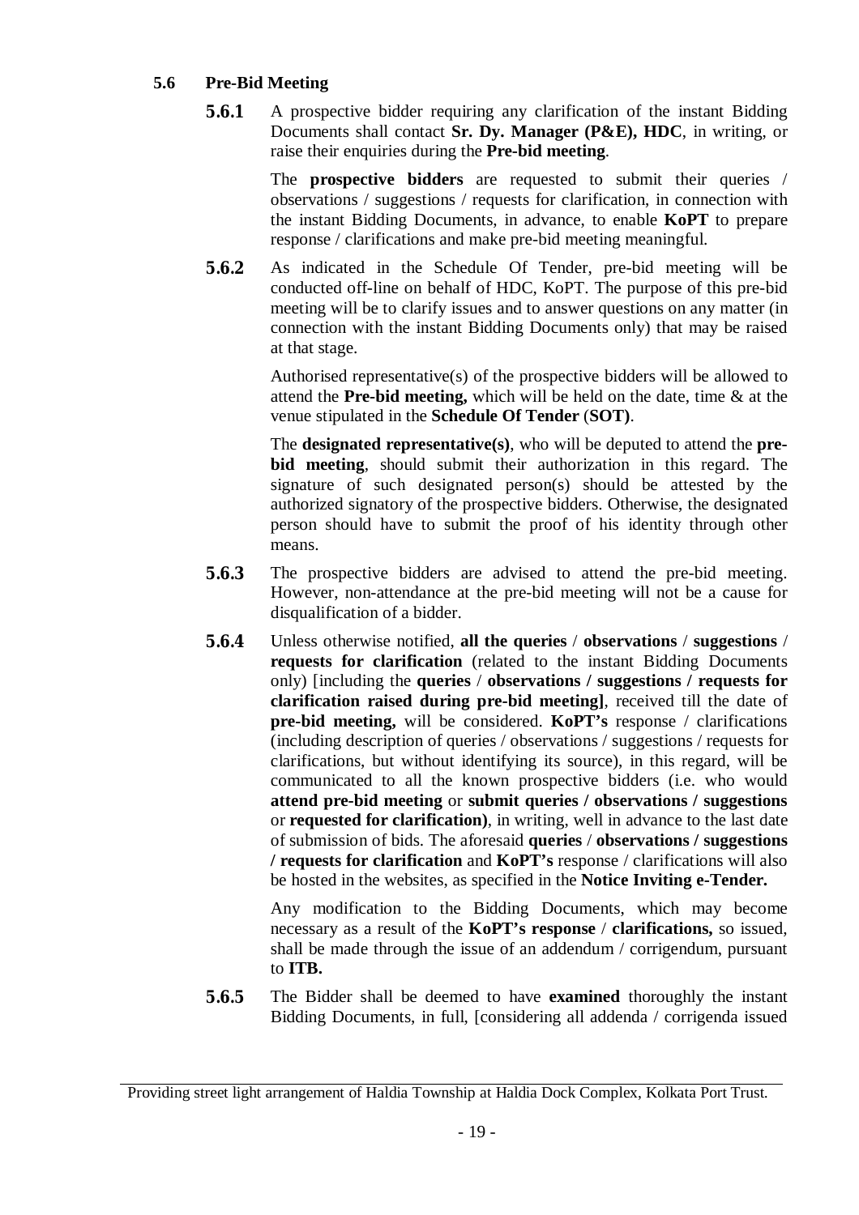### 5.6 Pre-Bid Meeting

**5.6.1** A prospective bidder requiring any clarification of the instant Bidding Documents shall contact **Sr. Dy. Manager (P&E), HDC**, in writing, or raise their enquiries during the **Pre-bid meeting**.

The **prospective bidders** are requested to submit their queries / observations / suggestions / requests for clarification, in connection with the instant Bidding Documents, in advance, to enable **KoPT** to prepare response / clarifications and make pre-bid meeting meaningful.

**5.6.2** As indicated in the Schedule Of Tender, pre-bid meeting will be conducted off-line on behalf of HDC, KoPT. The purpose of this pre-bid meeting will be to clarify issues and to answer questions on any matter (in connection with the instant Bidding Documents only) that may be raised at that stage.

Authorised representative(s) of the prospective bidders will be allowed to attend the **Pre-bid meeting,** which will be held on the date, time & at the venue stipulated in the **Schedule Of Tender** (**SOT)**.

The **designated representative(s)**, who will be deputed to attend the **pre-bid meeting**, should submit their authorization in this regard. The signature of such designated person(s) should be attested by the authorized signatory of the prospective bidders. Otherwise, the designated person should have to submit the proof of his identity through other means.

**5.6.3** The prospective bidders are advised to attend the pre-bid meeting. However, non-attendance at the pre-bid meeting will not be a cause for disqualification of a bidder.

**5.6.4** Unless otherwise notified, **all the queries** / **observations** / **suggestions** / **requests for clarification** (related to the instant Bidding Documents only) [including the **queries / observations / suggestions / requests for clarification raised during pre-bid meeting]**, received till the date of **pre-bid meeting,** will be considered. **KoPT's** response / clarifications (including description of queries / observations / suggestions / requests for clarifications, but without identifying its source), in this regard, will be communicated to all the known prospective bidders (i.e. who would **attend pre-bid meeting** or **submit queries / observations / suggestions** or **requested for clarification)**, in writing, well in advance to the last date of submission of bids. The aforesaid **queries** / **observations / suggestions / requests for clarification** and **KoPT's** response / clarifications will also be hosted in the websites, as specified in the **Notice Inviting e-Tender.**

Any modification to the Bidding Documents, which may become necessary as a result of the **KoPT's response** / **clarifications,** so issued, shall be made through the issue of an addendum / corrigendum, pursuant to **ITB.**

**5.6.5** The Bidder shall be deemed to have **examined** thoroughly the instant Bidding Documents, in full, [considering all addenda / corrigenda issued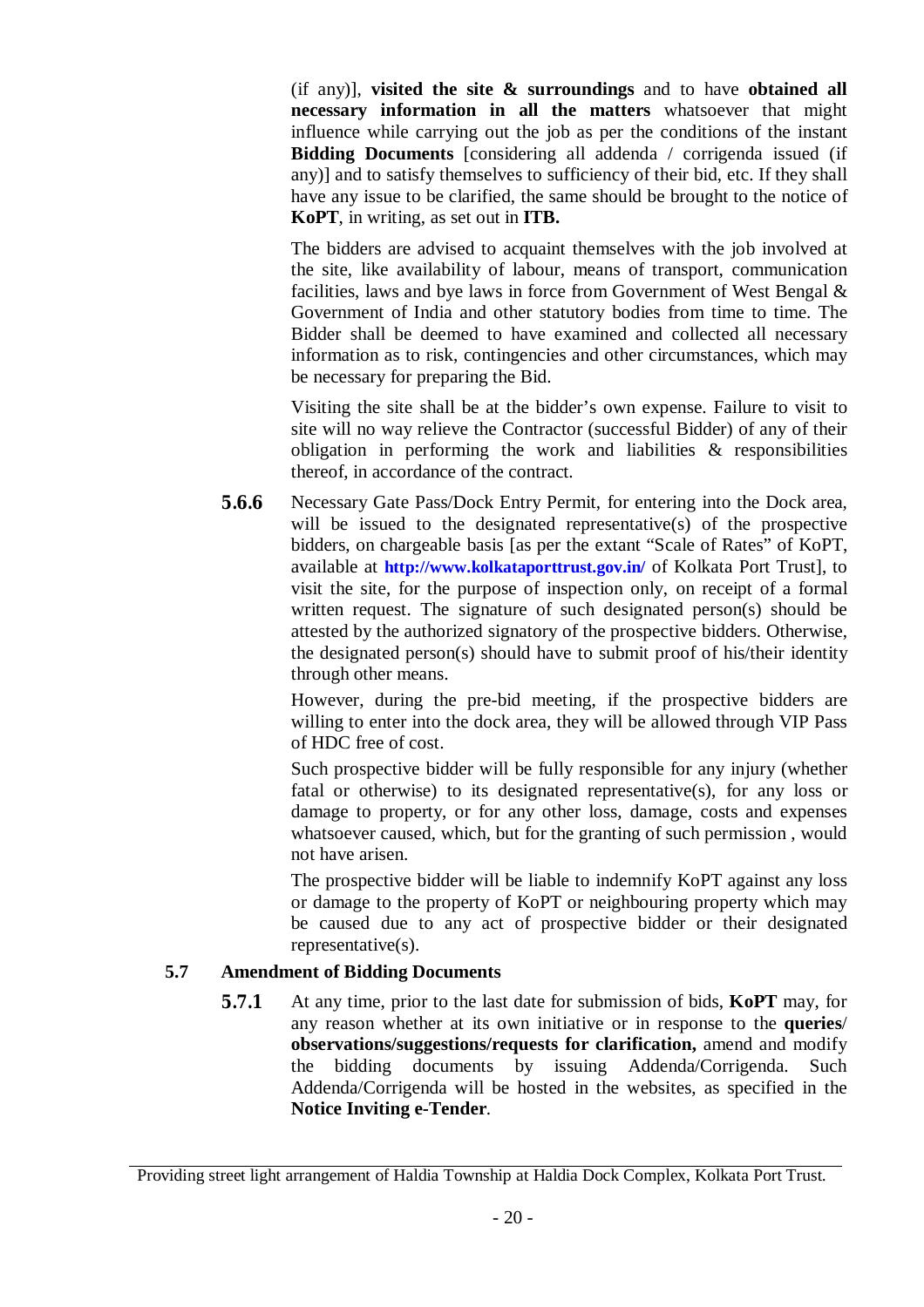(if any)], **visited the site & surroundings** and to have **obtained all necessary information in all the matters** whatsoever that might influence while carrying out the job as per the conditions of the instant **Bidding Documents** [considering all addenda / corrigenda issued (if any)] and to satisfy themselves to sufficiency of their bid, etc. If they shall have any issue to be clarified, the same should be brought to the notice of **KoPT**, in writing, as set out in **ITB.**

The bidders are advised to acquaint themselves with the job involved at the site, like availability of labour, means of transport, communication facilities, laws and bye laws in force from Government of West Bengal & Government of India and other statutory bodies from time to time. The Bidder shall be deemed to have examined and collected all necessary information as to risk, contingencies and other circumstances, which may be necessary for preparing the Bid.

Visiting the site shall be at the bidder's own expense. Failure to visit to site will no way relieve the Contractor (successful Bidder) of any of their obligation in performing the work and liabilities & responsibilities thereof, in accordance of the contract.

**5.6.6** Necessary Gate Pass/Dock Entry Permit, for entering into the Dock area, will be issued to the designated representative(s) of the prospective bidders, on chargeable basis [as per the extant "Scale of Rates" of KoPT, available at **http://www.kolkataporttrust.gov.in/** of Kolkata Port Trust], to visit the site, for the purpose of inspection only, on receipt of a formal written request. The signature of such designated person(s) should be attested by the authorized signatory of the prospective bidders. Otherwise, the designated person(s) should have to submit proof of his/their identity through other means.

However, during the pre-bid meeting, if the prospective bidders are willing to enter into the dock area, they will be allowed through VIP Pass of HDC free of cost.

Such prospective bidder will be fully responsible for any injury (whether fatal or otherwise) to its designated representative(s), for any loss or damage to property, or for any other loss, damage, costs and expenses whatsoever caused, which, but for the granting of such permission , would not have arisen.

The prospective bidder will be liable to indemnify KoPT against any loss or damage to the property of KoPT or neighbouring property which may be caused due to any act of prospective bidder or their designated representative(s).

### 5.7 Amendment of Bidding Documents

**5.7.1** At any time, prior to the last date for submission of bids, **KoPT** may, for any reason whether at its own initiative or in response to the **queries/ observations/suggestions/requests for clarification,** amend and modify the bidding documents by issuing Addenda/Corrigenda. Such Addenda/Corrigenda will be hosted in the websites, as specified in the **Notice Inviting e-Tender**.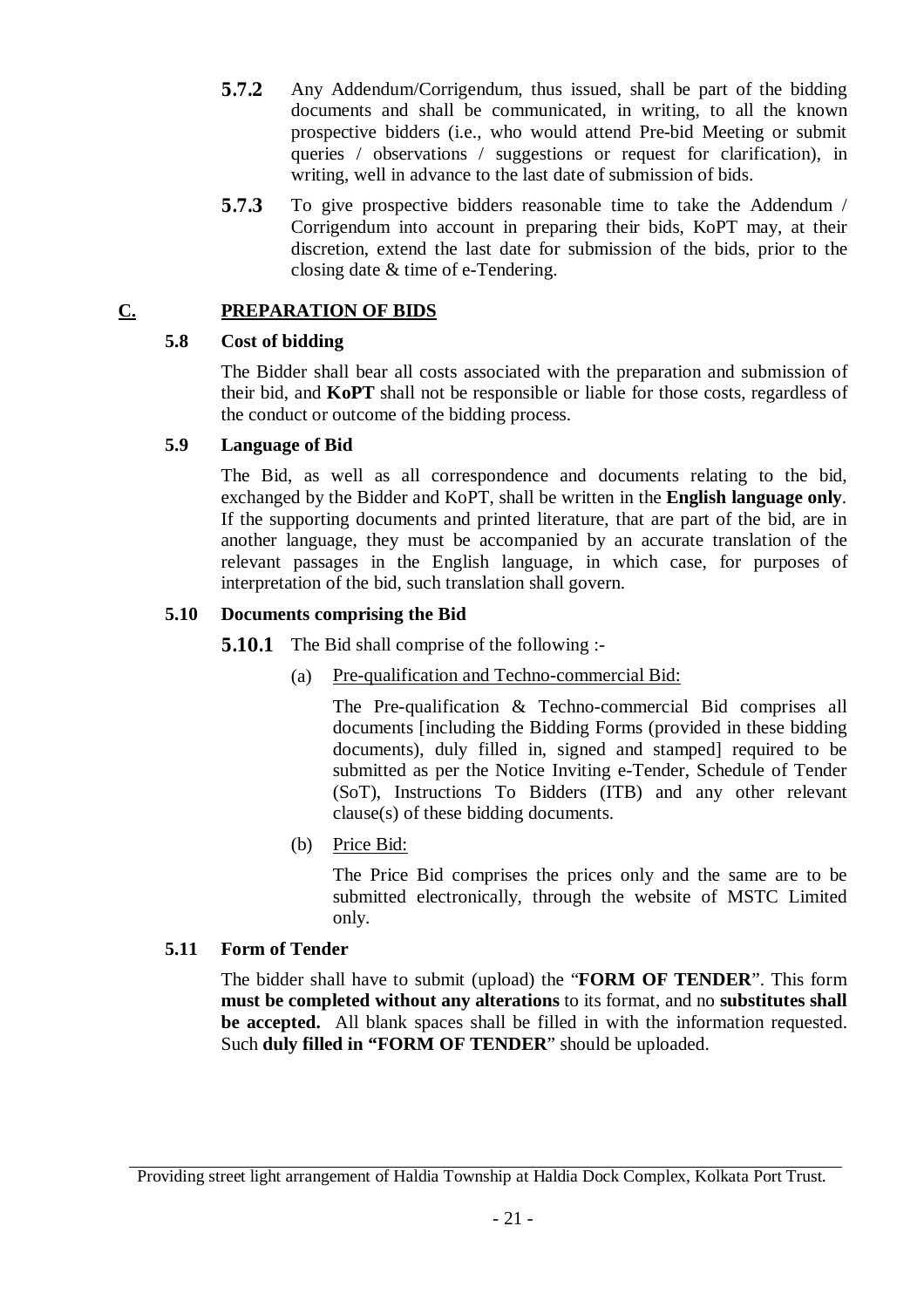**5.7.2** Any Addendum/Corrigendum, thus issued, shall be part of the bidding documents and shall be communicated, in writing, to all the known prospective bidders (i.e., who would attend Pre-bid Meeting or submit queries / observations / suggestions or request for clarification), in writing, well in advance to the last date of submission of bids.

**5.7.3** To give prospective bidders reasonable time to take the Addendum / Corrigendum into account in preparing their bids, KoPT may, at their discretion, extend the last date for submission of the bids, prior to the closing date & time of e-Tendering.

## C. PREPARATION OF BIDS

### 5.8 Cost of bidding

The Bidder shall bear all costs associated with the preparation and submission of their bid, and **KoPT** shall not be responsible or liable for those costs, regardless of the conduct or outcome of the bidding process.

### 5.9 Language of Bid

The Bid, as well as all correspondence and documents relating to the bid, exchanged by the Bidder and KoPT, shall be written in the **English language only**. If the supporting documents and printed literature, that are part of the bid, are in another language, they must be accompanied by an accurate translation of the relevant passages in the English language, in which case, for purposes of interpretation of the bid, such translation shall govern.

### 5.10 Documents comprising the Bid

**5.10.1** The Bid shall comprise of the following :-

(a) Pre-qualification and Techno-commercial Bid:

The Pre-qualification & Techno-commercial Bid comprises all documents [including the Bidding Forms (provided in these bidding documents), duly filled in, signed and stamped] required to be submitted as per the Notice Inviting e-Tender, Schedule of Tender (SoT), Instructions To Bidders (ITB) and any other relevant clause(s) of these bidding documents.

(b) Price Bid:

The Price Bid comprises the prices only and the same are to be submitted electronically, through the website of MSTC Limited only.

### 5.11 Form of Tender

The bidder shall have to submit (upload) the "**FORM OF TENDER**". This form **must be completed without any alterations** to its format, and no **substitutes shall be accepted.** All blank spaces shall be filled in with the information requested. Such **duly filled in "FORM OF TENDER**" should be uploaded.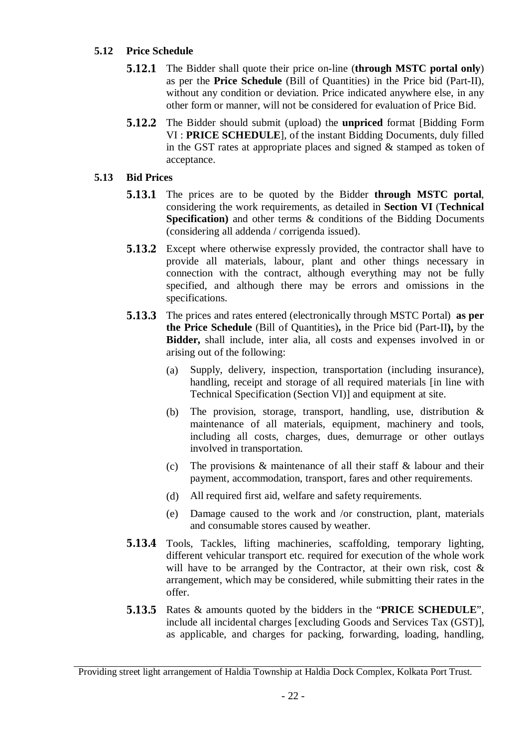### 5.12 Price Schedule

**5.12.1** The Bidder shall quote their price on-line (**through MSTC portal only**) as per the **Price Schedule** (Bill of Quantities) in the Price bid (Part-II), without any condition or deviation. Price indicated anywhere else, in any other form or manner, will not be considered for evaluation of Price Bid.

**5.12.2** The Bidder should submit (upload) the **unpriced** format [Bidding Form VI : **PRICE SCHEDULE**], of the instant Bidding Documents, duly filled in the GST rates at appropriate places and signed & stamped as token of acceptance.

### 5.13 Bid Prices

**5.13.1** The prices are to be quoted by the Bidder **through MSTC portal**, considering the work requirements, as detailed in **Section VI** (**Technical Specification)** and other terms & conditions of the Bidding Documents (considering all addenda / corrigenda issued).

**5.13.2** Except where otherwise expressly provided, the contractor shall have to provide all materials, labour, plant and other things necessary in connection with the contract, although everything may not be fully specified, and although there may be errors and omissions in the specifications.

**5.13.3** The prices and rates entered (electronically through MSTC Portal) **as per the Price Schedule** (Bill of Quantities)**,** in the Price bid (Part-II**),** by the **Bidder,** shall include, inter alia, all costs and expenses involved in or arising out of the following:

(a) Supply, delivery, inspection, transportation (including insurance), handling, receipt and storage of all required materials [in line with Technical Specification (Section VI)] and equipment at site.

(b) The provision, storage, transport, handling, use, distribution & maintenance of all materials, equipment, machinery and tools, including all costs, charges, dues, demurrage or other outlays involved in transportation.

(c) The provisions & maintenance of all their staff & labour and their payment, accommodation, transport, fares and other requirements.

(d) All required first aid, welfare and safety requirements.

(e) Damage caused to the work and /or construction, plant, materials and consumable stores caused by weather.

**5.13.4** Tools, Tackles, lifting machineries, scaffolding, temporary lighting, different vehicular transport etc. required for execution of the whole work will have to be arranged by the Contractor, at their own risk, cost & arrangement, which may be considered, while submitting their rates in the offer.

**5.13.5** Rates & amounts quoted by the bidders in the "**PRICE SCHEDULE**", include all incidental charges [excluding Goods and Services Tax (GST)], as applicable, and charges for packing, forwarding, loading, handling,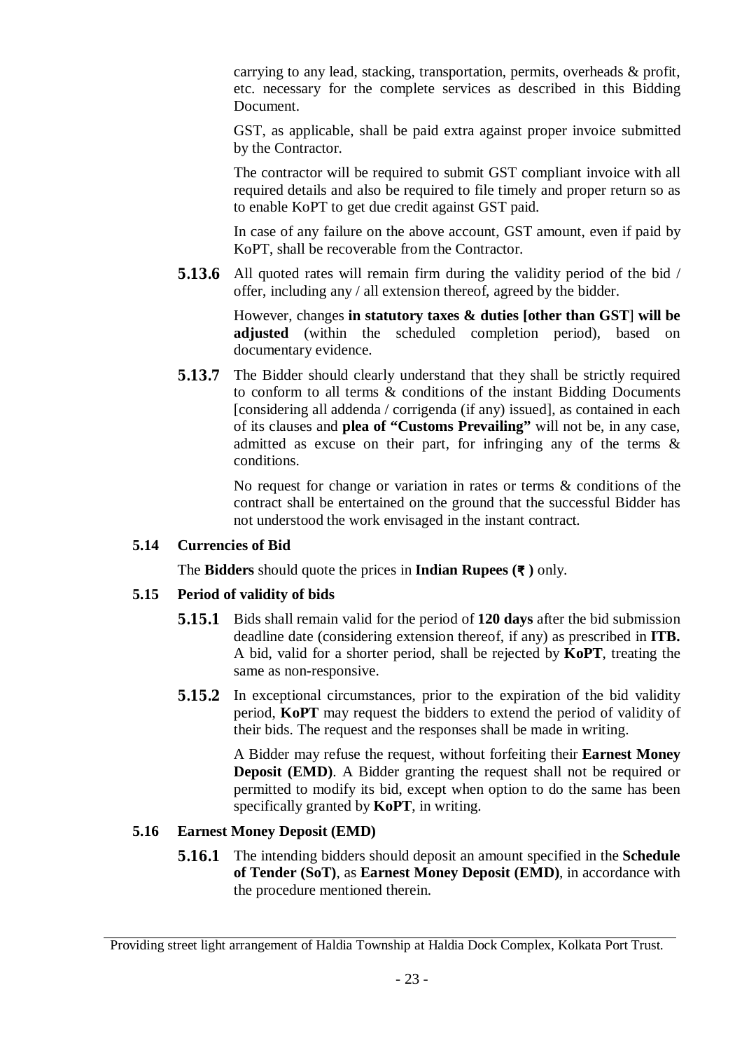carrying to any lead, stacking, transportation, permits, overheads & profit, etc. necessary for the complete services as described in this Bidding Document.

GST, as applicable, shall be paid extra against proper invoice submitted by the Contractor.

The contractor will be required to submit GST compliant invoice with all required details and also be required to file timely and proper return so as to enable KoPT to get due credit against GST paid.

In case of any failure on the above account, GST amount, even if paid by KoPT, shall be recoverable from the Contractor.

**5.13.6** All quoted rates will remain firm during the validity period of the bid / offer, including any / all extension thereof, agreed by the bidder.

However, changes **in statutory taxes & duties [other than GST]** **will be adjusted** (within the scheduled completion period), based on documentary evidence.

**5.13.7** The Bidder should clearly understand that they shall be strictly required to conform to all terms & conditions of the instant Bidding Documents [considering all addenda / corrigenda (if any) issued], as contained in each of its clauses and **plea of "Customs Prevailing"** will not be, in any case, admitted as excuse on their part, for infringing any of the terms & conditions.

No request for change or variation in rates or terms & conditions of the contract shall be entertained on the ground that the successful Bidder has not understood the work envisaged in the instant contract.

**5.14 Currencies of Bid**

The **Bidders** should quote the prices in **Indian Rupees (₹ )** only.

**5.15 Period of validity of bids**

**5.15.1** Bids shall remain valid for the period of **120 days** after the bid submission deadline date (considering extension thereof, if any) as prescribed in **ITB.** A bid, valid for a shorter period, shall be rejected by **KoPT**, treating the same as non-responsive.

**5.15.2** In exceptional circumstances, prior to the expiration of the bid validity period, **KoPT** may request the bidders to extend the period of validity of their bids. The request and the responses shall be made in writing.

A Bidder may refuse the request, without forfeiting their **Earnest Money Deposit (EMD)**. A Bidder granting the request shall not be required or permitted to modify its bid, except when option to do the same has been specifically granted by **KoPT**, in writing.

**5.16 Earnest Money Deposit (EMD)**

**5.16.1** The intending bidders should deposit an amount specified in the **Schedule of Tender (SoT)**, as **Earnest Money Deposit (EMD)**, in accordance with the procedure mentioned therein.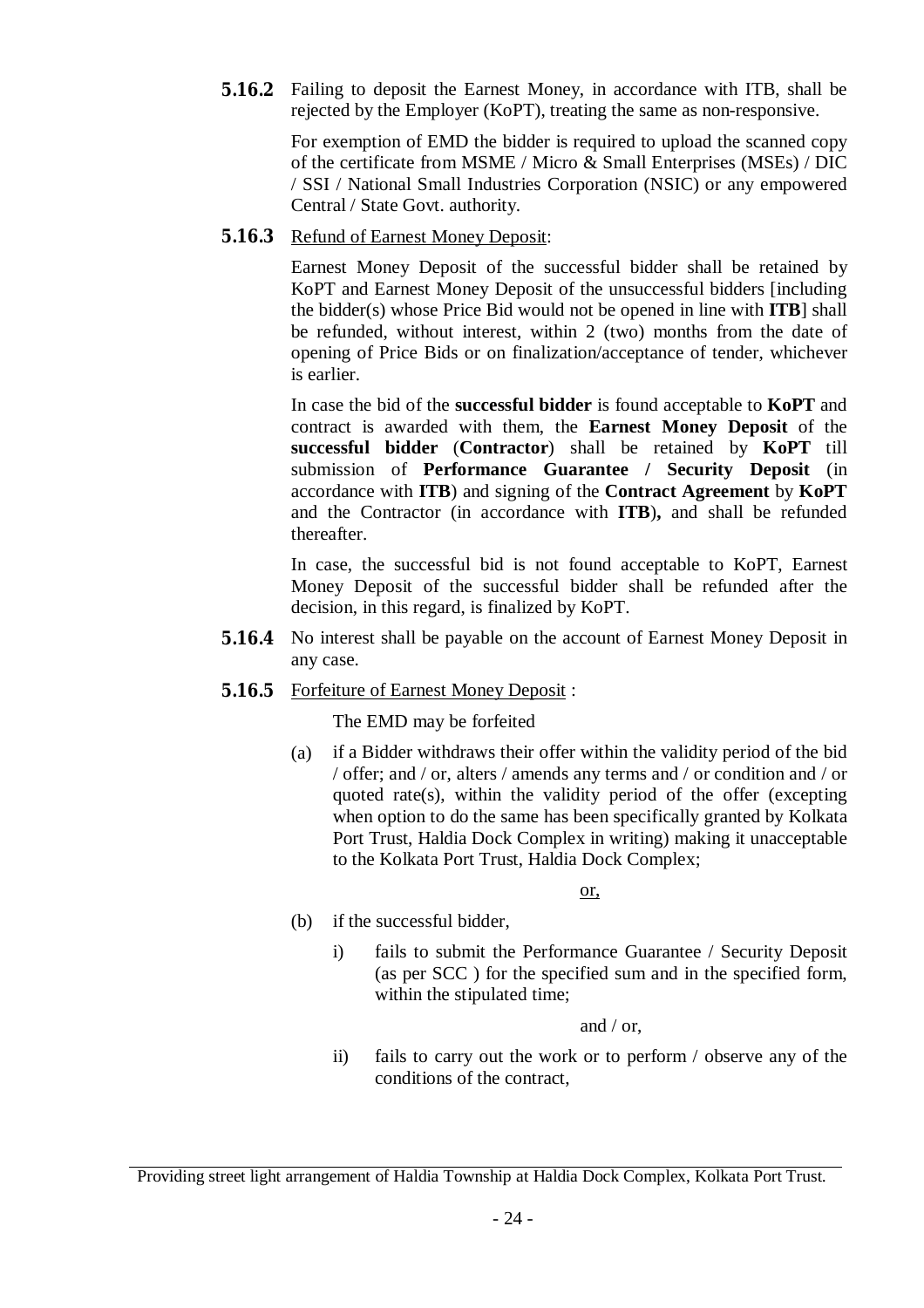**5.16.2** Failing to deposit the Earnest Money, in accordance with ITB, shall be rejected by the Employer (KoPT), treating the same as non-responsive.

For exemption of EMD the bidder is required to upload the scanned copy of the certificate from MSME / Micro & Small Enterprises (MSEs) / DIC / SSI / National Small Industries Corporation (NSIC) or any empowered Central / State Govt. authority.

**5.16.3** Refund of Earnest Money Deposit:

Earnest Money Deposit of the successful bidder shall be retained by KoPT and Earnest Money Deposit of the unsuccessful bidders [including the bidder(s) whose Price Bid would not be opened in line with **ITB**] shall be refunded, without interest, within 2 (two) months from the date of opening of Price Bids or on finalization/acceptance of tender, whichever is earlier.

In case the bid of the **successful bidder** is found acceptable to **KoPT** and contract is awarded with them, the **Earnest Money Deposit** of the **successful bidder** (**Contractor**) shall be retained by **KoPT** till submission of **Performance Guarantee / Security Deposit** (in accordance with **ITB**) and signing of the **Contract Agreement** by **KoPT** and the Contractor (in accordance with **ITB**)**,** and shall be refunded thereafter.

In case, the successful bid is not found acceptable to KoPT, Earnest Money Deposit of the successful bidder shall be refunded after the decision, in this regard, is finalized by KoPT.

**5.16.4** No interest shall be payable on the account of Earnest Money Deposit in any case.

**5.16.5** Forfeiture of Earnest Money Deposit :

The EMD may be forfeited

(a) if a Bidder withdraws their offer within the validity period of the bid / offer; and / or, alters / amends any terms and / or condition and / or quoted rate(s), within the validity period of the offer (excepting when option to do the same has been specifically granted by Kolkata Port Trust, Haldia Dock Complex in writing) making it unacceptable to the Kolkata Port Trust, Haldia Dock Complex;

or,

(b) if the successful bidder,

i) fails to submit the Performance Guarantee / Security Deposit (as per SCC ) for the specified sum and in the specified form, within the stipulated time;

and / or,

ii) fails to carry out the work or to perform / observe any of the conditions of the contract,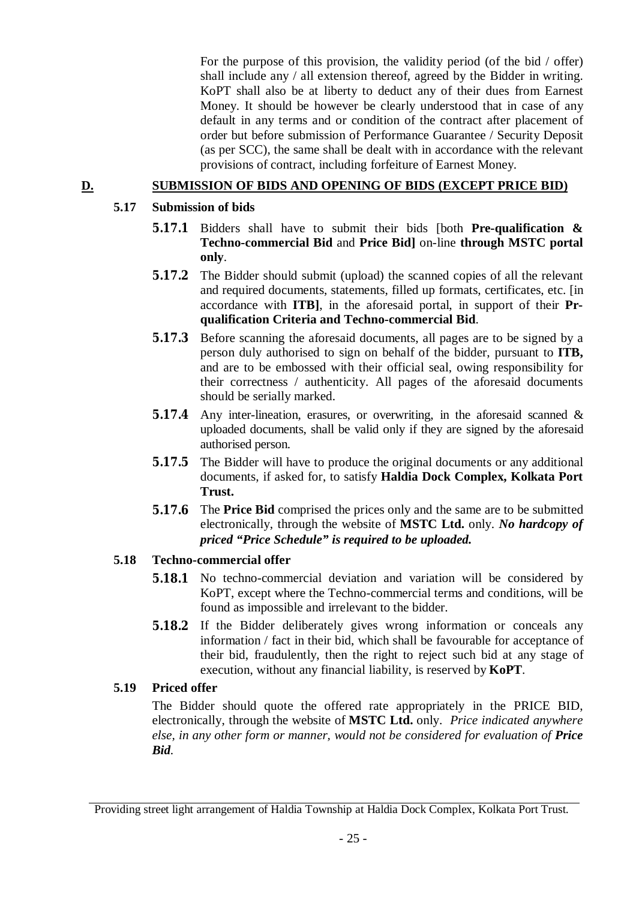For the purpose of this provision, the validity period (of the bid / offer) shall include any / all extension thereof, agreed by the Bidder in writing. KoPT shall also be at liberty to deduct any of their dues from Earnest Money. It should be however be clearly understood that in case of any default in any terms and or condition of the contract after placement of order but before submission of Performance Guarantee / Security Deposit (as per SCC), the same shall be dealt with in accordance with the relevant provisions of contract, including forfeiture of Earnest Money.

## D. SUBMISSION OF BIDS AND OPENING OF BIDS (EXCEPT PRICE BID)

### 5.17 Submission of bids

**5.17.1** Bidders shall have to submit their bids [both **Pre-qualification & Techno-commercial Bid** and **Price Bid]** on-line **through MSTC portal only**.

**5.17.2** The Bidder should submit (upload) the scanned copies of all the relevant and required documents, statements, filled up formats, certificates, etc. [in accordance with **ITB]**, in the aforesaid portal, in support of their **Pr-qualification Criteria and Techno-commercial Bid**.

**5.17.3** Before scanning the aforesaid documents, all pages are to be signed by a person duly authorised to sign on behalf of the bidder, pursuant to **ITB,** and are to be embossed with their official seal, owing responsibility for their correctness / authenticity. All pages of the aforesaid documents should be serially marked.

**5.17.4** Any inter-lineation, erasures, or overwriting, in the aforesaid scanned & uploaded documents, shall be valid only if they are signed by the aforesaid authorised person.

**5.17.5** The Bidder will have to produce the original documents or any additional documents, if asked for, to satisfy **Haldia Dock Complex, Kolkata Port Trust.**

**5.17.6** The **Price Bid** comprised the prices only and the same are to be submitted electronically, through the website of **MSTC Ltd.** only. ***No hardcopy of priced "Price Schedule" is required to be uploaded.***

### 5.18 Techno-commercial offer

**5.18.1** No techno-commercial deviation and variation will be considered by KoPT, except where the Techno-commercial terms and conditions, will be found as impossible and irrelevant to the bidder.

**5.18.2** If the Bidder deliberately gives wrong information or conceals any information / fact in their bid, which shall be favourable for acceptance of their bid, fraudulently, then the right to reject such bid at any stage of execution, without any financial liability, is reserved by **KoPT**.

### 5.19 Priced offer

The Bidder should quote the offered rate appropriately in the PRICE BID, electronically, through the website of **MSTC Ltd.** only. *Price indicated anywhere else, in any other form or manner, would not be considered for evaluation of **Price Bid**.*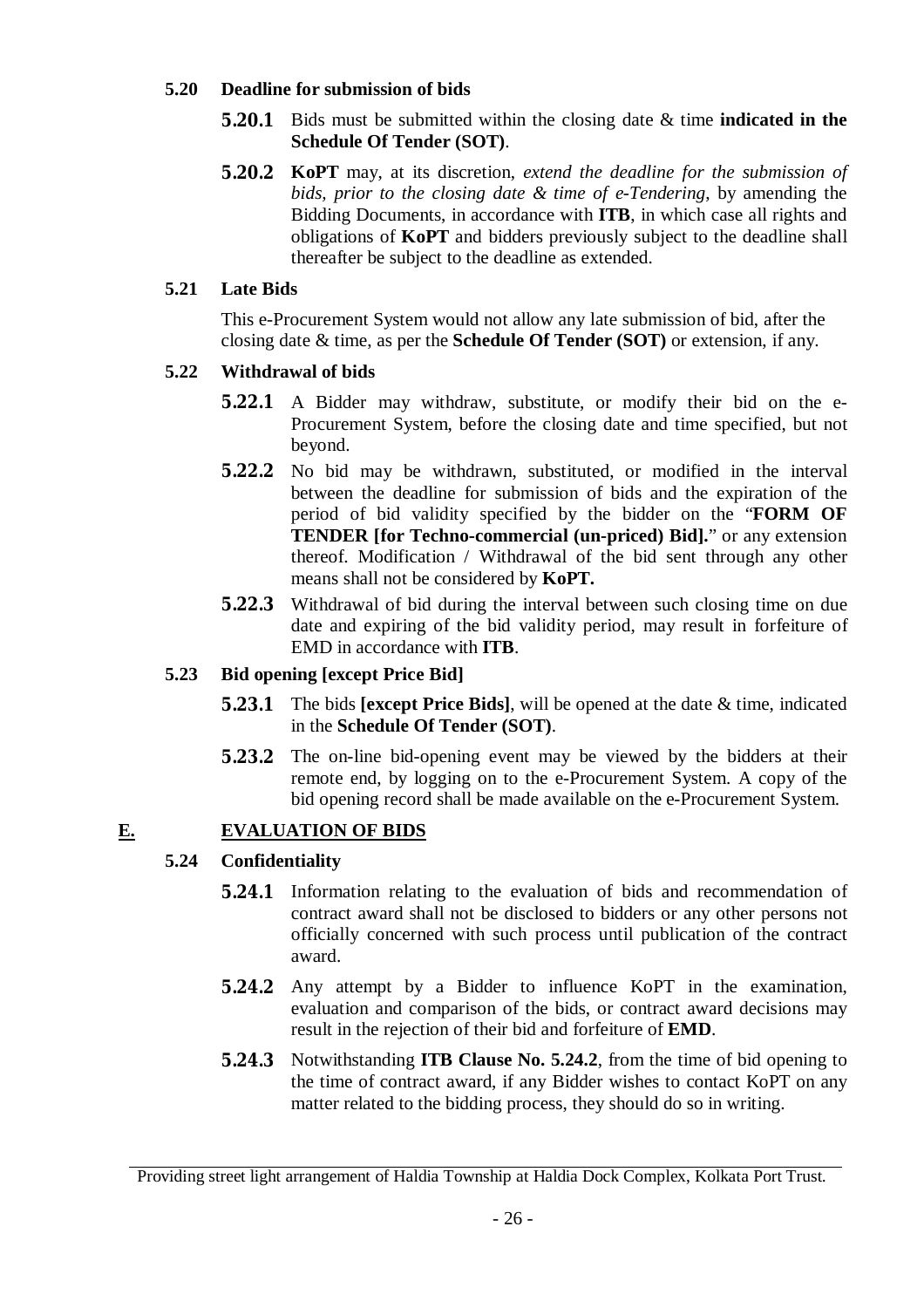### 5.20 Deadline for submission of bids

**5.20.1** Bids must be submitted within the closing date & time **indicated in the Schedule Of Tender (SOT)**.

**5.20.2** **KoPT** may, at its discretion, *extend the deadline for the submission of bids, prior to the closing date & time of e-Tendering*, by amending the Bidding Documents, in accordance with **ITB**, in which case all rights and obligations of **KoPT** and bidders previously subject to the deadline shall thereafter be subject to the deadline as extended.

### 5.21 Late Bids

This e-Procurement System would not allow any late submission of bid, after the closing date & time, as per the **Schedule Of Tender (SOT)** or extension, if any.

### 5.22 Withdrawal of bids

**5.22.1** A Bidder may withdraw, substitute, or modify their bid on the e-Procurement System, before the closing date and time specified, but not beyond.

**5.22.2** No bid may be withdrawn, substituted, or modified in the interval between the deadline for submission of bids and the expiration of the period of bid validity specified by the bidder on the "**FORM OF TENDER [for Techno-commercial (un-priced) Bid].**" or any extension thereof. Modification / Withdrawal of the bid sent through any other means shall not be considered by **KoPT.**

**5.22.3** Withdrawal of bid during the interval between such closing time on due date and expiring of the bid validity period, may result in forfeiture of EMD in accordance with **ITB**.

### 5.23 Bid opening [except Price Bid]

**5.23.1** The bids **[except Price Bids]**, will be opened at the date & time, indicated in the **Schedule Of Tender (SOT)**.

**5.23.2** The on-line bid-opening event may be viewed by the bidders at their remote end, by logging on to the e-Procurement System. A copy of the bid opening record shall be made available on the e-Procurement System.

## E. EVALUATION OF BIDS

### 5.24 Confidentiality

**5.24.1** Information relating to the evaluation of bids and recommendation of contract award shall not be disclosed to bidders or any other persons not officially concerned with such process until publication of the contract award.

**5.24.2** Any attempt by a Bidder to influence KoPT in the examination, evaluation and comparison of the bids, or contract award decisions may result in the rejection of their bid and forfeiture of **EMD**.

**5.24.3** Notwithstanding **ITB Clause No. 5.24.2**, from the time of bid opening to the time of contract award, if any Bidder wishes to contact KoPT on any matter related to the bidding process, they should do so in writing.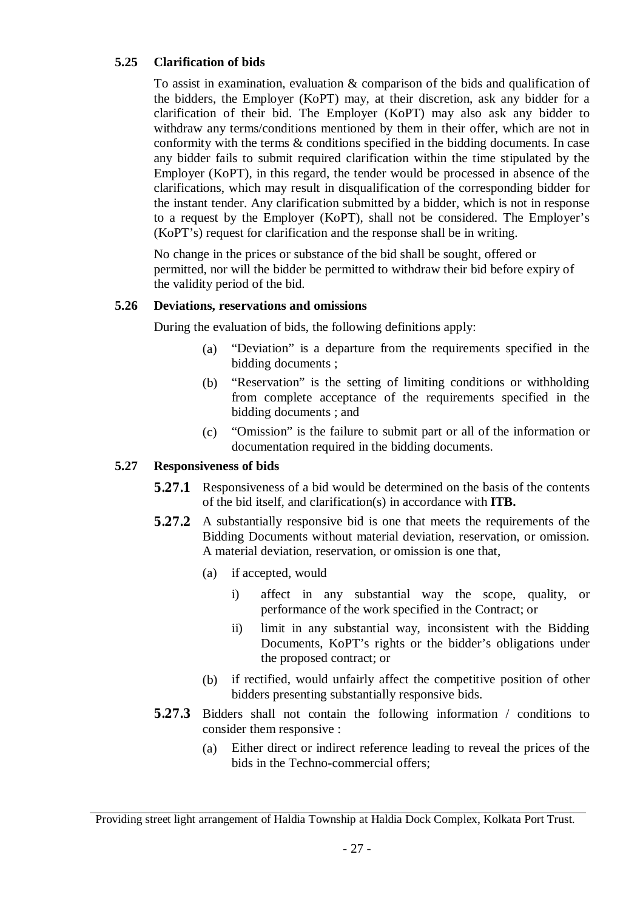### 5.25 Clarification of bids

To assist in examination, evaluation & comparison of the bids and qualification of the bidders, the Employer (KoPT) may, at their discretion, ask any bidder for a clarification of their bid. The Employer (KoPT) may also ask any bidder to withdraw any terms/conditions mentioned by them in their offer, which are not in conformity with the terms & conditions specified in the bidding documents. In case any bidder fails to submit required clarification within the time stipulated by the Employer (KoPT), in this regard, the tender would be processed in absence of the clarifications, which may result in disqualification of the corresponding bidder for the instant tender. Any clarification submitted by a bidder, which is not in response to a request by the Employer (KoPT), shall not be considered. The Employer's (KoPT's) request for clarification and the response shall be in writing.

No change in the prices or substance of the bid shall be sought, offered or permitted, nor will the bidder be permitted to withdraw their bid before expiry of the validity period of the bid.

### 5.26 Deviations, reservations and omissions

During the evaluation of bids, the following definitions apply:

(a) "Deviation" is a departure from the requirements specified in the bidding documents ;

(b) "Reservation" is the setting of limiting conditions or withholding from complete acceptance of the requirements specified in the bidding documents ; and

(c) "Omission" is the failure to submit part or all of the information or documentation required in the bidding documents.

### 5.27 Responsiveness of bids

**5.27.1** Responsiveness of a bid would be determined on the basis of the contents of the bid itself, and clarification(s) in accordance with **ITB.**

**5.27.2** A substantially responsive bid is one that meets the requirements of the Bidding Documents without material deviation, reservation, or omission. A material deviation, reservation, or omission is one that,

(a) if accepted, would

i) affect in any substantial way the scope, quality, or performance of the work specified in the Contract; or

ii) limit in any substantial way, inconsistent with the Bidding Documents, KoPT's rights or the bidder's obligations under the proposed contract; or

(b) if rectified, would unfairly affect the competitive position of other bidders presenting substantially responsive bids.

**5.27.3** Bidders shall not contain the following information / conditions to consider them responsive :

(a) Either direct or indirect reference leading to reveal the prices of the bids in the Techno-commercial offers;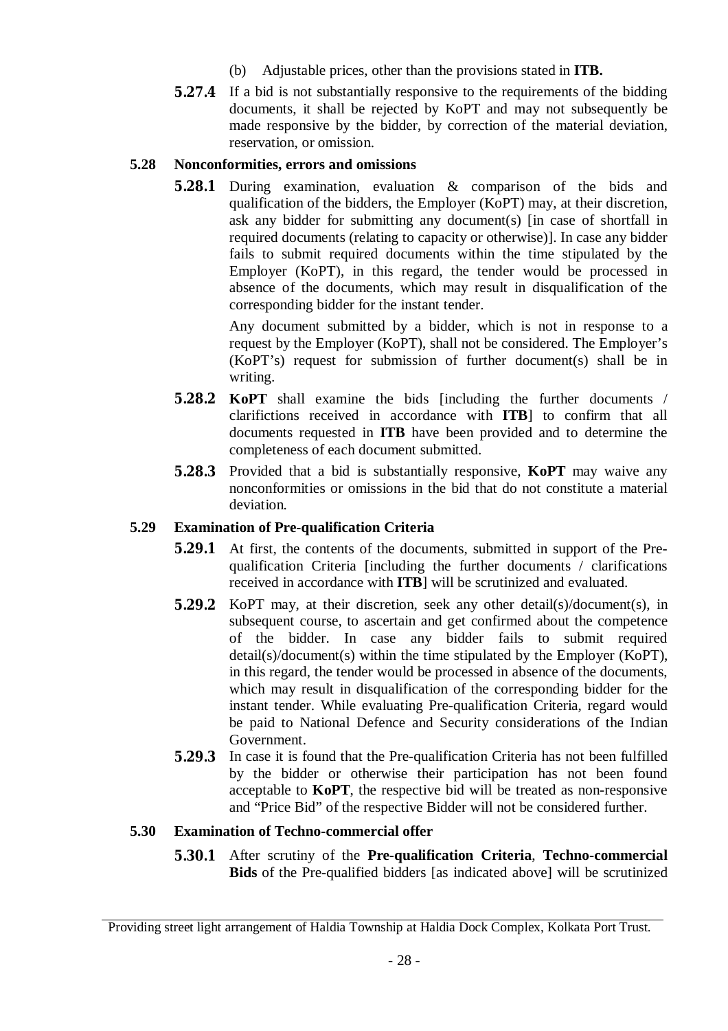(b) Adjustable prices, other than the provisions stated in **ITB.**

**5.27.4** If a bid is not substantially responsive to the requirements of the bidding documents, it shall be rejected by KoPT and may not subsequently be made responsive by the bidder, by correction of the material deviation, reservation, or omission.

### 5.28 Nonconformities, errors and omissions

**5.28.1** During examination, evaluation & comparison of the bids and qualification of the bidders, the Employer (KoPT) may, at their discretion, ask any bidder for submitting any document(s) [in case of shortfall in required documents (relating to capacity or otherwise)]. In case any bidder fails to submit required documents within the time stipulated by the Employer (KoPT), in this regard, the tender would be processed in absence of the documents, which may result in disqualification of the corresponding bidder for the instant tender.

Any document submitted by a bidder, which is not in response to a request by the Employer (KoPT), shall not be considered. The Employer's (KoPT's) request for submission of further document(s) shall be in writing.

**5.28.2** **KoPT** shall examine the bids [including the further documents / clarifictions received in accordance with **ITB**] to confirm that all documents requested in **ITB** have been provided and to determine the completeness of each document submitted.

**5.28.3** Provided that a bid is substantially responsive, **KoPT** may waive any nonconformities or omissions in the bid that do not constitute a material deviation.

### 5.29 Examination of Pre-qualification Criteria

**5.29.1** At first, the contents of the documents, submitted in support of the Pre-qualification Criteria [including the further documents / clarifications received in accordance with **ITB**] will be scrutinized and evaluated.

**5.29.2** KoPT may, at their discretion, seek any other detail(s)/document(s), in subsequent course, to ascertain and get confirmed about the competence of the bidder. In case any bidder fails to submit required detail(s)/document(s) within the time stipulated by the Employer (KoPT), in this regard, the tender would be processed in absence of the documents, which may result in disqualification of the corresponding bidder for the instant tender. While evaluating Pre-qualification Criteria, regard would be paid to National Defence and Security considerations of the Indian Government.

**5.29.3** In case it is found that the Pre-qualification Criteria has not been fulfilled by the bidder or otherwise their participation has not been found acceptable to **KoPT**, the respective bid will be treated as non-responsive and "Price Bid" of the respective Bidder will not be considered further.

### 5.30 Examination of Techno-commercial offer

**5.30.1** After scrutiny of the **Pre-qualification Criteria**, **Techno-commercial Bids** of the Pre-qualified bidders [as indicated above] will be scrutinized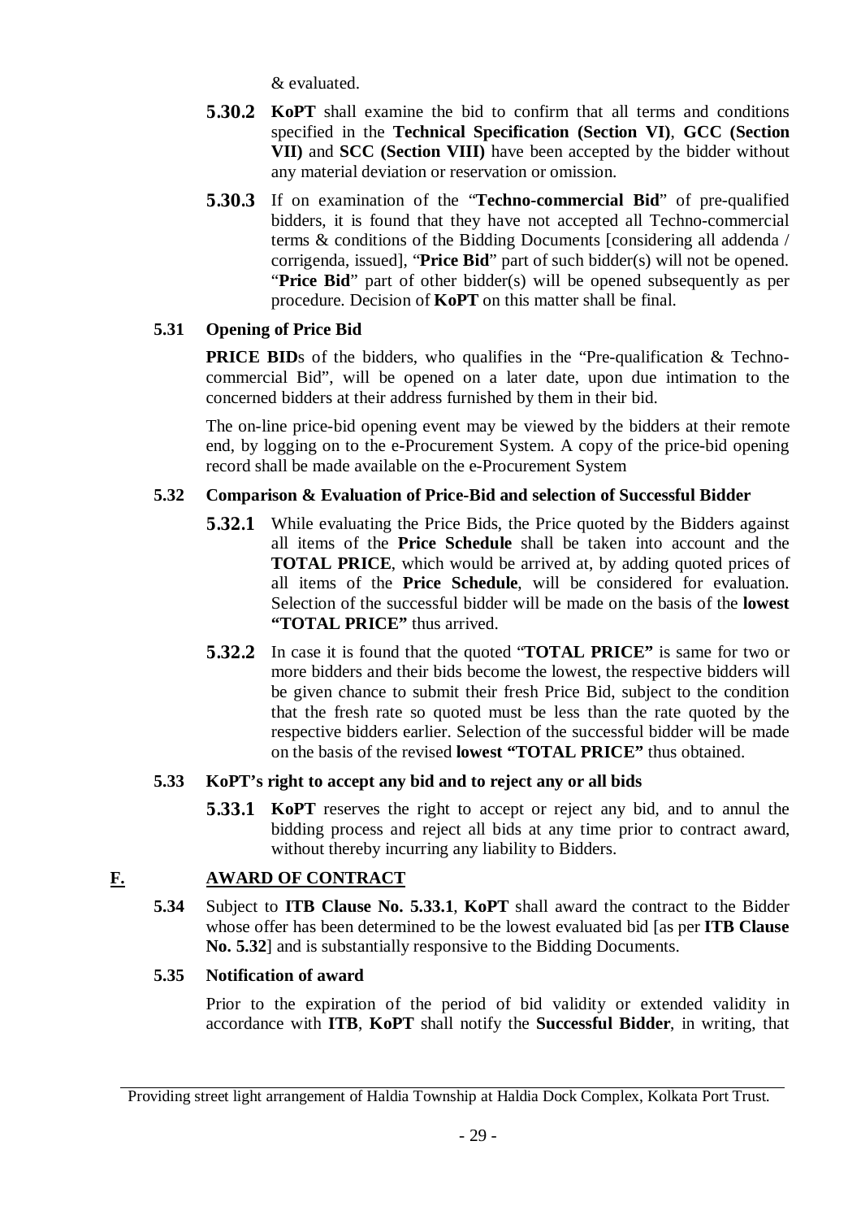& evaluated.

**5.30.2** **KoPT** shall examine the bid to confirm that all terms and conditions specified in the **Technical Specification (Section VI)**, **GCC (Section VII)** and **SCC (Section VIII)** have been accepted by the bidder without any material deviation or reservation or omission.

**5.30.3** If on examination of the "**Techno-commercial Bid**" of pre-qualified bidders, it is found that they have not accepted all Techno-commercial terms & conditions of the Bidding Documents [considering all addenda / corrigenda, issued], "**Price Bid**" part of such bidder(s) will not be opened. "**Price Bid**" part of other bidder(s) will be opened subsequently as per procedure. Decision of **KoPT** on this matter shall be final.

### 5.31 Opening of Price Bid

**PRICE BID**s of the bidders, who qualifies in the "Pre-qualification & Techno-commercial Bid", will be opened on a later date, upon due intimation to the concerned bidders at their address furnished by them in their bid.

The on-line price-bid opening event may be viewed by the bidders at their remote end, by logging on to the e-Procurement System. A copy of the price-bid opening record shall be made available on the e-Procurement System

### 5.32 Comparison & Evaluation of Price-Bid and selection of Successful Bidder

**5.32.1** While evaluating the Price Bids, the Price quoted by the Bidders against all items of the **Price Schedule** shall be taken into account and the **TOTAL PRICE**, which would be arrived at, by adding quoted prices of all items of the **Price Schedule**, will be considered for evaluation. Selection of the successful bidder will be made on the basis of the **lowest "TOTAL PRICE"** thus arrived.

**5.32.2** In case it is found that the quoted "**TOTAL PRICE"** is same for two or more bidders and their bids become the lowest, the respective bidders will be given chance to submit their fresh Price Bid, subject to the condition that the fresh rate so quoted must be less than the rate quoted by the respective bidders earlier. Selection of the successful bidder will be made on the basis of the revised **lowest "TOTAL PRICE"** thus obtained.

### 5.33 KoPT's right to accept any bid and to reject any or all bids

**5.33.1** **KoPT** reserves the right to accept or reject any bid, and to annul the bidding process and reject all bids at any time prior to contract award, without thereby incurring any liability to Bidders.

## F. AWARD OF CONTRACT

**5.34** Subject to **ITB Clause No. 5.33.1**, **KoPT** shall award the contract to the Bidder whose offer has been determined to be the lowest evaluated bid [as per **ITB Clause No. 5.32**] and is substantially responsive to the Bidding Documents.

### 5.35 Notification of award

Prior to the expiration of the period of bid validity or extended validity in accordance with **ITB**, **KoPT** shall notify the **Successful Bidder**, in writing, that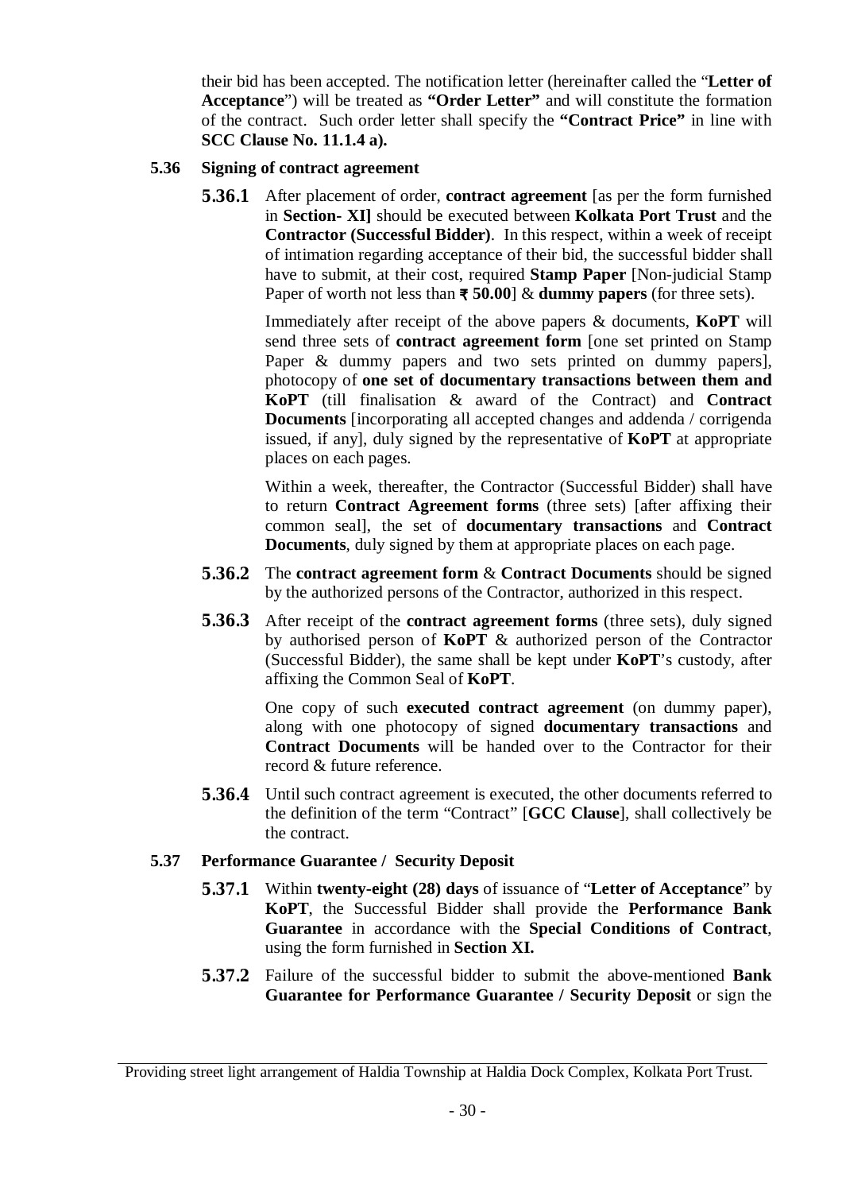their bid has been accepted. The notification letter (hereinafter called the "**Letter of Acceptance**") will be treated as **"Order Letter"** and will constitute the formation of the contract. Such order letter shall specify the **"Contract Price"** in line with **SCC Clause No. 11.1.4 a).**

### 5.36 Signing of contract agreement

**5.36.1** After placement of order, **contract agreement** [as per the form furnished in **Section- XI]** should be executed between **Kolkata Port Trust** and the **Contractor (Successful Bidder)**. In this respect, within a week of receipt of intimation regarding acceptance of their bid, the successful bidder shall have to submit, at their cost, required **Stamp Paper** [Non-judicial Stamp Paper of worth not less than **₹ 50.00**] & **dummy papers** (for three sets).

Immediately after receipt of the above papers & documents, **KoPT** will send three sets of **contract agreement form** [one set printed on Stamp Paper & dummy papers and two sets printed on dummy papers], photocopy of **one set of documentary transactions between them and KoPT** (till finalisation & award of the Contract) and **Contract Documents** [incorporating all accepted changes and addenda / corrigenda issued, if any], duly signed by the representative of **KoPT** at appropriate places on each pages.

Within a week, thereafter, the Contractor (Successful Bidder) shall have to return **Contract Agreement forms** (three sets) [after affixing their common seal], the set of **documentary transactions** and **Contract Documents**, duly signed by them at appropriate places on each page.

**5.36.2** The **contract agreement form** & **Contract Documents** should be signed by the authorized persons of the Contractor, authorized in this respect.

**5.36.3** After receipt of the **contract agreement forms** (three sets), duly signed by authorised person of **KoPT** & authorized person of the Contractor (Successful Bidder), the same shall be kept under **KoPT**'s custody, after affixing the Common Seal of **KoPT**.

One copy of such **executed contract agreement** (on dummy paper), along with one photocopy of signed **documentary transactions** and **Contract Documents** will be handed over to the Contractor for their record & future reference.

**5.36.4** Until such contract agreement is executed, the other documents referred to the definition of the term "Contract" [**GCC Clause**], shall collectively be the contract.

### 5.37 Performance Guarantee / Security Deposit

**5.37.1** Within **twenty-eight (28) days** of issuance of "**Letter of Acceptance**" by **KoPT**, the Successful Bidder shall provide the **Performance Bank Guarantee** in accordance with the **Special Conditions of Contract**, using the form furnished in **Section XI.**

**5.37.2** Failure of the successful bidder to submit the above-mentioned **Bank Guarantee for Performance Guarantee / Security Deposit** or sign the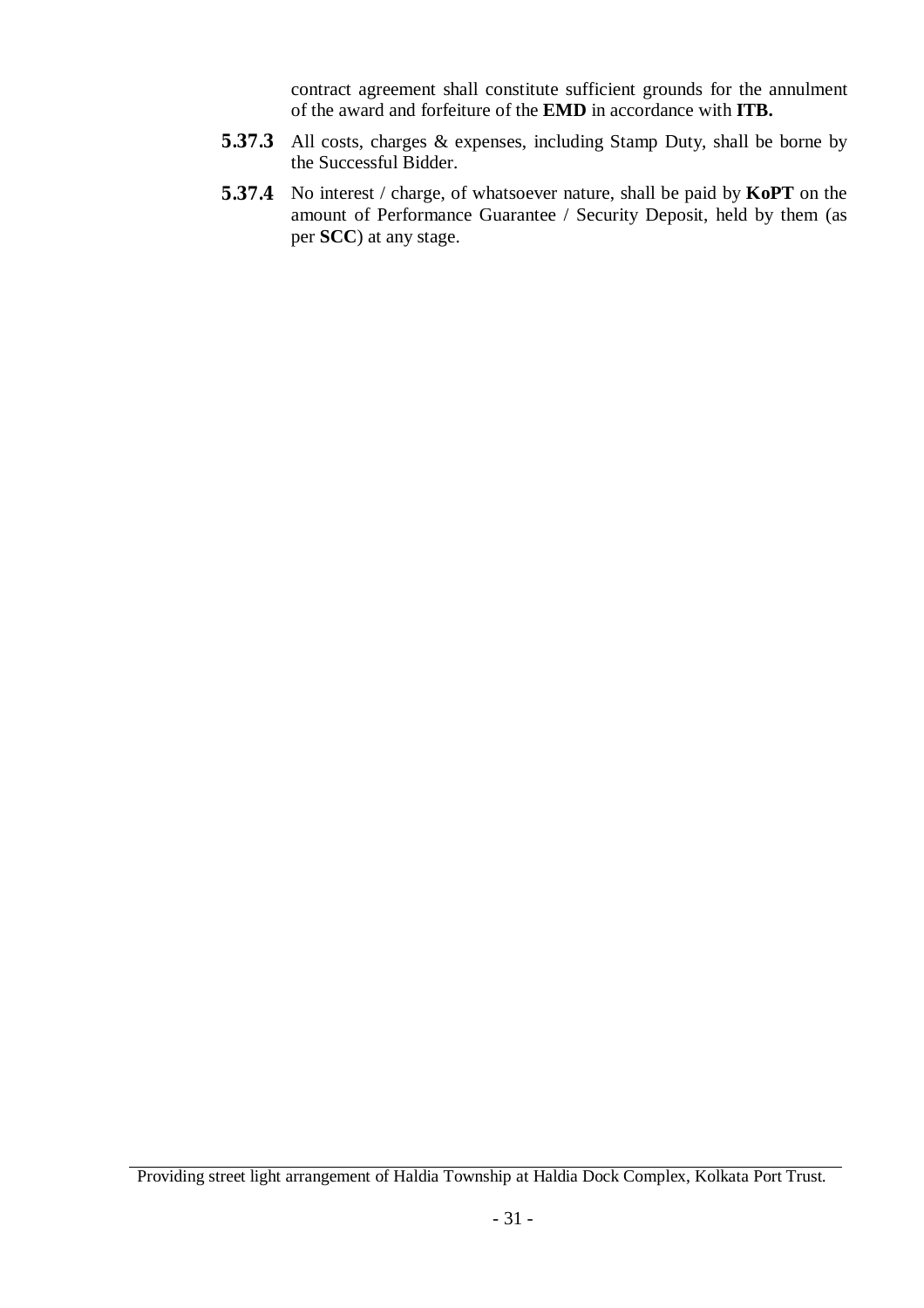contract agreement shall constitute sufficient grounds for the annulment of the award and forfeiture of the **EMD** in accordance with **ITB.**

**5.37.3** All costs, charges & expenses, including Stamp Duty, shall be borne by the Successful Bidder.

**5.37.4** No interest / charge, of whatsoever nature, shall be paid by **KoPT** on the amount of Performance Guarantee / Security Deposit, held by them (as per **SCC**) at any stage.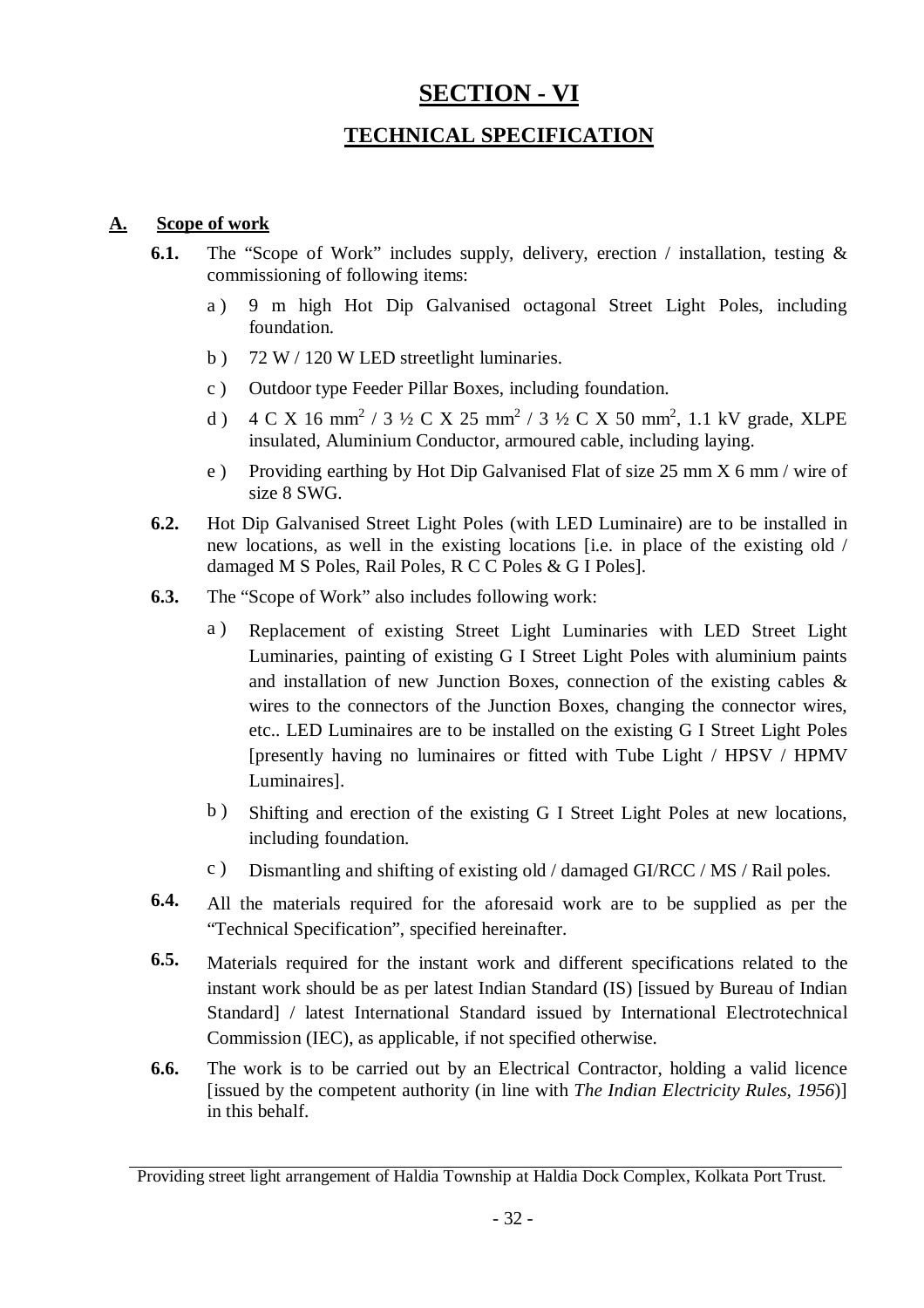# SECTION - VI

## TECHNICAL SPECIFICATION

**A. Scope of work**

**6.1.** The "Scope of Work" includes supply, delivery, erection / installation, testing & commissioning of following items:

a ) 9 m high Hot Dip Galvanised octagonal Street Light Poles, including foundation.

b ) 72 W / 120 W LED streetlight luminaries.

c ) Outdoor type Feeder Pillar Boxes, including foundation.

d ) 4 C X 16 $mm^2$ / 3 ½ C X 25 $mm^2$ / 3 ½ C X 50 $mm^2$, 1.1 kV grade, XLPE insulated, Aluminium Conductor, armoured cable, including laying.

e ) Providing earthing by Hot Dip Galvanised Flat of size 25 mm X 6 mm / wire of size 8 SWG.

**6.2.** Hot Dip Galvanised Street Light Poles (with LED Luminaire) are to be installed in new locations, as well in the existing locations [i.e. in place of the existing old / damaged M S Poles, Rail Poles, R C C Poles & G I Poles].

**6.3.** The "Scope of Work" also includes following work:

a ) Replacement of existing Street Light Luminaries with LED Street Light Luminaries, painting of existing G I Street Light Poles with aluminium paints and installation of new Junction Boxes, connection of the existing cables & wires to the connectors of the Junction Boxes, changing the connector wires, etc.. LED Luminaires are to be installed on the existing G I Street Light Poles [presently having no luminaires or fitted with Tube Light / HPSV / HPMV Luminaires].

b ) Shifting and erection of the existing G I Street Light Poles at new locations, including foundation.

c ) Dismantling and shifting of existing old / damaged GI/RCC / MS / Rail poles.

**6.4.** All the materials required for the aforesaid work are to be supplied as per the "Technical Specification", specified hereinafter.

**6.5.** Materials required for the instant work and different specifications related to the instant work should be as per latest Indian Standard (IS) [issued by Bureau of Indian Standard] / latest International Standard issued by International Electrotechnical Commission (IEC), as applicable, if not specified otherwise.

**6.6.** The work is to be carried out by an Electrical Contractor, holding a valid licence [issued by the competent authority (in line with *The Indian Electricity Rules, 1956*)] in this behalf.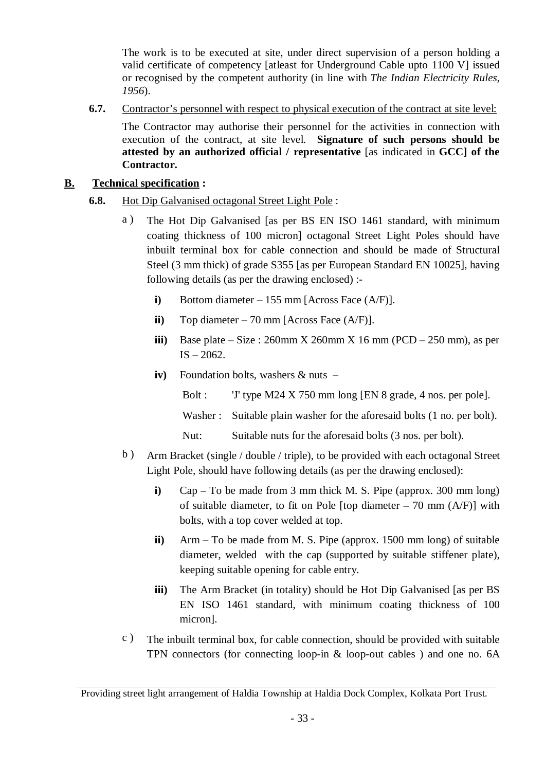The work is to be executed at site, under direct supervision of a person holding a valid certificate of competency [atleast for Underground Cable upto 1100 V] issued or recognised by the competent authority (in line with *The Indian Electricity Rules, 1956*).

**6.7.** Contractor's personnel with respect to physical execution of the contract at site level:

The Contractor may authorise their personnel for the activities in connection with execution of the contract, at site level. **Signature of such persons should be attested by an authorized official / representative** [as indicated in **GCC] of the Contractor.**

## B. Technical specification :

**6.8.** Hot Dip Galvanised octagonal Street Light Pole :

a ) The Hot Dip Galvanised [as per BS EN ISO 1461 standard, with minimum coating thickness of 100 micron] octagonal Street Light Poles should have inbuilt terminal box for cable connection and should be made of Structural Steel (3 mm thick) of grade S355 [as per European Standard EN 10025], having following details (as per the drawing enclosed) :-

- **i)** Bottom diameter – 155 mm [Across Face (A/F)].
- **ii)** Top diameter – 70 mm [Across Face (A/F)].
- **iii)** Base plate – Size : 260mm X 260mm X 16 mm (PCD – 250 mm), as per IS – 2062.
- **iv)** Foundation bolts, washers & nuts –

  Bolt : 'J' type M24 X 750 mm long [EN 8 grade, 4 nos. per pole].

  Washer : Suitable plain washer for the aforesaid bolts (1 no. per bolt).

  Nut: Suitable nuts for the aforesaid bolts (3 nos. per bolt).

b ) Arm Bracket (single / double / triple), to be provided with each octagonal Street Light Pole, should have following details (as per the drawing enclosed):

- **i)** Cap – To be made from 3 mm thick M. S. Pipe (approx. 300 mm long) of suitable diameter, to fit on Pole [top diameter – 70 mm (A/F)] with bolts, with a top cover welded at top.
- **ii)** Arm – To be made from M. S. Pipe (approx. 1500 mm long) of suitable diameter, welded with the cap (supported by suitable stiffener plate), keeping suitable opening for cable entry.
- **iii)** The Arm Bracket (in totality) should be Hot Dip Galvanised [as per BS EN ISO 1461 standard, with minimum coating thickness of 100 micron].

c ) The inbuilt terminal box, for cable connection, should be provided with suitable TPN connectors (for connecting loop-in & loop-out cables ) and one no. 6A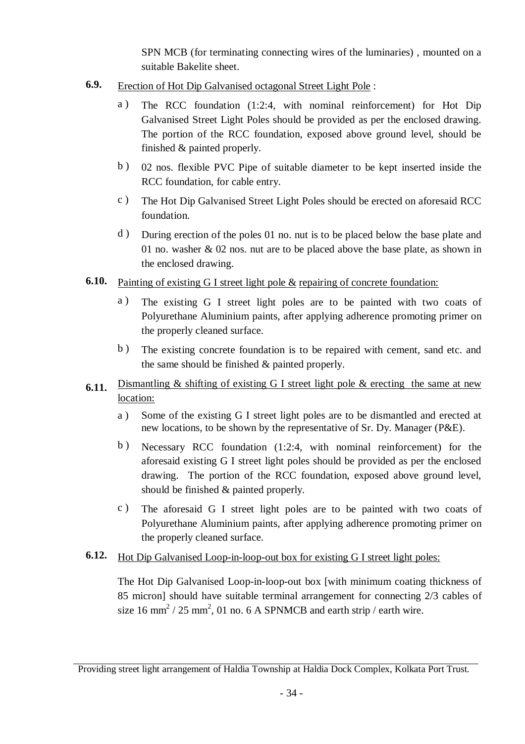SPN MCB (for terminating connecting wires of the luminaries) , mounted on a suitable Bakelite sheet.

**6.9.** Erection of Hot Dip Galvanised octagonal Street Light Pole :

a ) The RCC foundation (1:2:4, with nominal reinforcement) for Hot Dip Galvanised Street Light Poles should be provided as per the enclosed drawing. The portion of the RCC foundation, exposed above ground level, should be finished & painted properly.

b ) 02 nos. flexible PVC Pipe of suitable diameter to be kept inserted inside the RCC foundation, for cable entry.

c ) The Hot Dip Galvanised Street Light Poles should be erected on aforesaid RCC foundation.

d ) During erection of the poles 01 no. nut is to be placed below the base plate and 01 no. washer & 02 nos. nut are to be placed above the base plate, as shown in the enclosed drawing.

**6.10.** Painting of existing G I street light pole & repairing of concrete foundation:

a ) The existing G I street light poles are to be painted with two coats of Polyurethane Aluminium paints, after applying adherence promoting primer on the properly cleaned surface.

b ) The existing concrete foundation is to be repaired with cement, sand etc. and the same should be finished & painted properly.

**6.11.** Dismantling & shifting of existing G I street light pole & erecting the same at new location:

a ) Some of the existing G I street light poles are to be dismantled and erected at new locations, to be shown by the representative of Sr. Dy. Manager (P&E).

b ) Necessary RCC foundation (1:2:4, with nominal reinforcement) for the aforesaid existing G I street light poles should be provided as per the enclosed drawing. The portion of the RCC foundation, exposed above ground level, should be finished & painted properly.

c ) The aforesaid G I street light poles are to be painted with two coats of Polyurethane Aluminium paints, after applying adherence promoting primer on the properly cleaned surface.

**6.12.** Hot Dip Galvanised Loop-in-loop-out box for existing G I street light poles:

The Hot Dip Galvanised Loop-in-loop-out box [with minimum coating thickness of 85 micron] should have suitable terminal arrangement for connecting 2/3 cables of size 16 $mm^2$ / 25 $mm^2$, 01 no. 6 A SPNMCB and earth strip / earth wire.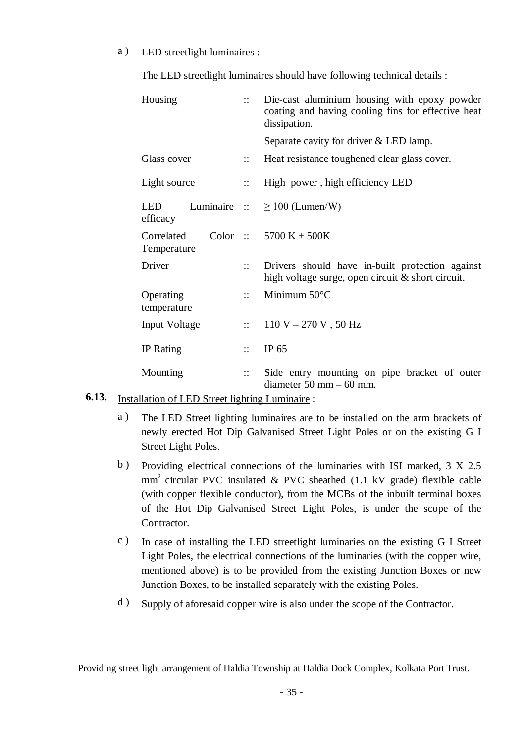a ) LED streetlight luminaires :

The LED streetlight luminaires should have following technical details :

| | | |
|---|---|---|
| Housing | :: | Die-cast aluminium housing with epoxy powder coating and having cooling fins for effective heat dissipation.<br>Separate cavity for driver & LED lamp. |
| Glass cover | :: | Heat resistance toughened clear glass cover. |
| Light source | :: | High power , high efficiency LED |
| LED Luminaire efficacy | :: | $\geq$ 100 (Lumen/W) |
| Correlated Color Temperature | :: | 5700 K ± 500K |
| Driver | :: | Drivers should have in-built protection against high voltage surge, open circuit & short circuit. |
| Operating temperature | :: | Minimum 50°C |
| Input Voltage | :: | 110 V – 270 V , 50 Hz |
| IP Rating | :: | IP 65 |
| Mounting | :: | Side entry mounting on pipe bracket of outer diameter 50 mm – 60 mm. |

**6.13.** Installation of LED Street lighting Luminaire :

a ) The LED Street lighting luminaires are to be installed on the arm brackets of newly erected Hot Dip Galvanised Street Light Poles or on the existing G I Street Light Poles.

b ) Providing electrical connections of the luminaries with ISI marked, 3 X 2.5 $mm^2$ circular PVC insulated & PVC sheathed (1.1 kV grade) flexible cable (with copper flexible conductor), from the MCBs of the inbuilt terminal boxes of the Hot Dip Galvanised Street Light Poles, is under the scope of the Contractor.

c ) In case of installing the LED streetlight luminaries on the existing G I Street Light Poles, the electrical connections of the luminaries (with the copper wire, mentioned above) is to be provided from the existing Junction Boxes or new Junction Boxes, to be installed separately with the existing Poles.

d ) Supply of aforesaid copper wire is also under the scope of the Contractor.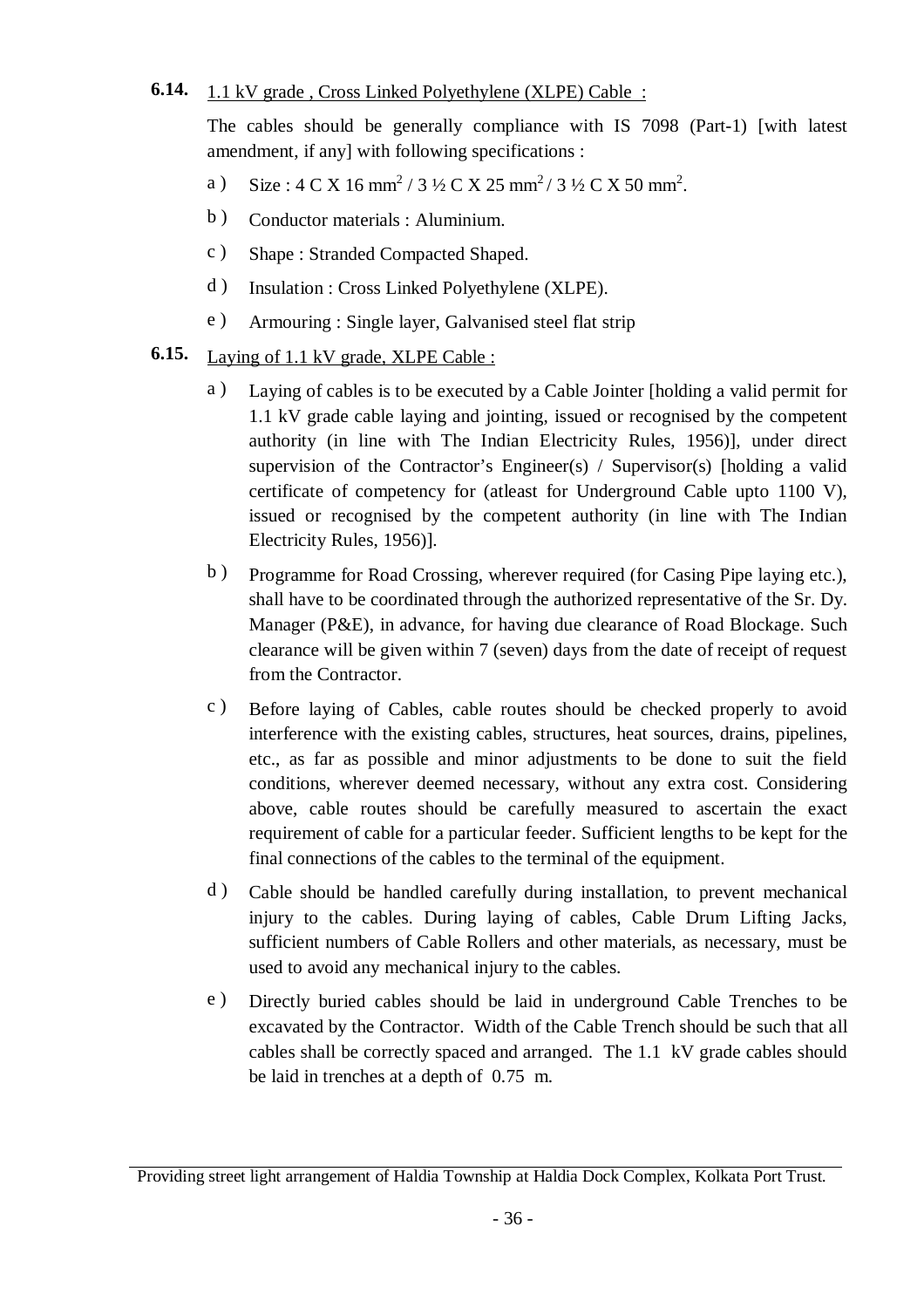**6.14.** <u>1.1 kV grade , Cross Linked Polyethylene (XLPE) Cable :</u>

The cables should be generally compliance with IS 7098 (Part-1) [with latest amendment, if any] with following specifications :

a ) Size : 4 C X 16 $mm^2$ / 3 ½ C X 25 $mm^2$ / 3 ½ C X 50 $mm^2$.

b ) Conductor materials : Aluminium.

c ) Shape : Stranded Compacted Shaped.

d ) Insulation : Cross Linked Polyethylene (XLPE).

e ) Armouring : Single layer, Galvanised steel flat strip

**6.15.** <u>Laying of 1.1 kV grade, XLPE Cable :</u>

a ) Laying of cables is to be executed by a Cable Jointer [holding a valid permit for 1.1 kV grade cable laying and jointing, issued or recognised by the competent authority (in line with The Indian Electricity Rules, 1956)], under direct supervision of the Contractor's Engineer(s) / Supervisor(s) [holding a valid certificate of competency for (atleast for Underground Cable upto 1100 V), issued or recognised by the competent authority (in line with The Indian Electricity Rules, 1956)].

b ) Programme for Road Crossing, wherever required (for Casing Pipe laying etc.), shall have to be coordinated through the authorized representative of the Sr. Dy. Manager (P&E), in advance, for having due clearance of Road Blockage. Such clearance will be given within 7 (seven) days from the date of receipt of request from the Contractor.

c ) Before laying of Cables, cable routes should be checked properly to avoid interference with the existing cables, structures, heat sources, drains, pipelines, etc., as far as possible and minor adjustments to be done to suit the field conditions, wherever deemed necessary, without any extra cost. Considering above, cable routes should be carefully measured to ascertain the exact requirement of cable for a particular feeder. Sufficient lengths to be kept for the final connections of the cables to the terminal of the equipment.

d ) Cable should be handled carefully during installation, to prevent mechanical injury to the cables. During laying of cables, Cable Drum Lifting Jacks, sufficient numbers of Cable Rollers and other materials, as necessary, must be used to avoid any mechanical injury to the cables.

e ) Directly buried cables should be laid in underground Cable Trenches to be excavated by the Contractor. Width of the Cable Trench should be such that all cables shall be correctly spaced and arranged. The 1.1 kV grade cables should be laid in trenches at a depth of 0.75 m.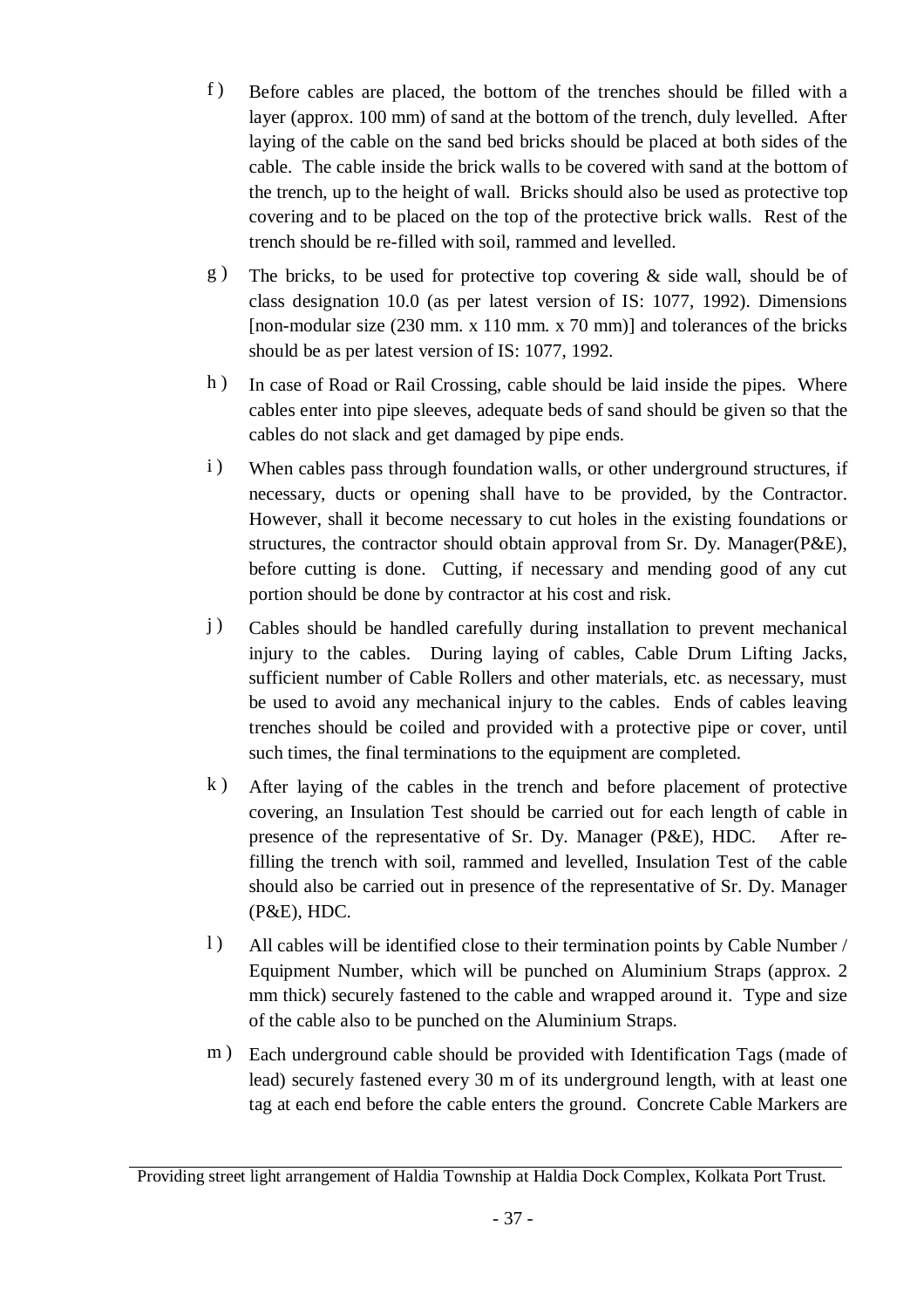f) Before cables are placed, the bottom of the trenches should be filled with a layer (approx. 100 mm) of sand at the bottom of the trench, duly levelled. After laying of the cable on the sand bed bricks should be placed at both sides of the cable. The cable inside the brick walls to be covered with sand at the bottom of the trench, up to the height of wall. Bricks should also be used as protective top covering and to be placed on the top of the protective brick walls. Rest of the trench should be re-filled with soil, rammed and levelled.

g) The bricks, to be used for protective top covering & side wall, should be of class designation 10.0 (as per latest version of IS: 1077, 1992). Dimensions [non-modular size (230 mm. x 110 mm. x 70 mm)] and tolerances of the bricks should be as per latest version of IS: 1077, 1992.

h) In case of Road or Rail Crossing, cable should be laid inside the pipes. Where cables enter into pipe sleeves, adequate beds of sand should be given so that the cables do not slack and get damaged by pipe ends.

i) When cables pass through foundation walls, or other underground structures, if necessary, ducts or opening shall have to be provided, by the Contractor. However, shall it become necessary to cut holes in the existing foundations or structures, the contractor should obtain approval from Sr. Dy. Manager(P&E), before cutting is done. Cutting, if necessary and mending good of any cut portion should be done by contractor at his cost and risk.

j) Cables should be handled carefully during installation to prevent mechanical injury to the cables. During laying of cables, Cable Drum Lifting Jacks, sufficient number of Cable Rollers and other materials, etc. as necessary, must be used to avoid any mechanical injury to the cables. Ends of cables leaving trenches should be coiled and provided with a protective pipe or cover, until such times, the final terminations to the equipment are completed.

k) After laying of the cables in the trench and before placement of protective covering, an Insulation Test should be carried out for each length of cable in presence of the representative of Sr. Dy. Manager (P&E), HDC. After re-filling the trench with soil, rammed and levelled, Insulation Test of the cable should also be carried out in presence of the representative of Sr. Dy. Manager (P&E), HDC.

l) All cables will be identified close to their termination points by Cable Number / Equipment Number, which will be punched on Aluminium Straps (approx. 2 mm thick) securely fastened to the cable and wrapped around it. Type and size of the cable also to be punched on the Aluminium Straps.

m) Each underground cable should be provided with Identification Tags (made of lead) securely fastened every 30 m of its underground length, with at least one tag at each end before the cable enters the ground. Concrete Cable Markers are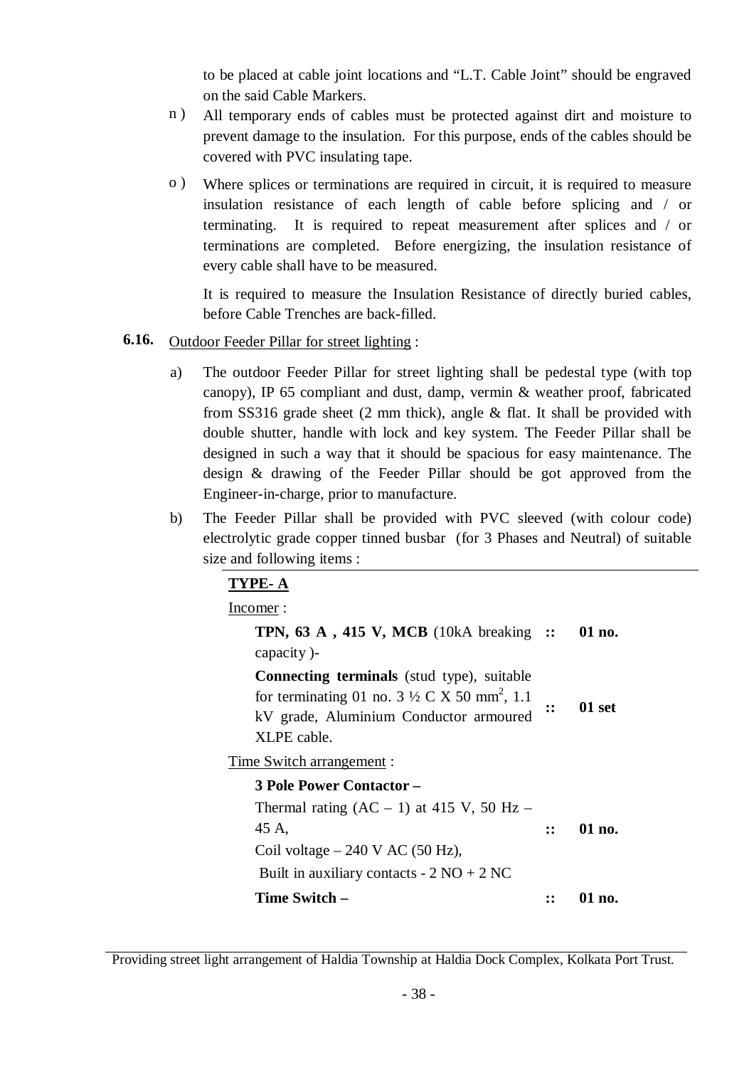to be placed at cable joint locations and "L.T. Cable Joint" should be engraved on the said Cable Markers.

n ) All temporary ends of cables must be protected against dirt and moisture to prevent damage to the insulation. For this purpose, ends of the cables should be covered with PVC insulating tape.

o ) Where splices or terminations are required in circuit, it is required to measure insulation resistance of each length of cable before splicing and / or terminating. It is required to repeat measurement after splices and / or terminations are completed. Before energizing, the insulation resistance of every cable shall have to be measured.

It is required to measure the Insulation Resistance of directly buried cables, before Cable Trenches are back-filled.

**6.16.** Outdoor Feeder Pillar for street lighting :

a) The outdoor Feeder Pillar for street lighting shall be pedestal type (with top canopy), IP 65 compliant and dust, damp, vermin & weather proof, fabricated from SS316 grade sheet (2 mm thick), angle & flat. It shall be provided with double shutter, handle with lock and key system. The Feeder Pillar shall be designed in such a way that it should be spacious for easy maintenance. The design & drawing of the Feeder Pillar should be got approved from the Engineer-in-charge, prior to manufacture.

b) The Feeder Pillar shall be provided with PVC sleeved (with colour code) electrolytic grade copper tinned busbar (for 3 Phases and Neutral) of suitable size and following items :

**TYPE- A**

Incomer :

| | | |
|---|---|---|
| **TPN, 63 A , 415 V, MCB** (10kA breaking capacity )- | **::** | **01 no.** |
| **Connecting terminals** (stud type), suitable for terminating 01 no. 3 ½ C X 50 mm$^2$, 1.1 kV grade, Aluminium Conductor armoured XLPE cable. | **::** | **01 set** |

Time Switch arrangement :

| | | |
|---|---|---|
| **3 Pole Power Contactor –**<br>Thermal rating (AC – 1) at 415 V, 50 Hz – 45 A,<br>Coil voltage – 240 V AC (50 Hz),<br>Built in auxiliary contacts - 2 NO + 2 NC | **::** | **01 no.** |
| **Time Switch –** | **::** | **01 no.** |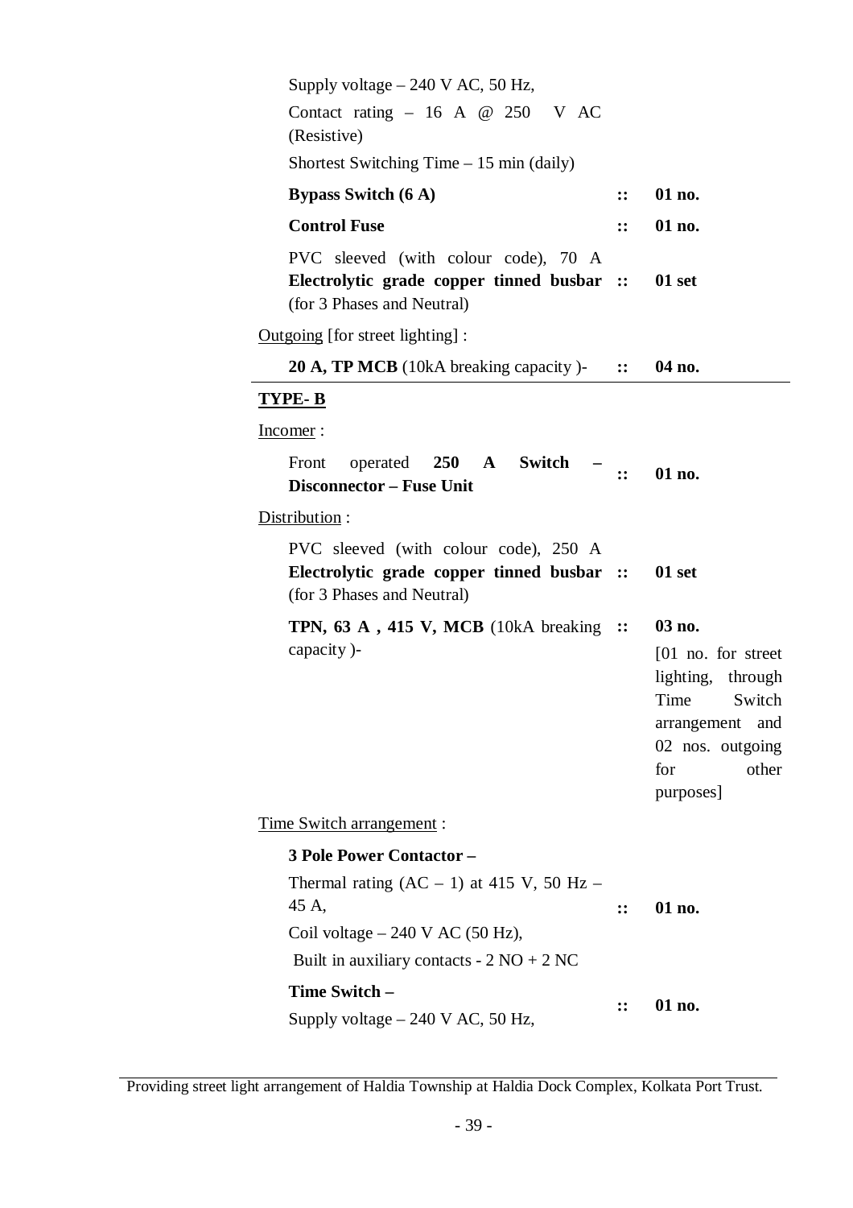| | | |
|---|---|---|
| Supply voltage – 240 V AC, 50 Hz,<br>Contact rating – 16 A @ 250 V AC (Resistive)<br>Shortest Switching Time – 15 min (daily) | | |
| **Bypass Switch (6 A)** | :: | **01 no.** |
| **Control Fuse** | :: | **01 no.** |
| PVC sleeved (with colour code), 70 A **Electrolytic grade copper tinned busbar** (for 3 Phases and Neutral) | :: | **01 set** |

Outgoing [for street lighting] :

| | | |
|---|---|---|
| **20 A, TP MCB** (10kA breaking capacity )- | :: | **04 no.** |

**TYPE- B**

Incomer :

| | | |
|---|---|---|
| Front operated **250 A Switch – Disconnector – Fuse Unit** | :: | **01 no.** |

Distribution :

| | | |
|---|---|---|
| PVC sleeved (with colour code), 250 A **Electrolytic grade copper tinned busbar** (for 3 Phases and Neutral) | :: | **01 set** |
| **TPN, 63 A , 415 V, MCB** (10kA breaking capacity )- | :: | **03 no.**<br>[01 no. for street lighting, through Time Switch arrangement and 02 nos. outgoing for other purposes] |

Time Switch arrangement :

| | | |
|---|---|---|
| **3 Pole Power Contactor –**<br>Thermal rating (AC – 1) at 415 V, 50 Hz – 45 A,<br>Coil voltage – 240 V AC (50 Hz),<br>Built in auxiliary contacts - 2 NO + 2 NC | :: | **01 no.** |
| **Time Switch –**<br>Supply voltage – 240 V AC, 50 Hz, | :: | **01 no.** |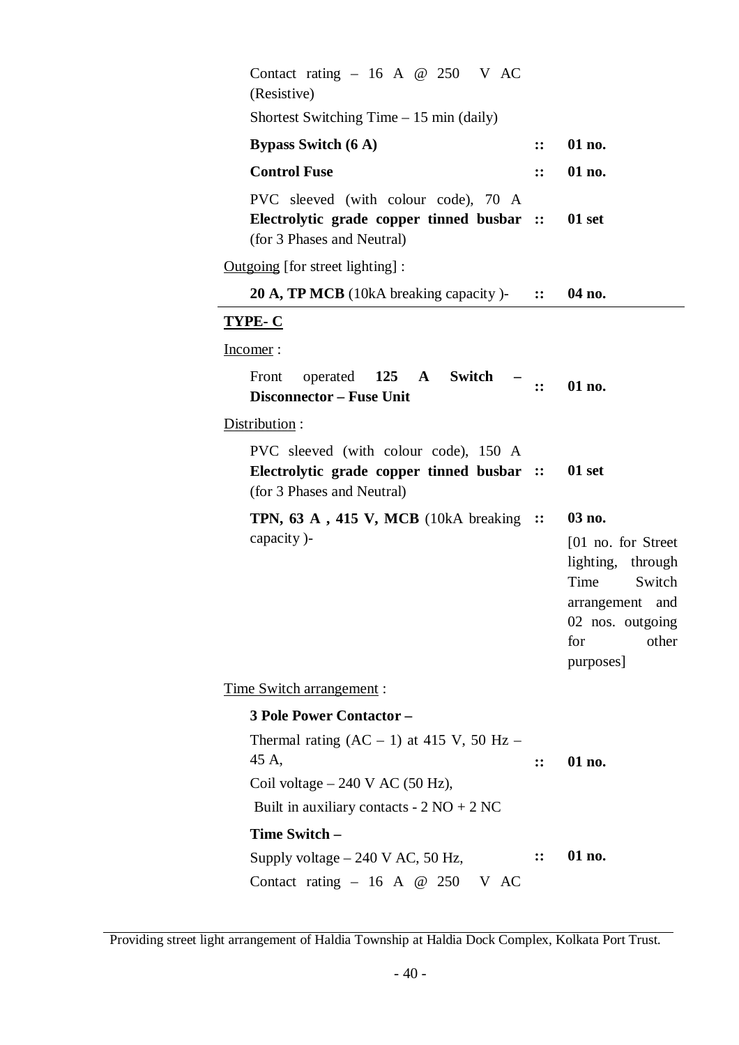Contact rating – 16 A @ 250 V AC (Resistive)

Shortest Switching Time – 15 min (daily)

| | | |
|---|---|---|
| **Bypass Switch (6 A)** | :: | **01 no.** |
| **Control Fuse** | :: | **01 no.** |
| PVC sleeved (with colour code), 70 A **Electrolytic grade copper tinned busbar** (for 3 Phases and Neutral) | :: | **01 set** |

Outgoing [for street lighting] :

| | | |
|---|---|---|
| **20 A, TP MCB** (10kA breaking capacity )- | :: | **04 no.** |

**TYPE- C**

Incomer :

| | | |
|---|---|---|
| Front operated **125 A Switch – Disconnector – Fuse Unit** | :: | **01 no.** |

Distribution :

| | | |
|---|---|---|
| PVC sleeved (with colour code), 150 A **Electrolytic grade copper tinned busbar** (for 3 Phases and Neutral) | :: | **01 set** |
| **TPN, 63 A , 415 V, MCB** (10kA breaking capacity )- | :: | **03 no.** [01 no. for Street lighting, through Time Switch arrangement and 02 nos. outgoing for other purposes] |

Time Switch arrangement :

**3 Pole Power Contactor –**

| | | |
|---|---|---|
| Thermal rating (AC – 1) at 415 V, 50 Hz – 45 A, Coil voltage – 240 V AC (50 Hz), Built in auxiliary contacts - 2 NO + 2 NC | :: | **01 no.** |

**Time Switch –**

| | | |
|---|---|---|
| Supply voltage – 240 V AC, 50 Hz, Contact rating – 16 A @ 250 V AC | :: | **01 no.** |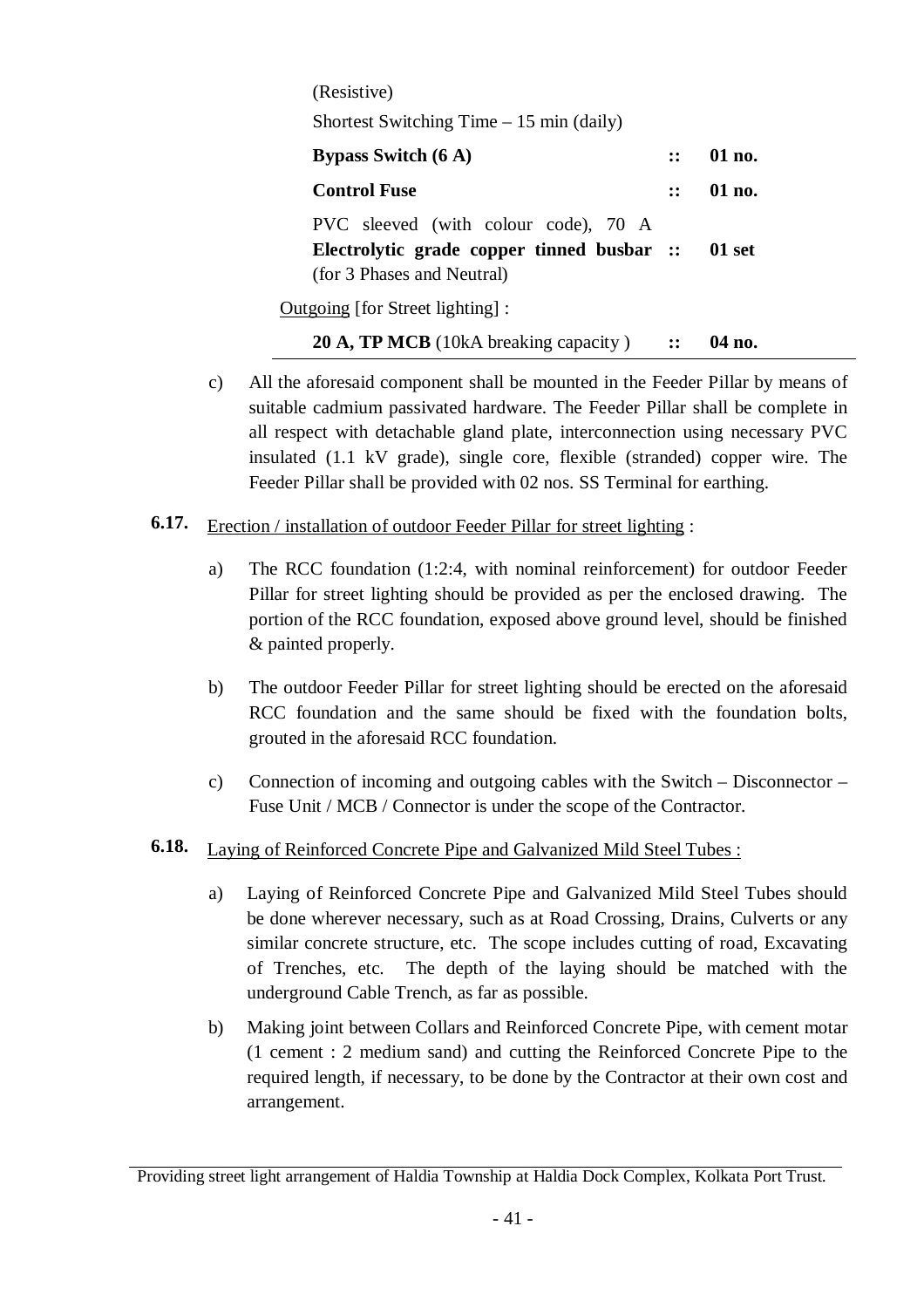| | | |
|---|---|---|
| (Resistive)<br>Shortest Switching Time – 15 min (daily) | | |
| **Bypass Switch (6 A)** | :: | **01 no.** |
| **Control Fuse** | :: | **01 no.** |
| PVC sleeved (with colour code), 70 A **Electrolytic grade copper tinned busbar** (for 3 Phases and Neutral) | :: | **01 set** |
| Outgoing [for Street lighting] : | | |
| **20 A, TP MCB** (10kA breaking capacity ) | :: | **04 no.** |

c) All the aforesaid component shall be mounted in the Feeder Pillar by means of suitable cadmium passivated hardware. The Feeder Pillar shall be complete in all respect with detachable gland plate, interconnection using necessary PVC insulated (1.1 kV grade), single core, flexible (stranded) copper wire. The Feeder Pillar shall be provided with 02 nos. SS Terminal for earthing.

**6.17.** Erection / installation of outdoor Feeder Pillar for street lighting :

a) The RCC foundation (1:2:4, with nominal reinforcement) for outdoor Feeder Pillar for street lighting should be provided as per the enclosed drawing. The portion of the RCC foundation, exposed above ground level, should be finished & painted properly.

b) The outdoor Feeder Pillar for street lighting should be erected on the aforesaid RCC foundation and the same should be fixed with the foundation bolts, grouted in the aforesaid RCC foundation.

c) Connection of incoming and outgoing cables with the Switch – Disconnector – Fuse Unit / MCB / Connector is under the scope of the Contractor.

**6.18.** Laying of Reinforced Concrete Pipe and Galvanized Mild Steel Tubes :

a) Laying of Reinforced Concrete Pipe and Galvanized Mild Steel Tubes should be done wherever necessary, such as at Road Crossing, Drains, Culverts or any similar concrete structure, etc. The scope includes cutting of road, Excavating of Trenches, etc. The depth of the laying should be matched with the underground Cable Trench, as far as possible.

b) Making joint between Collars and Reinforced Concrete Pipe, with cement motar (1 cement : 2 medium sand) and cutting the Reinforced Concrete Pipe to the required length, if necessary, to be done by the Contractor at their own cost and arrangement.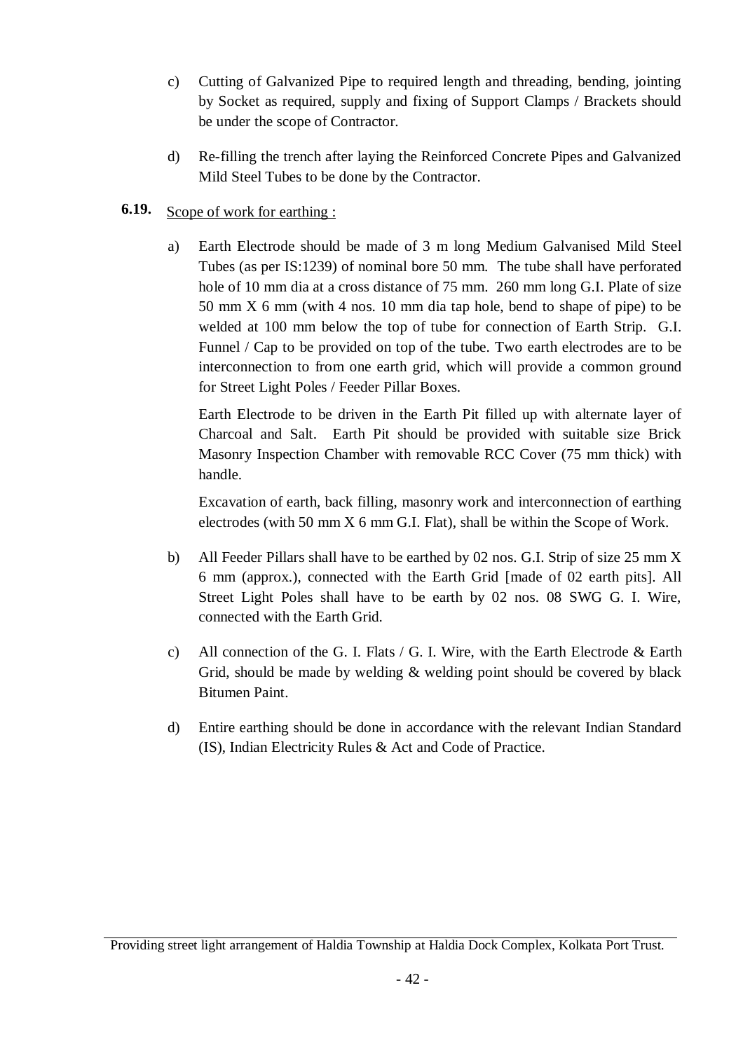c) Cutting of Galvanized Pipe to required length and threading, bending, jointing by Socket as required, supply and fixing of Support Clamps / Brackets should be under the scope of Contractor.

d) Re-filling the trench after laying the Reinforced Concrete Pipes and Galvanized Mild Steel Tubes to be done by the Contractor.

**6.19.** Scope of work for earthing :

a) Earth Electrode should be made of 3 m long Medium Galvanised Mild Steel Tubes (as per IS:1239) of nominal bore 50 mm. The tube shall have perforated hole of 10 mm dia at a cross distance of 75 mm. 260 mm long G.I. Plate of size 50 mm X 6 mm (with 4 nos. 10 mm dia tap hole, bend to shape of pipe) to be welded at 100 mm below the top of tube for connection of Earth Strip. G.I. Funnel / Cap to be provided on top of the tube. Two earth electrodes are to be interconnection to from one earth grid, which will provide a common ground for Street Light Poles / Feeder Pillar Boxes.

   Earth Electrode to be driven in the Earth Pit filled up with alternate layer of Charcoal and Salt. Earth Pit should be provided with suitable size Brick Masonry Inspection Chamber with removable RCC Cover (75 mm thick) with handle.

   Excavation of earth, back filling, masonry work and interconnection of earthing electrodes (with 50 mm X 6 mm G.I. Flat), shall be within the Scope of Work.

b) All Feeder Pillars shall have to be earthed by 02 nos. G.I. Strip of size 25 mm X 6 mm (approx.), connected with the Earth Grid [made of 02 earth pits]. All Street Light Poles shall have to be earth by 02 nos. 08 SWG G. I. Wire, connected with the Earth Grid.

c) All connection of the G. I. Flats / G. I. Wire, with the Earth Electrode & Earth Grid, should be made by welding & welding point should be covered by black Bitumen Paint.

d) Entire earthing should be done in accordance with the relevant Indian Standard (IS), Indian Electricity Rules & Act and Code of Practice.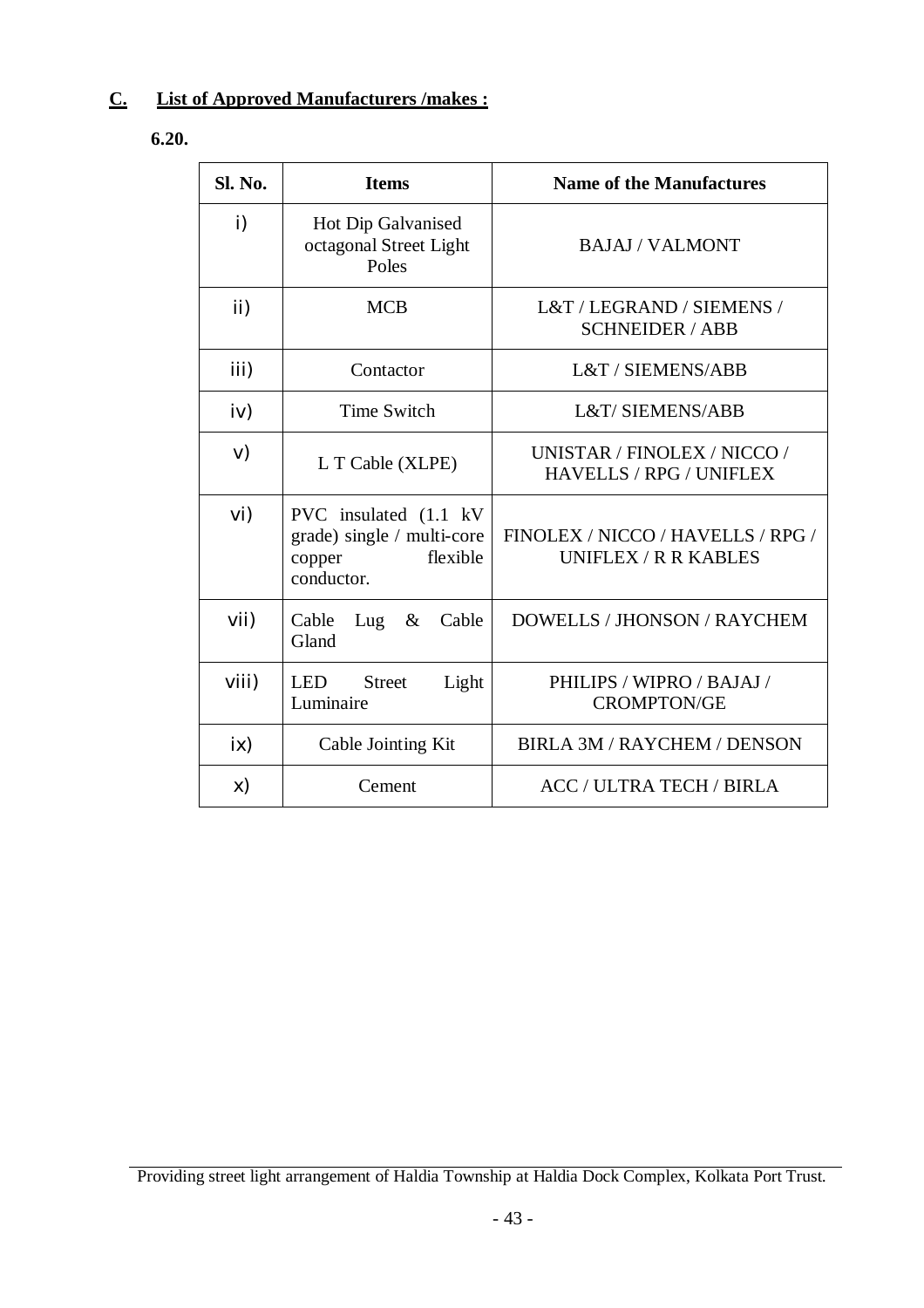**C. List of Approved Manufacturers /makes :**

**6.20.**

| Sl. No. | Items | Name of the Manufactures |
|---|---|---|
| i) | Hot Dip Galvanised octagonal Street Light Poles | BAJAJ / VALMONT |
| ii) | MCB | L&T / LEGRAND / SIEMENS / SCHNEIDER / ABB |
| iii) | Contactor | L&T / SIEMENS/ABB |
| iv) | Time Switch | L&T/ SIEMENS/ABB |
| v) | L T Cable (XLPE) | UNISTAR / FINOLEX / NICCO / HAVELLS / RPG / UNIFLEX |
| vi) | PVC insulated (1.1 kV grade) single / multi-core copper flexible conductor. | FINOLEX / NICCO / HAVELLS / RPG / UNIFLEX / R R KABLES |
| vii) | Cable Lug & Cable Gland | DOWELLS / JHONSON / RAYCHEM |
| viii) | LED Street Light Luminaire | PHILIPS / WIPRO / BAJAJ / CROMPTON/GE |
| ix) | Cable Jointing Kit | BIRLA 3M / RAYCHEM / DENSON |
| x) | Cement | ACC / ULTRA TECH / BIRLA |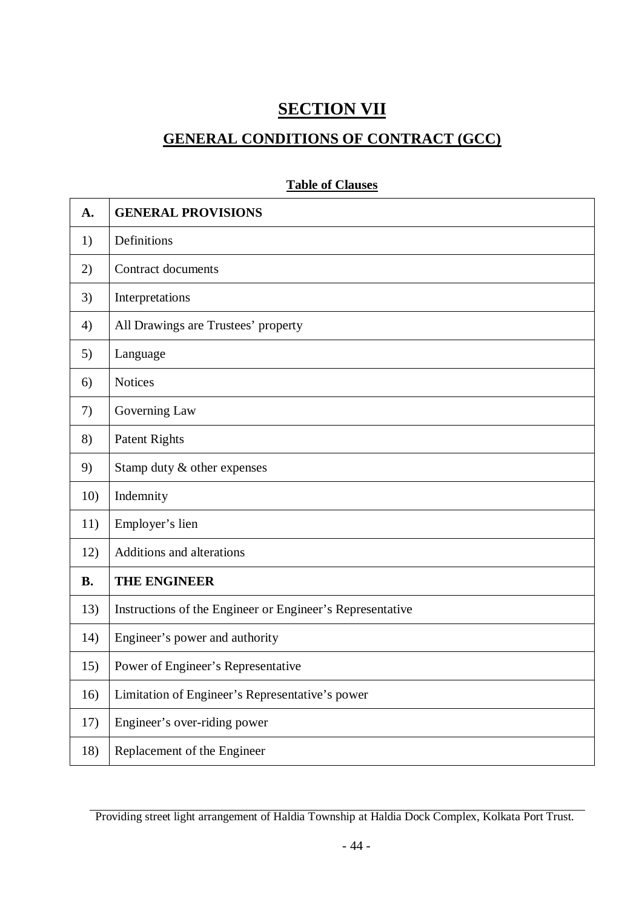# SECTION VII

## GENERAL CONDITIONS OF CONTRACT (GCC)

**Table of Clauses**

| **A.** | **GENERAL PROVISIONS** |
|---|---|
| 1) | Definitions |
| 2) | Contract documents |
| 3) | Interpretations |
| 4) | All Drawings are Trustees' property |
| 5) | Language |
| 6) | Notices |
| 7) | Governing Law |
| 8) | Patent Rights |
| 9) | Stamp duty & other expenses |
| 10) | Indemnity |
| 11) | Employer's lien |
| 12) | Additions and alterations |
| **B.** | **THE ENGINEER** |
| 13) | Instructions of the Engineer or Engineer's Representative |
| 14) | Engineer's power and authority |
| 15) | Power of Engineer's Representative |
| 16) | Limitation of Engineer's Representative's power |
| 17) | Engineer's over-riding power |
| 18) | Replacement of the Engineer |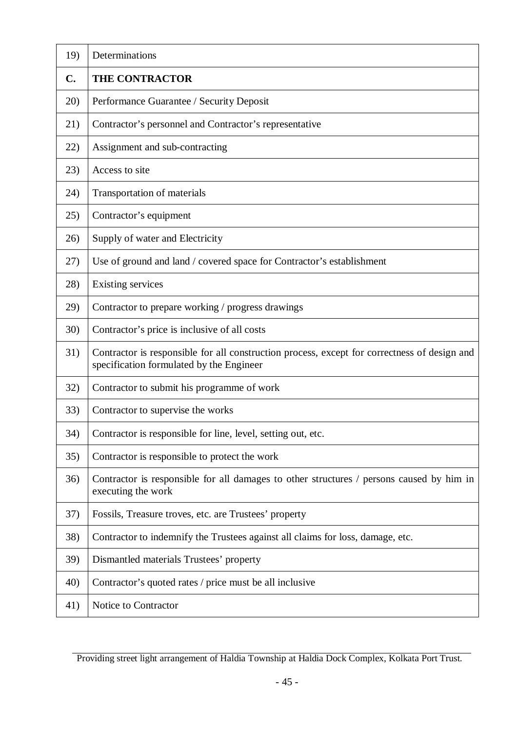| | |
|---|---|
| 19) | Determinations |
| **C.** | **THE CONTRACTOR** |
| 20) | Performance Guarantee / Security Deposit |
| 21) | Contractor's personnel and Contractor's representative |
| 22) | Assignment and sub-contracting |
| 23) | Access to site |
| 24) | Transportation of materials |
| 25) | Contractor's equipment |
| 26) | Supply of water and Electricity |
| 27) | Use of ground and land / covered space for Contractor's establishment |
| 28) | Existing services |
| 29) | Contractor to prepare working / progress drawings |
| 30) | Contractor's price is inclusive of all costs |
| 31) | Contractor is responsible for all construction process, except for correctness of design and specification formulated by the Engineer |
| 32) | Contractor to submit his programme of work |
| 33) | Contractor to supervise the works |
| 34) | Contractor is responsible for line, level, setting out, etc. |
| 35) | Contractor is responsible to protect the work |
| 36) | Contractor is responsible for all damages to other structures / persons caused by him in executing the work |
| 37) | Fossils, Treasure troves, etc. are Trustees' property |
| 38) | Contractor to indemnify the Trustees against all claims for loss, damage, etc. |
| 39) | Dismantled materials Trustees' property |
| 40) | Contractor's quoted rates / price must be all inclusive |
| 41) | Notice to Contractor |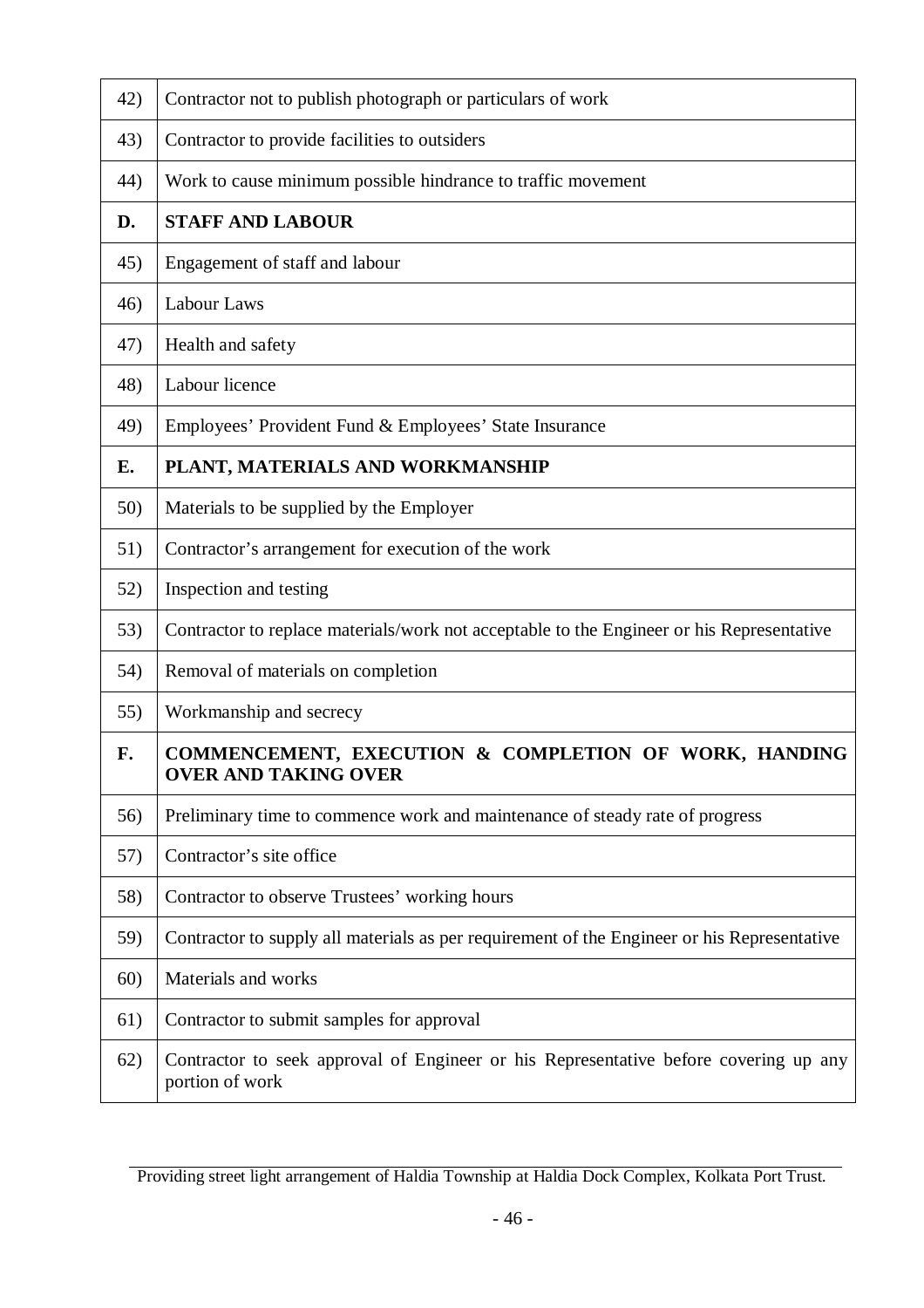| | |
|---|---|
| 42) | Contractor not to publish photograph or particulars of work |
| 43) | Contractor to provide facilities to outsiders |
| 44) | Work to cause minimum possible hindrance to traffic movement |
| **D.** | **STAFF AND LABOUR** |
| 45) | Engagement of staff and labour |
| 46) | Labour Laws |
| 47) | Health and safety |
| 48) | Labour licence |
| 49) | Employees' Provident Fund & Employees' State Insurance |
| **E.** | **PLANT, MATERIALS AND WORKMANSHIP** |
| 50) | Materials to be supplied by the Employer |
| 51) | Contractor's arrangement for execution of the work |
| 52) | Inspection and testing |
| 53) | Contractor to replace materials/work not acceptable to the Engineer or his Representative |
| 54) | Removal of materials on completion |
| 55) | Workmanship and secrecy |
| **F.** | **COMMENCEMENT, EXECUTION & COMPLETION OF WORK, HANDING OVER AND TAKING OVER** |
| 56) | Preliminary time to commence work and maintenance of steady rate of progress |
| 57) | Contractor's site office |
| 58) | Contractor to observe Trustees' working hours |
| 59) | Contractor to supply all materials as per requirement of the Engineer or his Representative |
| 60) | Materials and works |
| 61) | Contractor to submit samples for approval |
| 62) | Contractor to seek approval of Engineer or his Representative before covering up any portion of work |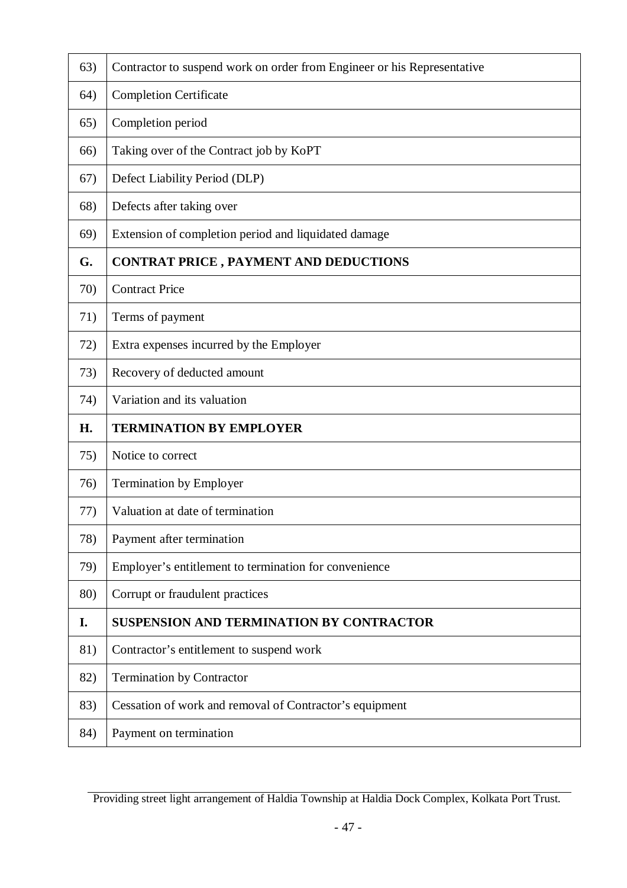| | |
|---|---|
| 63) | Contractor to suspend work on order from Engineer or his Representative |
| 64) | Completion Certificate |
| 65) | Completion period |
| 66) | Taking over of the Contract job by KoPT |
| 67) | Defect Liability Period (DLP) |
| 68) | Defects after taking over |
| 69) | Extension of completion period and liquidated damage |
| **G.** | **CONTRAT PRICE , PAYMENT AND DEDUCTIONS** |
| 70) | Contract Price |
| 71) | Terms of payment |
| 72) | Extra expenses incurred by the Employer |
| 73) | Recovery of deducted amount |
| 74) | Variation and its valuation |
| **H.** | **TERMINATION BY EMPLOYER** |
| 75) | Notice to correct |
| 76) | Termination by Employer |
| 77) | Valuation at date of termination |
| 78) | Payment after termination |
| 79) | Employer's entitlement to termination for convenience |
| 80) | Corrupt or fraudulent practices |
| **I.** | **SUSPENSION AND TERMINATION BY CONTRACTOR** |
| 81) | Contractor's entitlement to suspend work |
| 82) | Termination by Contractor |
| 83) | Cessation of work and removal of Contractor's equipment |
| 84) | Payment on termination |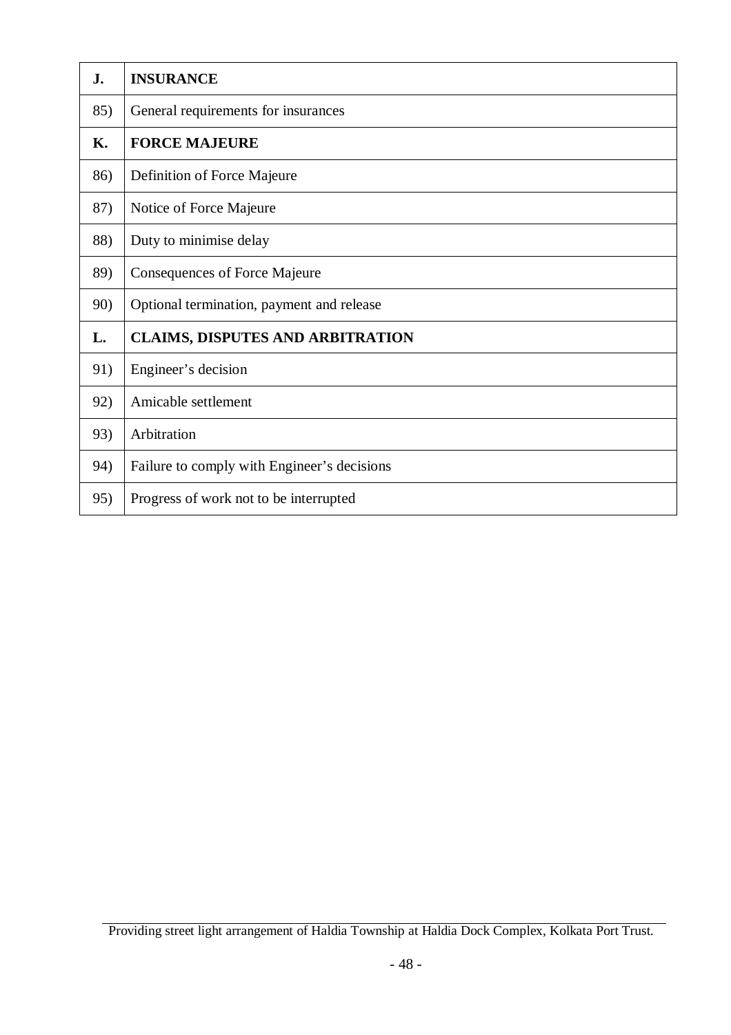| **J.** | **INSURANCE** |
|---|---|
| 85) | General requirements for insurances |
| **K.** | **FORCE MAJEURE** |
| 86) | Definition of Force Majeure |
| 87) | Notice of Force Majeure |
| 88) | Duty to minimise delay |
| 89) | Consequences of Force Majeure |
| 90) | Optional termination, payment and release |
| **L.** | **CLAIMS, DISPUTES AND ARBITRATION** |
| 91) | Engineer's decision |
| 92) | Amicable settlement |
| 93) | Arbitration |
| 94) | Failure to comply with Engineer's decisions |
| 95) | Progress of work not to be interrupted |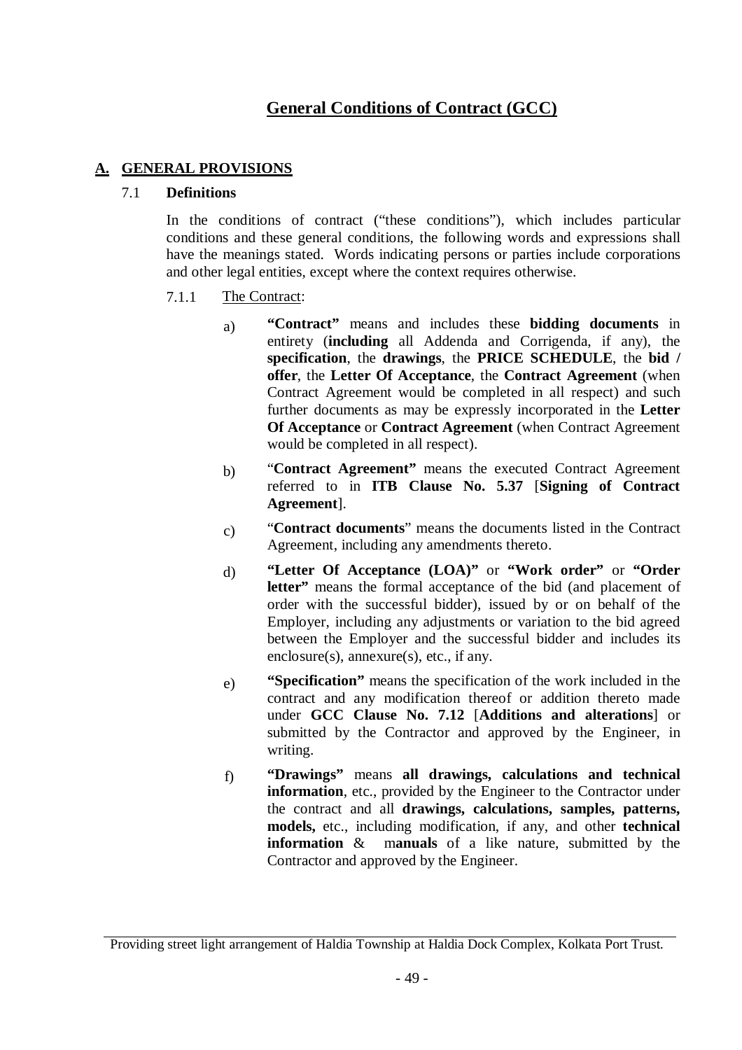# General Conditions of Contract (GCC)

## A. GENERAL PROVISIONS

### 7.1 Definitions

In the conditions of contract ("these conditions"), which includes particular conditions and these general conditions, the following words and expressions shall have the meanings stated. Words indicating persons or parties include corporations and other legal entities, except where the context requires otherwise.

7.1.1 The Contract:

a) **"Contract"** means and includes these **bidding documents** in entirety (**including** all Addenda and Corrigenda, if any), the **specification**, the **drawings**, the **PRICE SCHEDULE**, the **bid / offer**, the **Letter Of Acceptance**, the **Contract Agreement** (when Contract Agreement would be completed in all respect) and such further documents as may be expressly incorporated in the **Letter Of Acceptance** or **Contract Agreement** (when Contract Agreement would be completed in all respect).

b) "**Contract Agreement"** means the executed Contract Agreement referred to in **ITB Clause No. 5.37** [**Signing of Contract Agreement**].

c) "**Contract documents**" means the documents listed in the Contract Agreement, including any amendments thereto.

d) **"Letter Of Acceptance (LOA)"** or **"Work order"** or **"Order letter"** means the formal acceptance of the bid (and placement of order with the successful bidder), issued by or on behalf of the Employer, including any adjustments or variation to the bid agreed between the Employer and the successful bidder and includes its enclosure(s), annexure(s), etc., if any.

e) **"Specification"** means the specification of the work included in the contract and any modification thereof or addition thereto made under **GCC Clause No. 7.12** [**Additions and alterations**] or submitted by the Contractor and approved by the Engineer, in writing.

f) **"Drawings"** means **all drawings, calculations and technical information**, etc., provided by the Engineer to the Contractor under the contract and all **drawings, calculations, samples, patterns, models,** etc., including modification, if any, and other **technical information** & m**anuals** of a like nature, submitted by the Contractor and approved by the Engineer.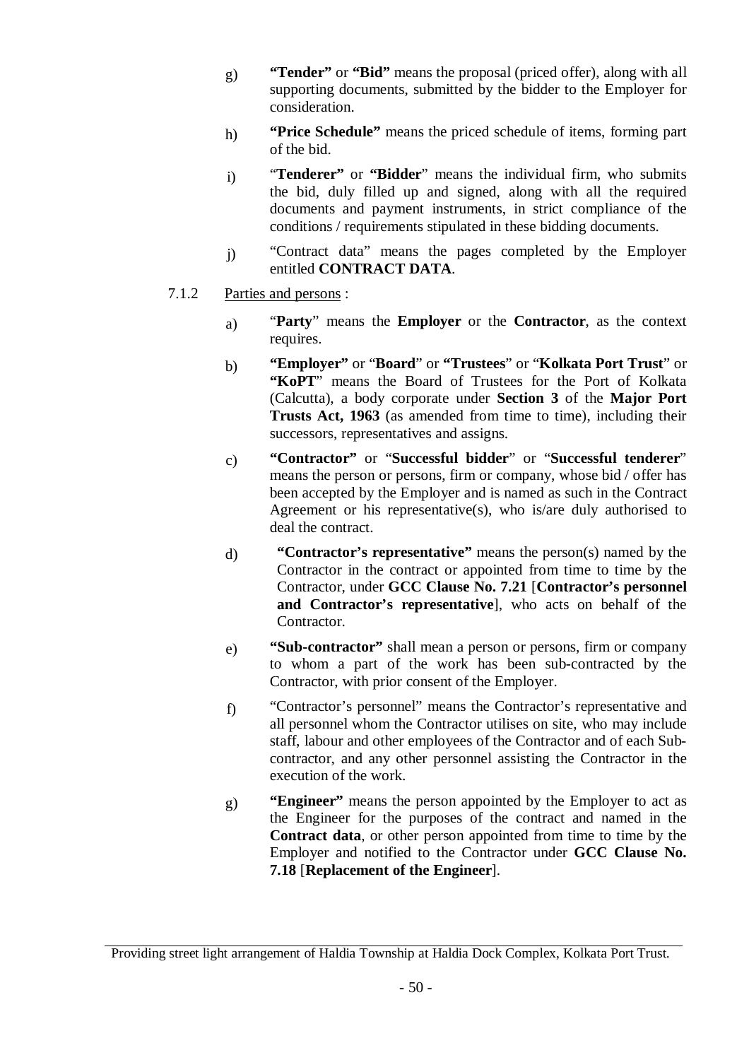g) **"Tender"** or **"Bid"** means the proposal (priced offer), along with all supporting documents, submitted by the bidder to the Employer for consideration.

h) **"Price Schedule"** means the priced schedule of items, forming part of the bid.

i) "**Tenderer"** or **"Bidder**" means the individual firm, who submits the bid, duly filled up and signed, along with all the required documents and payment instruments, in strict compliance of the conditions / requirements stipulated in these bidding documents.

j) "Contract data" means the pages completed by the Employer entitled **CONTRACT DATA**.

7.1.2 Parties and persons :

a) "**Party**" means the **Employer** or the **Contractor**, as the context requires.

b) **"Employer"** or "**Board**" or **"Trustees**" or "**Kolkata Port Trust**" or **"KoPT**" means the Board of Trustees for the Port of Kolkata (Calcutta), a body corporate under **Section 3** of the **Major Port Trusts Act, 1963** (as amended from time to time), including their successors, representatives and assigns.

c) **"Contractor"** or "**Successful bidder**" or "**Successful tenderer**" means the person or persons, firm or company, whose bid / offer has been accepted by the Employer and is named as such in the Contract Agreement or his representative(s), who is/are duly authorised to deal the contract.

d) **"Contractor's representative"** means the person(s) named by the Contractor in the contract or appointed from time to time by the Contractor, under **GCC Clause No. 7.21** [**Contractor's personnel and Contractor's representative**], who acts on behalf of the Contractor.

e) **"Sub-contractor"** shall mean a person or persons, firm or company to whom a part of the work has been sub-contracted by the Contractor, with prior consent of the Employer.

f) "Contractor's personnel" means the Contractor's representative and all personnel whom the Contractor utilises on site, who may include staff, labour and other employees of the Contractor and of each Sub-contractor, and any other personnel assisting the Contractor in the execution of the work.

g) **"Engineer"** means the person appointed by the Employer to act as the Engineer for the purposes of the contract and named in the **Contract data**, or other person appointed from time to time by the Employer and notified to the Contractor under **GCC Clause No. 7.18** [**Replacement of the Engineer**].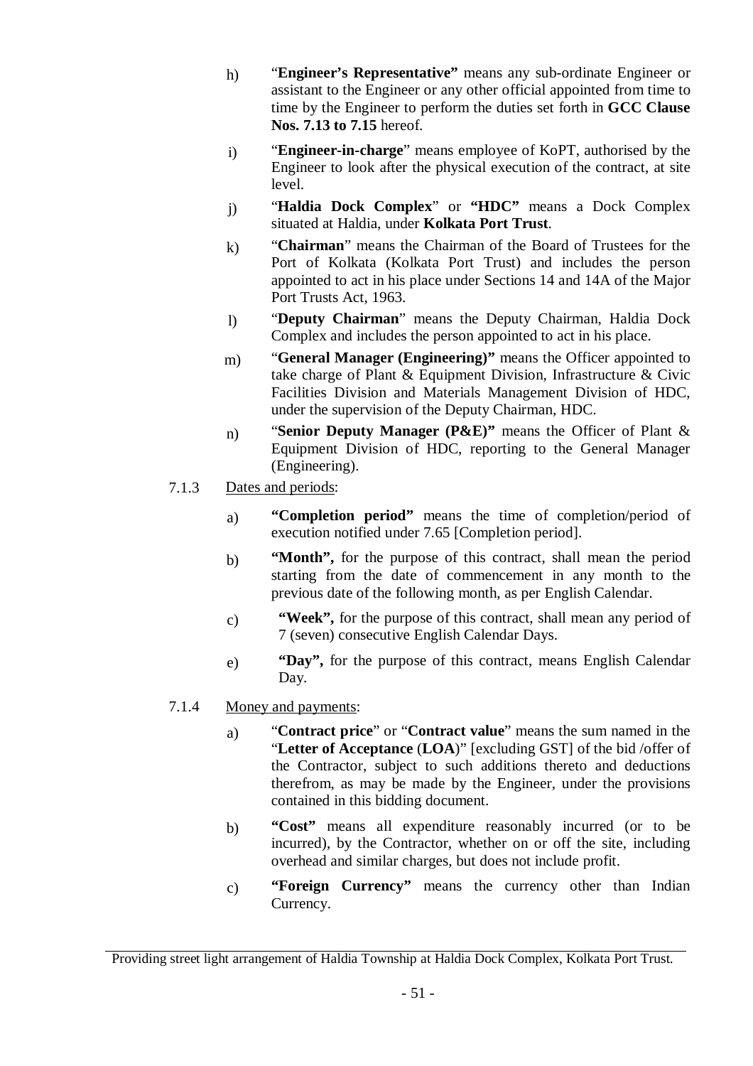h) "**Engineer's Representative"** means any sub-ordinate Engineer or assistant to the Engineer or any other official appointed from time to time by the Engineer to perform the duties set forth in **GCC Clause Nos. 7.13 to 7.15** hereof.

i) "**Engineer-in-charge**" means employee of KoPT, authorised by the Engineer to look after the physical execution of the contract, at site level.

j) "**Haldia Dock Complex**" or **"HDC"** means a Dock Complex situated at Haldia, under **Kolkata Port Trust**.

k) "**Chairman**" means the Chairman of the Board of Trustees for the Port of Kolkata (Kolkata Port Trust) and includes the person appointed to act in his place under Sections 14 and 14A of the Major Port Trusts Act, 1963.

l) "**Deputy Chairman**" means the Deputy Chairman, Haldia Dock Complex and includes the person appointed to act in his place.

m) "**General Manager (Engineering)"** means the Officer appointed to take charge of Plant & Equipment Division, Infrastructure & Civic Facilities Division and Materials Management Division of HDC, under the supervision of the Deputy Chairman, HDC.

n) "**Senior Deputy Manager (P&E)"** means the Officer of Plant & Equipment Division of HDC, reporting to the General Manager (Engineering).

7.1.3 Dates and periods:

a) **"Completion period"** means the time of completion/period of execution notified under 7.65 [Completion period].

b) **"Month",** for the purpose of this contract, shall mean the period starting from the date of commencement in any month to the previous date of the following month, as per English Calendar.

c) **"Week",** for the purpose of this contract, shall mean any period of 7 (seven) consecutive English Calendar Days.

e) **"Day",** for the purpose of this contract, means English Calendar Day.

7.1.4 Money and payments:

a) "**Contract price**" or "**Contract value**" means the sum named in the "**Letter of Acceptance** (**LOA**)" [excluding GST] of the bid /offer of the Contractor, subject to such additions thereto and deductions therefrom, as may be made by the Engineer, under the provisions contained in this bidding document.

b) **"Cost"** means all expenditure reasonably incurred (or to be incurred), by the Contractor, whether on or off the site, including overhead and similar charges, but does not include profit.

c) **"Foreign Currency"** means the currency other than Indian Currency.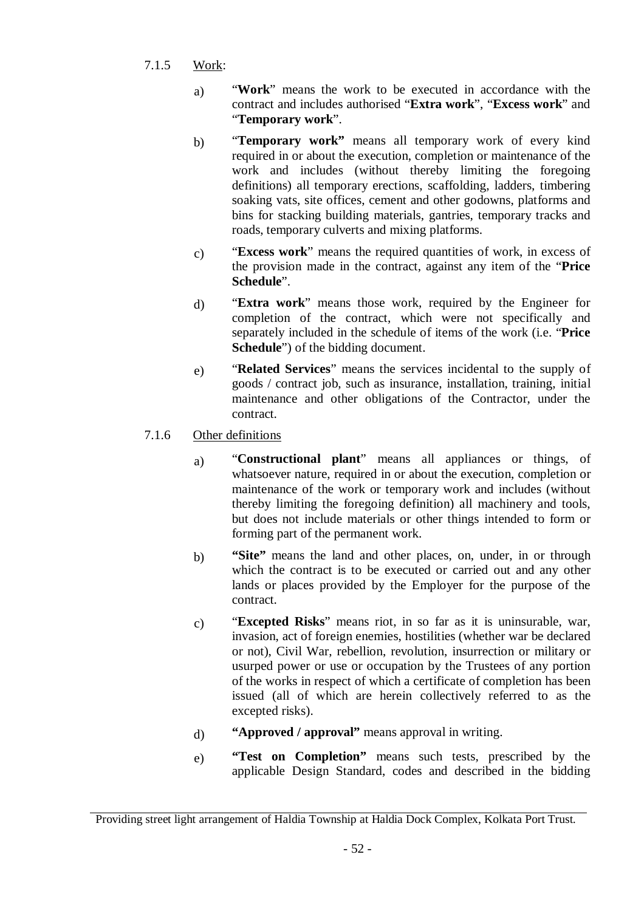7.1.5 Work:

a) "**Work**" means the work to be executed in accordance with the contract and includes authorised "**Extra work**", "**Excess work**" and "**Temporary work**".

b) "**Temporary work"** means all temporary work of every kind required in or about the execution, completion or maintenance of the work and includes (without thereby limiting the foregoing definitions) all temporary erections, scaffolding, ladders, timbering soaking vats, site offices, cement and other godowns, platforms and bins for stacking building materials, gantries, temporary tracks and roads, temporary culverts and mixing platforms.

c) "**Excess work**" means the required quantities of work, in excess of the provision made in the contract, against any item of the "**Price Schedule**".

d) "**Extra work**" means those work, required by the Engineer for completion of the contract, which were not specifically and separately included in the schedule of items of the work (i.e. "**Price Schedule**") of the bidding document.

e) "**Related Services**" means the services incidental to the supply of goods / contract job, such as insurance, installation, training, initial maintenance and other obligations of the Contractor, under the contract.

7.1.6 Other definitions

a) "**Constructional plant**" means all appliances or things, of whatsoever nature, required in or about the execution, completion or maintenance of the work or temporary work and includes (without thereby limiting the foregoing definition) all machinery and tools, but does not include materials or other things intended to form or forming part of the permanent work.

b) **"Site"** means the land and other places, on, under, in or through which the contract is to be executed or carried out and any other lands or places provided by the Employer for the purpose of the contract.

c) "**Excepted Risks**" means riot, in so far as it is uninsurable, war, invasion, act of foreign enemies, hostilities (whether war be declared or not), Civil War, rebellion, revolution, insurrection or military or usurped power or use or occupation by the Trustees of any portion of the works in respect of which a certificate of completion has been issued (all of which are herein collectively referred to as the excepted risks).

d) **"Approved / approval"** means approval in writing.

e) **"Test on Completion"** means such tests, prescribed by the applicable Design Standard, codes and described in the bidding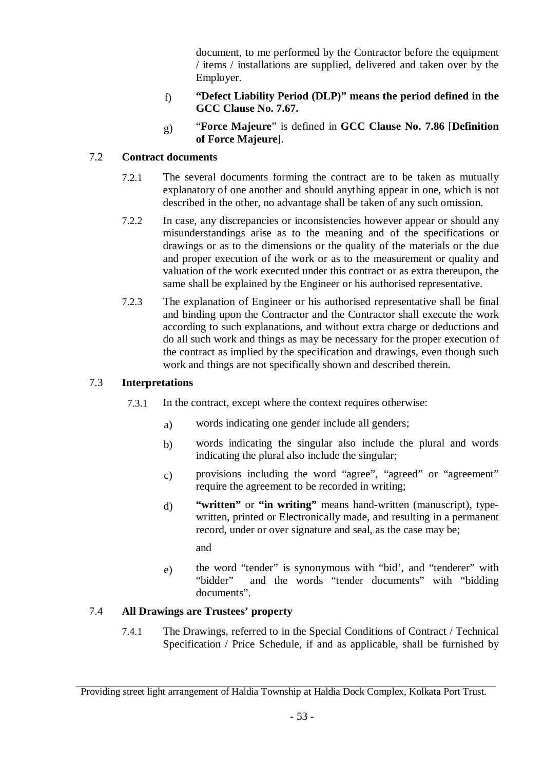document, to me performed by the Contractor before the equipment / items / installations are supplied, delivered and taken over by the Employer.

f) **"Defect Liability Period (DLP)" means the period defined in the GCC Clause No. 7.67.**

g) "**Force Majeure**" is defined in **GCC Clause No. 7.86** [**Definition of Force Majeure**].

## 7.2 Contract documents

7.2.1 The several documents forming the contract are to be taken as mutually explanatory of one another and should anything appear in one, which is not described in the other, no advantage shall be taken of any such omission.

7.2.2 In case, any discrepancies or inconsistencies however appear or should any misunderstandings arise as to the meaning and of the specifications or drawings or as to the dimensions or the quality of the materials or the due and proper execution of the work or as to the measurement or quality and valuation of the work executed under this contract or as extra thereupon, the same shall be explained by the Engineer or his authorised representative.

7.2.3 The explanation of Engineer or his authorised representative shall be final and binding upon the Contractor and the Contractor shall execute the work according to such explanations, and without extra charge or deductions and do all such work and things as may be necessary for the proper execution of the contract as implied by the specification and drawings, even though such work and things are not specifically shown and described therein.

## 7.3 Interpretations

7.3.1 In the contract, except where the context requires otherwise:

a) words indicating one gender include all genders;

b) words indicating the singular also include the plural and words indicating the plural also include the singular;

c) provisions including the word "agree", "agreed" or "agreement" require the agreement to be recorded in writing;

d) **"written"** or **"in writing"** means hand-written (manuscript), type-written, printed or Electronically made, and resulting in a permanent record, under or over signature and seal, as the case may be;

and

e) the word "tender" is synonymous with "bid', and "tenderer" with "bidder" and the words "tender documents" with "bidding documents".

## 7.4 All Drawings are Trustees' property

7.4.1 The Drawings, referred to in the Special Conditions of Contract / Technical Specification / Price Schedule, if and as applicable, shall be furnished by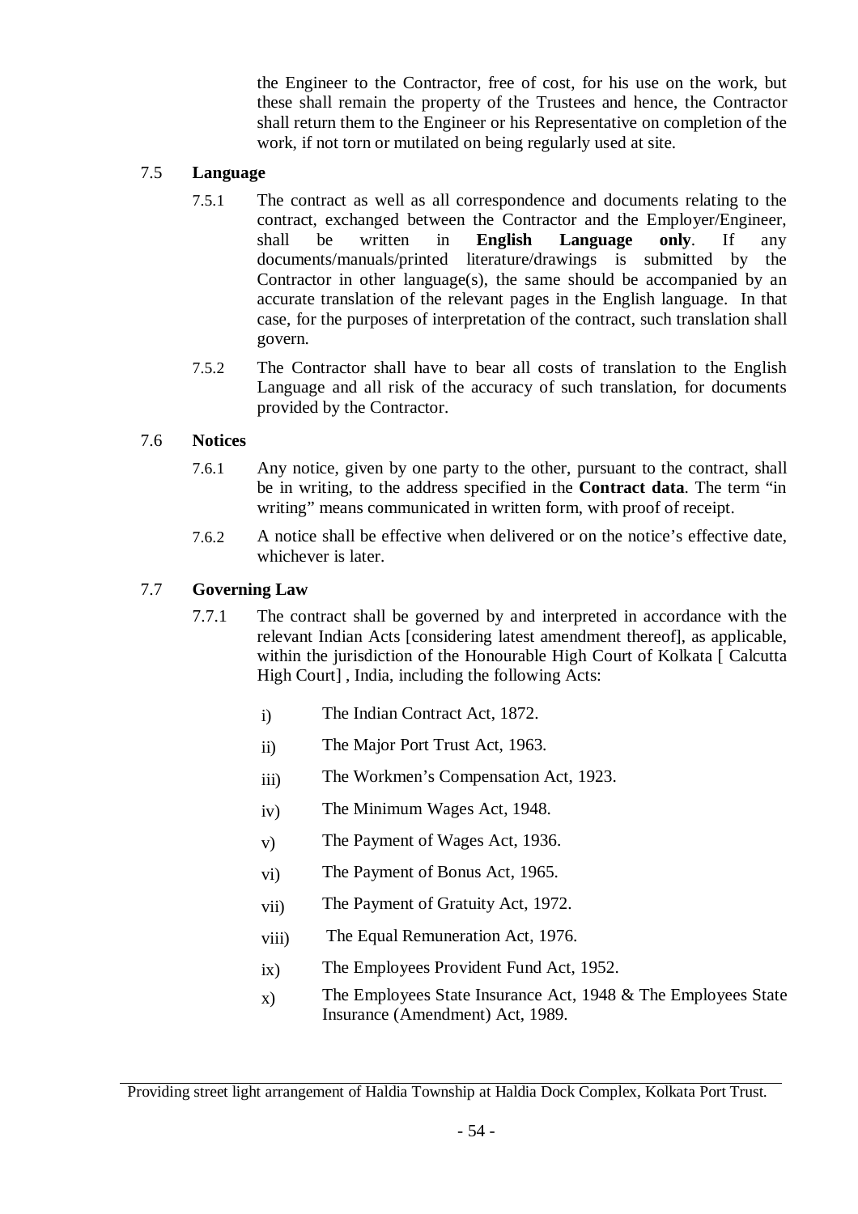the Engineer to the Contractor, free of cost, for his use on the work, but these shall remain the property of the Trustees and hence, the Contractor shall return them to the Engineer or his Representative on completion of the work, if not torn or mutilated on being regularly used at site.

### 7.5 Language

7.5.1 The contract as well as all correspondence and documents relating to the contract, exchanged between the Contractor and the Employer/Engineer, shall be written in **English Language only**. If any documents/manuals/printed literature/drawings is submitted by the Contractor in other language(s), the same should be accompanied by an accurate translation of the relevant pages in the English language. In that case, for the purposes of interpretation of the contract, such translation shall govern.

7.5.2 The Contractor shall have to bear all costs of translation to the English Language and all risk of the accuracy of such translation, for documents provided by the Contractor.

### 7.6 Notices

7.6.1 Any notice, given by one party to the other, pursuant to the contract, shall be in writing, to the address specified in the **Contract data**. The term "in writing" means communicated in written form, with proof of receipt.

7.6.2 A notice shall be effective when delivered or on the notice's effective date, whichever is later.

### 7.7 Governing Law

7.7.1 The contract shall be governed by and interpreted in accordance with the relevant Indian Acts [considering latest amendment thereof], as applicable, within the jurisdiction of the Honourable High Court of Kolkata [ Calcutta High Court] , India, including the following Acts:

- i) The Indian Contract Act, 1872.
- ii) The Major Port Trust Act, 1963.
- iii) The Workmen's Compensation Act, 1923.
- iv) The Minimum Wages Act, 1948.
- v) The Payment of Wages Act, 1936.
- vi) The Payment of Bonus Act, 1965.
- vii) The Payment of Gratuity Act, 1972.
- viii) The Equal Remuneration Act, 1976.
- ix) The Employees Provident Fund Act, 1952.
- x) The Employees State Insurance Act, 1948 & The Employees State Insurance (Amendment) Act, 1989.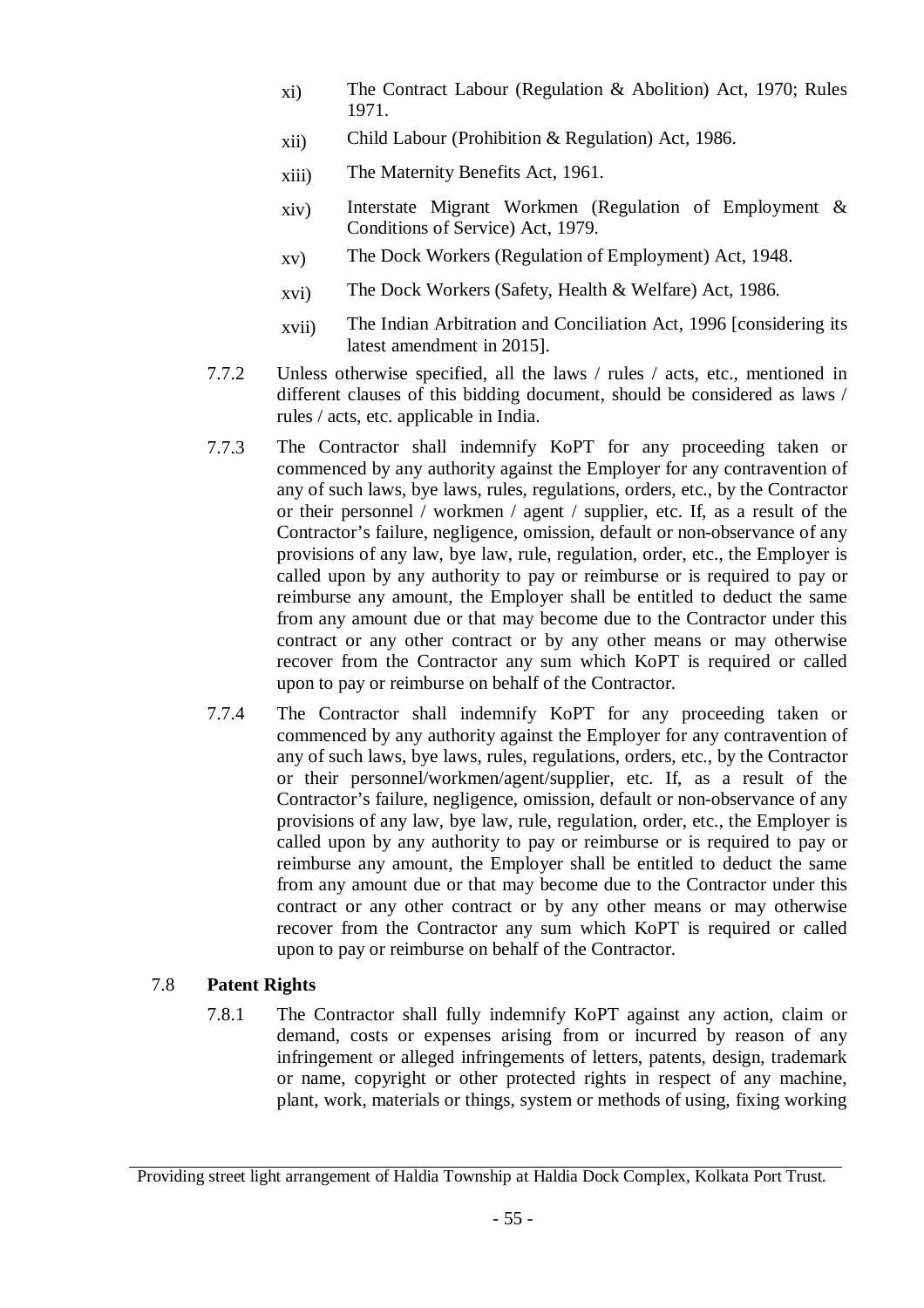xi) The Contract Labour (Regulation & Abolition) Act, 1970; Rules 1971.

xii) Child Labour (Prohibition & Regulation) Act, 1986.

xiii) The Maternity Benefits Act, 1961.

xiv) Interstate Migrant Workmen (Regulation of Employment & Conditions of Service) Act, 1979.

xv) The Dock Workers (Regulation of Employment) Act, 1948.

xvi) The Dock Workers (Safety, Health & Welfare) Act, 1986.

xvii) The Indian Arbitration and Conciliation Act, 1996 [considering its latest amendment in 2015].

7.7.2 Unless otherwise specified, all the laws / rules / acts, etc., mentioned in different clauses of this bidding document, should be considered as laws / rules / acts, etc. applicable in India.

7.7.3 The Contractor shall indemnify KoPT for any proceeding taken or commenced by any authority against the Employer for any contravention of any of such laws, bye laws, rules, regulations, orders, etc., by the Contractor or their personnel / workmen / agent / supplier, etc. If, as a result of the Contractor's failure, negligence, omission, default or non-observance of any provisions of any law, bye law, rule, regulation, order, etc., the Employer is called upon by any authority to pay or reimburse or is required to pay or reimburse any amount, the Employer shall be entitled to deduct the same from any amount due or that may become due to the Contractor under this contract or any other contract or by any other means or may otherwise recover from the Contractor any sum which KoPT is required or called upon to pay or reimburse on behalf of the Contractor.

7.7.4 The Contractor shall indemnify KoPT for any proceeding taken or commenced by any authority against the Employer for any contravention of any of such laws, bye laws, rules, regulations, orders, etc., by the Contractor or their personnel/workmen/agent/supplier, etc. If, as a result of the Contractor's failure, negligence, omission, default or non-observance of any provisions of any law, bye law, rule, regulation, order, etc., the Employer is called upon by any authority to pay or reimburse or is required to pay or reimburse any amount, the Employer shall be entitled to deduct the same from any amount due or that may become due to the Contractor under this contract or any other contract or by any other means or may otherwise recover from the Contractor any sum which KoPT is required or called upon to pay or reimburse on behalf of the Contractor.

### 7.8 Patent Rights

7.8.1 The Contractor shall fully indemnify KoPT against any action, claim or demand, costs or expenses arising from or incurred by reason of any infringement or alleged infringements of letters, patents, design, trademark or name, copyright or other protected rights in respect of any machine, plant, work, materials or things, system or methods of using, fixing working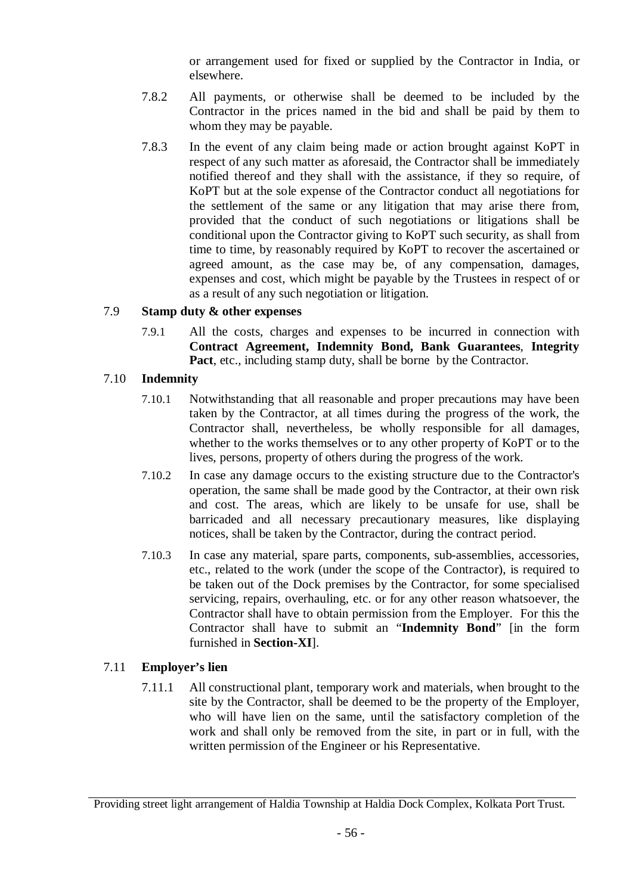or arrangement used for fixed or supplied by the Contractor in India, or elsewhere.

7.8.2 All payments, or otherwise shall be deemed to be included by the Contractor in the prices named in the bid and shall be paid by them to whom they may be payable.

7.8.3 In the event of any claim being made or action brought against KoPT in respect of any such matter as aforesaid, the Contractor shall be immediately notified thereof and they shall with the assistance, if they so require, of KoPT but at the sole expense of the Contractor conduct all negotiations for the settlement of the same or any litigation that may arise there from, provided that the conduct of such negotiations or litigations shall be conditional upon the Contractor giving to KoPT such security, as shall from time to time, by reasonably required by KoPT to recover the ascertained or agreed amount, as the case may be, of any compensation, damages, expenses and cost, which might be payable by the Trustees in respect of or as a result of any such negotiation or litigation.

## 7.9 Stamp duty & other expenses

7.9.1 All the costs, charges and expenses to be incurred in connection with **Contract Agreement, Indemnity Bond, Bank Guarantees**, **Integrity Pact**, etc., including stamp duty, shall be borne by the Contractor.

## 7.10 Indemnity

7.10.1 Notwithstanding that all reasonable and proper precautions may have been taken by the Contractor, at all times during the progress of the work, the Contractor shall, nevertheless, be wholly responsible for all damages, whether to the works themselves or to any other property of KoPT or to the lives, persons, property of others during the progress of the work.

7.10.2 In case any damage occurs to the existing structure due to the Contractor's operation, the same shall be made good by the Contractor, at their own risk and cost. The areas, which are likely to be unsafe for use, shall be barricaded and all necessary precautionary measures, like displaying notices, shall be taken by the Contractor, during the contract period.

7.10.3 In case any material, spare parts, components, sub-assemblies, accessories, etc., related to the work (under the scope of the Contractor), is required to be taken out of the Dock premises by the Contractor, for some specialised servicing, repairs, overhauling, etc. or for any other reason whatsoever, the Contractor shall have to obtain permission from the Employer. For this the Contractor shall have to submit an "**Indemnity Bond**" [in the form furnished in **Section-XI**].

## 7.11 Employer's lien

7.11.1 All constructional plant, temporary work and materials, when brought to the site by the Contractor, shall be deemed to be the property of the Employer, who will have lien on the same, until the satisfactory completion of the work and shall only be removed from the site, in part or in full, with the written permission of the Engineer or his Representative.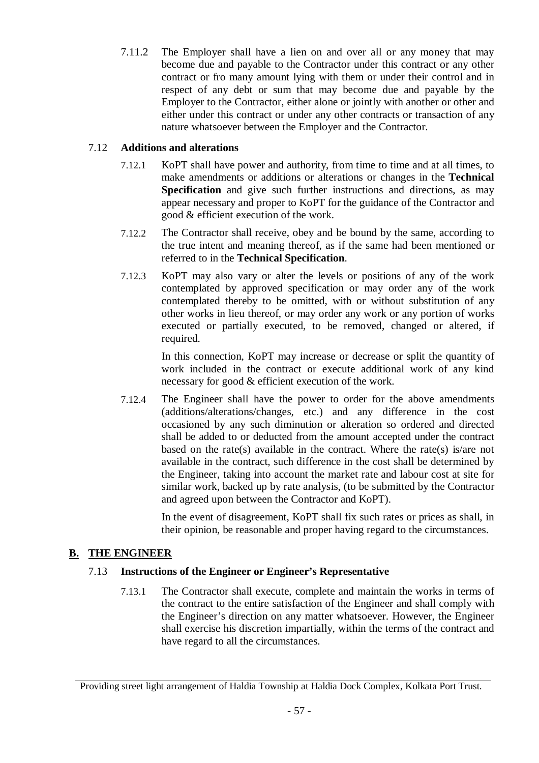7.11.2 The Employer shall have a lien on and over all or any money that may become due and payable to the Contractor under this contract or any other contract or fro many amount lying with them or under their control and in respect of any debt or sum that may become due and payable by the Employer to the Contractor, either alone or jointly with another or other and either under this contract or under any other contracts or transaction of any nature whatsoever between the Employer and the Contractor.

### 7.12 Additions and alterations

7.12.1 KoPT shall have power and authority, from time to time and at all times, to make amendments or additions or alterations or changes in the **Technical Specification** and give such further instructions and directions, as may appear necessary and proper to KoPT for the guidance of the Contractor and good & efficient execution of the work.

7.12.2 The Contractor shall receive, obey and be bound by the same, according to the true intent and meaning thereof, as if the same had been mentioned or referred to in the **Technical Specification**.

7.12.3 KoPT may also vary or alter the levels or positions of any of the work contemplated by approved specification or may order any of the work contemplated thereby to be omitted, with or without substitution of any other works in lieu thereof, or may order any work or any portion of works executed or partially executed, to be removed, changed or altered, if required.

In this connection, KoPT may increase or decrease or split the quantity of work included in the contract or execute additional work of any kind necessary for good & efficient execution of the work.

7.12.4 The Engineer shall have the power to order for the above amendments (additions/alterations/changes, etc.) and any difference in the cost occasioned by any such diminution or alteration so ordered and directed shall be added to or deducted from the amount accepted under the contract based on the rate(s) available in the contract. Where the rate(s) is/are not available in the contract, such difference in the cost shall be determined by the Engineer, taking into account the market rate and labour cost at site for similar work, backed up by rate analysis, (to be submitted by the Contractor and agreed upon between the Contractor and KoPT).

In the event of disagreement, KoPT shall fix such rates or prices as shall, in their opinion, be reasonable and proper having regard to the circumstances.

## B. THE ENGINEER

### 7.13 Instructions of the Engineer or Engineer's Representative

7.13.1 The Contractor shall execute, complete and maintain the works in terms of the contract to the entire satisfaction of the Engineer and shall comply with the Engineer's direction on any matter whatsoever. However, the Engineer shall exercise his discretion impartially, within the terms of the contract and have regard to all the circumstances.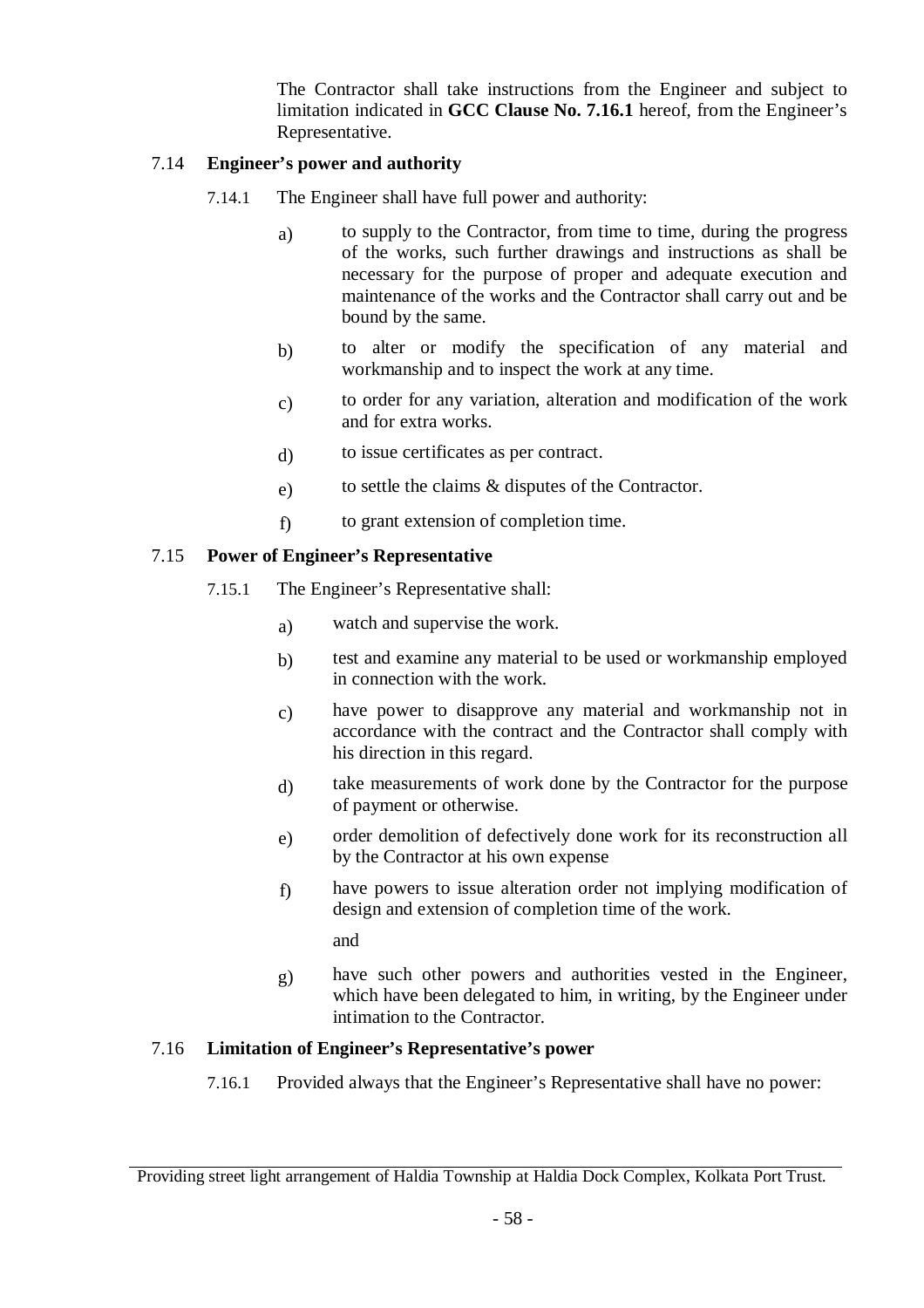The Contractor shall take instructions from the Engineer and subject to limitation indicated in **GCC Clause No. 7.16.1** hereof, from the Engineer's Representative.

### 7.14 Engineer's power and authority

7.14.1 The Engineer shall have full power and authority:

a) to supply to the Contractor, from time to time, during the progress of the works, such further drawings and instructions as shall be necessary for the purpose of proper and adequate execution and maintenance of the works and the Contractor shall carry out and be bound by the same.

b) to alter or modify the specification of any material and workmanship and to inspect the work at any time.

c) to order for any variation, alteration and modification of the work and for extra works.

d) to issue certificates as per contract.

e) to settle the claims & disputes of the Contractor.

f) to grant extension of completion time.

### 7.15 Power of Engineer's Representative

7.15.1 The Engineer's Representative shall:

a) watch and supervise the work.

b) test and examine any material to be used or workmanship employed in connection with the work.

c) have power to disapprove any material and workmanship not in accordance with the contract and the Contractor shall comply with his direction in this regard.

d) take measurements of work done by the Contractor for the purpose of payment or otherwise.

e) order demolition of defectively done work for its reconstruction all by the Contractor at his own expense

f) have powers to issue alteration order not implying modification of design and extension of completion time of the work.

and

g) have such other powers and authorities vested in the Engineer, which have been delegated to him, in writing, by the Engineer under intimation to the Contractor.

### 7.16 Limitation of Engineer's Representative's power

7.16.1 Provided always that the Engineer's Representative shall have no power: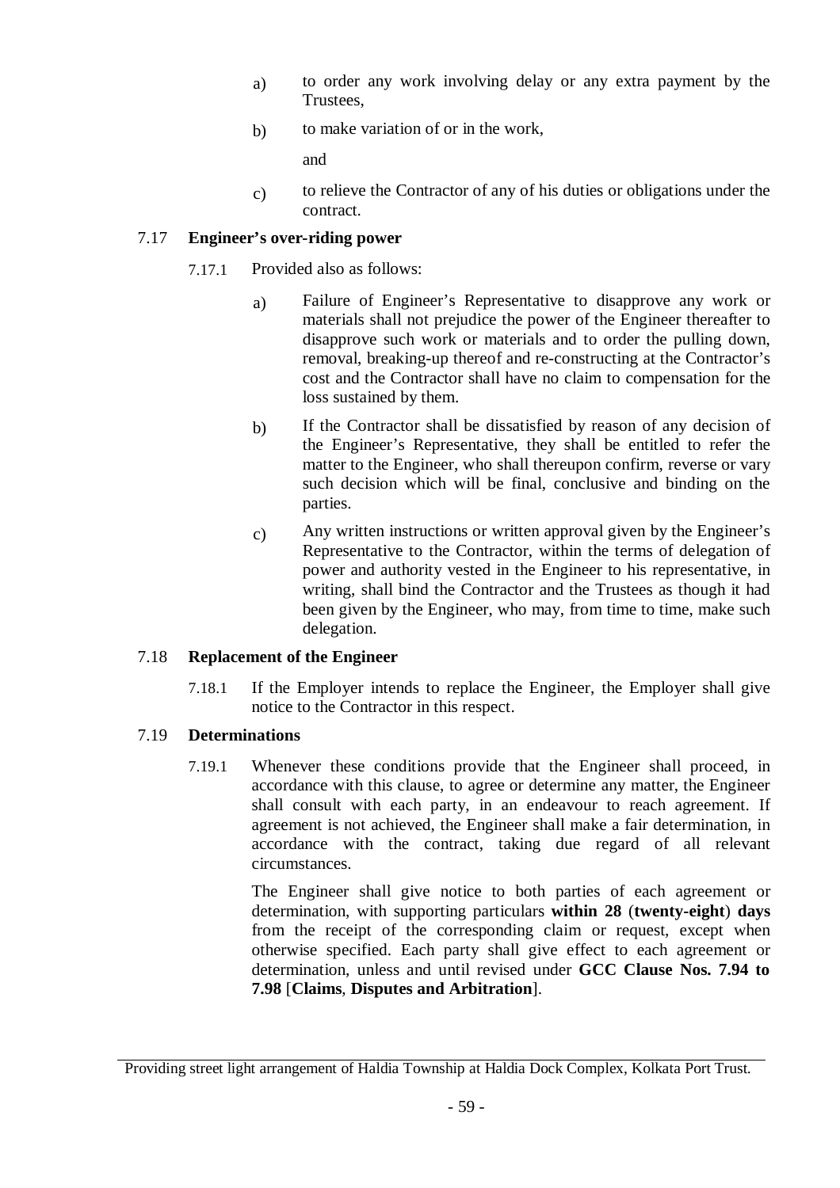a) to order any work involving delay or any extra payment by the Trustees,

b) to make variation of or in the work,

and

c) to relieve the Contractor of any of his duties or obligations under the contract.

### 7.17 **Engineer's over-riding power**

7.17.1 Provided also as follows:

a) Failure of Engineer's Representative to disapprove any work or materials shall not prejudice the power of the Engineer thereafter to disapprove such work or materials and to order the pulling down, removal, breaking-up thereof and re-constructing at the Contractor's cost and the Contractor shall have no claim to compensation for the loss sustained by them.

b) If the Contractor shall be dissatisfied by reason of any decision of the Engineer's Representative, they shall be entitled to refer the matter to the Engineer, who shall thereupon confirm, reverse or vary such decision which will be final, conclusive and binding on the parties.

c) Any written instructions or written approval given by the Engineer's Representative to the Contractor, within the terms of delegation of power and authority vested in the Engineer to his representative, in writing, shall bind the Contractor and the Trustees as though it had been given by the Engineer, who may, from time to time, make such delegation.

### 7.18 **Replacement of the Engineer**

7.18.1 If the Employer intends to replace the Engineer, the Employer shall give notice to the Contractor in this respect.

### 7.19 **Determinations**

7.19.1 Whenever these conditions provide that the Engineer shall proceed, in accordance with this clause, to agree or determine any matter, the Engineer shall consult with each party, in an endeavour to reach agreement. If agreement is not achieved, the Engineer shall make a fair determination, in accordance with the contract, taking due regard of all relevant circumstances.

The Engineer shall give notice to both parties of each agreement or determination, with supporting particulars **within 28** (**twenty-eight**) **days** from the receipt of the corresponding claim or request, except when otherwise specified. Each party shall give effect to each agreement or determination, unless and until revised under **GCC Clause Nos. 7.94 to 7.98** [**Claims**, **Disputes and Arbitration**].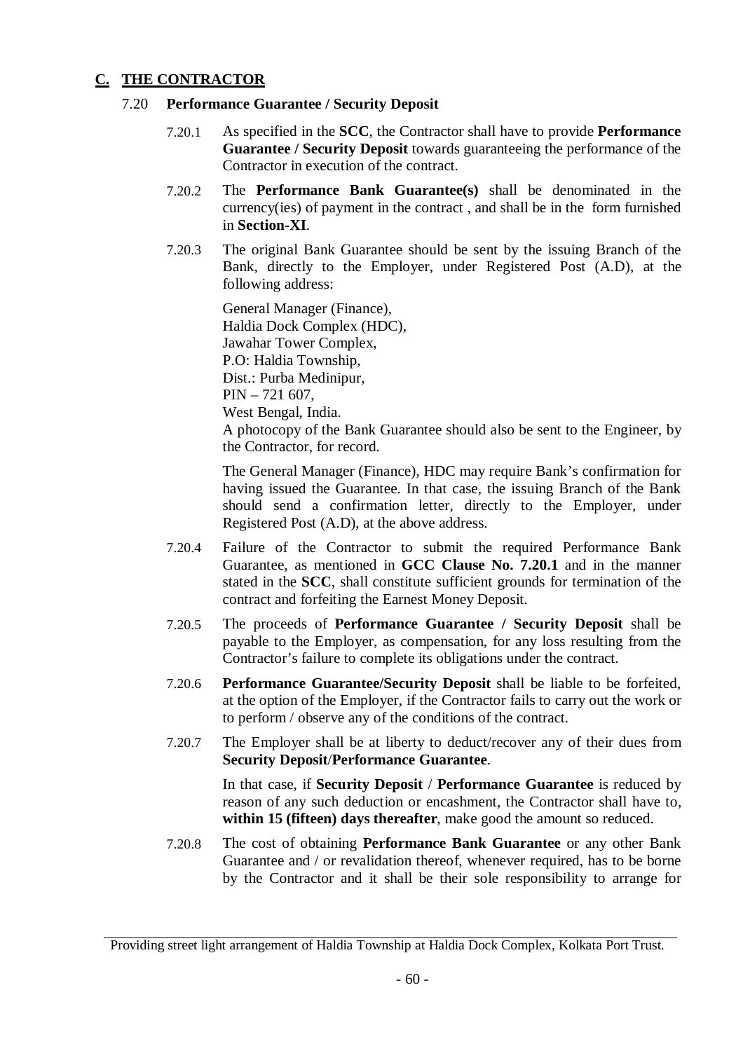## C. THE CONTRACTOR

### 7.20 Performance Guarantee / Security Deposit

7.20.1 As specified in the **SCC**, the Contractor shall have to provide **Performance Guarantee / Security Deposit** towards guaranteeing the performance of the Contractor in execution of the contract.

7.20.2 The **Performance Bank Guarantee(s)** shall be denominated in the currency(ies) of payment in the contract , and shall be in the form furnished in **Section-XI**.

7.20.3 The original Bank Guarantee should be sent by the issuing Branch of the Bank, directly to the Employer, under Registered Post (A.D), at the following address:

General Manager (Finance),
Haldia Dock Complex (HDC),
Jawahar Tower Complex,
P.O: Haldia Township,
Dist.: Purba Medinipur,
PIN – 721 607,
West Bengal, India.
A photocopy of the Bank Guarantee should also be sent to the Engineer, by the Contractor, for record.

The General Manager (Finance), HDC may require Bank's confirmation for having issued the Guarantee. In that case, the issuing Branch of the Bank should send a confirmation letter, directly to the Employer, under Registered Post (A.D), at the above address.

7.20.4 Failure of the Contractor to submit the required Performance Bank Guarantee, as mentioned in **GCC Clause No. 7.20.1** and in the manner stated in the **SCC**, shall constitute sufficient grounds for termination of the contract and forfeiting the Earnest Money Deposit.

7.20.5 The proceeds of **Performance Guarantee / Security Deposit** shall be payable to the Employer, as compensation, for any loss resulting from the Contractor's failure to complete its obligations under the contract.

7.20.6 **Performance Guarantee/Security Deposit** shall be liable to be forfeited, at the option of the Employer, if the Contractor fails to carry out the work or to perform / observe any of the conditions of the contract.

7.20.7 The Employer shall be at liberty to deduct/recover any of their dues from **Security Deposit**/**Performance Guarantee**.

In that case, if **Security Deposit** / **Performance Guarantee** is reduced by reason of any such deduction or encashment, the Contractor shall have to, **within 15 (fifteen) days thereafter**, make good the amount so reduced.

7.20.8 The cost of obtaining **Performance Bank Guarantee** or any other Bank Guarantee and / or revalidation thereof, whenever required, has to be borne by the Contractor and it shall be their sole responsibility to arrange for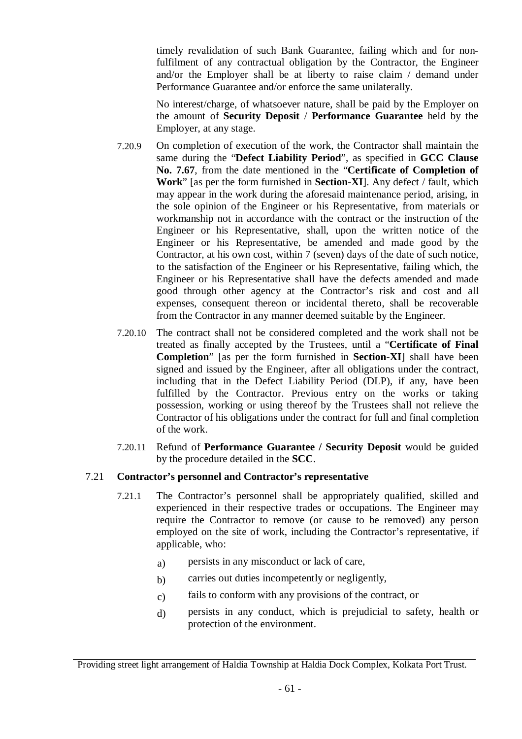timely revalidation of such Bank Guarantee, failing which and for non-fulfilment of any contractual obligation by the Contractor, the Engineer and/or the Employer shall be at liberty to raise claim / demand under Performance Guarantee and/or enforce the same unilaterally.

No interest/charge, of whatsoever nature, shall be paid by the Employer on the amount of **Security Deposit** / **Performance Guarantee** held by the Employer, at any stage.

7.20.9 On completion of execution of the work, the Contractor shall maintain the same during the "**Defect Liability Period**", as specified in **GCC Clause No. 7.67**, from the date mentioned in the "**Certificate of Completion of Work**" [as per the form furnished in **Section-XI**]. Any defect / fault, which may appear in the work during the aforesaid maintenance period, arising, in the sole opinion of the Engineer or his Representative, from materials or workmanship not in accordance with the contract or the instruction of the Engineer or his Representative, shall, upon the written notice of the Engineer or his Representative, be amended and made good by the Contractor, at his own cost, within 7 (seven) days of the date of such notice, to the satisfaction of the Engineer or his Representative, failing which, the Engineer or his Representative shall have the defects amended and made good through other agency at the Contractor's risk and cost and all expenses, consequent thereon or incidental thereto, shall be recoverable from the Contractor in any manner deemed suitable by the Engineer.

7.20.10 The contract shall not be considered completed and the work shall not be treated as finally accepted by the Trustees, until a "**Certificate of Final Completion**" [as per the form furnished in **Section-XI**] shall have been signed and issued by the Engineer, after all obligations under the contract, including that in the Defect Liability Period (DLP), if any, have been fulfilled by the Contractor. Previous entry on the works or taking possession, working or using thereof by the Trustees shall not relieve the Contractor of his obligations under the contract for full and final completion of the work.

7.20.11 Refund of **Performance Guarantee / Security Deposit** would be guided by the procedure detailed in the **SCC**.

### 7.21 Contractor's personnel and Contractor's representative

7.21.1 The Contractor's personnel shall be appropriately qualified, skilled and experienced in their respective trades or occupations. The Engineer may require the Contractor to remove (or cause to be removed) any person employed on the site of work, including the Contractor's representative, if applicable, who:

a) persists in any misconduct or lack of care,

b) carries out duties incompetently or negligently,

c) fails to conform with any provisions of the contract, or

d) persists in any conduct, which is prejudicial to safety, health or protection of the environment.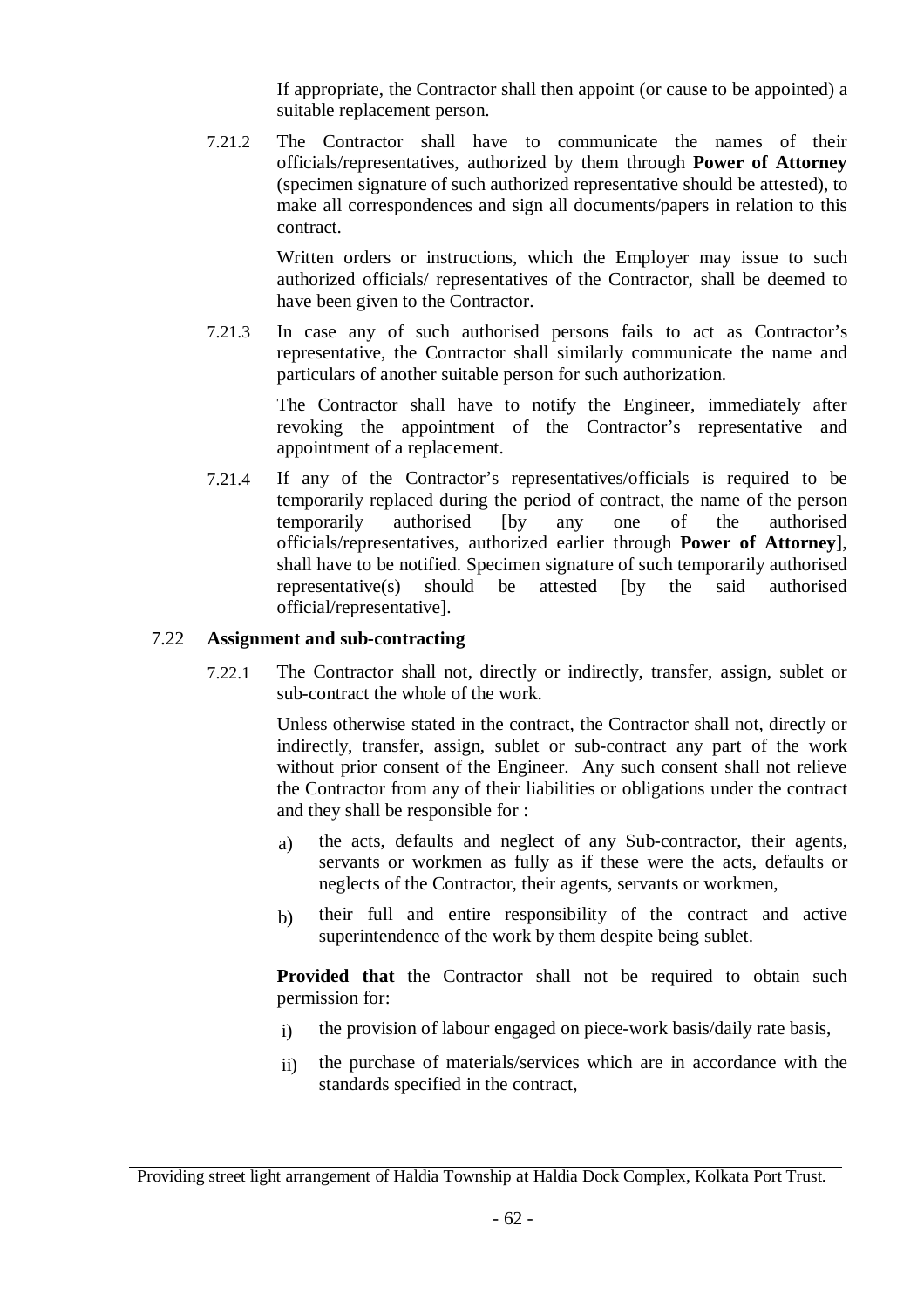If appropriate, the Contractor shall then appoint (or cause to be appointed) a suitable replacement person.

7.21.2 The Contractor shall have to communicate the names of their officials/representatives, authorized by them through **Power of Attorney** (specimen signature of such authorized representative should be attested), to make all correspondences and sign all documents/papers in relation to this contract.

Written orders or instructions, which the Employer may issue to such authorized officials/ representatives of the Contractor, shall be deemed to have been given to the Contractor.

7.21.3 In case any of such authorised persons fails to act as Contractor's representative, the Contractor shall similarly communicate the name and particulars of another suitable person for such authorization.

The Contractor shall have to notify the Engineer, immediately after revoking the appointment of the Contractor's representative and appointment of a replacement.

7.21.4 If any of the Contractor's representatives/officials is required to be temporarily replaced during the period of contract, the name of the person temporarily authorised [by any one of the authorised officials/representatives, authorized earlier through **Power of Attorney**], shall have to be notified. Specimen signature of such temporarily authorised representative(s) should be attested [by the said authorised official/representative].

7.22 **Assignment and sub-contracting**

7.22.1 The Contractor shall not, directly or indirectly, transfer, assign, sublet or sub-contract the whole of the work.

Unless otherwise stated in the contract, the Contractor shall not, directly or indirectly, transfer, assign, sublet or sub-contract any part of the work without prior consent of the Engineer. Any such consent shall not relieve the Contractor from any of their liabilities or obligations under the contract and they shall be responsible for :

a) the acts, defaults and neglect of any Sub-contractor, their agents, servants or workmen as fully as if these were the acts, defaults or neglects of the Contractor, their agents, servants or workmen,

b) their full and entire responsibility of the contract and active superintendence of the work by them despite being sublet.

**Provided that** the Contractor shall not be required to obtain such permission for:

i) the provision of labour engaged on piece-work basis/daily rate basis,

ii) the purchase of materials/services which are in accordance with the standards specified in the contract,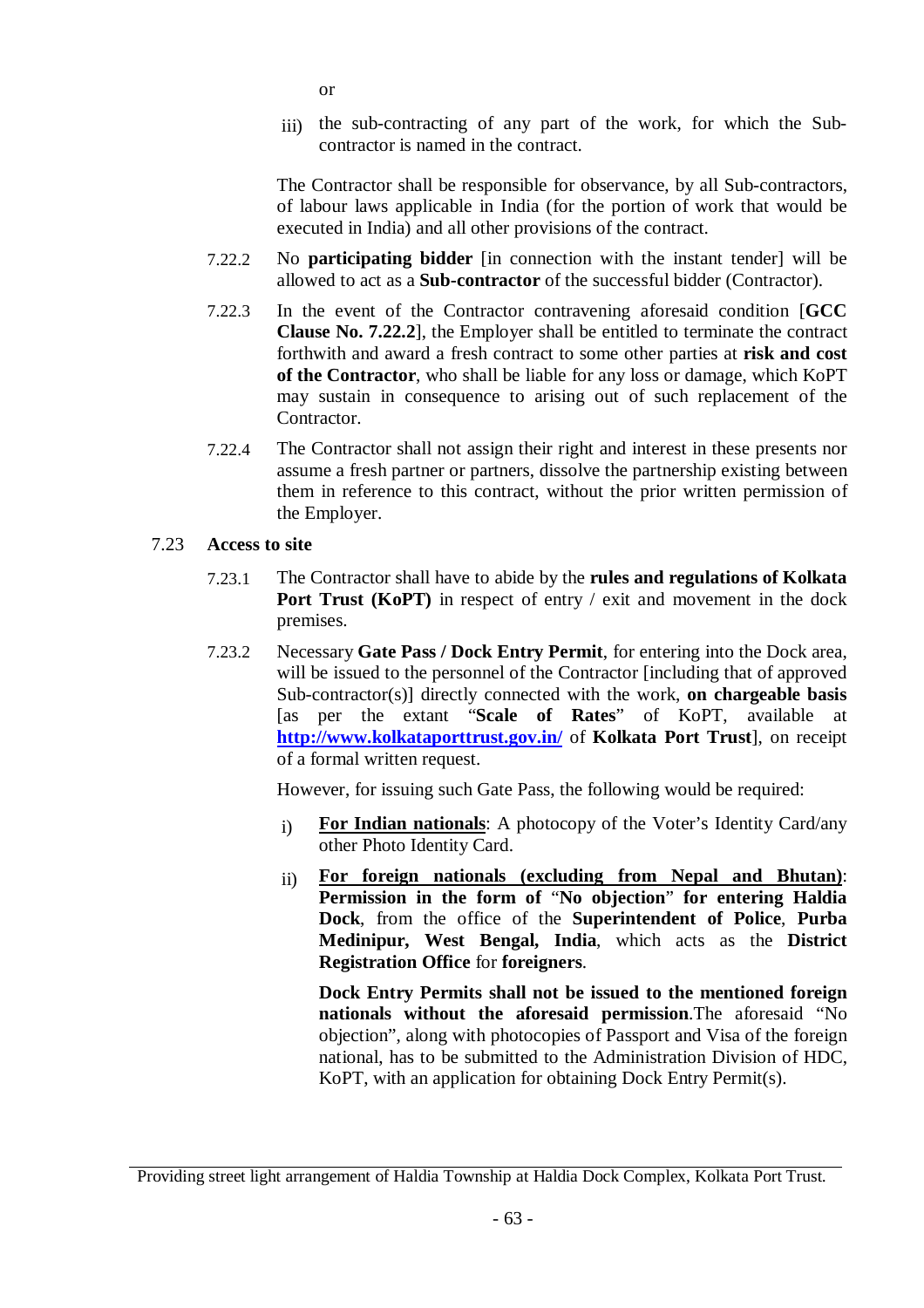or

iii) the sub-contracting of any part of the work, for which the Sub-contractor is named in the contract.

The Contractor shall be responsible for observance, by all Sub-contractors, of labour laws applicable in India (for the portion of work that would be executed in India) and all other provisions of the contract.

7.22.2 No **participating bidder** [in connection with the instant tender] will be allowed to act as a **Sub-contractor** of the successful bidder (Contractor).

7.22.3 In the event of the Contractor contravening aforesaid condition [**GCC Clause No. 7.22.2**], the Employer shall be entitled to terminate the contract forthwith and award a fresh contract to some other parties at **risk and cost of the Contractor**, who shall be liable for any loss or damage, which KoPT may sustain in consequence to arising out of such replacement of the Contractor.

7.22.4 The Contractor shall not assign their right and interest in these presents nor assume a fresh partner or partners, dissolve the partnership existing between them in reference to this contract, without the prior written permission of the Employer.

### 7.23 Access to site

7.23.1 The Contractor shall have to abide by the **rules and regulations of Kolkata Port Trust (KoPT)** in respect of entry / exit and movement in the dock premises.

7.23.2 Necessary **Gate Pass / Dock Entry Permit**, for entering into the Dock area, will be issued to the personnel of the Contractor [including that of approved Sub-contractor(s)] directly connected with the work, **on chargeable basis** [as per the extant "**Scale of Rates**" of KoPT, available at **http://www.kolkataporttrust.gov.in/** of **Kolkata Port Trust**], on receipt of a formal written request.

However, for issuing such Gate Pass, the following would be required:

i) **For Indian nationals**: A photocopy of the Voter's Identity Card/any other Photo Identity Card.

ii) **For foreign nationals (excluding from Nepal and Bhutan)**: **Permission in the form of** "**No objection**" **for entering Haldia Dock**, from the office of the **Superintendent of Police**, **Purba Medinipur, West Bengal, India**, which acts as the **District Registration Office** for **foreigners**.

**Dock Entry Permits shall not be issued to the mentioned foreign nationals without the aforesaid permission**.The aforesaid "No objection", along with photocopies of Passport and Visa of the foreign national, has to be submitted to the Administration Division of HDC, KoPT, with an application for obtaining Dock Entry Permit(s).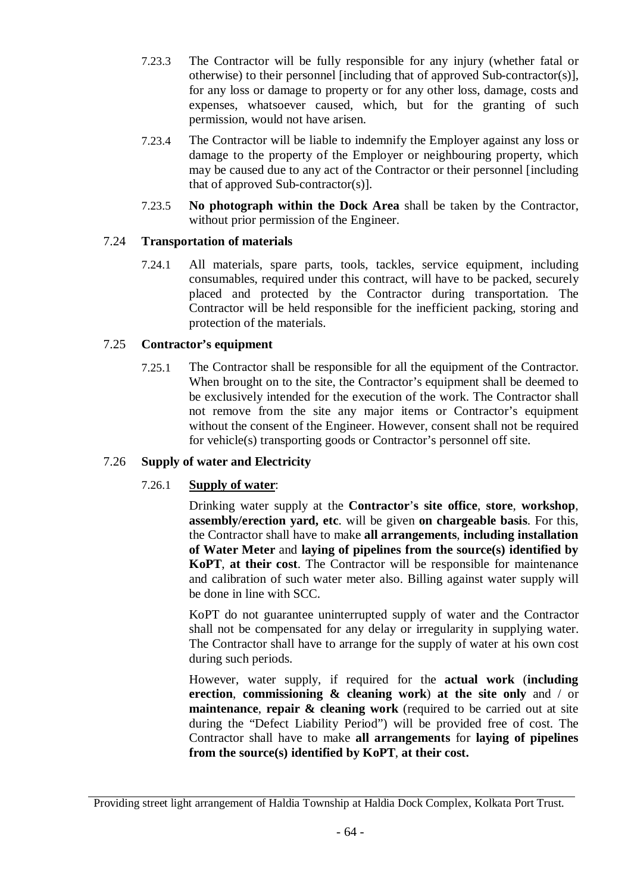7.23.3 The Contractor will be fully responsible for any injury (whether fatal or otherwise) to their personnel [including that of approved Sub-contractor(s)], for any loss or damage to property or for any other loss, damage, costs and expenses, whatsoever caused, which, but for the granting of such permission, would not have arisen.

7.23.4 The Contractor will be liable to indemnify the Employer against any loss or damage to the property of the Employer or neighbouring property, which may be caused due to any act of the Contractor or their personnel [including that of approved Sub-contractor(s)].

7.23.5 **No photograph within the Dock Area** shall be taken by the Contractor, without prior permission of the Engineer.

### 7.24 Transportation of materials

7.24.1 All materials, spare parts, tools, tackles, service equipment, including consumables, required under this contract, will have to be packed, securely placed and protected by the Contractor during transportation. The Contractor will be held responsible for the inefficient packing, storing and protection of the materials.

### 7.25 Contractor's equipment

7.25.1 The Contractor shall be responsible for all the equipment of the Contractor. When brought on to the site, the Contractor's equipment shall be deemed to be exclusively intended for the execution of the work. The Contractor shall not remove from the site any major items or Contractor's equipment without the consent of the Engineer. However, consent shall not be required for vehicle(s) transporting goods or Contractor's personnel off site.

### 7.26 Supply of water and Electricity

7.26.1 **Supply of water**:

Drinking water supply at the **Contractor's site office**, **store**, **workshop**, **assembly/erection yard, etc**. will be given **on chargeable basis**. For this, the Contractor shall have to make **all arrangements**, **including installation of Water Meter** and **laying of pipelines from the source(s) identified by KoPT**, **at their cost**. The Contractor will be responsible for maintenance and calibration of such water meter also. Billing against water supply will be done in line with SCC.

KoPT do not guarantee uninterrupted supply of water and the Contractor shall not be compensated for any delay or irregularity in supplying water. The Contractor shall have to arrange for the supply of water at his own cost during such periods.

However, water supply, if required for the **actual work** (**including erection**, **commissioning & cleaning work**) **at the site only** and / or **maintenance**, **repair & cleaning work** (required to be carried out at site during the "Defect Liability Period") will be provided free of cost. The Contractor shall have to make **all arrangements** for **laying of pipelines from the source(s) identified by KoPT**, **at their cost.**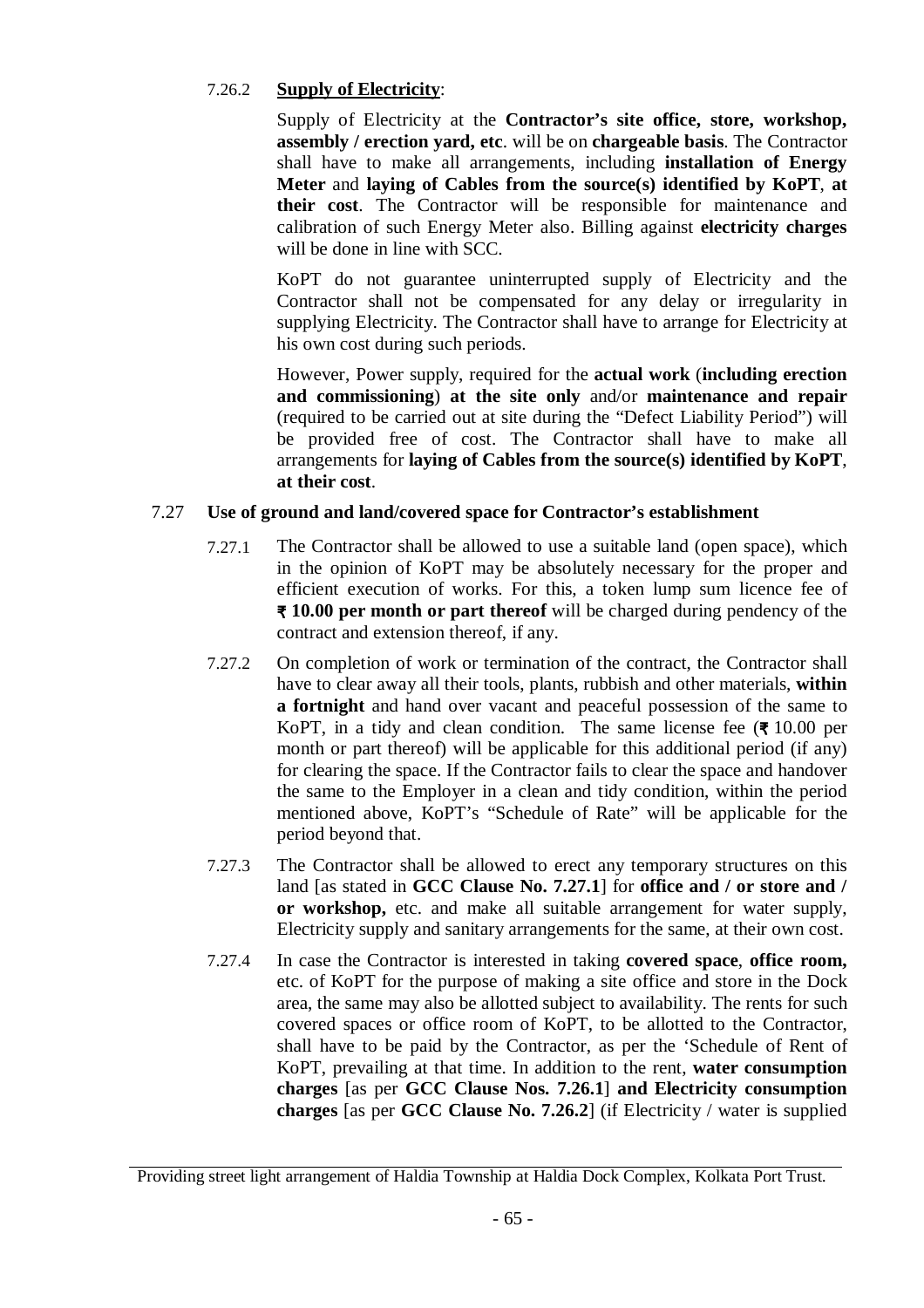7.26.2 **Supply of Electricity**:

Supply of Electricity at the **Contractor's site office, store, workshop, assembly / erection yard, etc**. will be on **chargeable basis**. The Contractor shall have to make all arrangements, including **installation of Energy Meter** and **laying of Cables from the source(s) identified by KoPT**, **at their cost**. The Contractor will be responsible for maintenance and calibration of such Energy Meter also. Billing against **electricity charges** will be done in line with SCC.

KoPT do not guarantee uninterrupted supply of Electricity and the Contractor shall not be compensated for any delay or irregularity in supplying Electricity. The Contractor shall have to arrange for Electricity at his own cost during such periods.

However, Power supply, required for the **actual work** (**including erection and commissioning**) **at the site only** and/or **maintenance and repair** (required to be carried out at site during the "Defect Liability Period") will be provided free of cost. The Contractor shall have to make all arrangements for **laying of Cables from the source(s) identified by KoPT**, **at their cost**.

7.27 **Use of ground and land/covered space for Contractor's establishment**

7.27.1 The Contractor shall be allowed to use a suitable land (open space), which in the opinion of KoPT may be absolutely necessary for the proper and efficient execution of works. For this, a token lump sum licence fee of **₹ 10.00 per month or part thereof** will be charged during pendency of the contract and extension thereof, if any.

7.27.2 On completion of work or termination of the contract, the Contractor shall have to clear away all their tools, plants, rubbish and other materials, **within a fortnight** and hand over vacant and peaceful possession of the same to KoPT, in a tidy and clean condition. The same license fee (**₹** 10.00 per month or part thereof) will be applicable for this additional period (if any) for clearing the space. If the Contractor fails to clear the space and handover the same to the Employer in a clean and tidy condition, within the period mentioned above, KoPT's "Schedule of Rate" will be applicable for the period beyond that.

7.27.3 The Contractor shall be allowed to erect any temporary structures on this land [as stated in **GCC Clause No. 7.27.1**] for **office and / or store and / or workshop,** etc. and make all suitable arrangement for water supply, Electricity supply and sanitary arrangements for the same, at their own cost.

7.27.4 In case the Contractor is interested in taking **covered space**, **office room,** etc. of KoPT for the purpose of making a site office and store in the Dock area, the same may also be allotted subject to availability. The rents for such covered spaces or office room of KoPT, to be allotted to the Contractor, shall have to be paid by the Contractor, as per the 'Schedule of Rent of KoPT, prevailing at that time. In addition to the rent, **water consumption charges** [as per **GCC Clause Nos. 7.26.1**] **and Electricity consumption charges** [as per **GCC Clause No. 7.26.2**] (if Electricity / water is supplied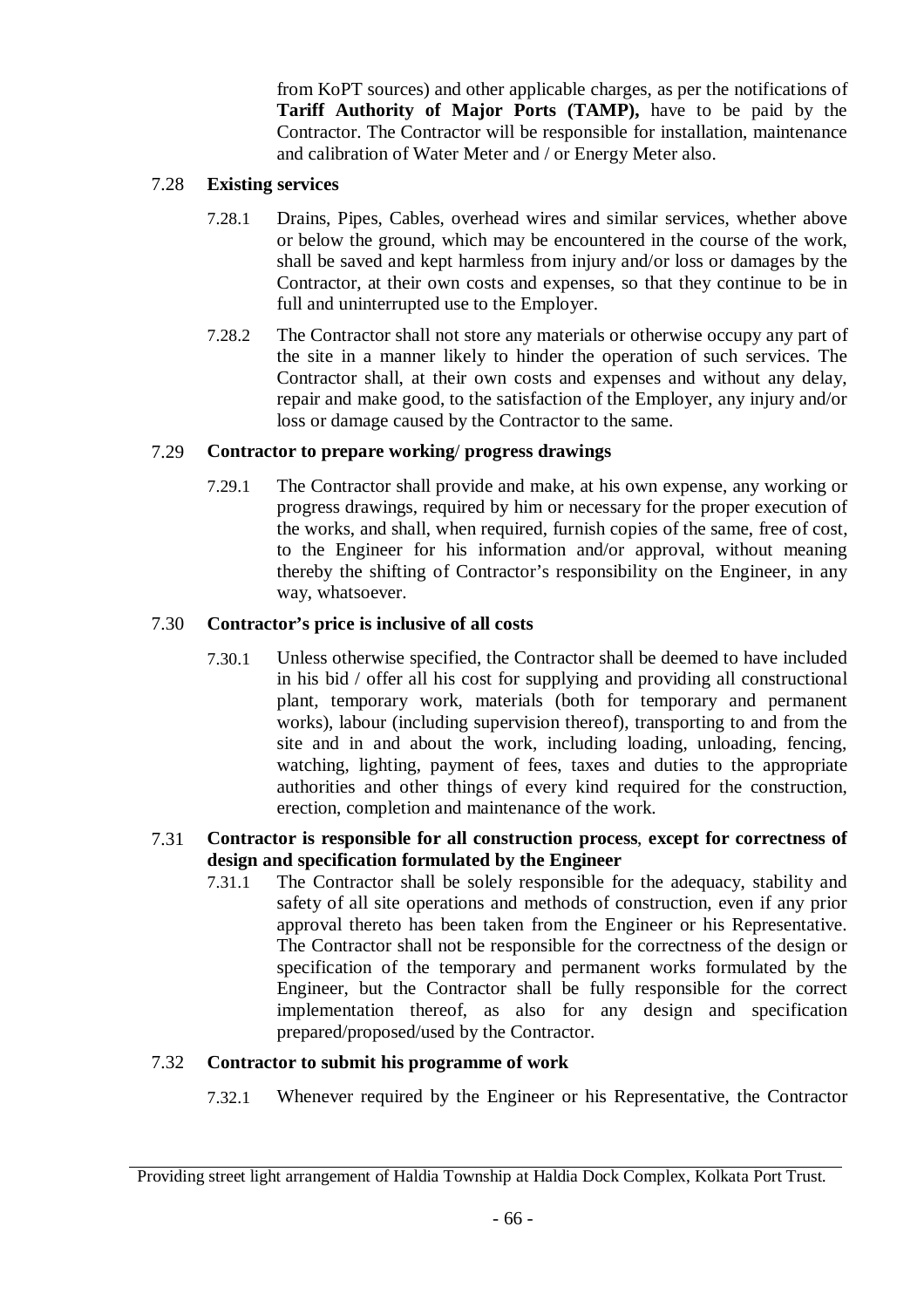from KoPT sources) and other applicable charges, as per the notifications of **Tariff Authority of Major Ports (TAMP),** have to be paid by the Contractor. The Contractor will be responsible for installation, maintenance and calibration of Water Meter and / or Energy Meter also.

### 7.28 Existing services

7.28.1 Drains, Pipes, Cables, overhead wires and similar services, whether above or below the ground, which may be encountered in the course of the work, shall be saved and kept harmless from injury and/or loss or damages by the Contractor, at their own costs and expenses, so that they continue to be in full and uninterrupted use to the Employer.

7.28.2 The Contractor shall not store any materials or otherwise occupy any part of the site in a manner likely to hinder the operation of such services. The Contractor shall, at their own costs and expenses and without any delay, repair and make good, to the satisfaction of the Employer, any injury and/or loss or damage caused by the Contractor to the same.

### 7.29 Contractor to prepare working/ progress drawings

7.29.1 The Contractor shall provide and make, at his own expense, any working or progress drawings, required by him or necessary for the proper execution of the works, and shall, when required, furnish copies of the same, free of cost, to the Engineer for his information and/or approval, without meaning thereby the shifting of Contractor's responsibility on the Engineer, in any way, whatsoever.

### 7.30 Contractor's price is inclusive of all costs

7.30.1 Unless otherwise specified, the Contractor shall be deemed to have included in his bid / offer all his cost for supplying and providing all constructional plant, temporary work, materials (both for temporary and permanent works), labour (including supervision thereof), transporting to and from the site and in and about the work, including loading, unloading, fencing, watching, lighting, payment of fees, taxes and duties to the appropriate authorities and other things of every kind required for the construction, erection, completion and maintenance of the work.

### 7.31 Contractor is responsible for all construction process, except for correctness of design and specification formulated by the Engineer

7.31.1 The Contractor shall be solely responsible for the adequacy, stability and safety of all site operations and methods of construction, even if any prior approval thereto has been taken from the Engineer or his Representative. The Contractor shall not be responsible for the correctness of the design or specification of the temporary and permanent works formulated by the Engineer, but the Contractor shall be fully responsible for the correct implementation thereof, as also for any design and specification prepared/proposed/used by the Contractor.

### 7.32 Contractor to submit his programme of work

7.32.1 Whenever required by the Engineer or his Representative, the Contractor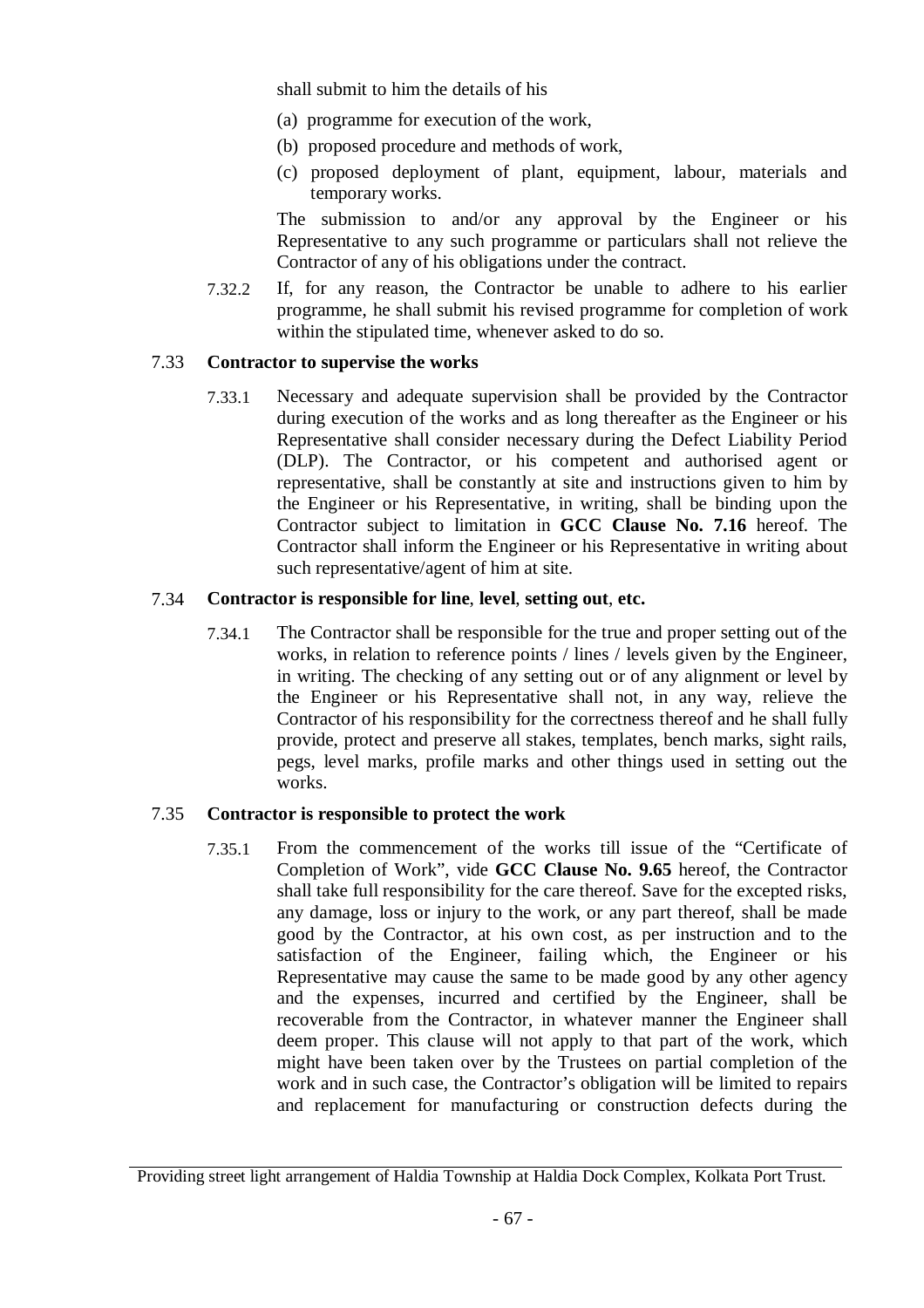shall submit to him the details of his

(a) programme for execution of the work,

(b) proposed procedure and methods of work,

(c) proposed deployment of plant, equipment, labour, materials and temporary works.

The submission to and/or any approval by the Engineer or his Representative to any such programme or particulars shall not relieve the Contractor of any of his obligations under the contract.

7.32.2 If, for any reason, the Contractor be unable to adhere to his earlier programme, he shall submit his revised programme for completion of work within the stipulated time, whenever asked to do so.

### 7.33 **Contractor to supervise the works**

7.33.1 Necessary and adequate supervision shall be provided by the Contractor during execution of the works and as long thereafter as the Engineer or his Representative shall consider necessary during the Defect Liability Period (DLP). The Contractor, or his competent and authorised agent or representative, shall be constantly at site and instructions given to him by the Engineer or his Representative, in writing, shall be binding upon the Contractor subject to limitation in **GCC Clause No. 7.16** hereof. The Contractor shall inform the Engineer or his Representative in writing about such representative/agent of him at site.

### 7.34 **Contractor is responsible for line, level, setting out, etc.**

7.34.1 The Contractor shall be responsible for the true and proper setting out of the works, in relation to reference points / lines / levels given by the Engineer, in writing. The checking of any setting out or of any alignment or level by the Engineer or his Representative shall not, in any way, relieve the Contractor of his responsibility for the correctness thereof and he shall fully provide, protect and preserve all stakes, templates, bench marks, sight rails, pegs, level marks, profile marks and other things used in setting out the works.

### 7.35 **Contractor is responsible to protect the work**

7.35.1 From the commencement of the works till issue of the "Certificate of Completion of Work", vide **GCC Clause No. 9.65** hereof, the Contractor shall take full responsibility for the care thereof. Save for the excepted risks, any damage, loss or injury to the work, or any part thereof, shall be made good by the Contractor, at his own cost, as per instruction and to the satisfaction of the Engineer, failing which, the Engineer or his Representative may cause the same to be made good by any other agency and the expenses, incurred and certified by the Engineer, shall be recoverable from the Contractor, in whatever manner the Engineer shall deem proper. This clause will not apply to that part of the work, which might have been taken over by the Trustees on partial completion of the work and in such case, the Contractor's obligation will be limited to repairs and replacement for manufacturing or construction defects during the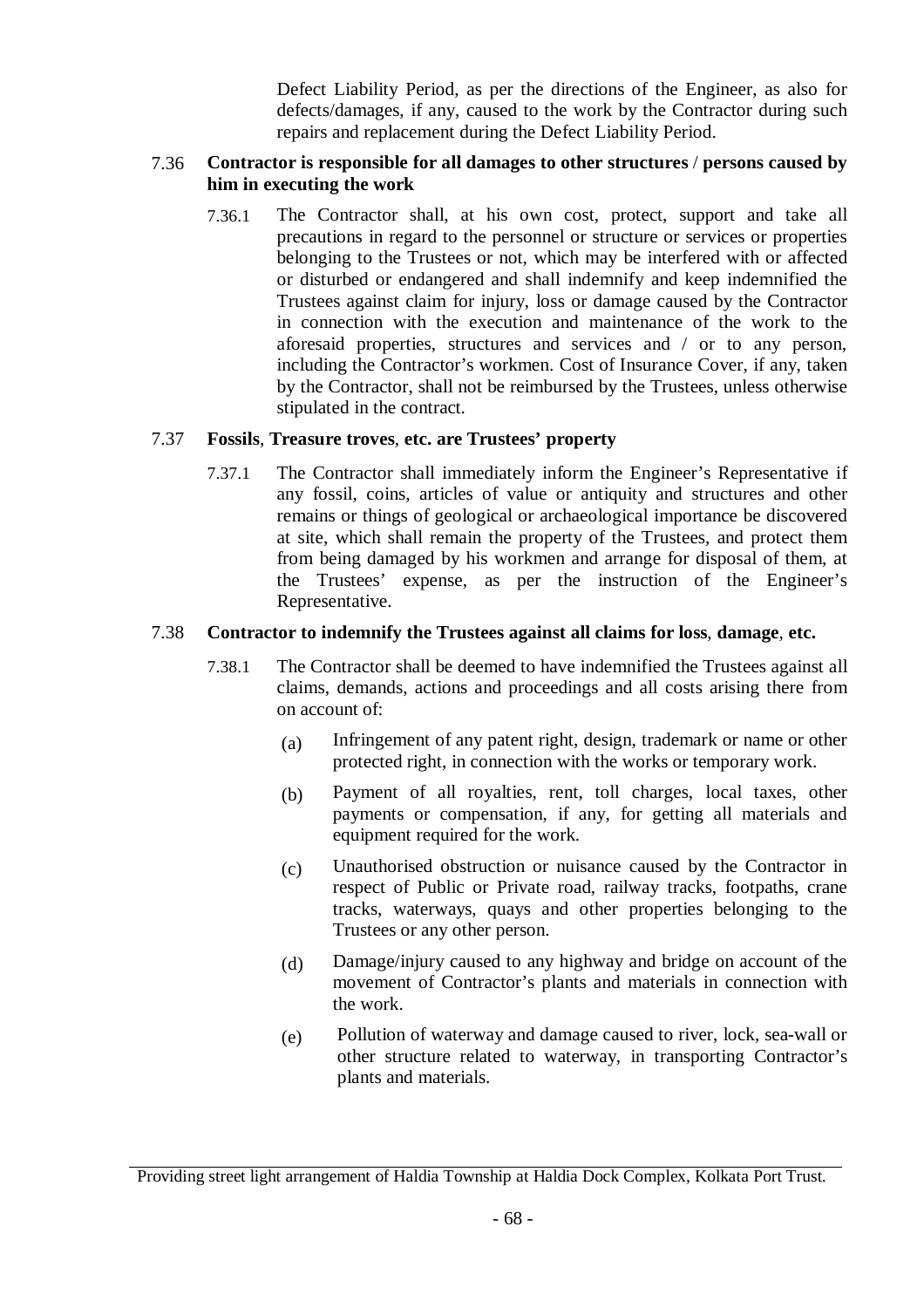Defect Liability Period, as per the directions of the Engineer, as also for defects/damages, if any, caused to the work by the Contractor during such repairs and replacement during the Defect Liability Period.

7.36 **Contractor is responsible for all damages to other structures / persons caused by him in executing the work**

7.36.1 The Contractor shall, at his own cost, protect, support and take all precautions in regard to the personnel or structure or services or properties belonging to the Trustees or not, which may be interfered with or affected or disturbed or endangered and shall indemnify and keep indemnified the Trustees against claim for injury, loss or damage caused by the Contractor in connection with the execution and maintenance of the work to the aforesaid properties, structures and services and / or to any person, including the Contractor's workmen. Cost of Insurance Cover, if any, taken by the Contractor, shall not be reimbursed by the Trustees, unless otherwise stipulated in the contract.

7.37 **Fossils, Treasure troves, etc. are Trustees' property**

7.37.1 The Contractor shall immediately inform the Engineer's Representative if any fossil, coins, articles of value or antiquity and structures and other remains or things of geological or archaeological importance be discovered at site, which shall remain the property of the Trustees, and protect them from being damaged by his workmen and arrange for disposal of them, at the Trustees' expense, as per the instruction of the Engineer's Representative.

7.38 **Contractor to indemnify the Trustees against all claims for loss, damage, etc.**

7.38.1 The Contractor shall be deemed to have indemnified the Trustees against all claims, demands, actions and proceedings and all costs arising there from on account of:

(a) Infringement of any patent right, design, trademark or name or other protected right, in connection with the works or temporary work.

(b) Payment of all royalties, rent, toll charges, local taxes, other payments or compensation, if any, for getting all materials and equipment required for the work.

(c) Unauthorised obstruction or nuisance caused by the Contractor in respect of Public or Private road, railway tracks, footpaths, crane tracks, waterways, quays and other properties belonging to the Trustees or any other person.

(d) Damage/injury caused to any highway and bridge on account of the movement of Contractor's plants and materials in connection with the work.

(e) Pollution of waterway and damage caused to river, lock, sea-wall or other structure related to waterway, in transporting Contractor's plants and materials.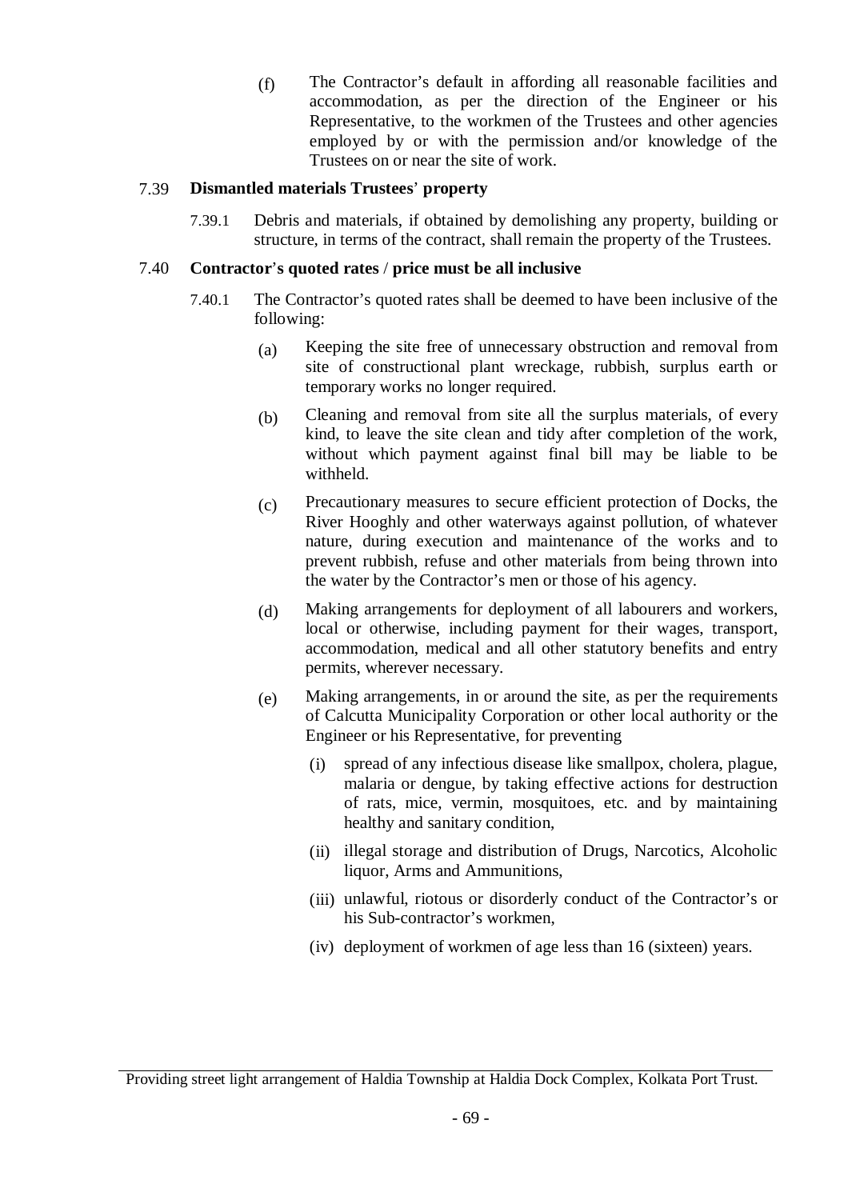(f) The Contractor's default in affording all reasonable facilities and accommodation, as per the direction of the Engineer or his Representative, to the workmen of the Trustees and other agencies employed by or with the permission and/or knowledge of the Trustees on or near the site of work.

### 7.39 Dismantled materials Trustees' property

7.39.1 Debris and materials, if obtained by demolishing any property, building or structure, in terms of the contract, shall remain the property of the Trustees.

### 7.40 Contractor's quoted rates / price must be all inclusive

7.40.1 The Contractor's quoted rates shall be deemed to have been inclusive of the following:

(a) Keeping the site free of unnecessary obstruction and removal from site of constructional plant wreckage, rubbish, surplus earth or temporary works no longer required.

(b) Cleaning and removal from site all the surplus materials, of every kind, to leave the site clean and tidy after completion of the work, without which payment against final bill may be liable to be withheld.

(c) Precautionary measures to secure efficient protection of Docks, the River Hooghly and other waterways against pollution, of whatever nature, during execution and maintenance of the works and to prevent rubbish, refuse and other materials from being thrown into the water by the Contractor's men or those of his agency.

(d) Making arrangements for deployment of all labourers and workers, local or otherwise, including payment for their wages, transport, accommodation, medical and all other statutory benefits and entry permits, wherever necessary.

(e) Making arrangements, in or around the site, as per the requirements of Calcutta Municipality Corporation or other local authority or the Engineer or his Representative, for preventing

- (i) spread of any infectious disease like smallpox, cholera, plague, malaria or dengue, by taking effective actions for destruction of rats, mice, vermin, mosquitoes, etc. and by maintaining healthy and sanitary condition,
- (ii) illegal storage and distribution of Drugs, Narcotics, Alcoholic liquor, Arms and Ammunitions,
- (iii) unlawful, riotous or disorderly conduct of the Contractor's or his Sub-contractor's workmen,
- (iv) deployment of workmen of age less than 16 (sixteen) years.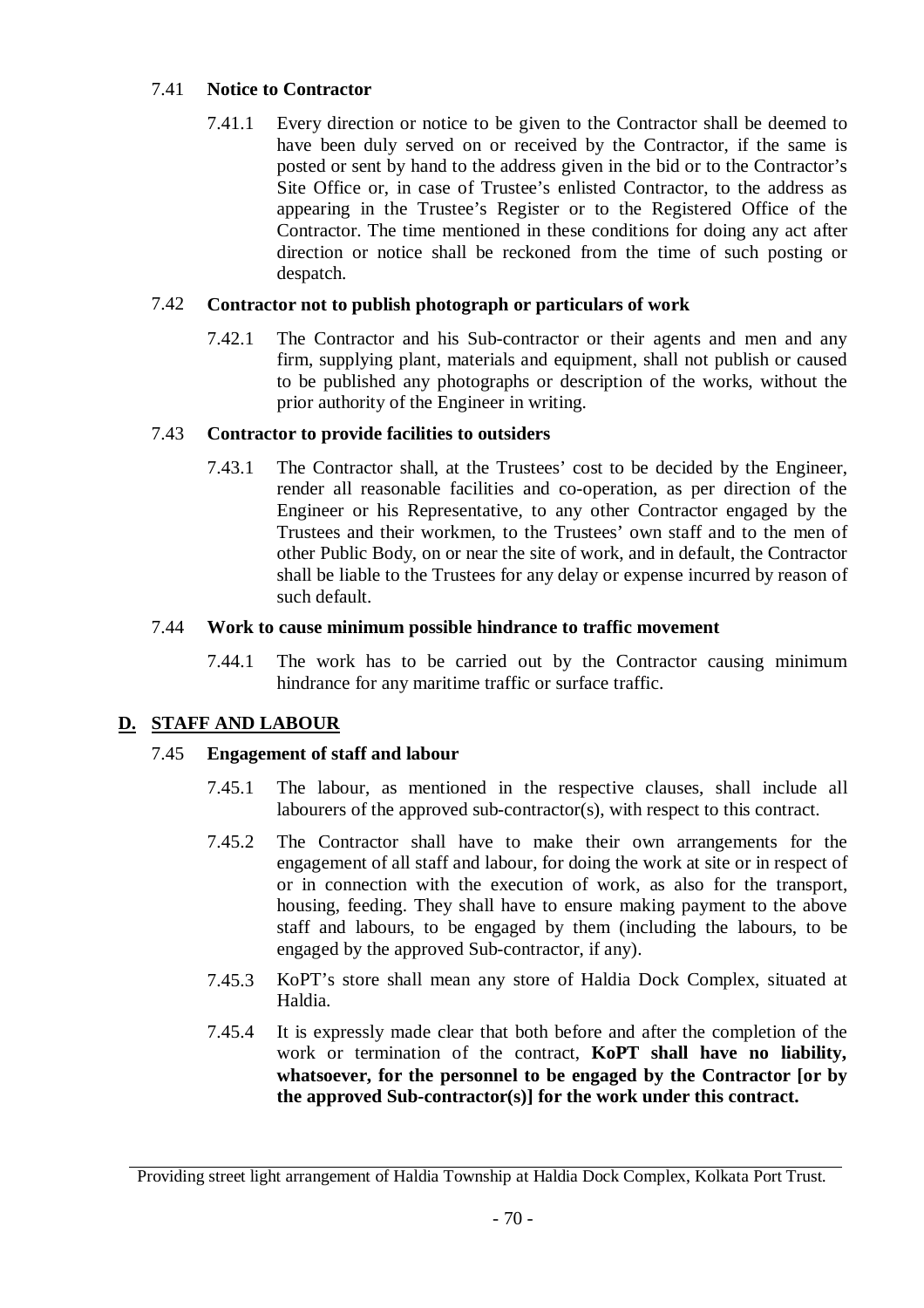### 7.41 Notice to Contractor

7.41.1 Every direction or notice to be given to the Contractor shall be deemed to have been duly served on or received by the Contractor, if the same is posted or sent by hand to the address given in the bid or to the Contractor's Site Office or, in case of Trustee's enlisted Contractor, to the address as appearing in the Trustee's Register or to the Registered Office of the Contractor. The time mentioned in these conditions for doing any act after direction or notice shall be reckoned from the time of such posting or despatch.

### 7.42 Contractor not to publish photograph or particulars of work

7.42.1 The Contractor and his Sub-contractor or their agents and men and any firm, supplying plant, materials and equipment, shall not publish or caused to be published any photographs or description of the works, without the prior authority of the Engineer in writing.

### 7.43 Contractor to provide facilities to outsiders

7.43.1 The Contractor shall, at the Trustees' cost to be decided by the Engineer, render all reasonable facilities and co-operation, as per direction of the Engineer or his Representative, to any other Contractor engaged by the Trustees and their workmen, to the Trustees' own staff and to the men of other Public Body, on or near the site of work, and in default, the Contractor shall be liable to the Trustees for any delay or expense incurred by reason of such default.

### 7.44 Work to cause minimum possible hindrance to traffic movement

7.44.1 The work has to be carried out by the Contractor causing minimum hindrance for any maritime traffic or surface traffic.

## D. STAFF AND LABOUR

### 7.45 Engagement of staff and labour

7.45.1 The labour, as mentioned in the respective clauses, shall include all labourers of the approved sub-contractor(s), with respect to this contract.

7.45.2 The Contractor shall have to make their own arrangements for the engagement of all staff and labour, for doing the work at site or in respect of or in connection with the execution of work, as also for the transport, housing, feeding. They shall have to ensure making payment to the above staff and labours, to be engaged by them (including the labours, to be engaged by the approved Sub-contractor, if any).

7.45.3 KoPT's store shall mean any store of Haldia Dock Complex, situated at Haldia.

7.45.4 It is expressly made clear that both before and after the completion of the work or termination of the contract, **KoPT shall have no liability, whatsoever, for the personnel to be engaged by the Contractor [or by the approved Sub-contractor(s)] for the work under this contract.**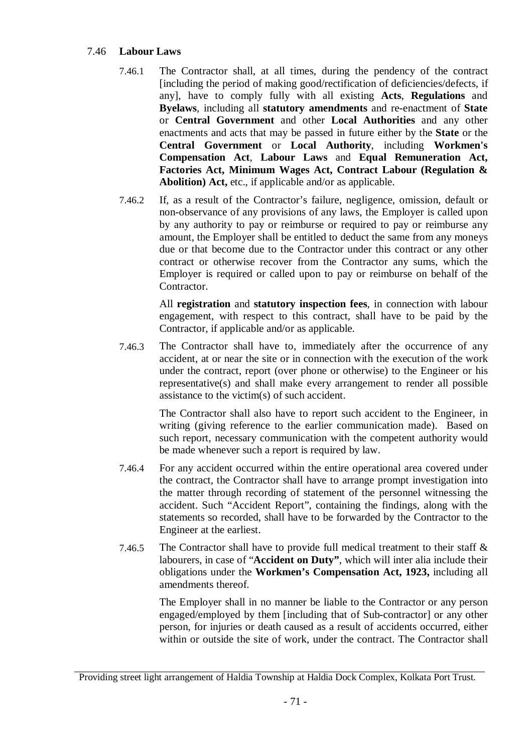### 7.46 **Labour Laws**

7.46.1 The Contractor shall, at all times, during the pendency of the contract [including the period of making good/rectification of deficiencies/defects, if any], have to comply fully with all existing **Acts**, **Regulations** and **Byelaws**, including all **statutory amendments** and re-enactment of **State** or **Central Government** and other **Local Authorities** and any other enactments and acts that may be passed in future either by the **State** or the **Central Government** or **Local Authority**, including **Workmen's Compensation Act**, **Labour Laws** and **Equal Remuneration Act, Factories Act, Minimum Wages Act, Contract Labour (Regulation & Abolition) Act,** etc., if applicable and/or as applicable.

7.46.2 If, as a result of the Contractor's failure, negligence, omission, default or non-observance of any provisions of any laws, the Employer is called upon by any authority to pay or reimburse or required to pay or reimburse any amount, the Employer shall be entitled to deduct the same from any moneys due or that become due to the Contractor under this contract or any other contract or otherwise recover from the Contractor any sums, which the Employer is required or called upon to pay or reimburse on behalf of the Contractor.

All **registration** and **statutory inspection fees**, in connection with labour engagement, with respect to this contract, shall have to be paid by the Contractor, if applicable and/or as applicable.

7.46.3 The Contractor shall have to, immediately after the occurrence of any accident, at or near the site or in connection with the execution of the work under the contract, report (over phone or otherwise) to the Engineer or his representative(s) and shall make every arrangement to render all possible assistance to the victim(s) of such accident.

The Contractor shall also have to report such accident to the Engineer, in writing (giving reference to the earlier communication made). Based on such report, necessary communication with the competent authority would be made whenever such a report is required by law.

7.46.4 For any accident occurred within the entire operational area covered under the contract, the Contractor shall have to arrange prompt investigation into the matter through recording of statement of the personnel witnessing the accident. Such "Accident Report", containing the findings, along with the statements so recorded, shall have to be forwarded by the Contractor to the Engineer at the earliest.

7.46.5 The Contractor shall have to provide full medical treatment to their staff & labourers, in case of "**Accident on Duty"**, which will inter alia include their obligations under the **Workmen's Compensation Act, 1923,** including all amendments thereof.

The Employer shall in no manner be liable to the Contractor or any person engaged/employed by them [including that of Sub-contractor] or any other person, for injuries or death caused as a result of accidents occurred, either within or outside the site of work, under the contract. The Contractor shall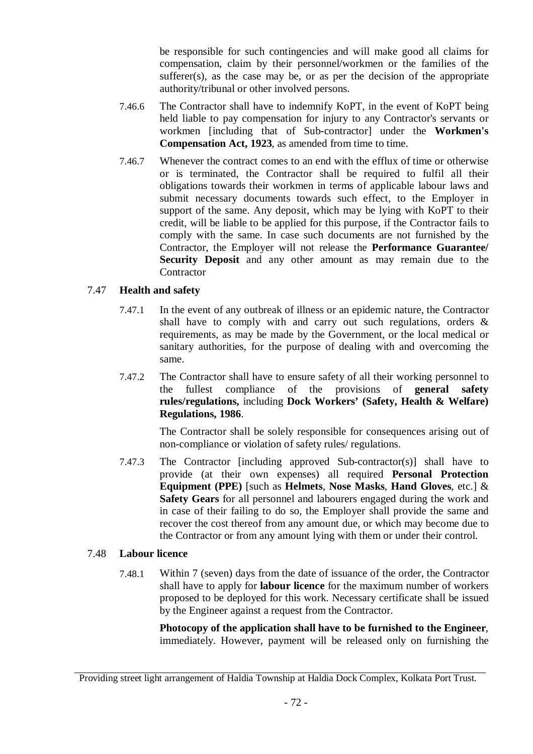be responsible for such contingencies and will make good all claims for compensation, claim by their personnel/workmen or the families of the sufferer(s), as the case may be, or as per the decision of the appropriate authority/tribunal or other involved persons.

7.46.6 The Contractor shall have to indemnify KoPT, in the event of KoPT being held liable to pay compensation for injury to any Contractor's servants or workmen [including that of Sub-contractor] under the **Workmen's Compensation Act, 1923**, as amended from time to time.

7.46.7 Whenever the contract comes to an end with the efflux of time or otherwise or is terminated, the Contractor shall be required to fulfil all their obligations towards their workmen in terms of applicable labour laws and submit necessary documents towards such effect, to the Employer in support of the same. Any deposit, which may be lying with KoPT to their credit, will be liable to be applied for this purpose, if the Contractor fails to comply with the same. In case such documents are not furnished by the Contractor, the Employer will not release the **Performance Guarantee/ Security Deposit** and any other amount as may remain due to the Contractor

7.47 **Health and safety**

7.47.1 In the event of any outbreak of illness or an epidemic nature, the Contractor shall have to comply with and carry out such regulations, orders & requirements, as may be made by the Government, or the local medical or sanitary authorities, for the purpose of dealing with and overcoming the same.

7.47.2 The Contractor shall have to ensure safety of all their working personnel to the fullest compliance of the provisions of **general safety rules/regulations,** including **Dock Workers' (Safety, Health & Welfare) Regulations, 1986**.

The Contractor shall be solely responsible for consequences arising out of non-compliance or violation of safety rules/ regulations.

7.47.3 The Contractor [including approved Sub-contractor(s)] shall have to provide (at their own expenses) all required **Personal Protection Equipment (PPE)** [such as **Helmets**, **Nose Masks**, **Hand Gloves**, etc.] & **Safety Gears** for all personnel and labourers engaged during the work and in case of their failing to do so, the Employer shall provide the same and recover the cost thereof from any amount due, or which may become due to the Contractor or from any amount lying with them or under their control.

7.48 **Labour licence**

7.48.1 Within 7 (seven) days from the date of issuance of the order, the Contractor shall have to apply for **labour licence** for the maximum number of workers proposed to be deployed for this work. Necessary certificate shall be issued by the Engineer against a request from the Contractor.

**Photocopy of the application shall have to be furnished to the Engineer**, immediately. However, payment will be released only on furnishing the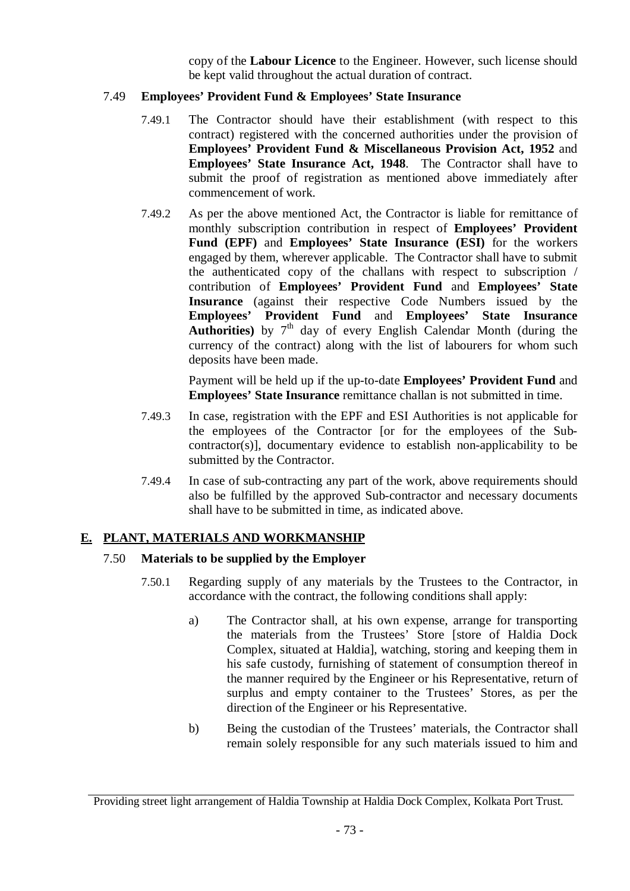copy of the **Labour Licence** to the Engineer. However, such license should be kept valid throughout the actual duration of contract.

### 7.49 Employees' Provident Fund & Employees' State Insurance

7.49.1 The Contractor should have their establishment (with respect to this contract) registered with the concerned authorities under the provision of **Employees' Provident Fund & Miscellaneous Provision Act, 1952** and **Employees' State Insurance Act, 1948**. The Contractor shall have to submit the proof of registration as mentioned above immediately after commencement of work.

7.49.2 As per the above mentioned Act, the Contractor is liable for remittance of monthly subscription contribution in respect of **Employees' Provident Fund (EPF)** and **Employees' State Insurance (ESI)** for the workers engaged by them, wherever applicable. The Contractor shall have to submit the authenticated copy of the challans with respect to subscription / contribution of **Employees' Provident Fund** and **Employees' State Insurance** (against their respective Code Numbers issued by the **Employees' Provident Fund** and **Employees' State Insurance Authorities)** by 7th day of every English Calendar Month (during the currency of the contract) along with the list of labourers for whom such deposits have been made.

Payment will be held up if the up-to-date **Employees' Provident Fund** and **Employees' State Insurance** remittance challan is not submitted in time.

7.49.3 In case, registration with the EPF and ESI Authorities is not applicable for the employees of the Contractor [or for the employees of the Sub-contractor(s)], documentary evidence to establish non-applicability to be submitted by the Contractor.

7.49.4 In case of sub-contracting any part of the work, above requirements should also be fulfilled by the approved Sub-contractor and necessary documents shall have to be submitted in time, as indicated above.

## E. PLANT, MATERIALS AND WORKMANSHIP

### 7.50 Materials to be supplied by the Employer

7.50.1 Regarding supply of any materials by the Trustees to the Contractor, in accordance with the contract, the following conditions shall apply:

a) The Contractor shall, at his own expense, arrange for transporting the materials from the Trustees' Store [store of Haldia Dock Complex, situated at Haldia], watching, storing and keeping them in his safe custody, furnishing of statement of consumption thereof in the manner required by the Engineer or his Representative, return of surplus and empty container to the Trustees' Stores, as per the direction of the Engineer or his Representative.

b) Being the custodian of the Trustees' materials, the Contractor shall remain solely responsible for any such materials issued to him and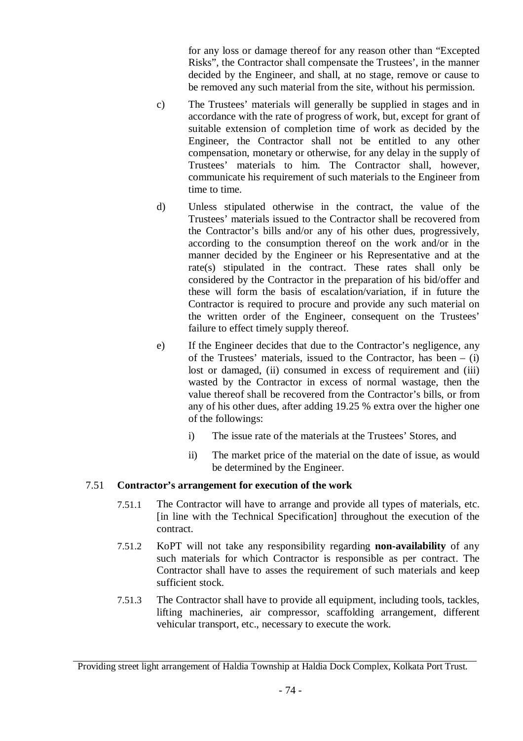for any loss or damage thereof for any reason other than "Excepted Risks", the Contractor shall compensate the Trustees', in the manner decided by the Engineer, and shall, at no stage, remove or cause to be removed any such material from the site, without his permission.

c) The Trustees' materials will generally be supplied in stages and in accordance with the rate of progress of work, but, except for grant of suitable extension of completion time of work as decided by the Engineer, the Contractor shall not be entitled to any other compensation, monetary or otherwise, for any delay in the supply of Trustees' materials to him. The Contractor shall, however, communicate his requirement of such materials to the Engineer from time to time.

d) Unless stipulated otherwise in the contract, the value of the Trustees' materials issued to the Contractor shall be recovered from the Contractor's bills and/or any of his other dues, progressively, according to the consumption thereof on the work and/or in the manner decided by the Engineer or his Representative and at the rate(s) stipulated in the contract. These rates shall only be considered by the Contractor in the preparation of his bid/offer and these will form the basis of escalation/variation, if in future the Contractor is required to procure and provide any such material on the written order of the Engineer, consequent on the Trustees' failure to effect timely supply thereof.

e) If the Engineer decides that due to the Contractor's negligence, any of the Trustees' materials, issued to the Contractor, has been – (i) lost or damaged, (ii) consumed in excess of requirement and (iii) wasted by the Contractor in excess of normal wastage, then the value thereof shall be recovered from the Contractor's bills, or from any of his other dues, after adding 19.25 % extra over the higher one of the followings:

   i) The issue rate of the materials at the Trustees' Stores, and

   ii) The market price of the material on the date of issue, as would be determined by the Engineer.

### 7.51 Contractor's arrangement for execution of the work

7.51.1 The Contractor will have to arrange and provide all types of materials, etc. [in line with the Technical Specification] throughout the execution of the contract.

7.51.2 KoPT will not take any responsibility regarding **non-availability** of any such materials for which Contractor is responsible as per contract. The Contractor shall have to asses the requirement of such materials and keep sufficient stock.

7.51.3 The Contractor shall have to provide all equipment, including tools, tackles, lifting machineries, air compressor, scaffolding arrangement, different vehicular transport, etc., necessary to execute the work.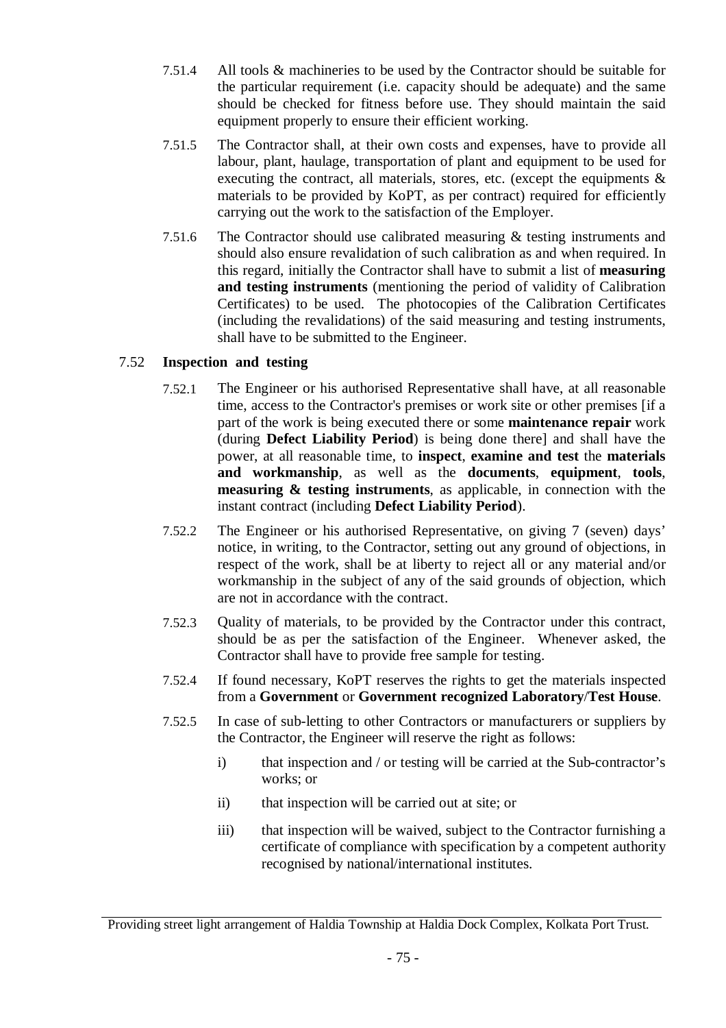7.51.4 All tools & machineries to be used by the Contractor should be suitable for the particular requirement (i.e. capacity should be adequate) and the same should be checked for fitness before use. They should maintain the said equipment properly to ensure their efficient working.

7.51.5 The Contractor shall, at their own costs and expenses, have to provide all labour, plant, haulage, transportation of plant and equipment to be used for executing the contract, all materials, stores, etc. (except the equipments & materials to be provided by KoPT, as per contract) required for efficiently carrying out the work to the satisfaction of the Employer.

7.51.6 The Contractor should use calibrated measuring & testing instruments and should also ensure revalidation of such calibration as and when required. In this regard, initially the Contractor shall have to submit a list of **measuring and testing instruments** (mentioning the period of validity of Calibration Certificates) to be used. The photocopies of the Calibration Certificates (including the revalidations) of the said measuring and testing instruments, shall have to be submitted to the Engineer.

### 7.52 Inspection and testing

7.52.1 The Engineer or his authorised Representative shall have, at all reasonable time, access to the Contractor's premises or work site or other premises [if a part of the work is being executed there or some **maintenance repair** work (during **Defect Liability Period**) is being done there] and shall have the power, at all reasonable time, to **inspect**, **examine and test** the **materials and workmanship**, as well as the **documents**, **equipment**, **tools**, **measuring & testing instruments**, as applicable, in connection with the instant contract (including **Defect Liability Period**).

7.52.2 The Engineer or his authorised Representative, on giving 7 (seven) days' notice, in writing, to the Contractor, setting out any ground of objections, in respect of the work, shall be at liberty to reject all or any material and/or workmanship in the subject of any of the said grounds of objection, which are not in accordance with the contract.

7.52.3 Quality of materials, to be provided by the Contractor under this contract, should be as per the satisfaction of the Engineer. Whenever asked, the Contractor shall have to provide free sample for testing.

7.52.4 If found necessary, KoPT reserves the rights to get the materials inspected from a **Government** or **Government recognized Laboratory/Test House**.

7.52.5 In case of sub-letting to other Contractors or manufacturers or suppliers by the Contractor, the Engineer will reserve the right as follows:

i) that inspection and / or testing will be carried at the Sub-contractor's works; or

ii) that inspection will be carried out at site; or

iii) that inspection will be waived, subject to the Contractor furnishing a certificate of compliance with specification by a competent authority recognised by national/international institutes.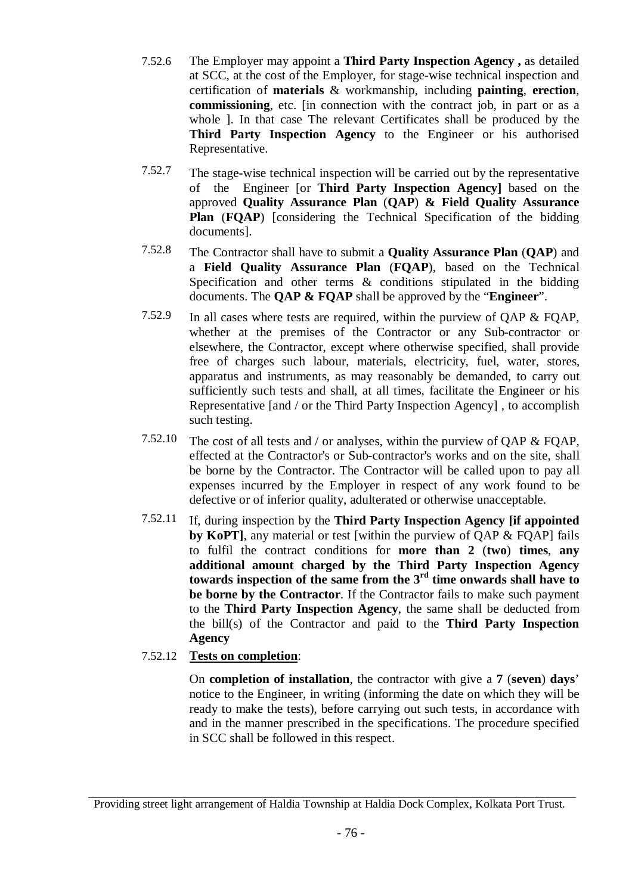7.52.6 The Employer may appoint a **Third Party Inspection Agency ,** as detailed at SCC, at the cost of the Employer, for stage-wise technical inspection and certification of **materials** & workmanship, including **painting**, **erection**, **commissioning**, etc. [in connection with the contract job, in part or as a whole ]. In that case The relevant Certificates shall be produced by the **Third Party Inspection Agency** to the Engineer or his authorised Representative.

7.52.7 The stage-wise technical inspection will be carried out by the representative of the Engineer [or **Third Party Inspection Agency]** based on the approved **Quality Assurance Plan** (**QAP**) **& Field Quality Assurance Plan** (**FQAP**) [considering the Technical Specification of the bidding documents].

7.52.8 The Contractor shall have to submit a **Quality Assurance Plan** (**QAP**) and a **Field Quality Assurance Plan** (**FQAP**), based on the Technical Specification and other terms & conditions stipulated in the bidding documents. The **QAP & FQAP** shall be approved by the "**Engineer**".

7.52.9 In all cases where tests are required, within the purview of QAP & FQAP, whether at the premises of the Contractor or any Sub-contractor or elsewhere, the Contractor, except where otherwise specified, shall provide free of charges such labour, materials, electricity, fuel, water, stores, apparatus and instruments, as may reasonably be demanded, to carry out sufficiently such tests and shall, at all times, facilitate the Engineer or his Representative [and / or the Third Party Inspection Agency] , to accomplish such testing.

7.52.10 The cost of all tests and / or analyses, within the purview of QAP & FQAP, effected at the Contractor's or Sub-contractor's works and on the site, shall be borne by the Contractor. The Contractor will be called upon to pay all expenses incurred by the Employer in respect of any work found to be defective or of inferior quality, adulterated or otherwise unacceptable.

7.52.11 If, during inspection by the **Third Party Inspection Agency [if appointed by KoPT]**, any material or test [within the purview of QAP & FQAP] fails to fulfil the contract conditions for **more than 2** (**two**) **times**, **any additional amount charged by the Third Party Inspection Agency towards inspection of the same from the 3rd time onwards shall have to be borne by the Contractor**. If the Contractor fails to make such payment to the **Third Party Inspection Agency**, the same shall be deducted from the bill(s) of the Contractor and paid to the **Third Party Inspection Agency**

7.52.12 **Tests on completion**:

On **completion of installation**, the contractor with give a **7** (**seven**) **days**' notice to the Engineer, in writing (informing the date on which they will be ready to make the tests), before carrying out such tests, in accordance with and in the manner prescribed in the specifications. The procedure specified in SCC shall be followed in this respect.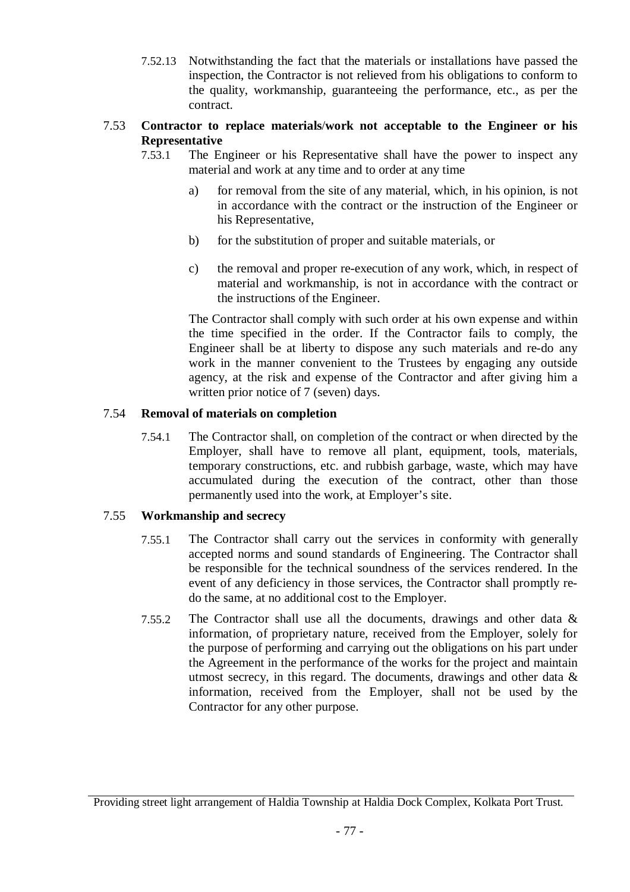7.52.13 Notwithstanding the fact that the materials or installations have passed the inspection, the Contractor is not relieved from his obligations to conform to the quality, workmanship, guaranteeing the performance, etc., as per the contract.

### 7.53 Contractor to replace materials/work not acceptable to the Engineer or his Representative

7.53.1 The Engineer or his Representative shall have the power to inspect any material and work at any time and to order at any time

a) for removal from the site of any material, which, in his opinion, is not in accordance with the contract or the instruction of the Engineer or his Representative,

b) for the substitution of proper and suitable materials, or

c) the removal and proper re-execution of any work, which, in respect of material and workmanship, is not in accordance with the contract or the instructions of the Engineer.

The Contractor shall comply with such order at his own expense and within the time specified in the order. If the Contractor fails to comply, the Engineer shall be at liberty to dispose any such materials and re-do any work in the manner convenient to the Trustees by engaging any outside agency, at the risk and expense of the Contractor and after giving him a written prior notice of 7 (seven) days.

### 7.54 Removal of materials on completion

7.54.1 The Contractor shall, on completion of the contract or when directed by the Employer, shall have to remove all plant, equipment, tools, materials, temporary constructions, etc. and rubbish garbage, waste, which may have accumulated during the execution of the contract, other than those permanently used into the work, at Employer's site.

### 7.55 Workmanship and secrecy

7.55.1 The Contractor shall carry out the services in conformity with generally accepted norms and sound standards of Engineering. The Contractor shall be responsible for the technical soundness of the services rendered. In the event of any deficiency in those services, the Contractor shall promptly re-do the same, at no additional cost to the Employer.

7.55.2 The Contractor shall use all the documents, drawings and other data & information, of proprietary nature, received from the Employer, solely for the purpose of performing and carrying out the obligations on his part under the Agreement in the performance of the works for the project and maintain utmost secrecy, in this regard. The documents, drawings and other data & information, received from the Employer, shall not be used by the Contractor for any other purpose.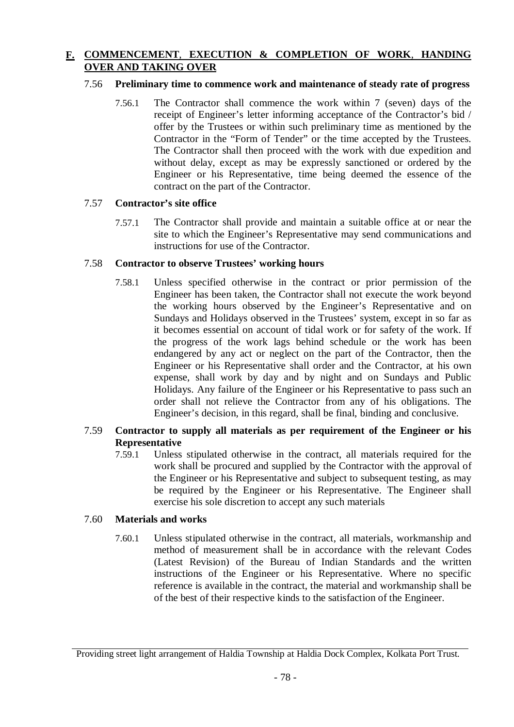## F. COMMENCEMENT, EXECUTION & COMPLETION OF WORK, HANDING OVER AND TAKING OVER

### 7.56 Preliminary time to commence work and maintenance of steady rate of progress

7.56.1 The Contractor shall commence the work within 7 (seven) days of the receipt of Engineer's letter informing acceptance of the Contractor's bid / offer by the Trustees or within such preliminary time as mentioned by the Contractor in the "Form of Tender" or the time accepted by the Trustees. The Contractor shall then proceed with the work with due expedition and without delay, except as may be expressly sanctioned or ordered by the Engineer or his Representative, time being deemed the essence of the contract on the part of the Contractor.

### 7.57 Contractor's site office

7.57.1 The Contractor shall provide and maintain a suitable office at or near the site to which the Engineer's Representative may send communications and instructions for use of the Contractor.

### 7.58 Contractor to observe Trustees' working hours

7.58.1 Unless specified otherwise in the contract or prior permission of the Engineer has been taken, the Contractor shall not execute the work beyond the working hours observed by the Engineer's Representative and on Sundays and Holidays observed in the Trustees' system, except in so far as it becomes essential on account of tidal work or for safety of the work. If the progress of the work lags behind schedule or the work has been endangered by any act or neglect on the part of the Contractor, then the Engineer or his Representative shall order and the Contractor, at his own expense, shall work by day and by night and on Sundays and Public Holidays. Any failure of the Engineer or his Representative to pass such an order shall not relieve the Contractor from any of his obligations. The Engineer's decision, in this regard, shall be final, binding and conclusive.

### 7.59 Contractor to supply all materials as per requirement of the Engineer or his Representative

7.59.1 Unless stipulated otherwise in the contract, all materials required for the work shall be procured and supplied by the Contractor with the approval of the Engineer or his Representative and subject to subsequent testing, as may be required by the Engineer or his Representative. The Engineer shall exercise his sole discretion to accept any such materials

### 7.60 Materials and works

7.60.1 Unless stipulated otherwise in the contract, all materials, workmanship and method of measurement shall be in accordance with the relevant Codes (Latest Revision) of the Bureau of Indian Standards and the written instructions of the Engineer or his Representative. Where no specific reference is available in the contract, the material and workmanship shall be of the best of their respective kinds to the satisfaction of the Engineer.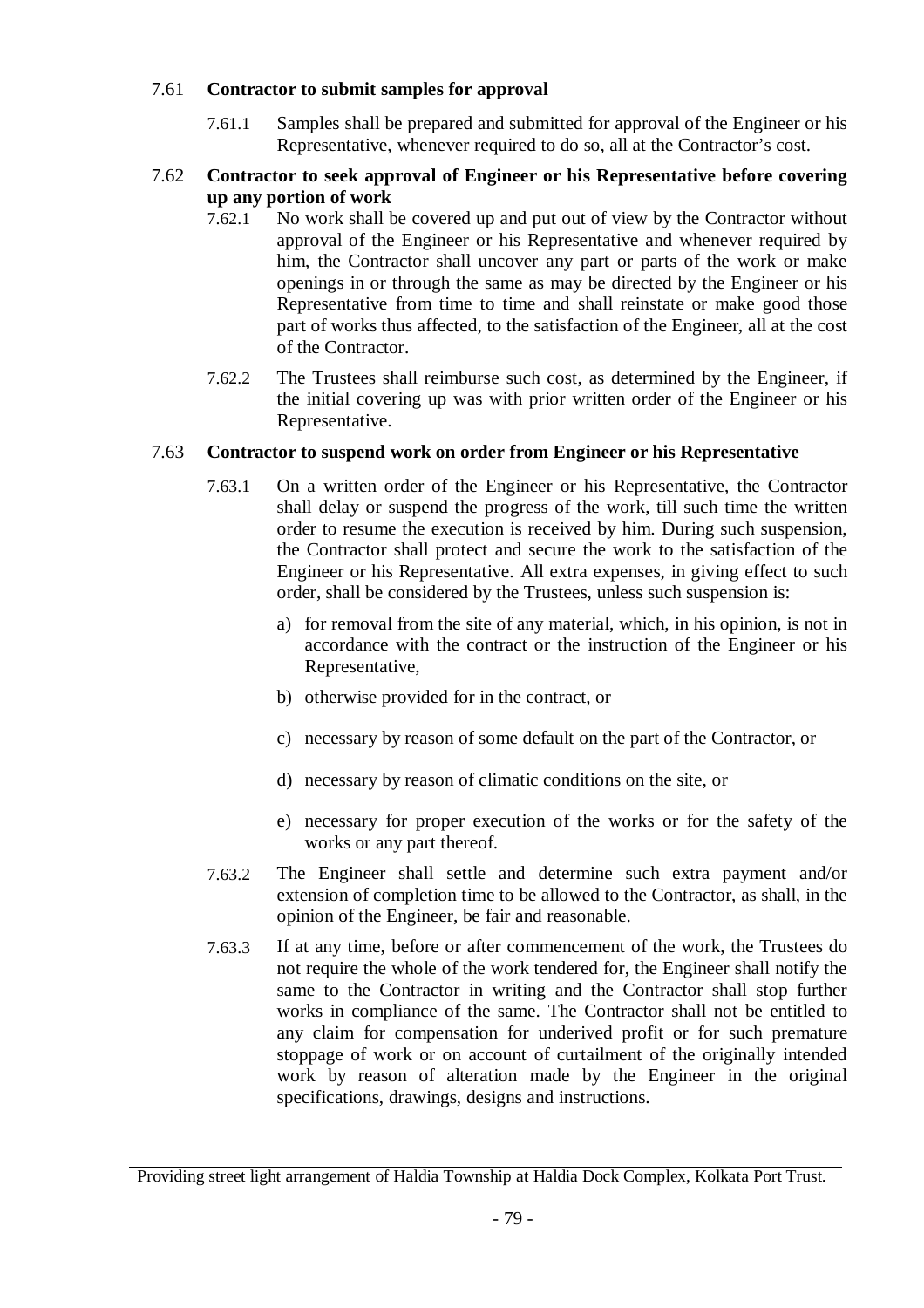### 7.61 Contractor to submit samples for approval

7.61.1 Samples shall be prepared and submitted for approval of the Engineer or his Representative, whenever required to do so, all at the Contractor's cost.

### 7.62 Contractor to seek approval of Engineer or his Representative before covering up any portion of work

7.62.1 No work shall be covered up and put out of view by the Contractor without approval of the Engineer or his Representative and whenever required by him, the Contractor shall uncover any part or parts of the work or make openings in or through the same as may be directed by the Engineer or his Representative from time to time and shall reinstate or make good those part of works thus affected, to the satisfaction of the Engineer, all at the cost of the Contractor.

7.62.2 The Trustees shall reimburse such cost, as determined by the Engineer, if the initial covering up was with prior written order of the Engineer or his Representative.

### 7.63 Contractor to suspend work on order from Engineer or his Representative

7.63.1 On a written order of the Engineer or his Representative, the Contractor shall delay or suspend the progress of the work, till such time the written order to resume the execution is received by him. During such suspension, the Contractor shall protect and secure the work to the satisfaction of the Engineer or his Representative. All extra expenses, in giving effect to such order, shall be considered by the Trustees, unless such suspension is:

a) for removal from the site of any material, which, in his opinion, is not in accordance with the contract or the instruction of the Engineer or his Representative,

b) otherwise provided for in the contract, or

c) necessary by reason of some default on the part of the Contractor, or

d) necessary by reason of climatic conditions on the site, or

e) necessary for proper execution of the works or for the safety of the works or any part thereof.

7.63.2 The Engineer shall settle and determine such extra payment and/or extension of completion time to be allowed to the Contractor, as shall, in the opinion of the Engineer, be fair and reasonable.

7.63.3 If at any time, before or after commencement of the work, the Trustees do not require the whole of the work tendered for, the Engineer shall notify the same to the Contractor in writing and the Contractor shall stop further works in compliance of the same. The Contractor shall not be entitled to any claim for compensation for underived profit or for such premature stoppage of work or on account of curtailment of the originally intended work by reason of alteration made by the Engineer in the original specifications, drawings, designs and instructions.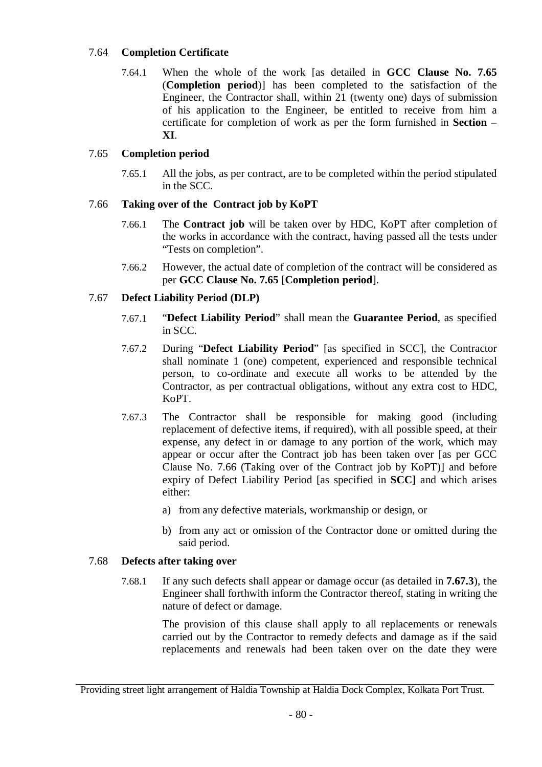### 7.64 **Completion Certificate**

7.64.1 When the whole of the work [as detailed in **GCC Clause No. 7.65** (**Completion period**)] has been completed to the satisfaction of the Engineer, the Contractor shall, within 21 (twenty one) days of submission of his application to the Engineer, be entitled to receive from him a certificate for completion of work as per the form furnished in **Section – XI**.

### 7.65 **Completion period**

7.65.1 All the jobs, as per contract, are to be completed within the period stipulated in the SCC.

### 7.66 **Taking over of the Contract job by KoPT**

7.66.1 The **Contract job** will be taken over by HDC, KoPT after completion of the works in accordance with the contract, having passed all the tests under "Tests on completion".

7.66.2 However, the actual date of completion of the contract will be considered as per **GCC Clause No. 7.65** [**Completion period**].

### 7.67 **Defect Liability Period (DLP)**

7.67.1 "**Defect Liability Period**" shall mean the **Guarantee Period**, as specified in SCC.

7.67.2 During "**Defect Liability Period**" [as specified in SCC], the Contractor shall nominate 1 (one) competent, experienced and responsible technical person, to co-ordinate and execute all works to be attended by the Contractor, as per contractual obligations, without any extra cost to HDC, KoPT.

7.67.3 The Contractor shall be responsible for making good (including replacement of defective items, if required), with all possible speed, at their expense, any defect in or damage to any portion of the work, which may appear or occur after the Contract job has been taken over [as per GCC Clause No. 7.66 (Taking over of the Contract job by KoPT)] and before expiry of Defect Liability Period [as specified in **SCC]** and which arises either:

a) from any defective materials, workmanship or design, or

b) from any act or omission of the Contractor done or omitted during the said period.

### 7.68 **Defects after taking over**

7.68.1 If any such defects shall appear or damage occur (as detailed in **7.67.3**), the Engineer shall forthwith inform the Contractor thereof, stating in writing the nature of defect or damage.

The provision of this clause shall apply to all replacements or renewals carried out by the Contractor to remedy defects and damage as if the said replacements and renewals had been taken over on the date they were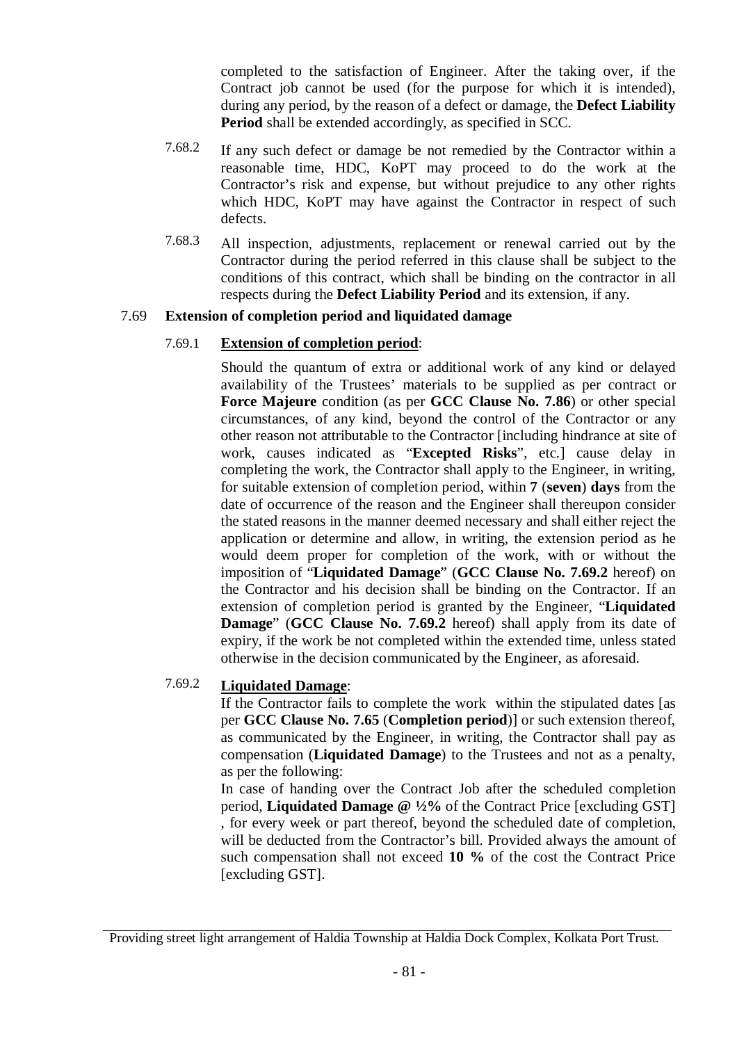completed to the satisfaction of Engineer. After the taking over, if the Contract job cannot be used (for the purpose for which it is intended), during any period, by the reason of a defect or damage, the **Defect Liability Period** shall be extended accordingly, as specified in SCC.

7.68.2 If any such defect or damage be not remedied by the Contractor within a reasonable time, HDC, KoPT may proceed to do the work at the Contractor's risk and expense, but without prejudice to any other rights which HDC, KoPT may have against the Contractor in respect of such defects.

7.68.3 All inspection, adjustments, replacement or renewal carried out by the Contractor during the period referred in this clause shall be subject to the conditions of this contract, which shall be binding on the contractor in all respects during the **Defect Liability Period** and its extension, if any.

7.69 **Extension of completion period and liquidated damage**

7.69.1 **Extension of completion period**:

Should the quantum of extra or additional work of any kind or delayed availability of the Trustees' materials to be supplied as per contract or **Force Majeure** condition (as per **GCC Clause No. 7.86**) or other special circumstances, of any kind, beyond the control of the Contractor or any other reason not attributable to the Contractor [including hindrance at site of work, causes indicated as "**Excepted Risks**", etc.] cause delay in completing the work, the Contractor shall apply to the Engineer, in writing, for suitable extension of completion period, within **7** (**seven**) **days** from the date of occurrence of the reason and the Engineer shall thereupon consider the stated reasons in the manner deemed necessary and shall either reject the application or determine and allow, in writing, the extension period as he would deem proper for completion of the work, with or without the imposition of "**Liquidated Damage**" (**GCC Clause No. 7.69.2** hereof) on the Contractor and his decision shall be binding on the Contractor. If an extension of completion period is granted by the Engineer, "**Liquidated Damage**" (**GCC Clause No. 7.69.2** hereof) shall apply from its date of expiry, if the work be not completed within the extended time, unless stated otherwise in the decision communicated by the Engineer, as aforesaid.

7.69.2 **Liquidated Damage**:

If the Contractor fails to complete the work within the stipulated dates [as per **GCC Clause No. 7.65** (**Completion period**)] or such extension thereof, as communicated by the Engineer, in writing, the Contractor shall pay as compensation (**Liquidated Damage**) to the Trustees and not as a penalty, as per the following:

In case of handing over the Contract Job after the scheduled completion period, **Liquidated Damage @ ½%** of the Contract Price [excluding GST] , for every week or part thereof, beyond the scheduled date of completion, will be deducted from the Contractor's bill. Provided always the amount of such compensation shall not exceed **10 %** of the cost the Contract Price [excluding GST].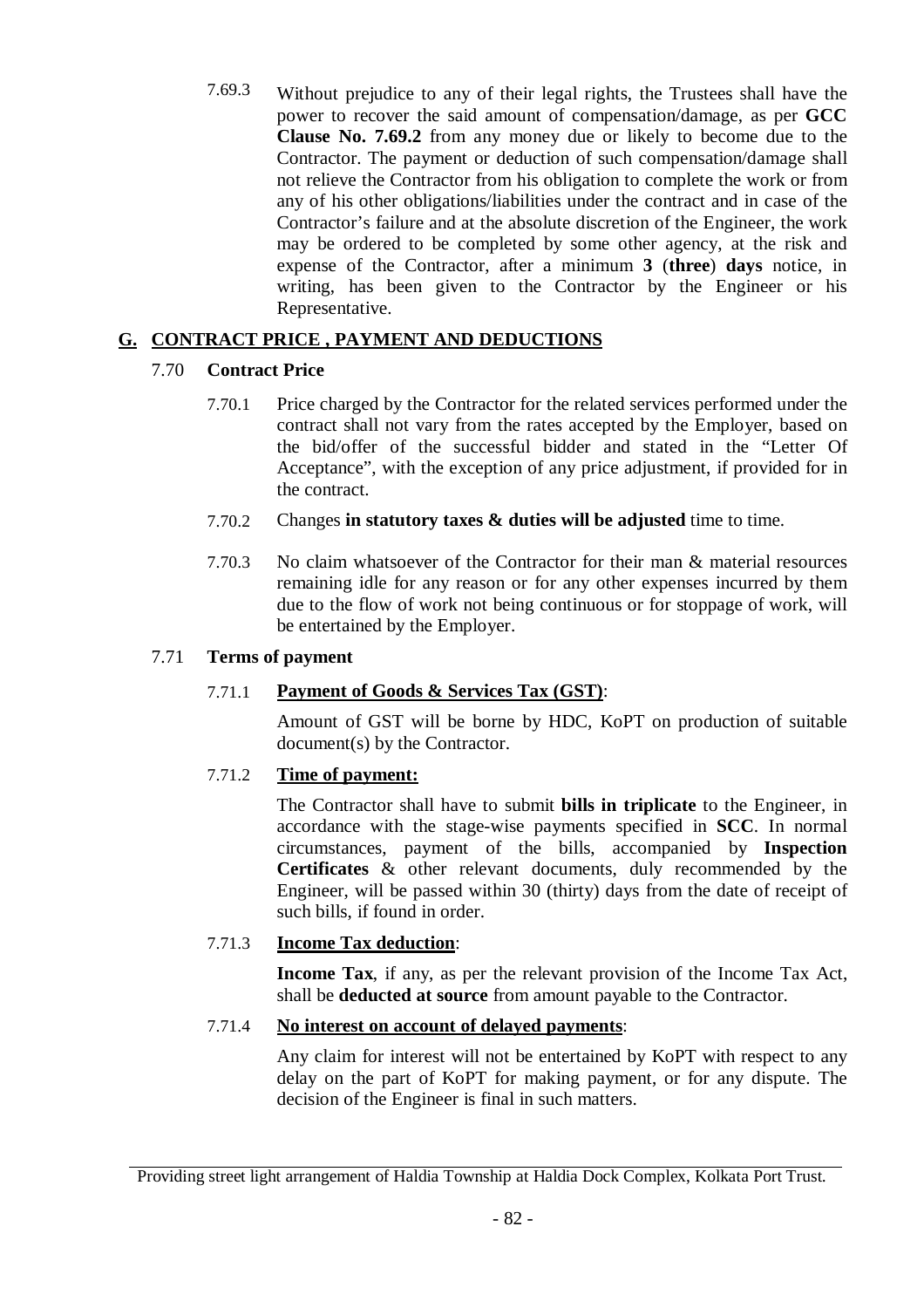7.69.3 Without prejudice to any of their legal rights, the Trustees shall have the power to recover the said amount of compensation/damage, as per **GCC Clause No. 7.69.2** from any money due or likely to become due to the Contractor. The payment or deduction of such compensation/damage shall not relieve the Contractor from his obligation to complete the work or from any of his other obligations/liabilities under the contract and in case of the Contractor's failure and at the absolute discretion of the Engineer, the work may be ordered to be completed by some other agency, at the risk and expense of the Contractor, after a minimum **3** (**three**) **days** notice, in writing, has been given to the Contractor by the Engineer or his Representative.

## G. CONTRACT PRICE , PAYMENT AND DEDUCTIONS

### 7.70 Contract Price

7.70.1 Price charged by the Contractor for the related services performed under the contract shall not vary from the rates accepted by the Employer, based on the bid/offer of the successful bidder and stated in the "Letter Of Acceptance", with the exception of any price adjustment, if provided for in the contract.

7.70.2 Changes **in statutory taxes & duties will be adjusted** time to time.

7.70.3 No claim whatsoever of the Contractor for their man & material resources remaining idle for any reason or for any other expenses incurred by them due to the flow of work not being continuous or for stoppage of work, will be entertained by the Employer.

### 7.71 Terms of payment

7.71.1 **Payment of Goods & Services Tax (GST)**:

Amount of GST will be borne by HDC, KoPT on production of suitable document(s) by the Contractor.

7.71.2 **Time of payment:**

The Contractor shall have to submit **bills in triplicate** to the Engineer, in accordance with the stage-wise payments specified in **SCC**. In normal circumstances, payment of the bills, accompanied by **Inspection Certificates** & other relevant documents, duly recommended by the Engineer, will be passed within 30 (thirty) days from the date of receipt of such bills, if found in order.

7.71.3 **Income Tax deduction**:

**Income Tax**, if any, as per the relevant provision of the Income Tax Act, shall be **deducted at source** from amount payable to the Contractor.

7.71.4 **No interest on account of delayed payments**:

Any claim for interest will not be entertained by KoPT with respect to any delay on the part of KoPT for making payment, or for any dispute. The decision of the Engineer is final in such matters.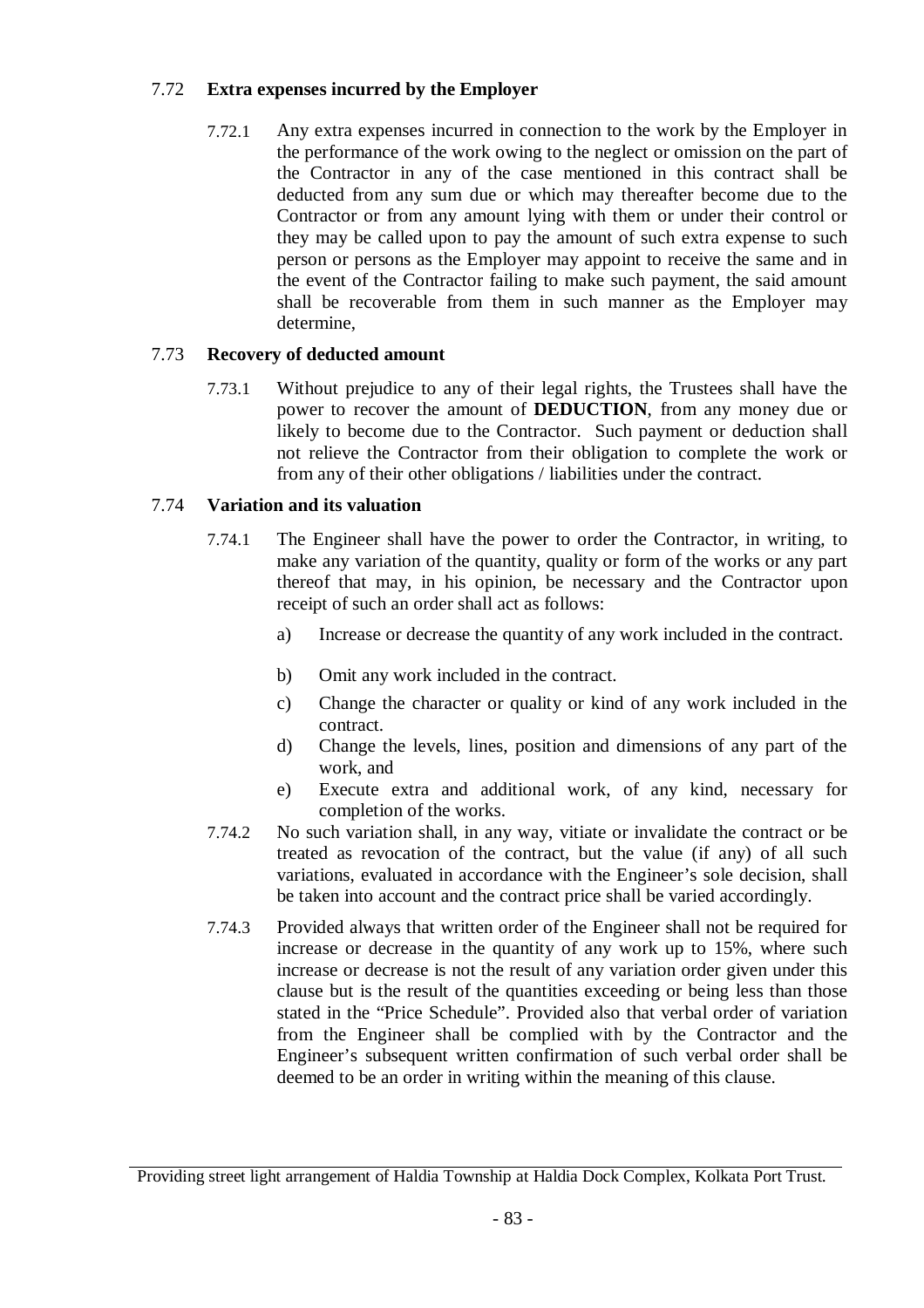### 7.72 Extra expenses incurred by the Employer

7.72.1 Any extra expenses incurred in connection to the work by the Employer in the performance of the work owing to the neglect or omission on the part of the Contractor in any of the case mentioned in this contract shall be deducted from any sum due or which may thereafter become due to the Contractor or from any amount lying with them or under their control or they may be called upon to pay the amount of such extra expense to such person or persons as the Employer may appoint to receive the same and in the event of the Contractor failing to make such payment, the said amount shall be recoverable from them in such manner as the Employer may determine,

### 7.73 Recovery of deducted amount

7.73.1 Without prejudice to any of their legal rights, the Trustees shall have the power to recover the amount of **DEDUCTION**, from any money due or likely to become due to the Contractor. Such payment or deduction shall not relieve the Contractor from their obligation to complete the work or from any of their other obligations / liabilities under the contract.

### 7.74 Variation and its valuation

7.74.1 The Engineer shall have the power to order the Contractor, in writing, to make any variation of the quantity, quality or form of the works or any part thereof that may, in his opinion, be necessary and the Contractor upon receipt of such an order shall act as follows:

a) Increase or decrease the quantity of any work included in the contract.

b) Omit any work included in the contract.

c) Change the character or quality or kind of any work included in the contract.

d) Change the levels, lines, position and dimensions of any part of the work, and

e) Execute extra and additional work, of any kind, necessary for completion of the works.

7.74.2 No such variation shall, in any way, vitiate or invalidate the contract or be treated as revocation of the contract, but the value (if any) of all such variations, evaluated in accordance with the Engineer's sole decision, shall be taken into account and the contract price shall be varied accordingly.

7.74.3 Provided always that written order of the Engineer shall not be required for increase or decrease in the quantity of any work up to 15%, where such increase or decrease is not the result of any variation order given under this clause but is the result of the quantities exceeding or being less than those stated in the "Price Schedule". Provided also that verbal order of variation from the Engineer shall be complied with by the Contractor and the Engineer's subsequent written confirmation of such verbal order shall be deemed to be an order in writing within the meaning of this clause.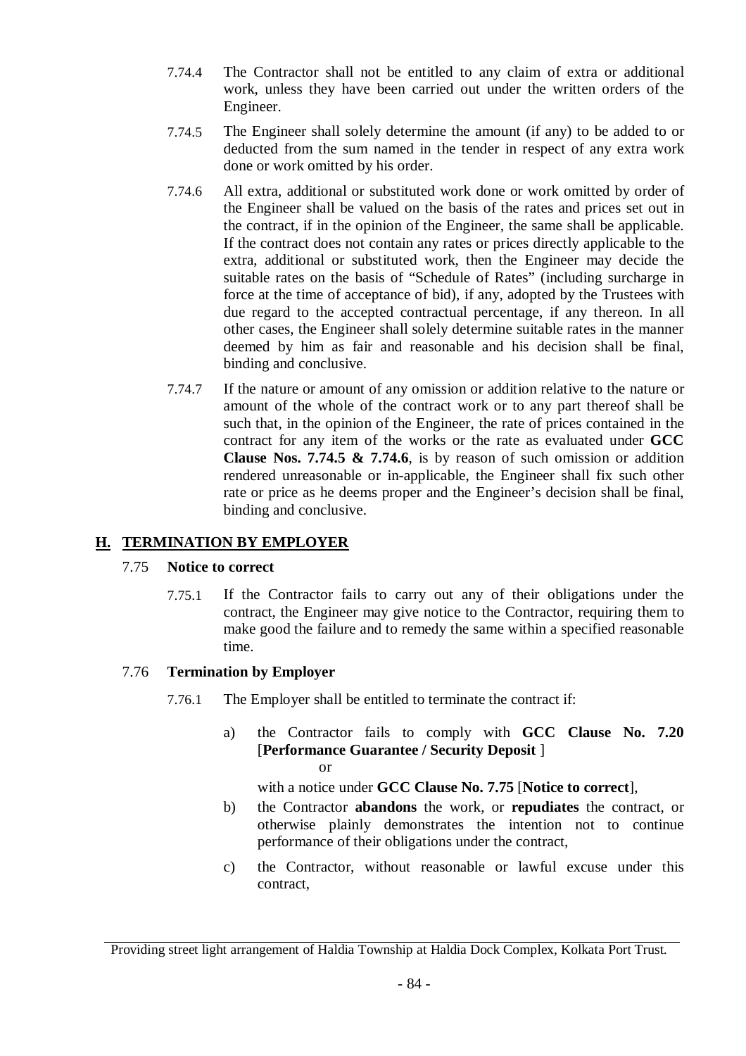7.74.4 The Contractor shall not be entitled to any claim of extra or additional work, unless they have been carried out under the written orders of the Engineer.

7.74.5 The Engineer shall solely determine the amount (if any) to be added to or deducted from the sum named in the tender in respect of any extra work done or work omitted by his order.

7.74.6 All extra, additional or substituted work done or work omitted by order of the Engineer shall be valued on the basis of the rates and prices set out in the contract, if in the opinion of the Engineer, the same shall be applicable. If the contract does not contain any rates or prices directly applicable to the extra, additional or substituted work, then the Engineer may decide the suitable rates on the basis of "Schedule of Rates" (including surcharge in force at the time of acceptance of bid), if any, adopted by the Trustees with due regard to the accepted contractual percentage, if any thereon. In all other cases, the Engineer shall solely determine suitable rates in the manner deemed by him as fair and reasonable and his decision shall be final, binding and conclusive.

7.74.7 If the nature or amount of any omission or addition relative to the nature or amount of the whole of the contract work or to any part thereof shall be such that, in the opinion of the Engineer, the rate of prices contained in the contract for any item of the works or the rate as evaluated under **GCC Clause Nos. 7.74.5 & 7.74.6**, is by reason of such omission or addition rendered unreasonable or in-applicable, the Engineer shall fix such other rate or price as he deems proper and the Engineer's decision shall be final, binding and conclusive.

## H. TERMINATION BY EMPLOYER

### 7.75 Notice to correct

7.75.1 If the Contractor fails to carry out any of their obligations under the contract, the Engineer may give notice to the Contractor, requiring them to make good the failure and to remedy the same within a specified reasonable time.

### 7.76 Termination by Employer

7.76.1 The Employer shall be entitled to terminate the contract if:

a) the Contractor fails to comply with **GCC Clause No. 7.20** [**Performance Guarantee / Security Deposit** ]

or

with a notice under **GCC Clause No. 7.75** [**Notice to correct**],

b) the Contractor **abandons** the work, or **repudiates** the contract, or otherwise plainly demonstrates the intention not to continue performance of their obligations under the contract,

c) the Contractor, without reasonable or lawful excuse under this contract,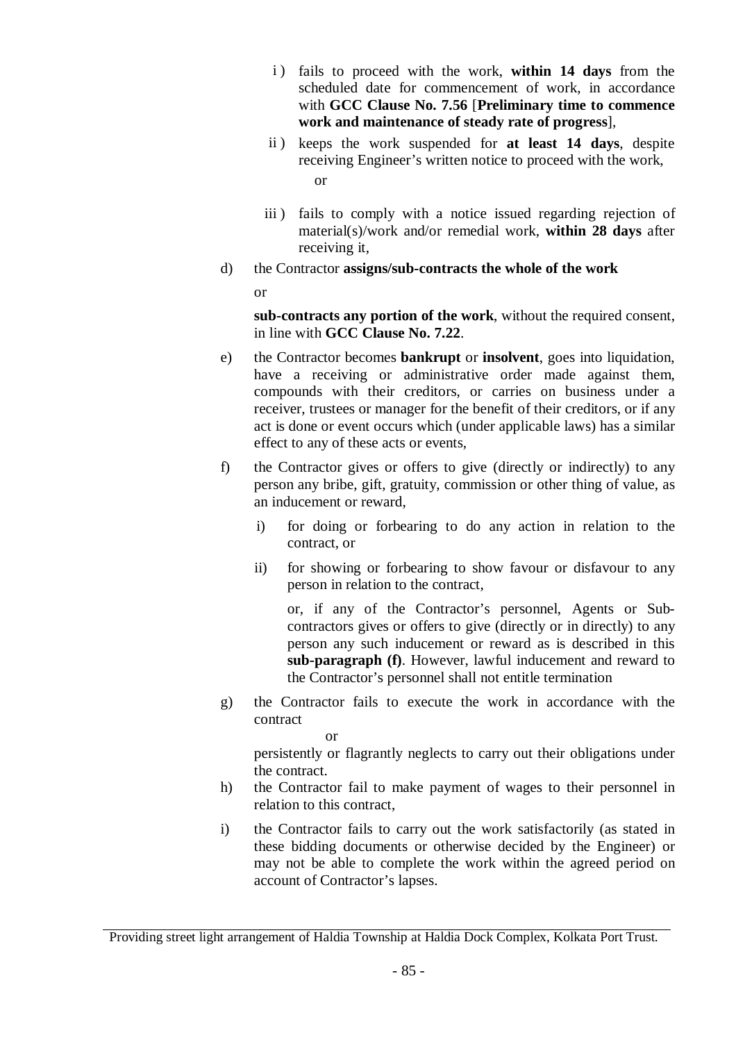i ) fails to proceed with the work, **within 14 days** from the scheduled date for commencement of work, in accordance with **GCC Clause No. 7.56** [**Preliminary time to commence work and maintenance of steady rate of progress**],

ii ) keeps the work suspended for **at least 14 days**, despite receiving Engineer's written notice to proceed with the work,

or

iii ) fails to comply with a notice issued regarding rejection of material(s)/work and/or remedial work, **within 28 days** after receiving it,

d) the Contractor **assigns/sub-contracts the whole of the work**

or

**sub-contracts any portion of the work**, without the required consent, in line with **GCC Clause No. 7.22**.

e) the Contractor becomes **bankrupt** or **insolvent**, goes into liquidation, have a receiving or administrative order made against them, compounds with their creditors, or carries on business under a receiver, trustees or manager for the benefit of their creditors, or if any act is done or event occurs which (under applicable laws) has a similar effect to any of these acts or events,

f) the Contractor gives or offers to give (directly or indirectly) to any person any bribe, gift, gratuity, commission or other thing of value, as an inducement or reward,

i) for doing or forbearing to do any action in relation to the contract, or

ii) for showing or forbearing to show favour or disfavour to any person in relation to the contract,

or, if any of the Contractor's personnel, Agents or Sub-contractors gives or offers to give (directly or in directly) to any person any such inducement or reward as is described in this **sub-paragraph (f)**. However, lawful inducement and reward to the Contractor's personnel shall not entitle termination

g) the Contractor fails to execute the work in accordance with the contract

or

persistently or flagrantly neglects to carry out their obligations under the contract.

h) the Contractor fail to make payment of wages to their personnel in relation to this contract,

i) the Contractor fails to carry out the work satisfactorily (as stated in these bidding documents or otherwise decided by the Engineer) or may not be able to complete the work within the agreed period on account of Contractor's lapses.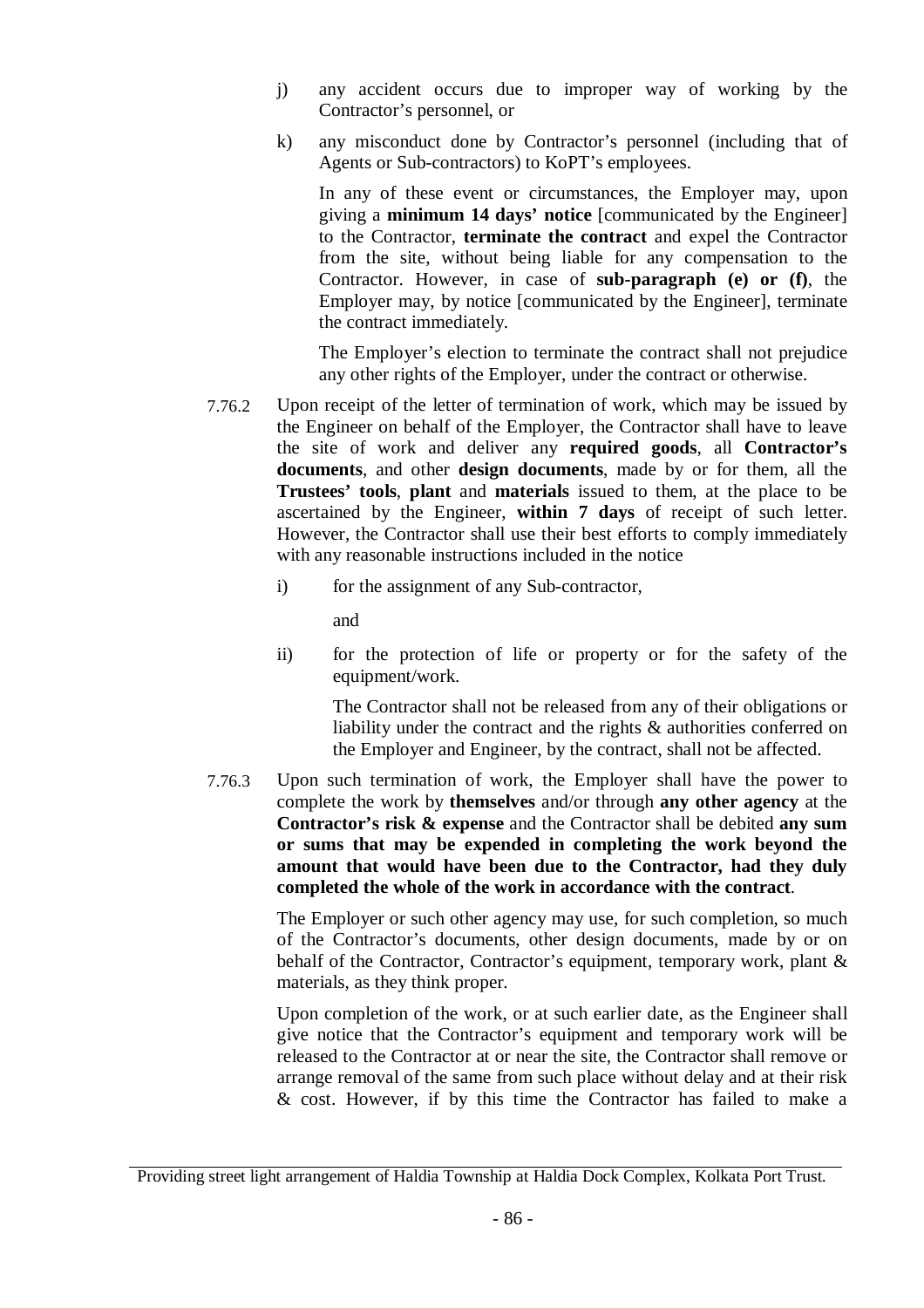j) any accident occurs due to improper way of working by the Contractor's personnel, or

k) any misconduct done by Contractor's personnel (including that of Agents or Sub-contractors) to KoPT's employees.

In any of these event or circumstances, the Employer may, upon giving a **minimum 14 days' notice** [communicated by the Engineer] to the Contractor, **terminate the contract** and expel the Contractor from the site, without being liable for any compensation to the Contractor. However, in case of **sub-paragraph (e) or (f)**, the Employer may, by notice [communicated by the Engineer], terminate the contract immediately.

The Employer's election to terminate the contract shall not prejudice any other rights of the Employer, under the contract or otherwise.

7.76.2 Upon receipt of the letter of termination of work, which may be issued by the Engineer on behalf of the Employer, the Contractor shall have to leave the site of work and deliver any **required goods**, all **Contractor's documents**, and other **design documents**, made by or for them, all the **Trustees' tools**, **plant** and **materials** issued to them, at the place to be ascertained by the Engineer, **within 7 days** of receipt of such letter. However, the Contractor shall use their best efforts to comply immediately with any reasonable instructions included in the notice

i) for the assignment of any Sub-contractor,

and

ii) for the protection of life or property or for the safety of the equipment/work.

The Contractor shall not be released from any of their obligations or liability under the contract and the rights & authorities conferred on the Employer and Engineer, by the contract, shall not be affected.

7.76.3 Upon such termination of work, the Employer shall have the power to complete the work by **themselves** and/or through **any other agency** at the **Contractor's risk & expense** and the Contractor shall be debited **any sum or sums that may be expended in completing the work beyond the amount that would have been due to the Contractor, had they duly completed the whole of the work in accordance with the contract**.

The Employer or such other agency may use, for such completion, so much of the Contractor's documents, other design documents, made by or on behalf of the Contractor, Contractor's equipment, temporary work, plant & materials, as they think proper.

Upon completion of the work, or at such earlier date, as the Engineer shall give notice that the Contractor's equipment and temporary work will be released to the Contractor at or near the site, the Contractor shall remove or arrange removal of the same from such place without delay and at their risk & cost. However, if by this time the Contractor has failed to make a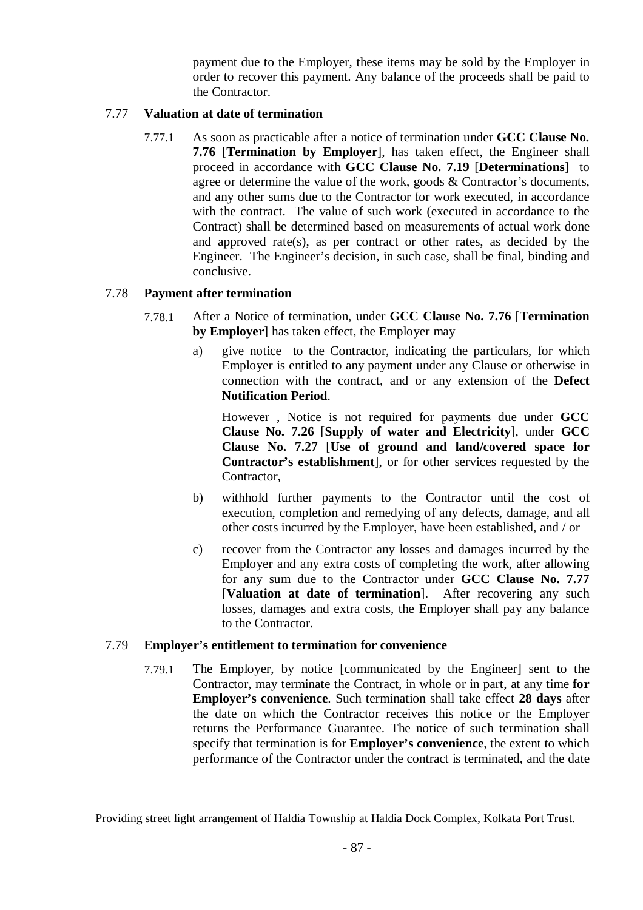payment due to the Employer, these items may be sold by the Employer in order to recover this payment. Any balance of the proceeds shall be paid to the Contractor.

7.77 **Valuation at date of termination**

7.77.1 As soon as practicable after a notice of termination under **GCC Clause No. 7.76** [**Termination by Employer**], has taken effect, the Engineer shall proceed in accordance with **GCC Clause No. 7.19** [**Determinations**] to agree or determine the value of the work, goods & Contractor's documents, and any other sums due to the Contractor for work executed, in accordance with the contract. The value of such work (executed in accordance to the Contract) shall be determined based on measurements of actual work done and approved rate(s), as per contract or other rates, as decided by the Engineer. The Engineer's decision, in such case, shall be final, binding and conclusive.

7.78 **Payment after termination**

7.78.1 After a Notice of termination, under **GCC Clause No. 7.76** [**Termination by Employer**] has taken effect, the Employer may

a) give notice to the Contractor, indicating the particulars, for which Employer is entitled to any payment under any Clause or otherwise in connection with the contract, and or any extension of the **Defect Notification Period**.

However , Notice is not required for payments due under **GCC Clause No. 7.26** [**Supply of water and Electricity**], under **GCC Clause No. 7.27** [**Use of ground and land/covered space for Contractor's establishment**], or for other services requested by the Contractor,

b) withhold further payments to the Contractor until the cost of execution, completion and remedying of any defects, damage, and all other costs incurred by the Employer, have been established, and / or

c) recover from the Contractor any losses and damages incurred by the Employer and any extra costs of completing the work, after allowing for any sum due to the Contractor under **GCC Clause No. 7.77** [**Valuation at date of termination**]. After recovering any such losses, damages and extra costs, the Employer shall pay any balance to the Contractor.

7.79 **Employer's entitlement to termination for convenience**

7.79.1 The Employer, by notice [communicated by the Engineer] sent to the Contractor, may terminate the Contract, in whole or in part, at any time **for Employer's convenience**. Such termination shall take effect **28 days** after the date on which the Contractor receives this notice or the Employer returns the Performance Guarantee. The notice of such termination shall specify that termination is for **Employer's convenience**, the extent to which performance of the Contractor under the contract is terminated, and the date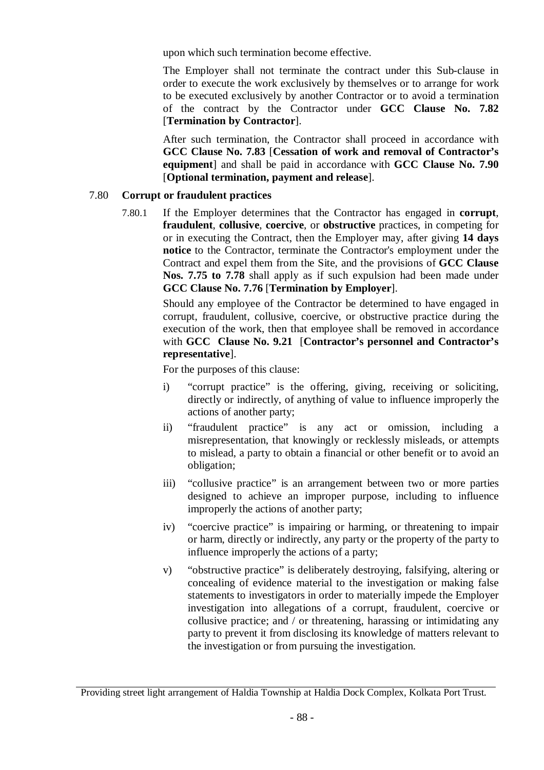upon which such termination become effective.

The Employer shall not terminate the contract under this Sub-clause in order to execute the work exclusively by themselves or to arrange for work to be executed exclusively by another Contractor or to avoid a termination of the contract by the Contractor under **GCC Clause No. 7.82** [**Termination by Contractor**].

After such termination, the Contractor shall proceed in accordance with **GCC Clause No. 7.83** [**Cessation of work and removal of Contractor's equipment**] and shall be paid in accordance with **GCC Clause No. 7.90** [**Optional termination, payment and release**].

7.80 **Corrupt or fraudulent practices**

7.80.1 If the Employer determines that the Contractor has engaged in **corrupt**, **fraudulent**, **collusive**, **coercive**, or **obstructive** practices, in competing for or in executing the Contract, then the Employer may, after giving **14 days notice** to the Contractor, terminate the Contractor's employment under the Contract and expel them from the Site, and the provisions of **GCC Clause Nos. 7.75 to 7.78** shall apply as if such expulsion had been made under **GCC Clause No. 7.76** [**Termination by Employer**].

Should any employee of the Contractor be determined to have engaged in corrupt, fraudulent, collusive, coercive, or obstructive practice during the execution of the work, then that employee shall be removed in accordance with **GCC Clause No. 9.21** [**Contractor's personnel and Contractor's representative**].

For the purposes of this clause:

i) "corrupt practice" is the offering, giving, receiving or soliciting, directly or indirectly, of anything of value to influence improperly the actions of another party;

ii) "fraudulent practice" is any act or omission, including a misrepresentation, that knowingly or recklessly misleads, or attempts to mislead, a party to obtain a financial or other benefit or to avoid an obligation;

iii) "collusive practice" is an arrangement between two or more parties designed to achieve an improper purpose, including to influence improperly the actions of another party;

iv) "coercive practice" is impairing or harming, or threatening to impair or harm, directly or indirectly, any party or the property of the party to influence improperly the actions of a party;

v) "obstructive practice" is deliberately destroying, falsifying, altering or concealing of evidence material to the investigation or making false statements to investigators in order to materially impede the Employer investigation into allegations of a corrupt, fraudulent, coercive or collusive practice; and / or threatening, harassing or intimidating any party to prevent it from disclosing its knowledge of matters relevant to the investigation or from pursuing the investigation.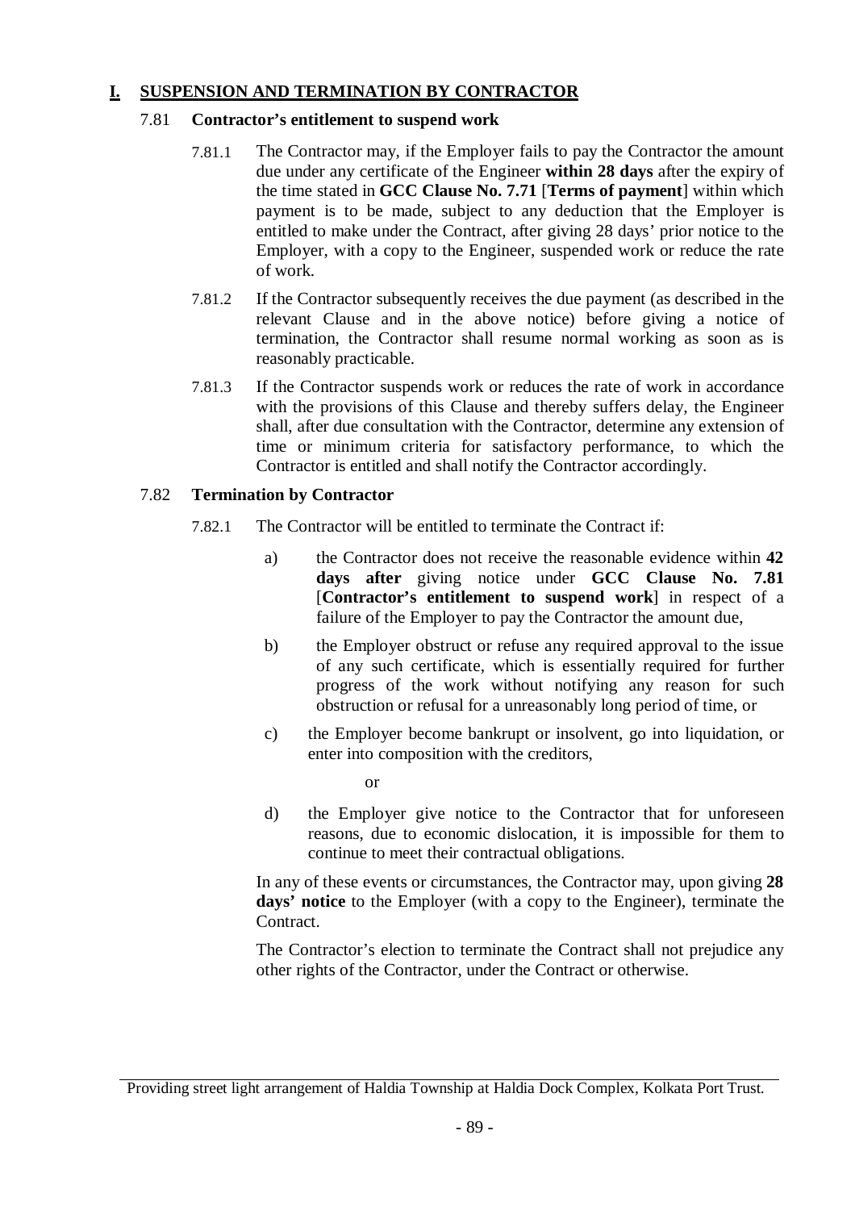## I. SUSPENSION AND TERMINATION BY CONTRACTOR

### 7.81 Contractor's entitlement to suspend work

7.81.1 The Contractor may, if the Employer fails to pay the Contractor the amount due under any certificate of the Engineer **within 28 days** after the expiry of the time stated in **GCC Clause No. 7.71** [**Terms of payment**] within which payment is to be made, subject to any deduction that the Employer is entitled to make under the Contract, after giving 28 days' prior notice to the Employer, with a copy to the Engineer, suspended work or reduce the rate of work.

7.81.2 If the Contractor subsequently receives the due payment (as described in the relevant Clause and in the above notice) before giving a notice of termination, the Contractor shall resume normal working as soon as is reasonably practicable.

7.81.3 If the Contractor suspends work or reduces the rate of work in accordance with the provisions of this Clause and thereby suffers delay, the Engineer shall, after due consultation with the Contractor, determine any extension of time or minimum criteria for satisfactory performance, to which the Contractor is entitled and shall notify the Contractor accordingly.

### 7.82 Termination by Contractor

7.82.1 The Contractor will be entitled to terminate the Contract if:

a) the Contractor does not receive the reasonable evidence within **42 days after** giving notice under **GCC Clause No. 7.81** [**Contractor's entitlement to suspend work**] in respect of a failure of the Employer to pay the Contractor the amount due,

b) the Employer obstruct or refuse any required approval to the issue of any such certificate, which is essentially required for further progress of the work without notifying any reason for such obstruction or refusal for a unreasonably long period of time, or

c) the Employer become bankrupt or insolvent, go into liquidation, or enter into composition with the creditors,

or

d) the Employer give notice to the Contractor that for unforeseen reasons, due to economic dislocation, it is impossible for them to continue to meet their contractual obligations.

In any of these events or circumstances, the Contractor may, upon giving **28 days' notice** to the Employer (with a copy to the Engineer), terminate the Contract.

The Contractor's election to terminate the Contract shall not prejudice any other rights of the Contractor, under the Contract or otherwise.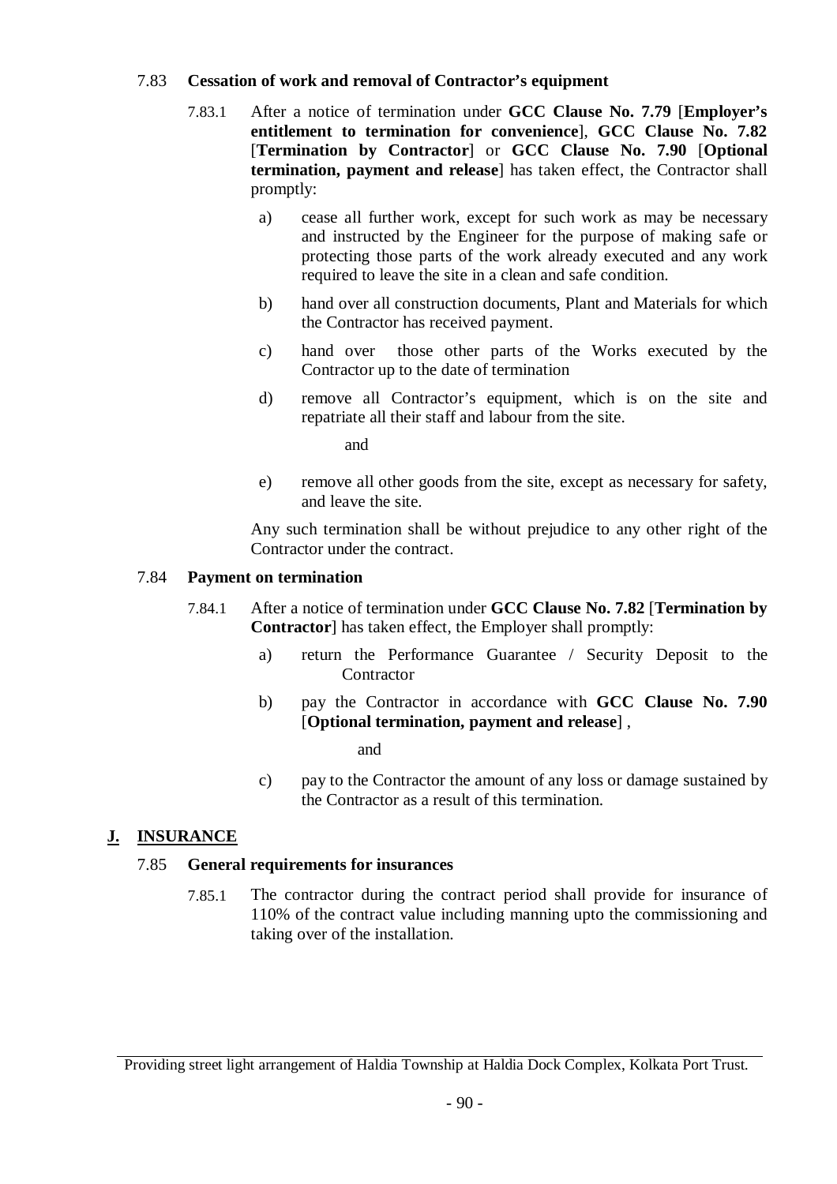7.83 **Cessation of work and removal of Contractor's equipment**

7.83.1 After a notice of termination under **GCC Clause No. 7.79** [**Employer's entitlement to termination for convenience**], **GCC Clause No. 7.82** [**Termination by Contractor**] or **GCC Clause No. 7.90** [**Optional termination, payment and release**] has taken effect, the Contractor shall promptly:

a) cease all further work, except for such work as may be necessary and instructed by the Engineer for the purpose of making safe or protecting those parts of the work already executed and any work required to leave the site in a clean and safe condition.

b) hand over all construction documents, Plant and Materials for which the Contractor has received payment.

c) hand over those other parts of the Works executed by the Contractor up to the date of termination

d) remove all Contractor's equipment, which is on the site and repatriate all their staff and labour from the site.

and

e) remove all other goods from the site, except as necessary for safety, and leave the site.

Any such termination shall be without prejudice to any other right of the Contractor under the contract.

7.84 **Payment on termination**

7.84.1 After a notice of termination under **GCC Clause No. 7.82** [**Termination by Contractor**] has taken effect, the Employer shall promptly:

a) return the Performance Guarantee / Security Deposit to the Contractor

b) pay the Contractor in accordance with **GCC Clause No. 7.90** [**Optional termination, payment and release**] ,

and

c) pay to the Contractor the amount of any loss or damage sustained by the Contractor as a result of this termination.

## J. INSURANCE

7.85 **General requirements for insurances**

7.85.1 The contractor during the contract period shall provide for insurance of 110% of the contract value including manning upto the commissioning and taking over of the installation.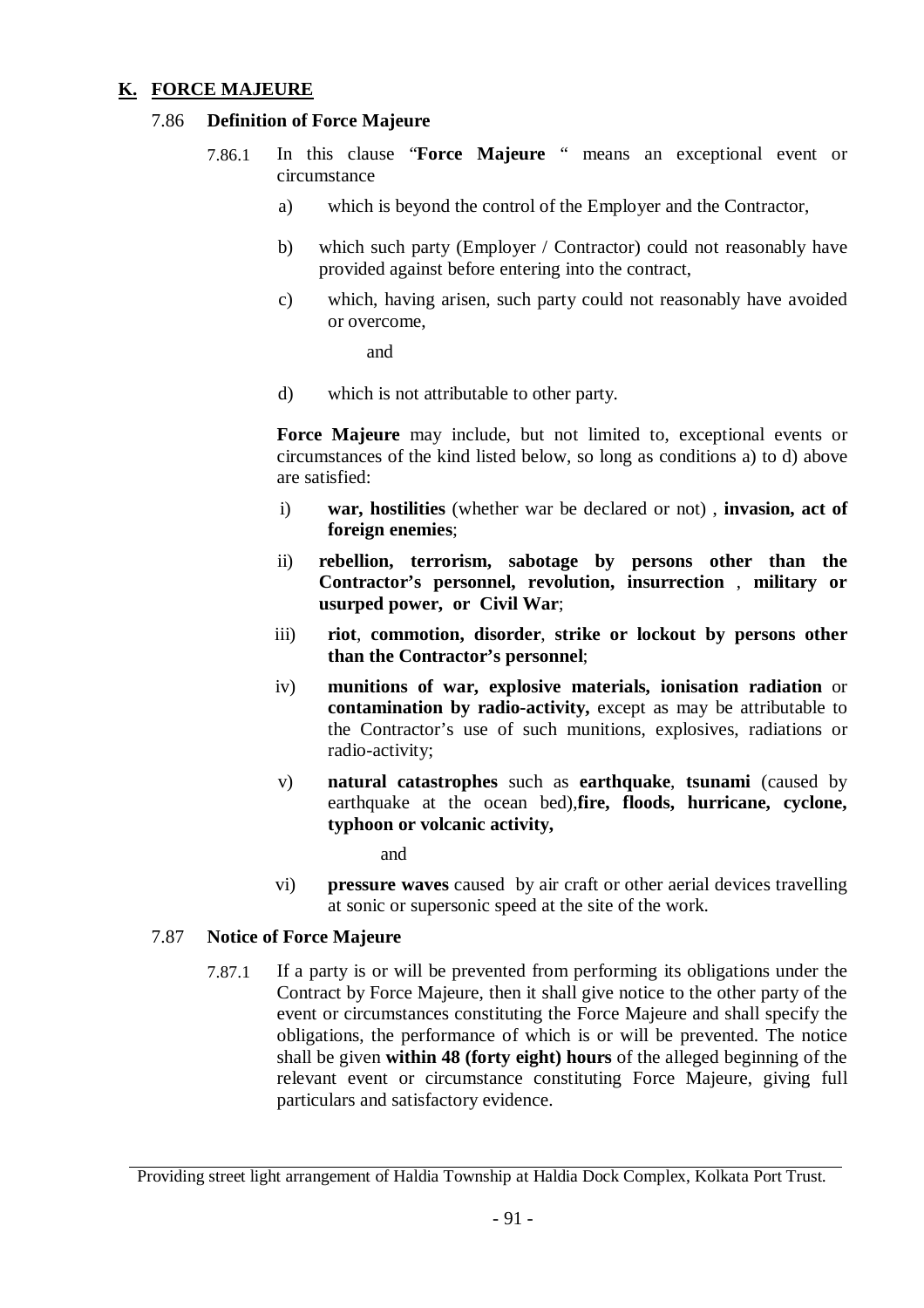## K. FORCE MAJEURE

### 7.86 Definition of Force Majeure

7.86.1 In this clause "**Force Majeure** " means an exceptional event or circumstance

a) which is beyond the control of the Employer and the Contractor,

b) which such party (Employer / Contractor) could not reasonably have provided against before entering into the contract,

c) which, having arisen, such party could not reasonably have avoided or overcome,

and

d) which is not attributable to other party.

**Force Majeure** may include, but not limited to, exceptional events or circumstances of the kind listed below, so long as conditions a) to d) above are satisfied:

i) **war, hostilities** (whether war be declared or not) , **invasion, act of foreign enemies**;

ii) **rebellion, terrorism, sabotage by persons other than the Contractor's personnel, revolution, insurrection** , **military or usurped power, or Civil War**;

iii) **riot**, **commotion, disorder**, **strike or lockout by persons other than the Contractor's personnel**;

iv) **munitions of war, explosive materials, ionisation radiation** or **contamination by radio-activity,** except as may be attributable to the Contractor's use of such munitions, explosives, radiations or radio-activity;

v) **natural catastrophes** such as **earthquake**, **tsunami** (caused by earthquake at the ocean bed),**fire, floods, hurricane, cyclone, typhoon or volcanic activity,**

and

vi) **pressure waves** caused by air craft or other aerial devices travelling at sonic or supersonic speed at the site of the work.

### 7.87 Notice of Force Majeure

7.87.1 If a party is or will be prevented from performing its obligations under the Contract by Force Majeure, then it shall give notice to the other party of the event or circumstances constituting the Force Majeure and shall specify the obligations, the performance of which is or will be prevented. The notice shall be given **within 48 (forty eight) hours** of the alleged beginning of the relevant event or circumstance constituting Force Majeure, giving full particulars and satisfactory evidence.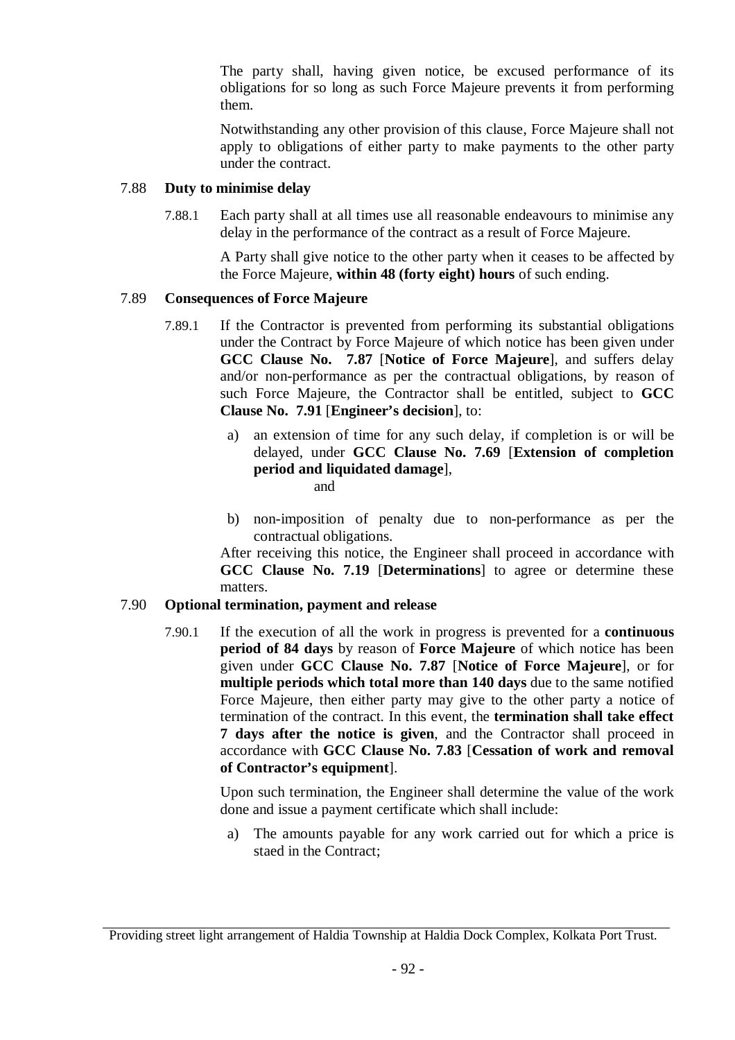The party shall, having given notice, be excused performance of its obligations for so long as such Force Majeure prevents it from performing them.

Notwithstanding any other provision of this clause, Force Majeure shall not apply to obligations of either party to make payments to the other party under the contract.

### 7.88 **Duty to minimise delay**

7.88.1 Each party shall at all times use all reasonable endeavours to minimise any delay in the performance of the contract as a result of Force Majeure.

A Party shall give notice to the other party when it ceases to be affected by the Force Majeure, **within 48 (forty eight) hours** of such ending.

### 7.89 **Consequences of Force Majeure**

7.89.1 If the Contractor is prevented from performing its substantial obligations under the Contract by Force Majeure of which notice has been given under **GCC Clause No. 7.87** [**Notice of Force Majeure**], and suffers delay and/or non-performance as per the contractual obligations, by reason of such Force Majeure, the Contractor shall be entitled, subject to **GCC Clause No. 7.91** [**Engineer's decision**], to:

a) an extension of time for any such delay, if completion is or will be delayed, under **GCC Clause No. 7.69** [**Extension of completion period and liquidated damage**],

and

b) non-imposition of penalty due to non-performance as per the contractual obligations.

After receiving this notice, the Engineer shall proceed in accordance with **GCC Clause No. 7.19** [**Determinations**] to agree or determine these matters.

### 7.90 **Optional termination, payment and release**

7.90.1 If the execution of all the work in progress is prevented for a **continuous period of 84 days** by reason of **Force Majeure** of which notice has been given under **GCC Clause No. 7.87** [**Notice of Force Majeure**], or for **multiple periods which total more than 140 days** due to the same notified Force Majeure, then either party may give to the other party a notice of termination of the contract. In this event, the **termination shall take effect 7 days after the notice is given**, and the Contractor shall proceed in accordance with **GCC Clause No. 7.83** [**Cessation of work and removal of Contractor's equipment**].

Upon such termination, the Engineer shall determine the value of the work done and issue a payment certificate which shall include:

a) The amounts payable for any work carried out for which a price is staed in the Contract;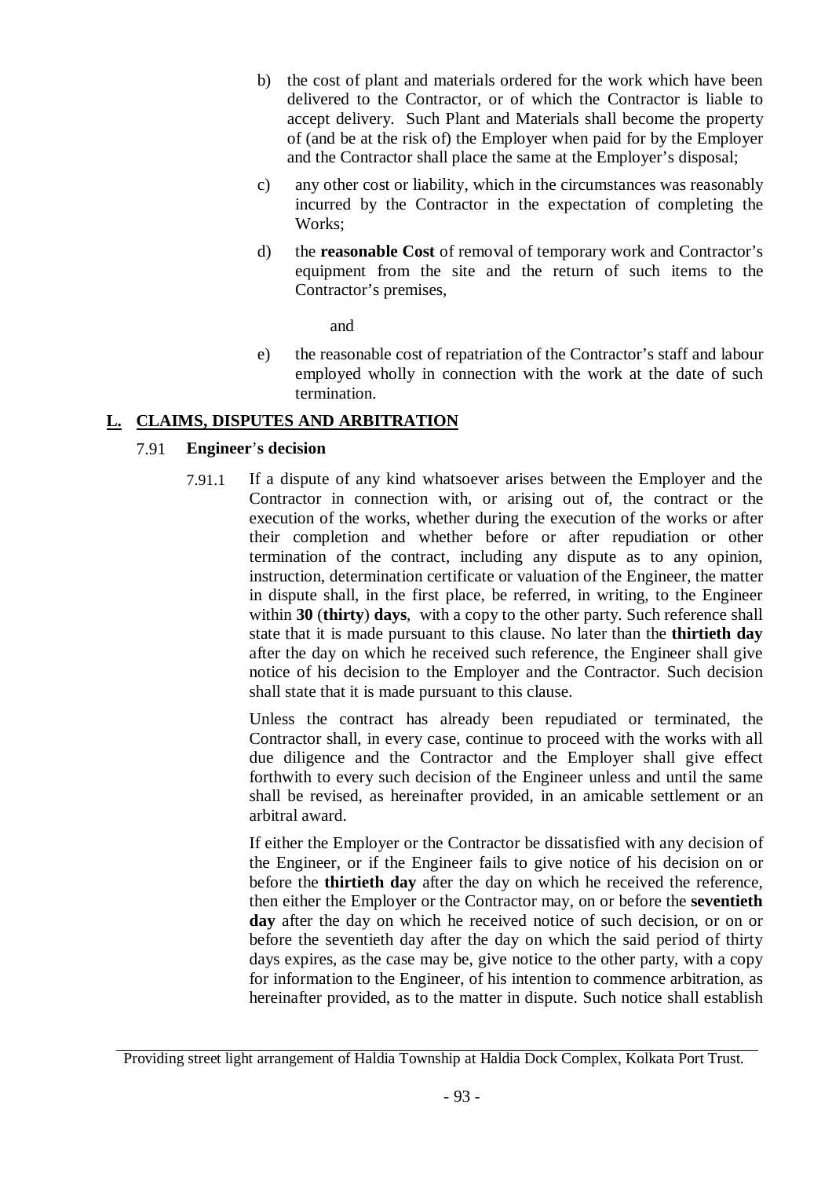b) the cost of plant and materials ordered for the work which have been delivered to the Contractor, or of which the Contractor is liable to accept delivery. Such Plant and Materials shall become the property of (and be at the risk of) the Employer when paid for by the Employer and the Contractor shall place the same at the Employer's disposal;

c) any other cost or liability, which in the circumstances was reasonably incurred by the Contractor in the expectation of completing the Works;

d) the **reasonable Cost** of removal of temporary work and Contractor's equipment from the site and the return of such items to the Contractor's premises,

and

e) the reasonable cost of repatriation of the Contractor's staff and labour employed wholly in connection with the work at the date of such termination.

## L. CLAIMS, DISPUTES AND ARBITRATION

### 7.91 Engineer's decision

7.91.1 If a dispute of any kind whatsoever arises between the Employer and the Contractor in connection with, or arising out of, the contract or the execution of the works, whether during the execution of the works or after their completion and whether before or after repudiation or other termination of the contract, including any dispute as to any opinion, instruction, determination certificate or valuation of the Engineer, the matter in dispute shall, in the first place, be referred, in writing, to the Engineer within **30** (**thirty**) **days**, with a copy to the other party. Such reference shall state that it is made pursuant to this clause. No later than the **thirtieth day** after the day on which he received such reference, the Engineer shall give notice of his decision to the Employer and the Contractor. Such decision shall state that it is made pursuant to this clause.

Unless the contract has already been repudiated or terminated, the Contractor shall, in every case, continue to proceed with the works with all due diligence and the Contractor and the Employer shall give effect forthwith to every such decision of the Engineer unless and until the same shall be revised, as hereinafter provided, in an amicable settlement or an arbitral award.

If either the Employer or the Contractor be dissatisfied with any decision of the Engineer, or if the Engineer fails to give notice of his decision on or before the **thirtieth day** after the day on which he received the reference, then either the Employer or the Contractor may, on or before the **seventieth day** after the day on which he received notice of such decision, or on or before the seventieth day after the day on which the said period of thirty days expires, as the case may be, give notice to the other party, with a copy for information to the Engineer, of his intention to commence arbitration, as hereinafter provided, as to the matter in dispute. Such notice shall establish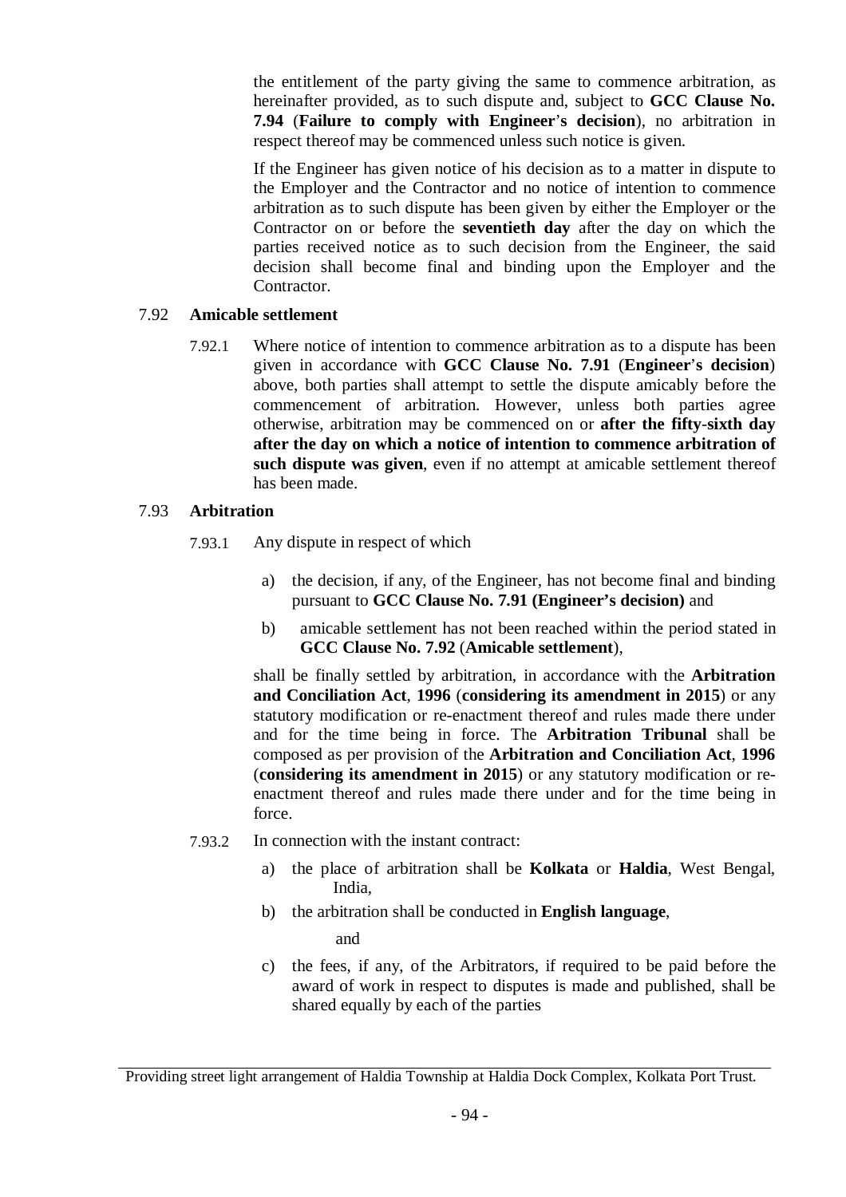the entitlement of the party giving the same to commence arbitration, as hereinafter provided, as to such dispute and, subject to **GCC Clause No. 7.94** (**Failure to comply with Engineer's decision**), no arbitration in respect thereof may be commenced unless such notice is given.

If the Engineer has given notice of his decision as to a matter in dispute to the Employer and the Contractor and no notice of intention to commence arbitration as to such dispute has been given by either the Employer or the Contractor on or before the **seventieth day** after the day on which the parties received notice as to such decision from the Engineer, the said decision shall become final and binding upon the Employer and the Contractor.

7.92 **Amicable settlement**

7.92.1 Where notice of intention to commence arbitration as to a dispute has been given in accordance with **GCC Clause No. 7.91** (**Engineer's decision**) above, both parties shall attempt to settle the dispute amicably before the commencement of arbitration. However, unless both parties agree otherwise, arbitration may be commenced on or **after the fifty-sixth day after the day on which a notice of intention to commence arbitration of such dispute was given**, even if no attempt at amicable settlement thereof has been made.

7.93 **Arbitration**

7.93.1 Any dispute in respect of which

a) the decision, if any, of the Engineer, has not become final and binding pursuant to **GCC Clause No. 7.91 (Engineer's decision)** and

b) amicable settlement has not been reached within the period stated in **GCC Clause No. 7.92** (**Amicable settlement**),

shall be finally settled by arbitration, in accordance with the **Arbitration and Conciliation Act**, **1996** (**considering its amendment in 2015**) or any statutory modification or re-enactment thereof and rules made there under and for the time being in force. The **Arbitration Tribunal** shall be composed as per provision of the **Arbitration and Conciliation Act**, **1996** (**considering its amendment in 2015**) or any statutory modification or re-enactment thereof and rules made there under and for the time being in force.

7.93.2 In connection with the instant contract:

a) the place of arbitration shall be **Kolkata** or **Haldia**, West Bengal, India,

b) the arbitration shall be conducted in **English language**,

and

c) the fees, if any, of the Arbitrators, if required to be paid before the award of work in respect to disputes is made and published, shall be shared equally by each of the parties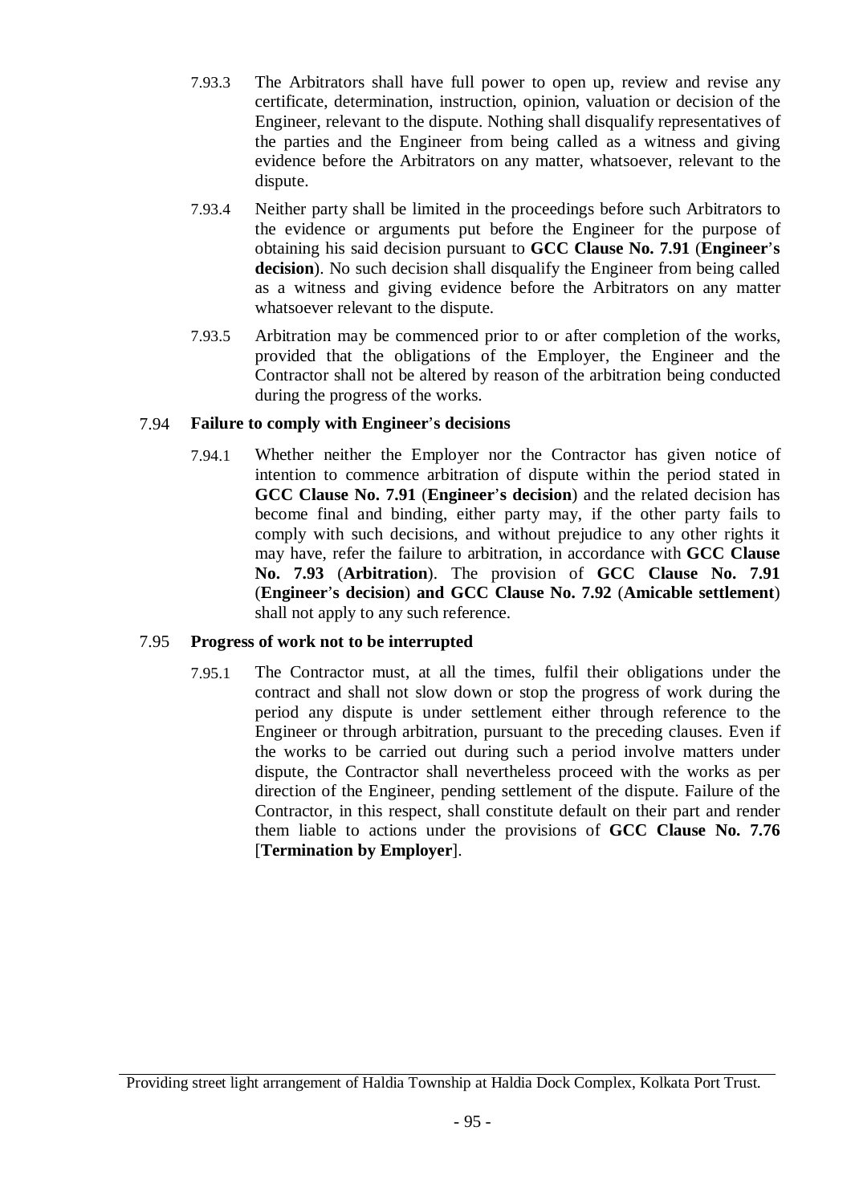7.93.3 The Arbitrators shall have full power to open up, review and revise any certificate, determination, instruction, opinion, valuation or decision of the Engineer, relevant to the dispute. Nothing shall disqualify representatives of the parties and the Engineer from being called as a witness and giving evidence before the Arbitrators on any matter, whatsoever, relevant to the dispute.

7.93.4 Neither party shall be limited in the proceedings before such Arbitrators to the evidence or arguments put before the Engineer for the purpose of obtaining his said decision pursuant to **GCC Clause No. 7.91** (**Engineer's decision**). No such decision shall disqualify the Engineer from being called as a witness and giving evidence before the Arbitrators on any matter whatsoever relevant to the dispute.

7.93.5 Arbitration may be commenced prior to or after completion of the works, provided that the obligations of the Employer, the Engineer and the Contractor shall not be altered by reason of the arbitration being conducted during the progress of the works.

### 7.94 Failure to comply with Engineer's decisions

7.94.1 Whether neither the Employer nor the Contractor has given notice of intention to commence arbitration of dispute within the period stated in **GCC Clause No. 7.91** (**Engineer's decision**) and the related decision has become final and binding, either party may, if the other party fails to comply with such decisions, and without prejudice to any other rights it may have, refer the failure to arbitration, in accordance with **GCC Clause No. 7.93** (**Arbitration**). The provision of **GCC Clause No. 7.91** (**Engineer's decision**) **and GCC Clause No. 7.92** (**Amicable settlement**) shall not apply to any such reference.

### 7.95 Progress of work not to be interrupted

7.95.1 The Contractor must, at all the times, fulfil their obligations under the contract and shall not slow down or stop the progress of work during the period any dispute is under settlement either through reference to the Engineer or through arbitration, pursuant to the preceding clauses. Even if the works to be carried out during such a period involve matters under dispute, the Contractor shall nevertheless proceed with the works as per direction of the Engineer, pending settlement of the dispute. Failure of the Contractor, in this respect, shall constitute default on their part and render them liable to actions under the provisions of **GCC Clause No. 7.76** [**Termination by Employer**].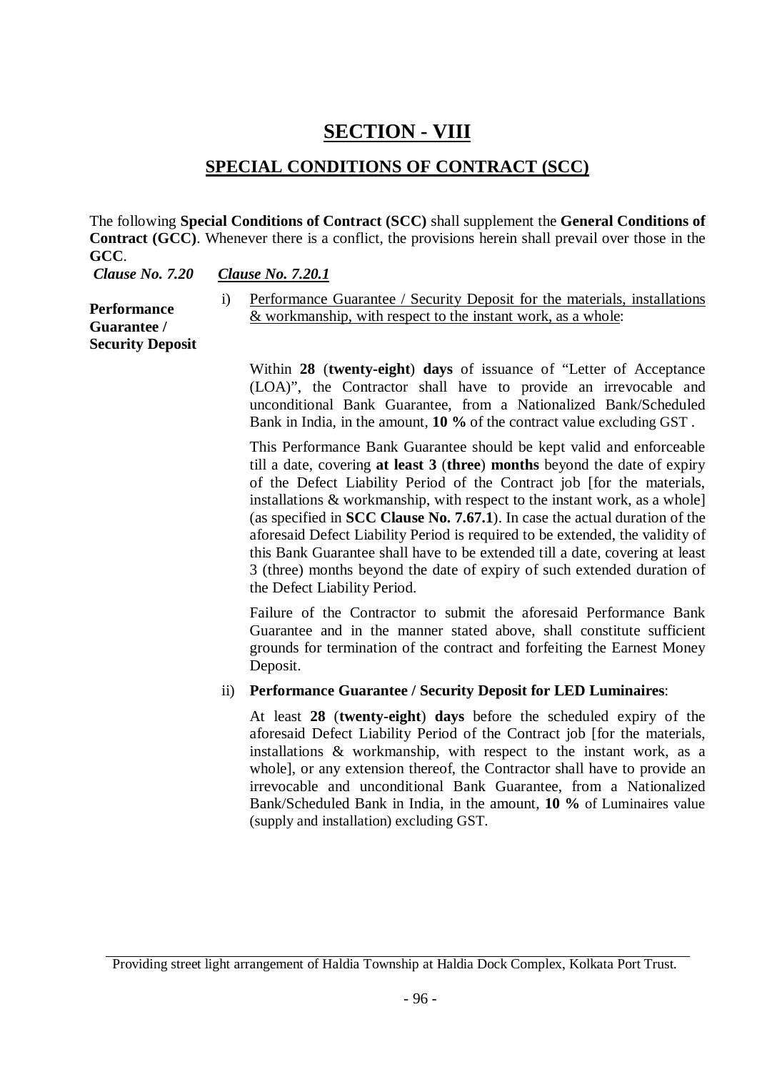# SECTION - VIII

## SPECIAL CONDITIONS OF CONTRACT (SCC)

The following **Special Conditions of Contract (SCC)** shall supplement the **General Conditions of Contract (GCC)**. Whenever there is a conflict, the provisions herein shall prevail over those in the **GCC**.

***Clause No. 7.20*** ***Clause No. 7.20.1***

**Performance Guarantee / Security Deposit**

i) Performance Guarantee / Security Deposit for the materials, installations & workmanship, with respect to the instant work, as a whole:

Within **28** (**twenty-eight**) **days** of issuance of "Letter of Acceptance (LOA)", the Contractor shall have to provide an irrevocable and unconditional Bank Guarantee, from a Nationalized Bank/Scheduled Bank in India, in the amount, **10 %** of the contract value excluding GST .

This Performance Bank Guarantee should be kept valid and enforceable till a date, covering **at least 3** (**three**) **months** beyond the date of expiry of the Defect Liability Period of the Contract job [for the materials, installations & workmanship, with respect to the instant work, as a whole] (as specified in **SCC Clause No. 7.67.1**). In case the actual duration of the aforesaid Defect Liability Period is required to be extended, the validity of this Bank Guarantee shall have to be extended till a date, covering at least 3 (three) months beyond the date of expiry of such extended duration of the Defect Liability Period.

Failure of the Contractor to submit the aforesaid Performance Bank Guarantee and in the manner stated above, shall constitute sufficient grounds for termination of the contract and forfeiting the Earnest Money Deposit.

ii) **Performance Guarantee / Security Deposit for LED Luminaires**:

At least **28** (**twenty-eight**) **days** before the scheduled expiry of the aforesaid Defect Liability Period of the Contract job [for the materials, installations & workmanship, with respect to the instant work, as a whole], or any extension thereof, the Contractor shall have to provide an irrevocable and unconditional Bank Guarantee, from a Nationalized Bank/Scheduled Bank in India, in the amount, **10 %** of Luminaires value (supply and installation) excluding GST.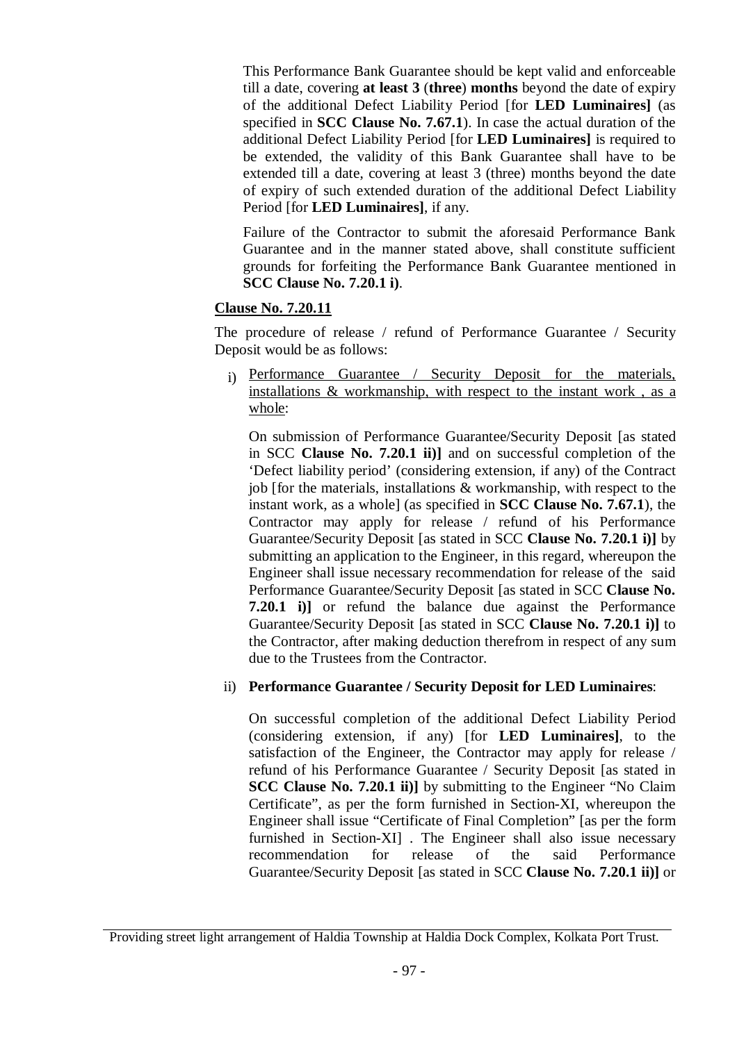This Performance Bank Guarantee should be kept valid and enforceable till a date, covering **at least 3** (**three**) **months** beyond the date of expiry of the additional Defect Liability Period [for **LED Luminaires]** (as specified in **SCC Clause No. 7.67.1**). In case the actual duration of the additional Defect Liability Period [for **LED Luminaires]** is required to be extended, the validity of this Bank Guarantee shall have to be extended till a date, covering at least 3 (three) months beyond the date of expiry of such extended duration of the additional Defect Liability Period [for **LED Luminaires]**, if any.

Failure of the Contractor to submit the aforesaid Performance Bank Guarantee and in the manner stated above, shall constitute sufficient grounds for forfeiting the Performance Bank Guarantee mentioned in **SCC Clause No. 7.20.1 i)**.

**Clause No. 7.20.11**

The procedure of release / refund of Performance Guarantee / Security Deposit would be as follows:

i) Performance Guarantee / Security Deposit for the materials, installations & workmanship, with respect to the instant work , as a whole:

   On submission of Performance Guarantee/Security Deposit [as stated in SCC **Clause No. 7.20.1 ii)]** and on successful completion of the 'Defect liability period' (considering extension, if any) of the Contract job [for the materials, installations & workmanship, with respect to the instant work, as a whole] (as specified in **SCC Clause No. 7.67.1**), the Contractor may apply for release / refund of his Performance Guarantee/Security Deposit [as stated in SCC **Clause No. 7.20.1 i)]** by submitting an application to the Engineer, in this regard, whereupon the Engineer shall issue necessary recommendation for release of the said Performance Guarantee/Security Deposit [as stated in SCC **Clause No. 7.20.1 i)]** or refund the balance due against the Performance Guarantee/Security Deposit [as stated in SCC **Clause No. 7.20.1 i)]** to the Contractor, after making deduction therefrom in respect of any sum due to the Trustees from the Contractor.

ii) **Performance Guarantee / Security Deposit for LED Luminaires**:

   On successful completion of the additional Defect Liability Period (considering extension, if any) [for **LED Luminaires]**, to the satisfaction of the Engineer, the Contractor may apply for release / refund of his Performance Guarantee / Security Deposit [as stated in **SCC Clause No. 7.20.1 ii)]** by submitting to the Engineer "No Claim Certificate", as per the form furnished in Section-XI, whereupon the Engineer shall issue "Certificate of Final Completion" [as per the form furnished in Section-XI] . The Engineer shall also issue necessary recommendation for release of the said Performance Guarantee/Security Deposit [as stated in SCC **Clause No. 7.20.1 ii)]** or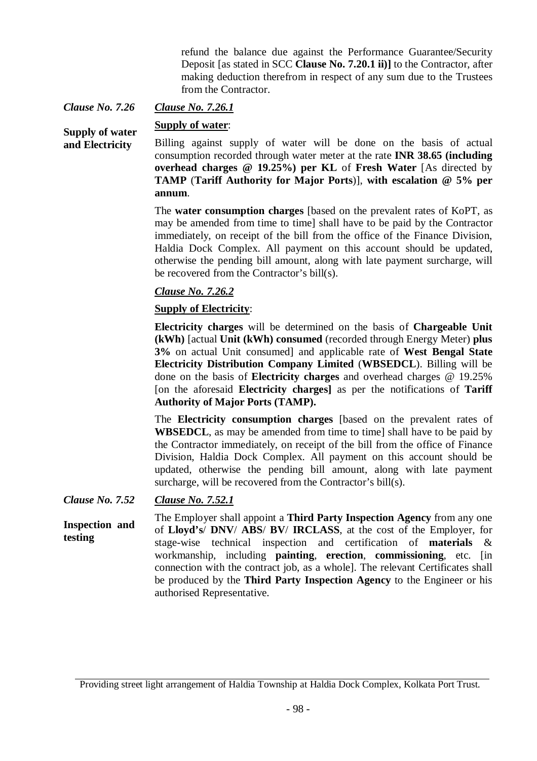refund the balance due against the Performance Guarantee/Security Deposit [as stated in SCC **Clause No. 7.20.1 ii)]** to the Contractor, after making deduction therefrom in respect of any sum due to the Trustees from the Contractor.

***Clause No. 7.26***

**Supply of water and Electricity**

***Clause No. 7.26.1***

**Supply of water**:

Billing against supply of water will be done on the basis of actual consumption recorded through water meter at the rate **INR 38.65 (including overhead charges @ 19.25%) per KL** of **Fresh Water** [As directed by **TAMP** (**Tariff Authority for Major Ports**)], **with escalation @ 5% per annum**.

The **water consumption charges** [based on the prevalent rates of KoPT, as may be amended from time to time] shall have to be paid by the Contractor immediately, on receipt of the bill from the office of the Finance Division, Haldia Dock Complex. All payment on this account should be updated, otherwise the pending bill amount, along with late payment surcharge, will be recovered from the Contractor's bill(s).

***Clause No. 7.26.2***

**Supply of Electricity**:

**Electricity charges** will be determined on the basis of **Chargeable Unit (kWh)** [actual **Unit (kWh) consumed** (recorded through Energy Meter) **plus 3%** on actual Unit consumed] and applicable rate of **West Bengal State Electricity Distribution Company Limited** (**WBSEDCL**). Billing will be done on the basis of **Electricity charges** and overhead charges @ 19.25% [on the aforesaid **Electricity charges]** as per the notifications of **Tariff Authority of Major Ports (TAMP).**

The **Electricity consumption charges** [based on the prevalent rates of **WBSEDCL**, as may be amended from time to time] shall have to be paid by the Contractor immediately, on receipt of the bill from the office of Finance Division, Haldia Dock Complex. All payment on this account should be updated, otherwise the pending bill amount, along with late payment surcharge, will be recovered from the Contractor's bill(s).

***Clause No. 7.52***

**Inspection and testing**

***Clause No. 7.52.1***

The Employer shall appoint a **Third Party Inspection Agency** from any one of **Lloyd's**/ **DNV**/ **ABS**/ **BV**/ **IRCLASS**, at the cost of the Employer, for stage-wise technical inspection and certification of **materials** & workmanship, including **painting**, **erection**, **commissioning**, etc. [in connection with the contract job, as a whole]. The relevant Certificates shall be produced by the **Third Party Inspection Agency** to the Engineer or his authorised Representative.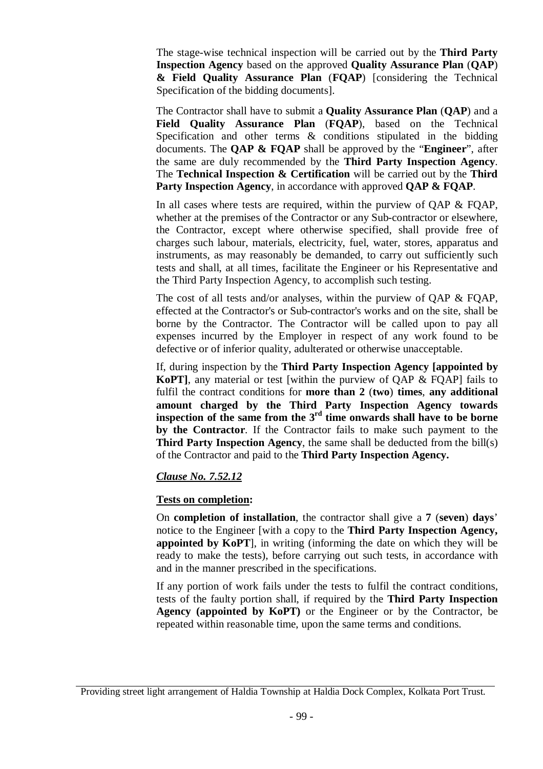The stage-wise technical inspection will be carried out by the **Third Party Inspection Agency** based on the approved **Quality Assurance Plan** (**QAP**) **& Field Quality Assurance Plan** (**FQAP**) [considering the Technical Specification of the bidding documents].

The Contractor shall have to submit a **Quality Assurance Plan** (**QAP**) and a **Field Quality Assurance Plan** (**FQAP**), based on the Technical Specification and other terms & conditions stipulated in the bidding documents. The **QAP & FQAP** shall be approved by the "**Engineer**", after the same are duly recommended by the **Third Party Inspection Agency**. The **Technical Inspection & Certification** will be carried out by the **Third Party Inspection Agency**, in accordance with approved **QAP & FQAP**.

In all cases where tests are required, within the purview of QAP & FQAP, whether at the premises of the Contractor or any Sub-contractor or elsewhere, the Contractor, except where otherwise specified, shall provide free of charges such labour, materials, electricity, fuel, water, stores, apparatus and instruments, as may reasonably be demanded, to carry out sufficiently such tests and shall, at all times, facilitate the Engineer or his Representative and the Third Party Inspection Agency, to accomplish such testing.

The cost of all tests and/or analyses, within the purview of QAP & FQAP, effected at the Contractor's or Sub-contractor's works and on the site, shall be borne by the Contractor. The Contractor will be called upon to pay all expenses incurred by the Employer in respect of any work found to be defective or of inferior quality, adulterated or otherwise unacceptable.

If, during inspection by the **Third Party Inspection Agency [appointed by KoPT]**, any material or test [within the purview of QAP & FQAP] fails to fulfil the contract conditions for **more than 2** (**two**) **times**, **any additional amount charged by the Third Party Inspection Agency towards inspection of the same from the 3rd time onwards shall have to be borne by the Contractor**. If the Contractor fails to make such payment to the **Third Party Inspection Agency**, the same shall be deducted from the bill(s) of the Contractor and paid to the **Third Party Inspection Agency.**

***Clause No. 7.52.12***

**Tests on completion:**

On **completion of installation**, the contractor shall give a **7** (**seven**) **days**' notice to the Engineer [with a copy to the **Third Party Inspection Agency, appointed by KoPT**], in writing (informing the date on which they will be ready to make the tests), before carrying out such tests, in accordance with and in the manner prescribed in the specifications.

If any portion of work fails under the tests to fulfil the contract conditions, tests of the faulty portion shall, if required by the **Third Party Inspection Agency (appointed by KoPT)** or the Engineer or by the Contractor, be repeated within reasonable time, upon the same terms and conditions.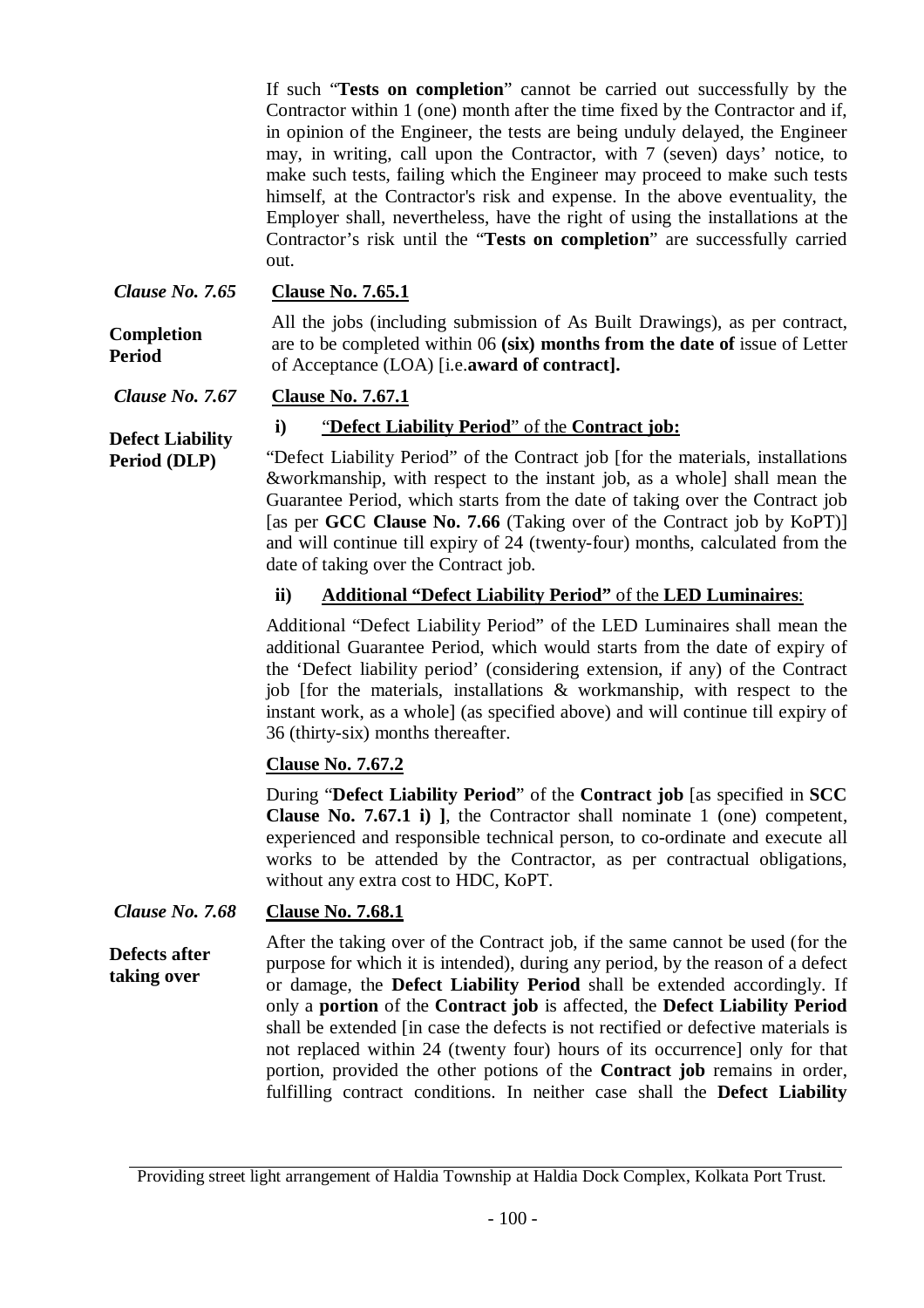If such "**Tests on completion**" cannot be carried out successfully by the Contractor within 1 (one) month after the time fixed by the Contractor and if, in opinion of the Engineer, the tests are being unduly delayed, the Engineer may, in writing, call upon the Contractor, with 7 (seven) days' notice, to make such tests, failing which the Engineer may proceed to make such tests himself, at the Contractor's risk and expense. In the above eventuality, the Employer shall, nevertheless, have the right of using the installations at the Contractor's risk until the "**Tests on completion**" are successfully carried out.

*Clause No. 7.65* **Completion Period**

**Clause No. 7.65.1**

All the jobs (including submission of As Built Drawings), as per contract, are to be completed within 06 **(six) months from the date of** issue of Letter of Acceptance (LOA) [i.e.**award of contract].**

*Clause No. 7.67* **Defect Liability Period (DLP)**

**Clause No. 7.67.1**

**i) "Defect Liability Period" of the Contract job:**

"Defect Liability Period" of the Contract job [for the materials, installations &workmanship, with respect to the instant job, as a whole] shall mean the Guarantee Period, which starts from the date of taking over the Contract job [as per **GCC Clause No. 7.66** (Taking over of the Contract job by KoPT)] and will continue till expiry of 24 (twenty-four) months, calculated from the date of taking over the Contract job.

**ii) Additional "Defect Liability Period" of the LED Luminaires:**

Additional "Defect Liability Period" of the LED Luminaires shall mean the additional Guarantee Period, which would starts from the date of expiry of the 'Defect liability period' (considering extension, if any) of the Contract job [for the materials, installations & workmanship, with respect to the instant work, as a whole] (as specified above) and will continue till expiry of 36 (thirty-six) months thereafter.

**Clause No. 7.67.2**

During "**Defect Liability Period**" of the **Contract job** [as specified in **SCC Clause No. 7.67.1 i) ]**, the Contractor shall nominate 1 (one) competent, experienced and responsible technical person, to co-ordinate and execute all works to be attended by the Contractor, as per contractual obligations, without any extra cost to HDC, KoPT.

*Clause No. 7.68* **Defects after taking over**

**Clause No. 7.68.1**

After the taking over of the Contract job, if the same cannot be used (for the purpose for which it is intended), during any period, by the reason of a defect or damage, the **Defect Liability Period** shall be extended accordingly. If only a **portion** of the **Contract job** is affected, the **Defect Liability Period** shall be extended [in case the defects is not rectified or defective materials is not replaced within 24 (twenty four) hours of its occurrence] only for that portion, provided the other potions of the **Contract job** remains in order, fulfilling contract conditions. In neither case shall the **Defect Liability**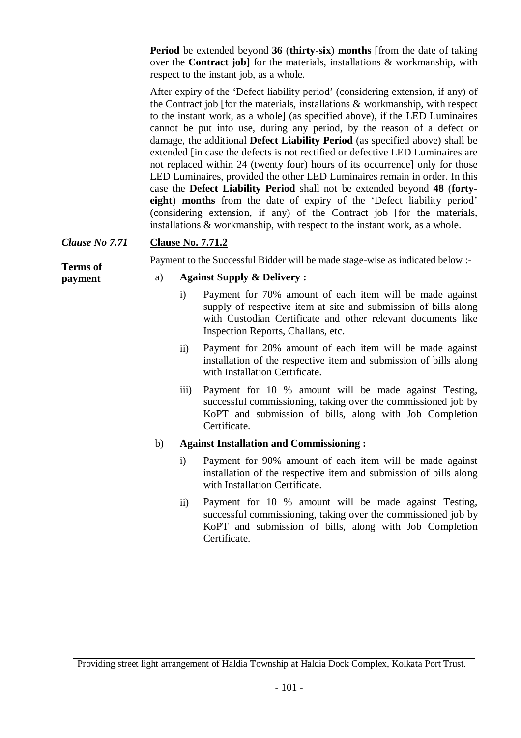**Period** be extended beyond **36** (**thirty-six**) **months** [from the date of taking over the **Contract job]** for the materials, installations & workmanship, with respect to the instant job, as a whole.

After expiry of the 'Defect liability period' (considering extension, if any) of the Contract job [for the materials, installations & workmanship, with respect to the instant work, as a whole] (as specified above), if the LED Luminaires cannot be put into use, during any period, by the reason of a defect or damage, the additional **Defect Liability Period** (as specified above) shall be extended [in case the defects is not rectified or defective LED Luminaires are not replaced within 24 (twenty four) hours of its occurrence] only for those LED Luminaires, provided the other LED Luminaires remain in order. In this case the **Defect Liability Period** shall not be extended beyond **48** (**forty-eight**) **months** from the date of expiry of the 'Defect liability period' (considering extension, if any) of the Contract job [for the materials, installations & workmanship, with respect to the instant work, as a whole.

***Clause No 7.71***

**Terms of payment**

**Clause No. 7.71.2**

Payment to the Successful Bidder will be made stage-wise as indicated below :-

a) **Against Supply & Delivery :**

   i) Payment for 70% amount of each item will be made against supply of respective item at site and submission of bills along with Custodian Certificate and other relevant documents like Inspection Reports, Challans, etc.

   ii) Payment for 20% amount of each item will be made against installation of the respective item and submission of bills along with Installation Certificate.

   iii) Payment for 10 % amount will be made against Testing, successful commissioning, taking over the commissioned job by KoPT and submission of bills, along with Job Completion Certificate.

b) **Against Installation and Commissioning :**

   i) Payment for 90% amount of each item will be made against installation of the respective item and submission of bills along with Installation Certificate.

   ii) Payment for 10 % amount will be made against Testing, successful commissioning, taking over the commissioned job by KoPT and submission of bills, along with Job Completion Certificate.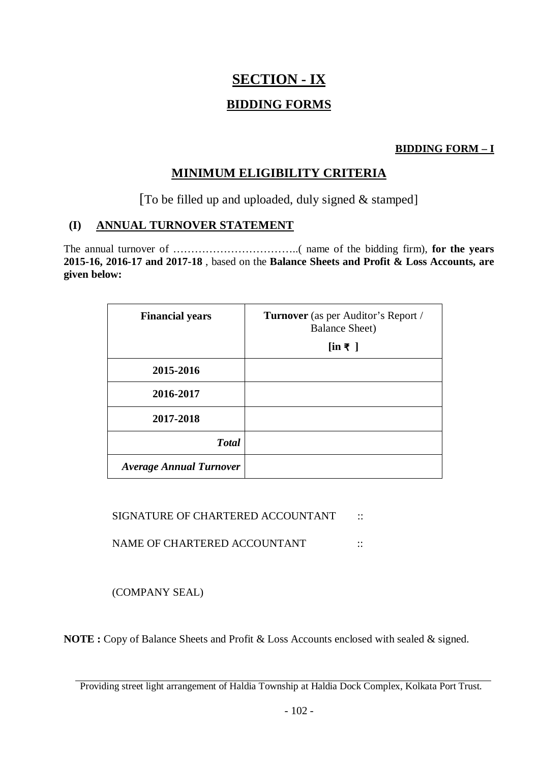# SECTION - IX

## BIDDING FORMS

**BIDDING FORM – I**

## MINIMUM ELIGIBILITY CRITERIA

[To be filled up and uploaded, duly signed & stamped]

### (I) ANNUAL TURNOVER STATEMENT

The annual turnover of ……………………………..( name of the bidding firm), **for the years 2015-16, 2016-17 and 2017-18** , based on the **Balance Sheets and Profit & Loss Accounts, are given below:**

| Financial years | **Turnover** (as per Auditor's Report / Balance Sheet) **[in ₹ ]** |
|---|---|
| **2015-2016** | |
| **2016-2017** | |
| **2017-2018** | |
| ***Total*** | |
| ***Average Annual Turnover*** | |

SIGNATURE OF CHARTERED ACCOUNTANT ::

NAME OF CHARTERED ACCOUNTANT ::

(COMPANY SEAL)

**NOTE :** Copy of Balance Sheets and Profit & Loss Accounts enclosed with sealed & signed.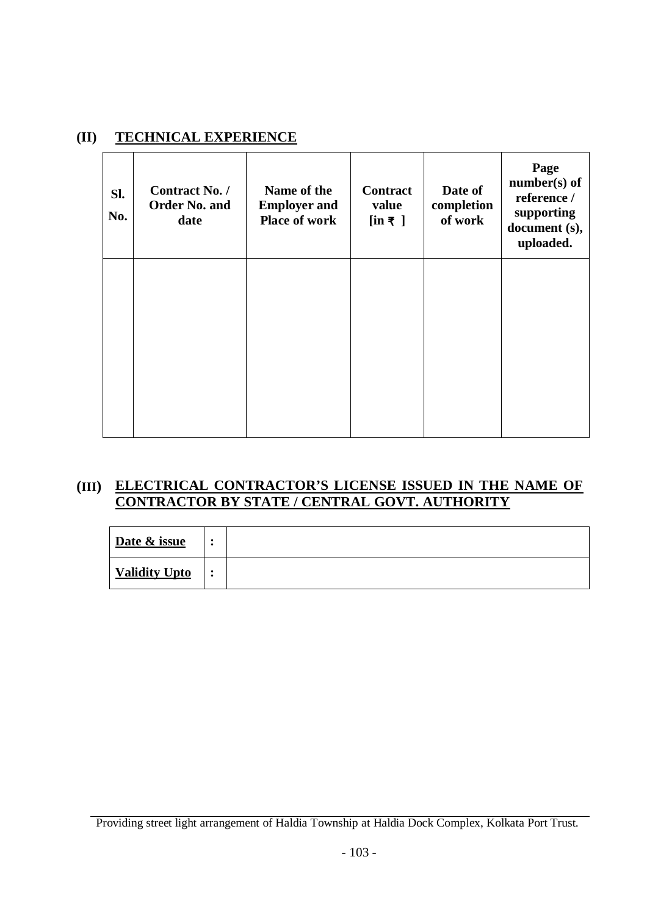## (II) TECHNICAL EXPERIENCE

| Sl. No. | Contract No. / Order No. and date | Name of the Employer and Place of work | Contract value [in ₹ ] | Date of completion of work | Page number(s) of reference / supporting document (s), uploaded. |
|---|---|---|---|---|---|
| | | | | | |

## (III) ELECTRICAL CONTRACTOR'S LICENSE ISSUED IN THE NAME OF CONTRACTOR BY STATE / CENTRAL GOVT. AUTHORITY

| Date & issue | : | |
|---|---|---|
| Validity Upto | : | |

Providing street light arrangement of Haldia Township at Haldia Dock Complex, Kolkata Port Trust.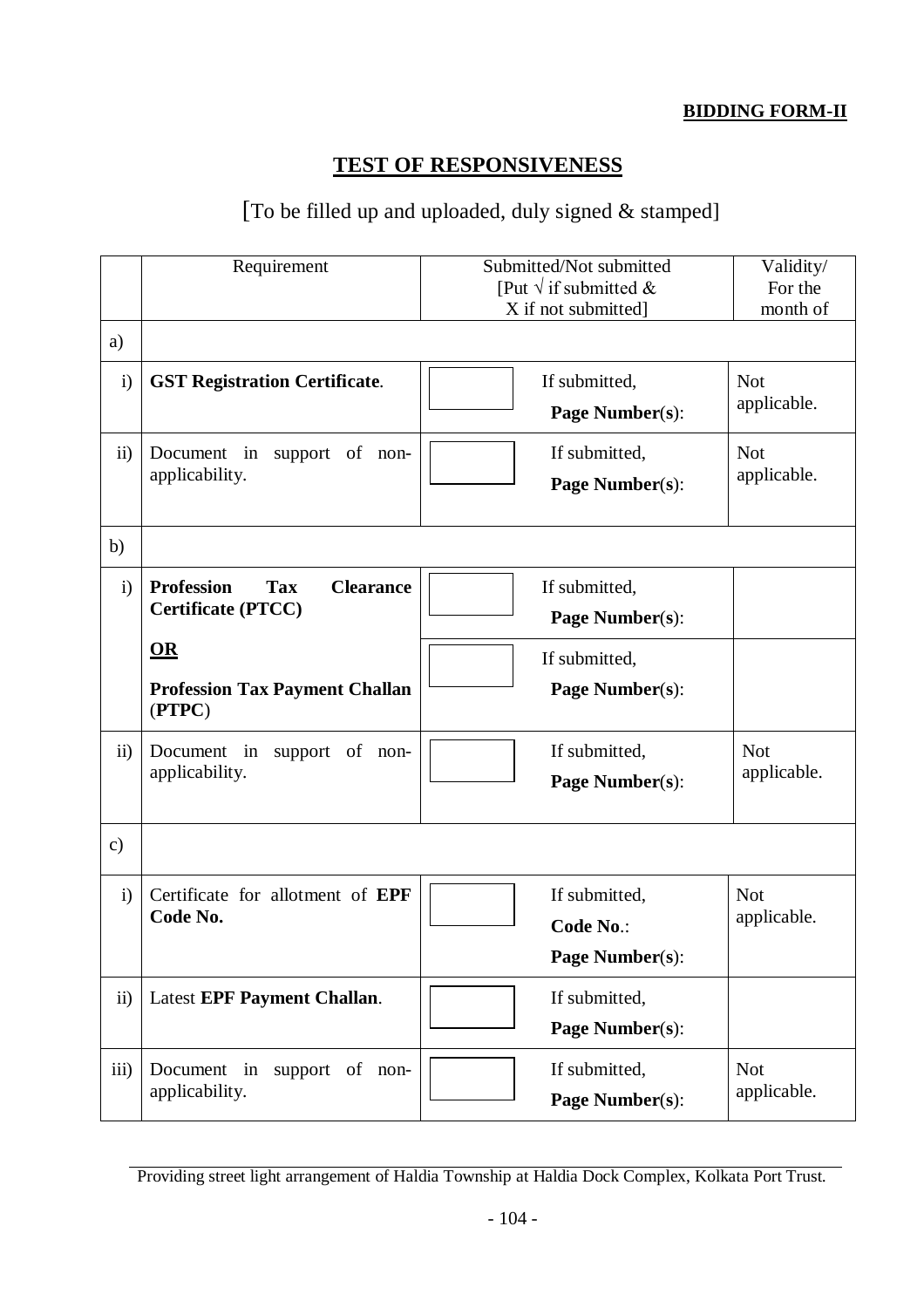**BIDDING FORM-II**

# TEST OF RESPONSIVENESS

[To be filled up and uploaded, duly signed & stamped]

| | Requirement | Submitted/Not submitted [Put √ if submitted & X if not submitted] | Validity/ For the month of |
|---|---|---|---|
| a) | | | |
| i) | **GST Registration Certificate**. | If submitted, **Page Number**(**s**): | Not applicable. |
| ii) | Document in support of non-applicability. | If submitted, **Page Number**(**s**): | Not applicable. |
| b) | | | |
| i) | **Profession Tax Clearance Certificate (PTCC)** | If submitted, **Page Number**(**s**): | |
| | **<u>OR</u>** **Profession Tax Payment Challan** (**PTPC**) | If submitted, **Page Number**(**s**): | |
| ii) | Document in support of non-applicability. | If submitted, **Page Number**(**s**): | Not applicable. |
| c) | | | |
| i) | Certificate for allotment of **EPF Code No.** | If submitted, **Code No**.: **Page Number**(**s**): | Not applicable. |
| ii) | Latest **EPF Payment Challan**. | If submitted, **Page Number**(**s**): | |
| iii) | Document in support of non-applicability. | If submitted, **Page Number**(**s**): | Not applicable. |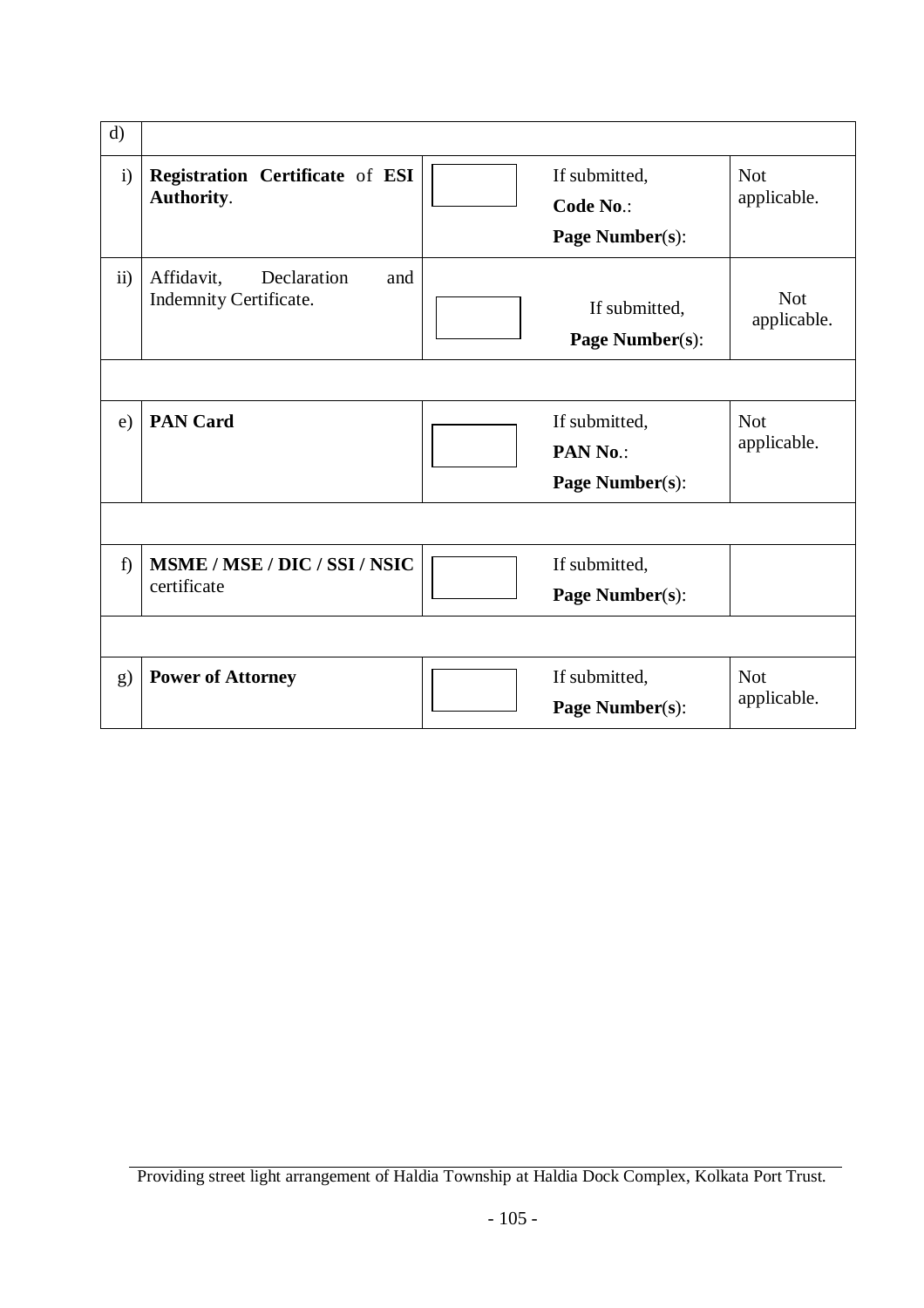| | | | | |
|---|---|---|---|---|
| d) | | | | |
| i) | **Registration Certificate** of **ESI Authority**. | | If submitted,<br>**Code No**.:<br>**Page Number**(**s**): | Not applicable. |
| ii) | Affidavit, Declaration and Indemnity Certificate. | | If submitted,<br>**Page Number**(**s**): | Not applicable. |
| | | | | |
| e) | **PAN Card** | | If submitted,<br>**PAN No**.:<br>**Page Number**(**s**): | Not applicable. |
| | | | | |
| f) | **MSME / MSE / DIC / SSI / NSIC** certificate | | If submitted,<br>**Page Number**(**s**): | |
| | | | | |
| g) | **Power of Attorney** | | If submitted,<br>**Page Number**(**s**): | Not applicable. |

Providing street light arrangement of Haldia Township at Haldia Dock Complex, Kolkata Port Trust.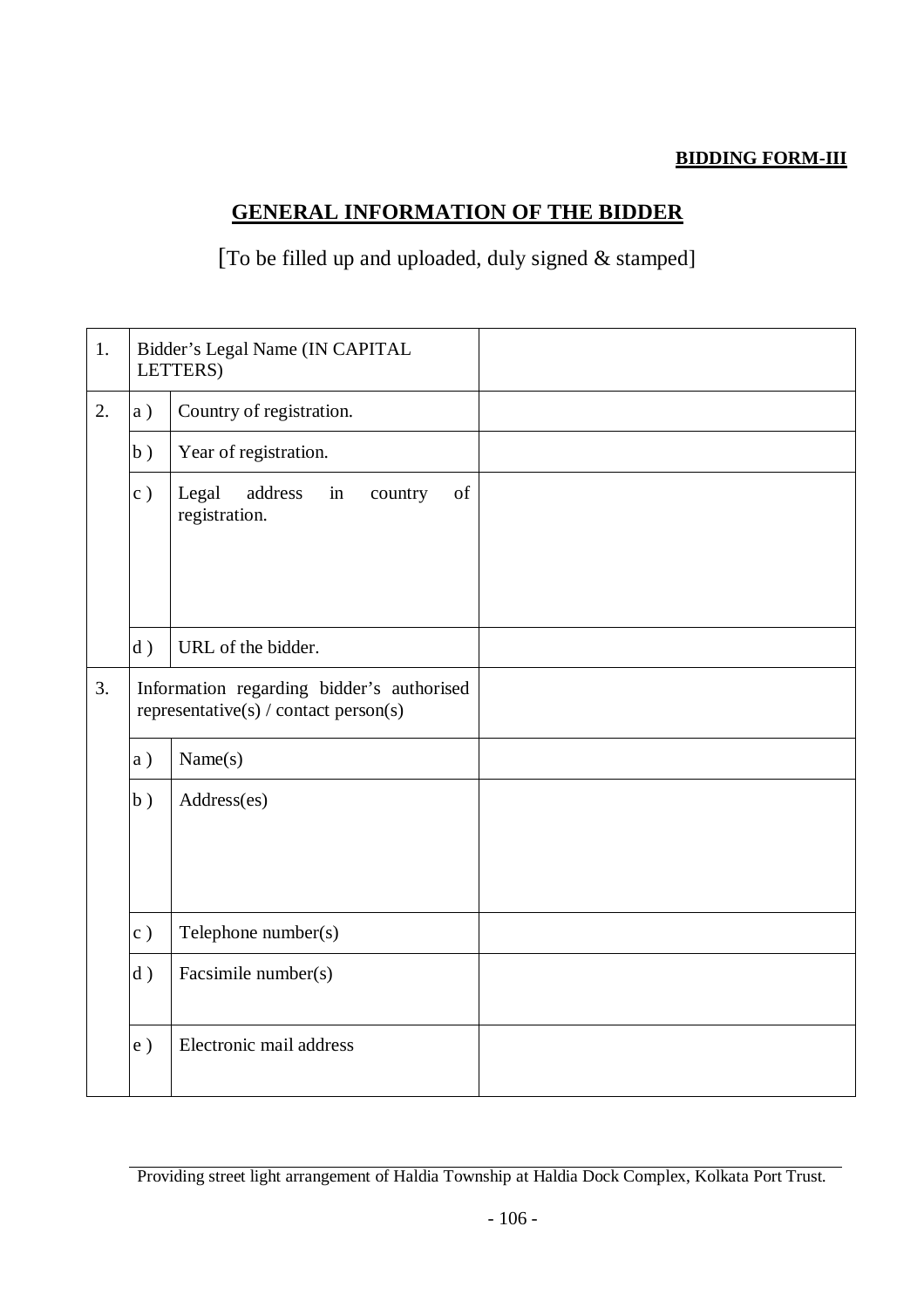**BIDDING FORM-III**

## GENERAL INFORMATION OF THE BIDDER

[To be filled up and uploaded, duly signed & stamped]

| | | | |
|---|---|---|---|
| 1. | Bidder's Legal Name (IN CAPITAL LETTERS) | | |
| 2. | a ) | Country of registration. | |
| | b ) | Year of registration. | |
| | c ) | Legal address in country of registration. | |
| | d ) | URL of the bidder. | |
| 3. | Information regarding bidder's authorised representative(s) / contact person(s) | | |
| | a ) | Name(s) | |
| | b ) | Address(es) | |
| | c ) | Telephone number(s) | |
| | d ) | Facsimile number(s) | |
| | e ) | Electronic mail address | |

Providing street light arrangement of Haldia Township at Haldia Dock Complex, Kolkata Port Trust.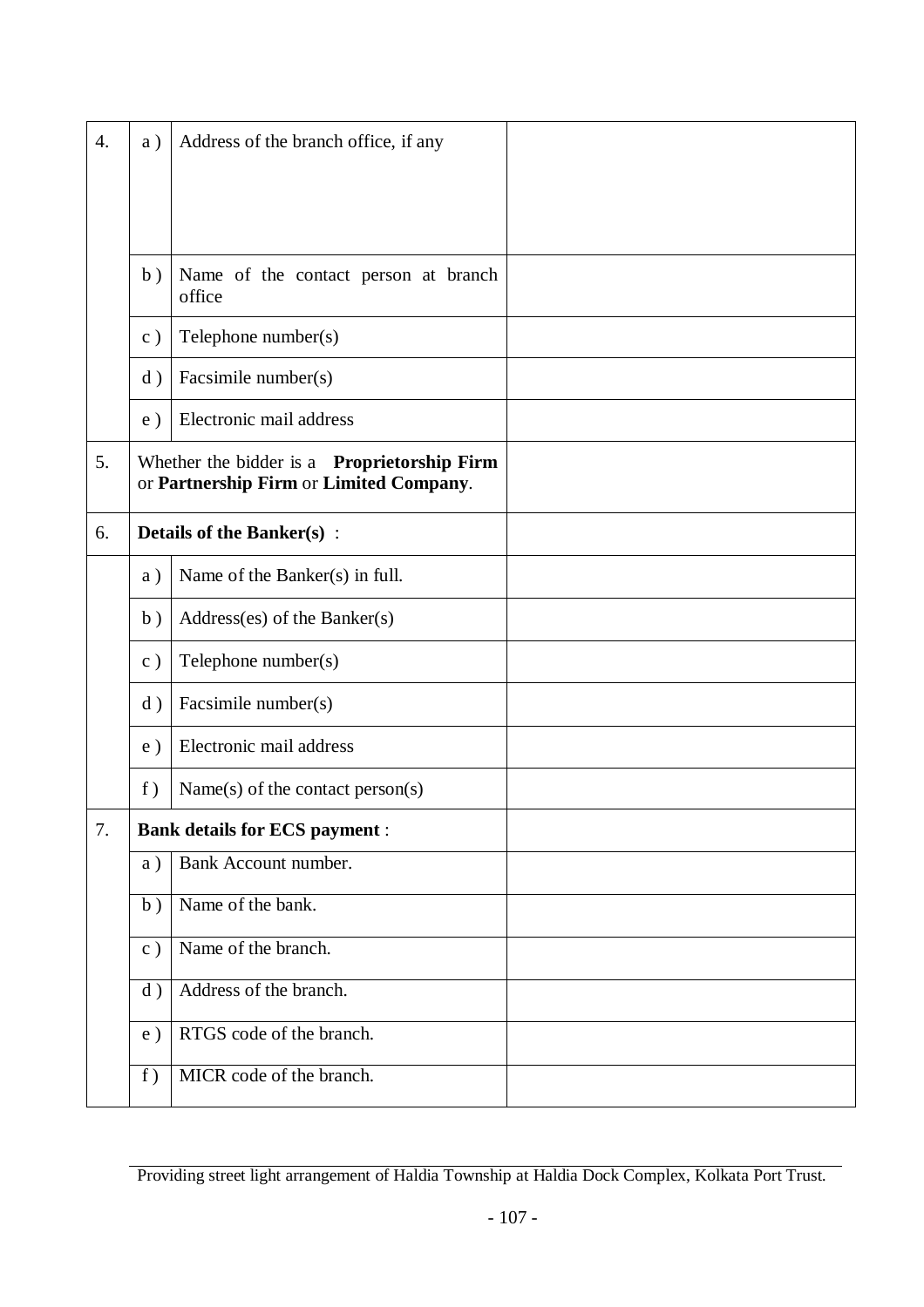| | | | |
|---|---|---|---|
| 4. | a ) | Address of the branch office, if any | |
| | b ) | Name of the contact person at branch office | |
| | c ) | Telephone number(s) | |
| | d ) | Facsimile number(s) | |
| | e ) | Electronic mail address | |
| 5. | Whether the bidder is a **Proprietorship Firm** or **Partnership Firm** or **Limited Company**. | | |
| 6. | **Details of the Banker(s)** : | | |
| | a ) | Name of the Banker(s) in full. | |
| | b ) | Address(es) of the Banker(s) | |
| | c ) | Telephone number(s) | |
| | d ) | Facsimile number(s) | |
| | e ) | Electronic mail address | |
| | f ) | Name(s) of the contact person(s) | |
| 7. | **Bank details for ECS payment** : | | |
| | a ) | Bank Account number. | |
| | b ) | Name of the bank. | |
| | c ) | Name of the branch. | |
| | d ) | Address of the branch. | |
| | e ) | RTGS code of the branch. | |
| | f ) | MICR code of the branch. | |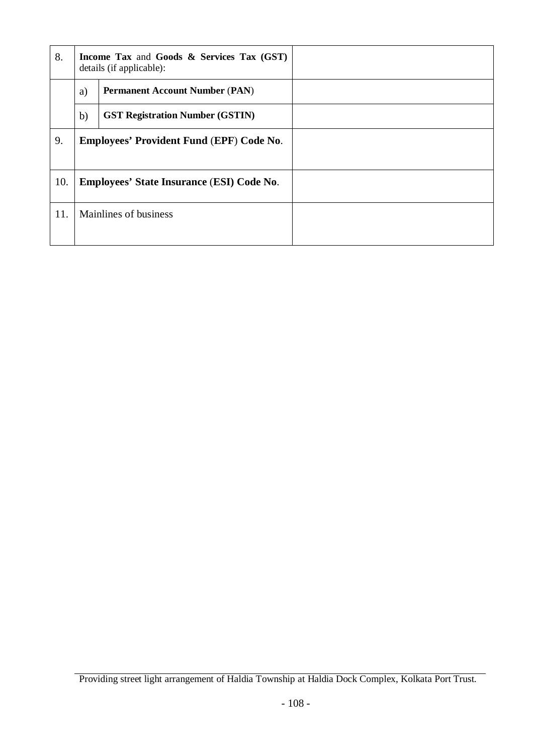| | | | |
|---|---|---|---|
| 8. | **Income Tax** and **Goods & Services Tax (GST)** details (if applicable): | | |
| | a) | **Permanent Account Number (PAN)** | |
| | b) | **GST Registration Number (GSTIN)** | |
| 9. | **Employees' Provident Fund (EPF) Code No.** | | |
| 10. | **Employees' State Insurance (ESI) Code No.** | | |
| 11. | Mainlines of business | | |

Providing street light arrangement of Haldia Township at Haldia Dock Complex, Kolkata Port Trust.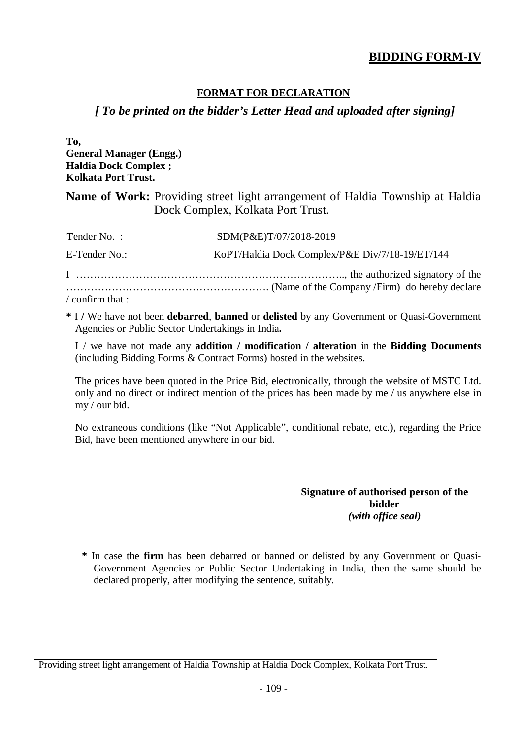# BIDDING FORM-IV

## FORMAT FOR DECLARATION

### *[ To be printed on the bidder's Letter Head and uploaded after signing]*

**To,**
**General Manager (Engg.)**
**Haldia Dock Complex ;**
**Kolkata Port Trust.**

**Name of Work:** Providing street light arrangement of Haldia Township at Haldia Dock Complex, Kolkata Port Trust.

Tender No. : SDM(P&E)T/07/2018-2019

E-Tender No.: KoPT/Haldia Dock Complex/P&E Div/7/18-19/ET/144

I ………………………………………………………………….., the authorized signatory of the ………………………………………………… (Name of the Company /Firm) do hereby declare / confirm that :

**\*** I **/** We have not been **debarred**, **banned** or **delisted** by any Government or Quasi-Government Agencies or Public Sector Undertakings in India**.**

I / we have not made any **addition / modification / alteration** in the **Bidding Documents** (including Bidding Forms & Contract Forms) hosted in the websites.

The prices have been quoted in the Price Bid, electronically, through the website of MSTC Ltd. only and no direct or indirect mention of the prices has been made by me / us anywhere else in my / our bid.

No extraneous conditions (like "Not Applicable", conditional rebate, etc.), regarding the Price Bid, have been mentioned anywhere in our bid.

**Signature of authorised person of the bidder**
***(with office seal)***

**\*** In case the **firm** has been debarred or banned or delisted by any Government or Quasi-Government Agencies or Public Sector Undertaking in India, then the same should be declared properly, after modifying the sentence, suitably.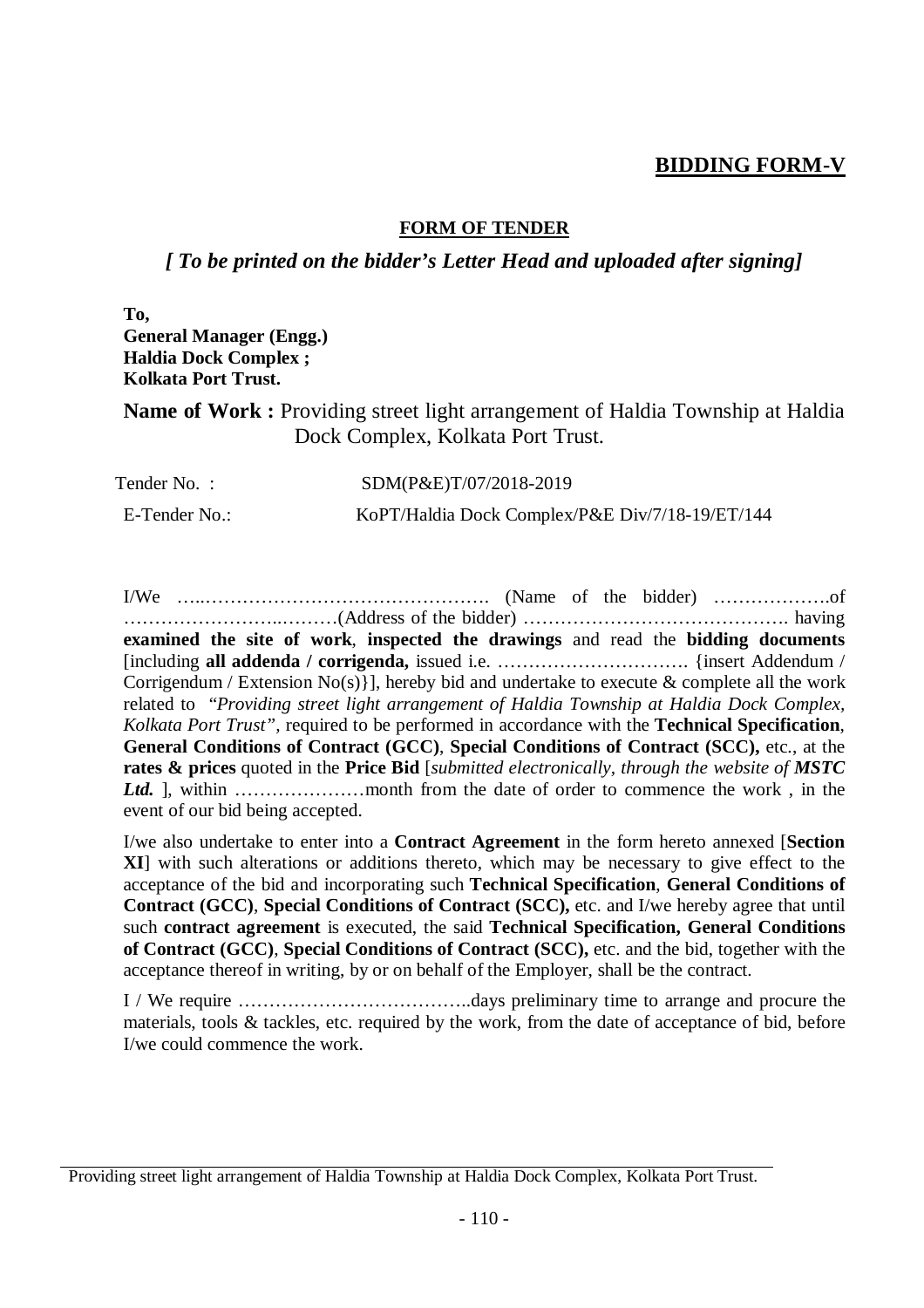**BIDDING FORM-V**

**FORM OF TENDER**

***[ To be printed on the bidder's Letter Head and uploaded after signing]***

**To,**
**General Manager (Engg.)**
**Haldia Dock Complex ;**
**Kolkata Port Trust.**

**Name of Work :** Providing street light arrangement of Haldia Township at Haldia Dock Complex, Kolkata Port Trust.

Tender No. : SDM(P&E)T/07/2018-2019

E-Tender No.: KoPT/Haldia Dock Complex/P&E Div/7/18-19/ET/144

I/We …..………………………………………. (Name of the bidder) ……………….of …………………..………(Address of the bidder) ……………………………………. having **examined the site of work**, **inspected the drawings** and read the **bidding documents** [including **all addenda / corrigenda,** issued i.e. …………………………. {insert Addendum / Corrigendum / Extension No(s)}], hereby bid and undertake to execute & complete all the work related to *"Providing street light arrangement of Haldia Township at Haldia Dock Complex, Kolkata Port Trust"*, required to be performed in accordance with the **Technical Specification**, **General Conditions of Contract (GCC)**, **Special Conditions of Contract (SCC),** etc., at the **rates & prices** quoted in the **Price Bid** [*submitted electronically, through the website of **MSTC Ltd.*** ], within …………………month from the date of order to commence the work , in the event of our bid being accepted.

I/we also undertake to enter into a **Contract Agreement** in the form hereto annexed [**Section XI**] with such alterations or additions thereto, which may be necessary to give effect to the acceptance of the bid and incorporating such **Technical Specification**, **General Conditions of Contract (GCC)**, **Special Conditions of Contract (SCC),** etc. and I/we hereby agree that until such **contract agreement** is executed, the said **Technical Specification, General Conditions of Contract (GCC)**, **Special Conditions of Contract (SCC),** etc. and the bid, together with the acceptance thereof in writing, by or on behalf of the Employer, shall be the contract.

I / We require ………………………………..days preliminary time to arrange and procure the materials, tools & tackles, etc. required by the work, from the date of acceptance of bid, before I/we could commence the work.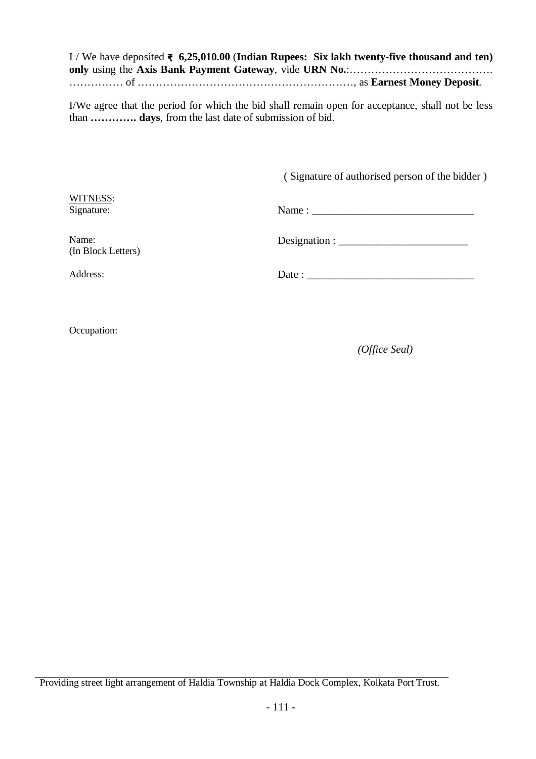I / We have deposited **₹ 6,25,010.00** (**Indian Rupees: Six lakh twenty-five thousand and ten) only** using the **Axis Bank Payment Gateway**, vide **URN No.**:…………………………………. …………… of ……………………………………………………, as **Earnest Money Deposit**.

I/We agree that the period for which the bid shall remain open for acceptance, shall not be less than **…………. days**, from the last date of submission of bid.

( Signature of authorised person of the bidder )

WITNESS:
Signature:

Name:
(In Block Letters)

Address:

Occupation:

Name : ______________________________

Designation : ________________________

Date : _______________________________

*(Office Seal)*

Providing street light arrangement of Haldia Township at Haldia Dock Complex, Kolkata Port Trust.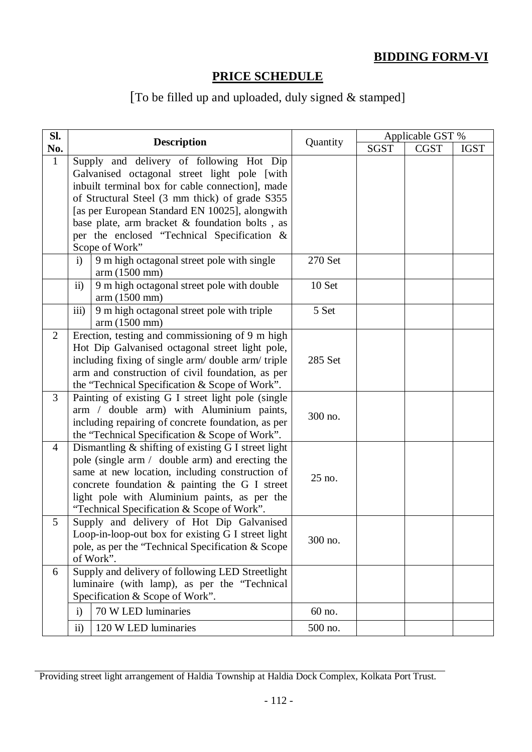**BIDDING FORM-VI**

## PRICE SCHEDULE

[To be filled up and uploaded, duly signed & stamped]

| Sl. No. | Description | | Quantity | Applicable GST % | | |
|---|---|---|---|---|---|---|
| | | | | SGST | CGST | IGST |
| 1 | Supply and delivery of following Hot Dip Galvanised octagonal street light pole [with inbuilt terminal box for cable connection], made of Structural Steel (3 mm thick) of grade S355 [as per European Standard EN 10025], alongwith base plate, arm bracket & foundation bolts , as per the enclosed "Technical Specification & Scope of Work" | | | | | |
| | i) | 9 m high octagonal street pole with single arm (1500 mm) | 270 Set | | | |
| | ii) | 9 m high octagonal street pole with double arm (1500 mm) | 10 Set | | | |
| | iii) | 9 m high octagonal street pole with triple arm (1500 mm) | 5 Set | | | |
| 2 | Erection, testing and commissioning of 9 m high Hot Dip Galvanised octagonal street light pole, including fixing of single arm/ double arm/ triple arm and construction of civil foundation, as per the "Technical Specification & Scope of Work". | | 285 Set | | | |
| 3 | Painting of existing G I street light pole (single arm / double arm) with Aluminium paints, including repairing of concrete foundation, as per the "Technical Specification & Scope of Work". | | 300 no. | | | |
| 4 | Dismantling & shifting of existing G I street light pole (single arm / double arm) and erecting the same at new location, including construction of concrete foundation & painting the G I street light pole with Aluminium paints, as per the "Technical Specification & Scope of Work". | | 25 no. | | | |
| 5 | Supply and delivery of Hot Dip Galvanised Loop-in-loop-out box for existing G I street light pole, as per the "Technical Specification & Scope of Work". | | 300 no. | | | |
| 6 | Supply and delivery of following LED Streetlight luminaire (with lamp), as per the "Technical Specification & Scope of Work". | | | | | |
| | i) | 70 W LED luminaries | 60 no. | | | |
| | ii) | 120 W LED luminaries | 500 no. | | | |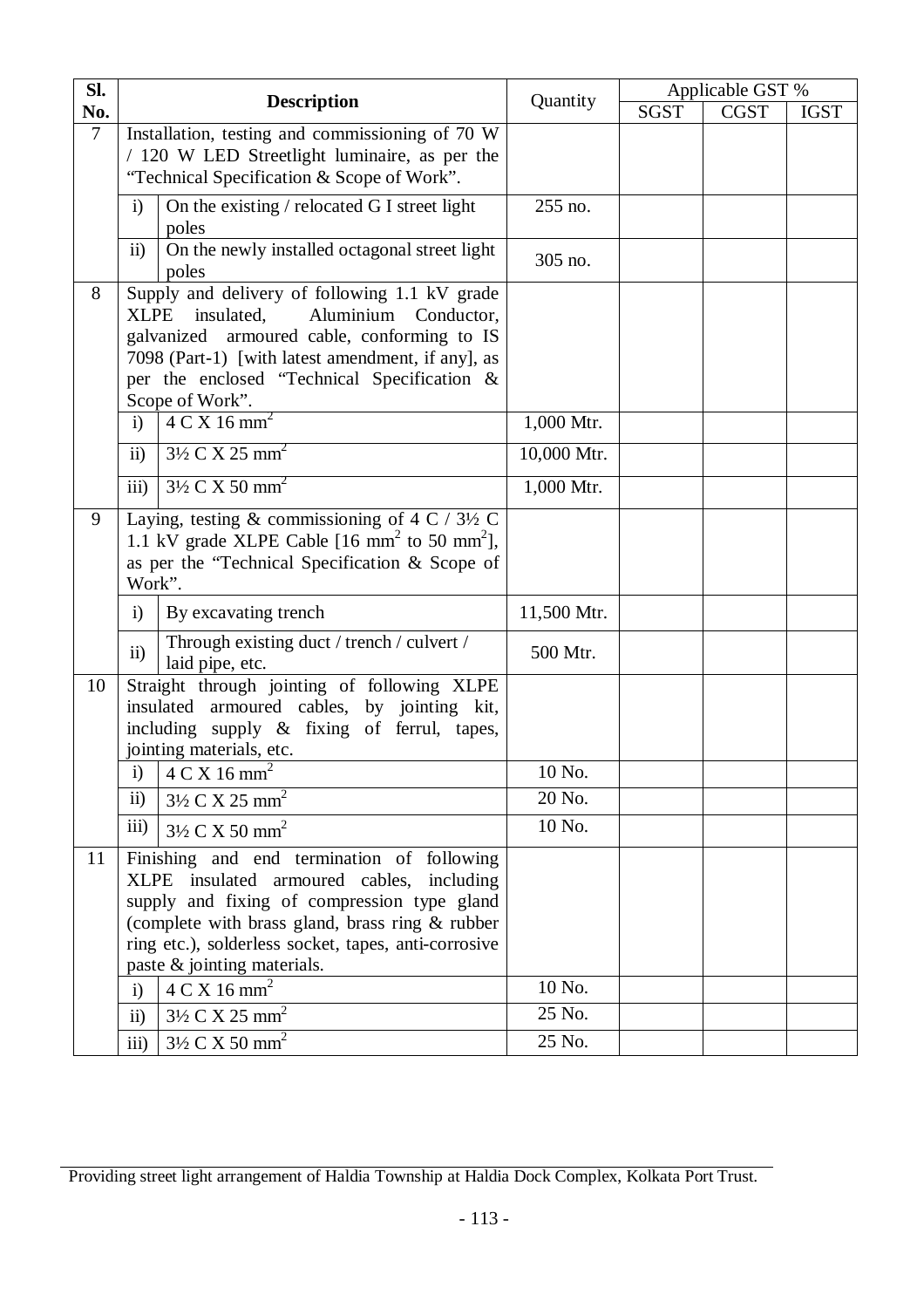| Sl. No. | Description | | Quantity | Applicable GST % | | |
|---|---|---|---|---|---|---|
| | | | | SGST | CGST | IGST |
| 7 | Installation, testing and commissioning of 70 W / 120 W LED Streetlight luminaire, as per the "Technical Specification & Scope of Work". | | | | | |
| | i) | On the existing / relocated G I street light poles | 255 no. | | | |
| | ii) | On the newly installed octagonal street light poles | 305 no. | | | |
| 8 | Supply and delivery of following 1.1 kV grade XLPE insulated, Aluminium Conductor, galvanized armoured cable, conforming to IS 7098 (Part-1) [with latest amendment, if any], as per the enclosed "Technical Specification & Scope of Work". | | | | | |
| | i) | 4 C X 16 mm$^2$ | 1,000 Mtr. | | | |
| | ii) | 3½ C X 25 mm$^2$ | 10,000 Mtr. | | | |
| | iii) | 3½ C X 50 mm$^2$ | 1,000 Mtr. | | | |
| 9 | Laying, testing & commissioning of 4 C / 3½ C 1.1 kV grade XLPE Cable [16 mm$^2$ to 50 mm$^2$], as per the "Technical Specification & Scope of Work". | | | | | |
| | i) | By excavating trench | 11,500 Mtr. | | | |
| | ii) | Through existing duct / trench / culvert / laid pipe, etc. | 500 Mtr. | | | |
| 10 | Straight through jointing of following XLPE insulated armoured cables, by jointing kit, including supply & fixing of ferrul, tapes, jointing materials, etc. | | | | | |
| | i) | 4 C X 16 mm$^2$ | 10 No. | | | |
| | ii) | 3½ C X 25 mm$^2$ | 20 No. | | | |
| | iii) | 3½ C X 50 mm$^2$ | 10 No. | | | |
| 11 | Finishing and end termination of following XLPE insulated armoured cables, including supply and fixing of compression type gland (complete with brass gland, brass ring & rubber ring etc.), solderless socket, tapes, anti-corrosive paste & jointing materials. | | | | | |
| | i) | 4 C X 16 mm$^2$ | 10 No. | | | |
| | ii) | 3½ C X 25 mm$^2$ | 25 No. | | | |
| | iii) | 3½ C X 50 mm$^2$ | 25 No. | | | |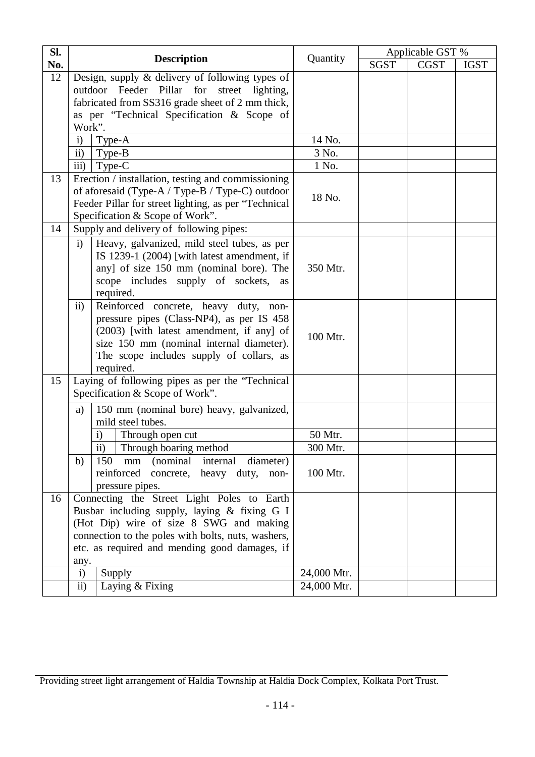| Sl. No. | Description | | | Quantity | Applicable GST % | | |
|---|---|---|---|---|---|---|---|
| | | | | | SGST | CGST | IGST |
| 12 | Design, supply & delivery of following types of outdoor Feeder Pillar for street lighting, fabricated from SS316 grade sheet of 2 mm thick, as per "Technical Specification & Scope of Work". | | | | | | |
| | i) | Type-A | | 14 No. | | | |
| | ii) | Type-B | | 3 No. | | | |
| | iii) | Type-C | | 1 No. | | | |
| 13 | Erection / installation, testing and commissioning of aforesaid (Type-A / Type-B / Type-C) outdoor Feeder Pillar for street lighting, as per "Technical Specification & Scope of Work". | | | 18 No. | | | |
| 14 | Supply and delivery of following pipes: | | | | | | |
| | i) | Heavy, galvanized, mild steel tubes, as per IS 1239-1 (2004) [with latest amendment, if any] of size 150 mm (nominal bore). The scope includes supply of sockets, as required. | | 350 Mtr. | | | |
| | ii) | Reinforced concrete, heavy duty, non-pressure pipes (Class-NP4), as per IS 458 (2003) [with latest amendment, if any] of size 150 mm (nominal internal diameter). The scope includes supply of collars, as required. | | 100 Mtr. | | | |
| 15 | Laying of following pipes as per the "Technical Specification & Scope of Work". | | | | | | |
| | a) | 150 mm (nominal bore) heavy, galvanized, mild steel tubes. | | | | | |
| | | i) | Through open cut | 50 Mtr. | | | |
| | | ii) | Through boaring method | 300 Mtr. | | | |
| | b) | 150 mm (nominal internal diameter) reinforced concrete, heavy duty, non-pressure pipes. | | 100 Mtr. | | | |
| 16 | Connecting the Street Light Poles to Earth Busbar including supply, laying & fixing G I (Hot Dip) wire of size 8 SWG and making connection to the poles with bolts, nuts, washers, etc. as required and mending good damages, if any. | | | | | | |
| | i) | Supply | | 24,000 Mtr. | | | |
| | ii) | Laying & Fixing | | 24,000 Mtr. | | | |

Providing street light arrangement of Haldia Township at Haldia Dock Complex, Kolkata Port Trust.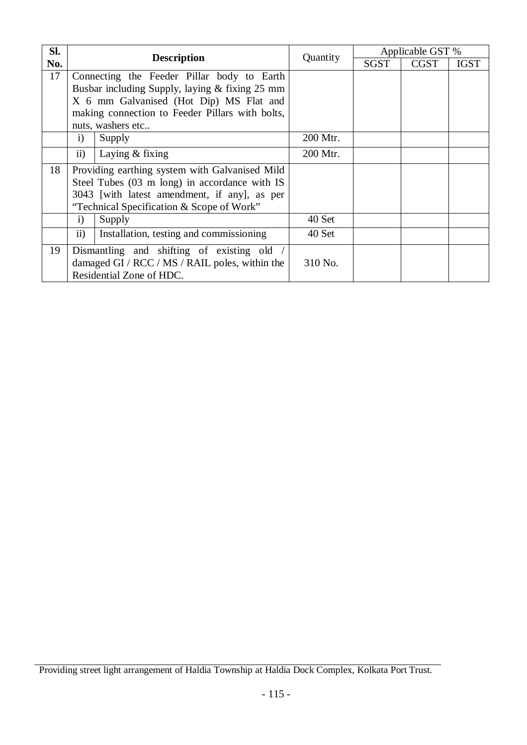| Sl. No. | Description | | Quantity | Applicable GST % | | |
|---|---|---|---|---|---|---|
| | | | | SGST | CGST | IGST |
| 17 | Connecting the Feeder Pillar body to Earth Busbar including Supply, laying & fixing 25 mm X 6 mm Galvanised (Hot Dip) MS Flat and making connection to Feeder Pillars with bolts, nuts, washers etc.. | | | | | |
| | i) | Supply | 200 Mtr. | | | |
| | ii) | Laying & fixing | 200 Mtr. | | | |
| 18 | Providing earthing system with Galvanised Mild Steel Tubes (03 m long) in accordance with IS 3043 [with latest amendment, if any], as per "Technical Specification & Scope of Work" | | | | | |
| | i) | Supply | 40 Set | | | |
| | ii) | Installation, testing and commissioning | 40 Set | | | |
| 19 | Dismantling and shifting of existing old / damaged GI / RCC / MS / RAIL poles, within the Residential Zone of HDC. | | 310 No. | | | |

Providing street light arrangement of Haldia Township at Haldia Dock Complex, Kolkata Port Trust.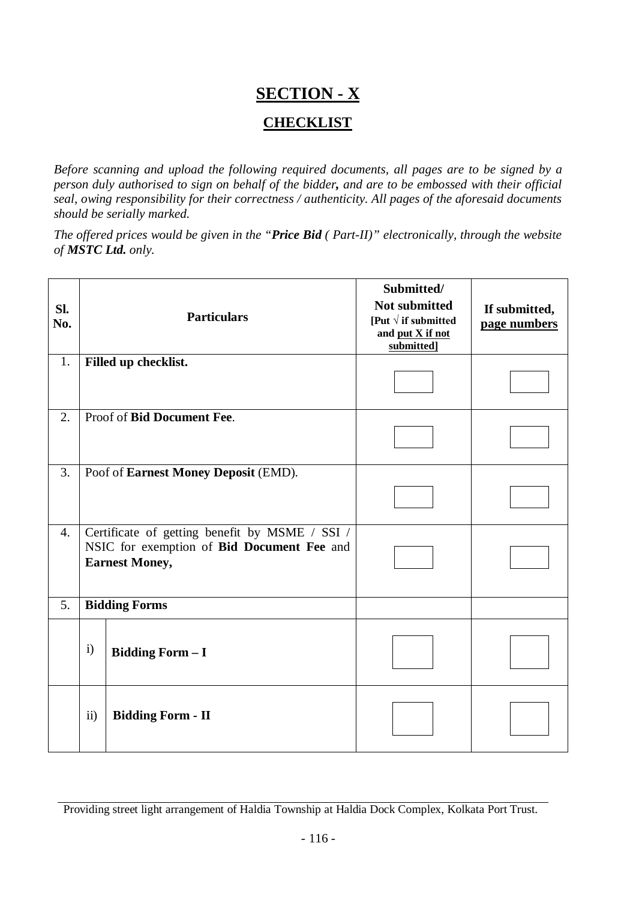# SECTION - X

## CHECKLIST

*Before scanning and upload the following required documents, all pages are to be signed by a person duly authorised to sign on behalf of the bidder**,** and are to be embossed with their official seal, owing responsibility for their correctness / authenticity. All pages of the aforesaid documents should be serially marked.*

*The offered prices would be given in the "**Price Bid** ( Part-II)" electronically, through the website of **MSTC Ltd.** only.*

| Sl. No. | Particulars | | Submitted/ Not submitted [Put √ if submitted and put X if not submitted] | If submitted, page numbers |
|---|---|---|---|---|
| 1. | **Filled up checklist.** | | | |
| 2. | Proof of **Bid Document Fee**. | | | |
| 3. | Poof of **Earnest Money Deposit** (EMD). | | | |
| 4. | Certificate of getting benefit by MSME / SSI / NSIC for exemption of **Bid Document Fee** and **Earnest Money,** | | | |
| 5. | **Bidding Forms** | | | |
| | i) | **Bidding Form – I** | | |
| | ii) | **Bidding Form - II** | | |

Providing street light arrangement of Haldia Township at Haldia Dock Complex, Kolkata Port Trust.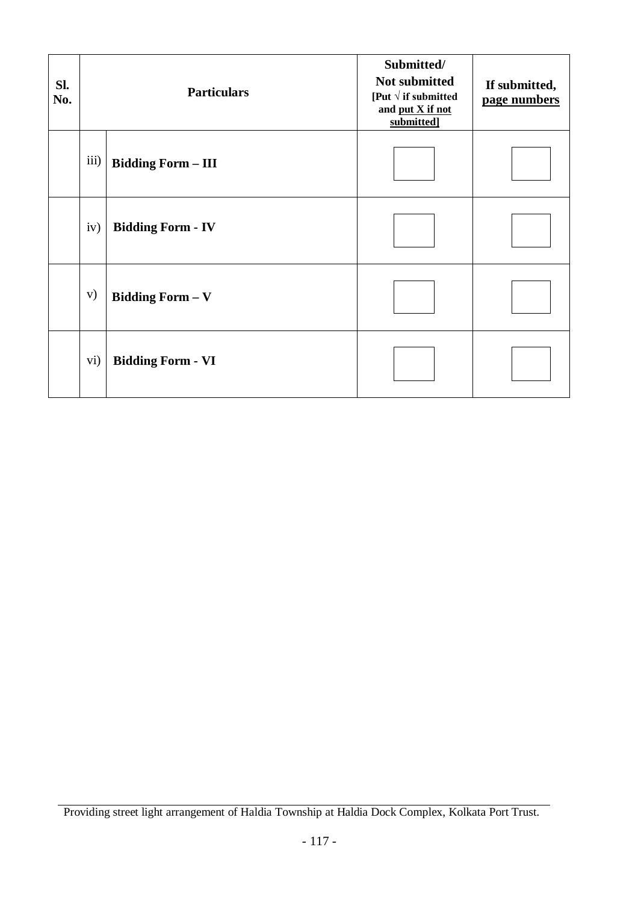| Sl. No. | Particulars | | Submitted/ Not submitted [Put √ if submitted and put X if not submitted] | If submitted, page numbers |
|---|---|---|---|---|
| | iii) | **Bidding Form – III** | | |
| | iv) | **Bidding Form - IV** | | |
| | v) | **Bidding Form – V** | | |
| | vi) | **Bidding Form - VI** | | |

Providing street light arrangement of Haldia Township at Haldia Dock Complex, Kolkata Port Trust.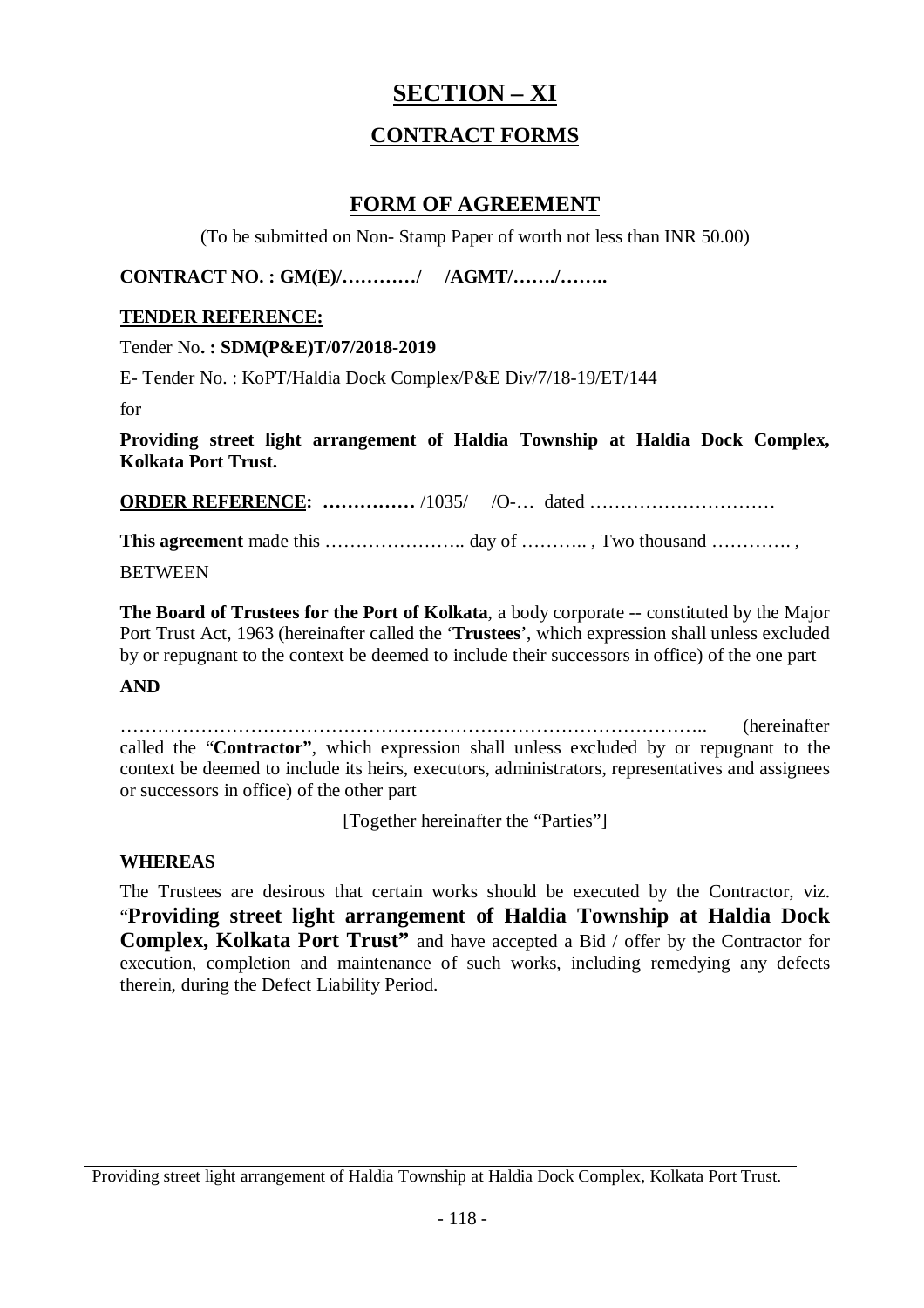# SECTION – XI

## CONTRACT FORMS

## FORM OF AGREEMENT

(To be submitted on Non- Stamp Paper of worth not less than INR 50.00)

**CONTRACT NO. : GM(E)/………… /    /AGMT/……./……..**

**TENDER REFERENCE:**

Tender No**. : SDM(P&E)T/07/2018-2019**

E- Tender No. : KoPT/Haldia Dock Complex/P&E Div/7/18-19/ET/144

for

**Providing street light arrangement of Haldia Township at Haldia Dock Complex, Kolkata Port Trust.**

**ORDER REFERENCE: ……………** /1035/    /O-…  dated …………………………

**This agreement** made this ………………….. day of ……….. , Two thousand …………. ,

BETWEEN

**The Board of Trustees for the Port of Kolkata**, a body corporate -- constituted by the Major Port Trust Act, 1963 (hereinafter called the '**Trustees**', which expression shall unless excluded by or repugnant to the context be deemed to include their successors in office) of the one part

**AND**

……………………………………………………………………………….. (hereinafter called the "**Contractor"**, which expression shall unless excluded by or repugnant to the context be deemed to include its heirs, executors, administrators, representatives and assignees or successors in office) of the other part

[Together hereinafter the "Parties"]

**WHEREAS**

The Trustees are desirous that certain works should be executed by the Contractor, viz. "**Providing street light arrangement of Haldia Township at Haldia Dock Complex, Kolkata Port Trust"** and have accepted a Bid / offer by the Contractor for execution, completion and maintenance of such works, including remedying any defects therein, during the Defect Liability Period.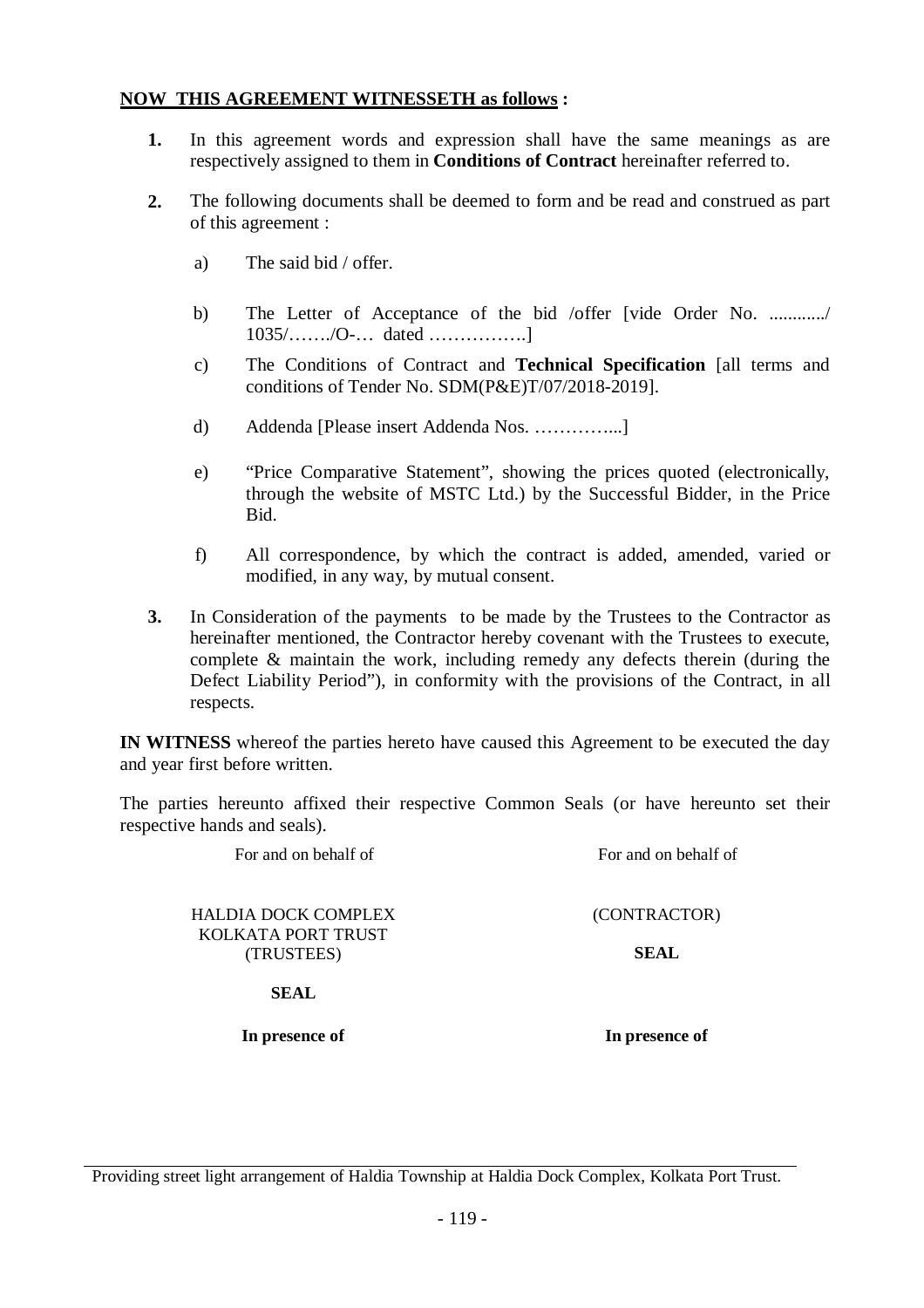**NOW THIS AGREEMENT WITNESSETH as follows :**

**1.** In this agreement words and expression shall have the same meanings as are respectively assigned to them in **Conditions of Contract** hereinafter referred to.

**2.** The following documents shall be deemed to form and be read and construed as part of this agreement :

a) The said bid / offer.

b) The Letter of Acceptance of the bid /offer [vide Order No. ............/ 1035/……./O-… dated …………….]

c) The Conditions of Contract and **Technical Specification** [all terms and conditions of Tender No. SDM(P&E)T/07/2018-2019].

d) Addenda [Please insert Addenda Nos. …………...]

e) "Price Comparative Statement", showing the prices quoted (electronically, through the website of MSTC Ltd.) by the Successful Bidder, in the Price Bid.

f) All correspondence, by which the contract is added, amended, varied or modified, in any way, by mutual consent.

**3.** In Consideration of the payments to be made by the Trustees to the Contractor as hereinafter mentioned, the Contractor hereby covenant with the Trustees to execute, complete & maintain the work, including remedy any defects therein (during the Defect Liability Period"), in conformity with the provisions of the Contract, in all respects.

**IN WITNESS** whereof the parties hereto have caused this Agreement to be executed the day and year first before written.

The parties hereunto affixed their respective Common Seals (or have hereunto set their respective hands and seals).

| For and on behalf of | For and on behalf of |
|---|---|
| HALDIA DOCK COMPLEX<br>KOLKATA PORT TRUST<br>(TRUSTEES) | (CONTRACTOR) |
| **SEAL** | **SEAL** |
| **In presence of** | **In presence of** |

Providing street light arrangement of Haldia Township at Haldia Dock Complex, Kolkata Port Trust.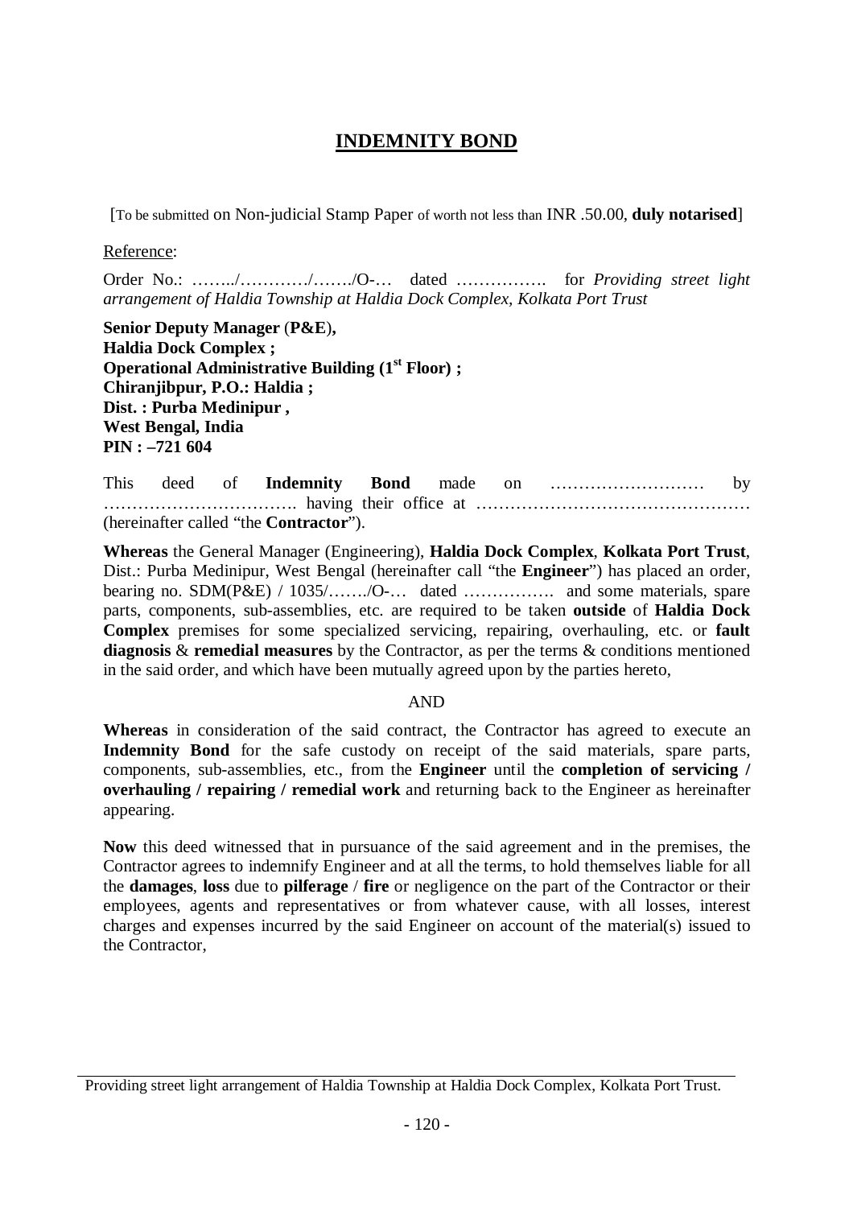# INDEMNITY BOND

[To be submitted on Non-judicial Stamp Paper of worth not less than INR .50.00, **duly notarised**]

Reference:

Order No.: ……../…………/……./O-… dated ……………. for *Providing street light arrangement of Haldia Township at Haldia Dock Complex, Kolkata Port Trust*

**Senior Deputy Manager (P&E),**
**Haldia Dock Complex ;**
**Operational Administrative Building (1st Floor) ;**
**Chiranjibpur, P.O.: Haldia ;**
**Dist. : Purba Medinipur ,**
**West Bengal, India**
**PIN : –721 604**

This deed of **Indemnity Bond** made on ……………………… by ……………………………. having their office at ………………………………………… (hereinafter called "the **Contractor**").

**Whereas** the General Manager (Engineering), **Haldia Dock Complex**, **Kolkata Port Trust**, Dist.: Purba Medinipur, West Bengal (hereinafter call "the **Engineer**") has placed an order, bearing no. SDM(P&E) / 1035/……./O-… dated ……………. and some materials, spare parts, components, sub-assemblies, etc. are required to be taken **outside** of **Haldia Dock Complex** premises for some specialized servicing, repairing, overhauling, etc. or **fault diagnosis** & **remedial measures** by the Contractor, as per the terms & conditions mentioned in the said order, and which have been mutually agreed upon by the parties hereto,

AND

**Whereas** in consideration of the said contract, the Contractor has agreed to execute an **Indemnity Bond** for the safe custody on receipt of the said materials, spare parts, components, sub-assemblies, etc., from the **Engineer** until the **completion of servicing / overhauling / repairing / remedial work** and returning back to the Engineer as hereinafter appearing.

**Now** this deed witnessed that in pursuance of the said agreement and in the premises, the Contractor agrees to indemnify Engineer and at all the terms, to hold themselves liable for all the **damages**, **loss** due to **pilferage** / **fire** or negligence on the part of the Contractor or their employees, agents and representatives or from whatever cause, with all losses, interest charges and expenses incurred by the said Engineer on account of the material(s) issued to the Contractor,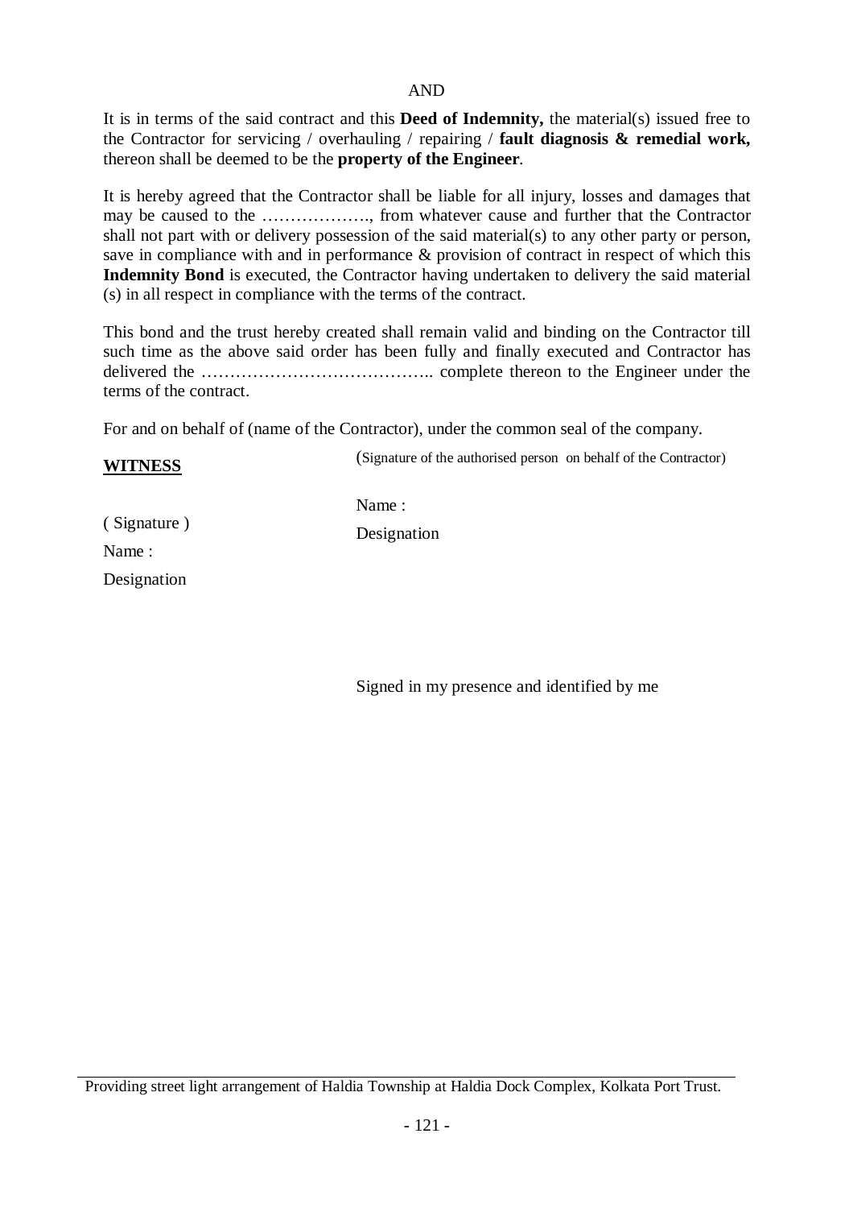AND

It is in terms of the said contract and this **Deed of Indemnity,** the material(s) issued free to the Contractor for servicing / overhauling / repairing / **fault diagnosis & remedial work,** thereon shall be deemed to be the **property of the Engineer**.

It is hereby agreed that the Contractor shall be liable for all injury, losses and damages that may be caused to the ………………., from whatever cause and further that the Contractor shall not part with or delivery possession of the said material(s) to any other party or person, save in compliance with and in performance & provision of contract in respect of which this **Indemnity Bond** is executed, the Contractor having undertaken to delivery the said material (s) in all respect in compliance with the terms of the contract.

This bond and the trust hereby created shall remain valid and binding on the Contractor till such time as the above said order has been fully and finally executed and Contractor has delivered the ………………………………….. complete thereon to the Engineer under the terms of the contract.

For and on behalf of (name of the Contractor), under the common seal of the company.

**WITNESS**

( Signature )

Name :

Designation

(Signature of the authorised person on behalf of the Contractor)

Name :

Designation

Signed in my presence and identified by me

Providing street light arrangement of Haldia Township at Haldia Dock Complex, Kolkata Port Trust.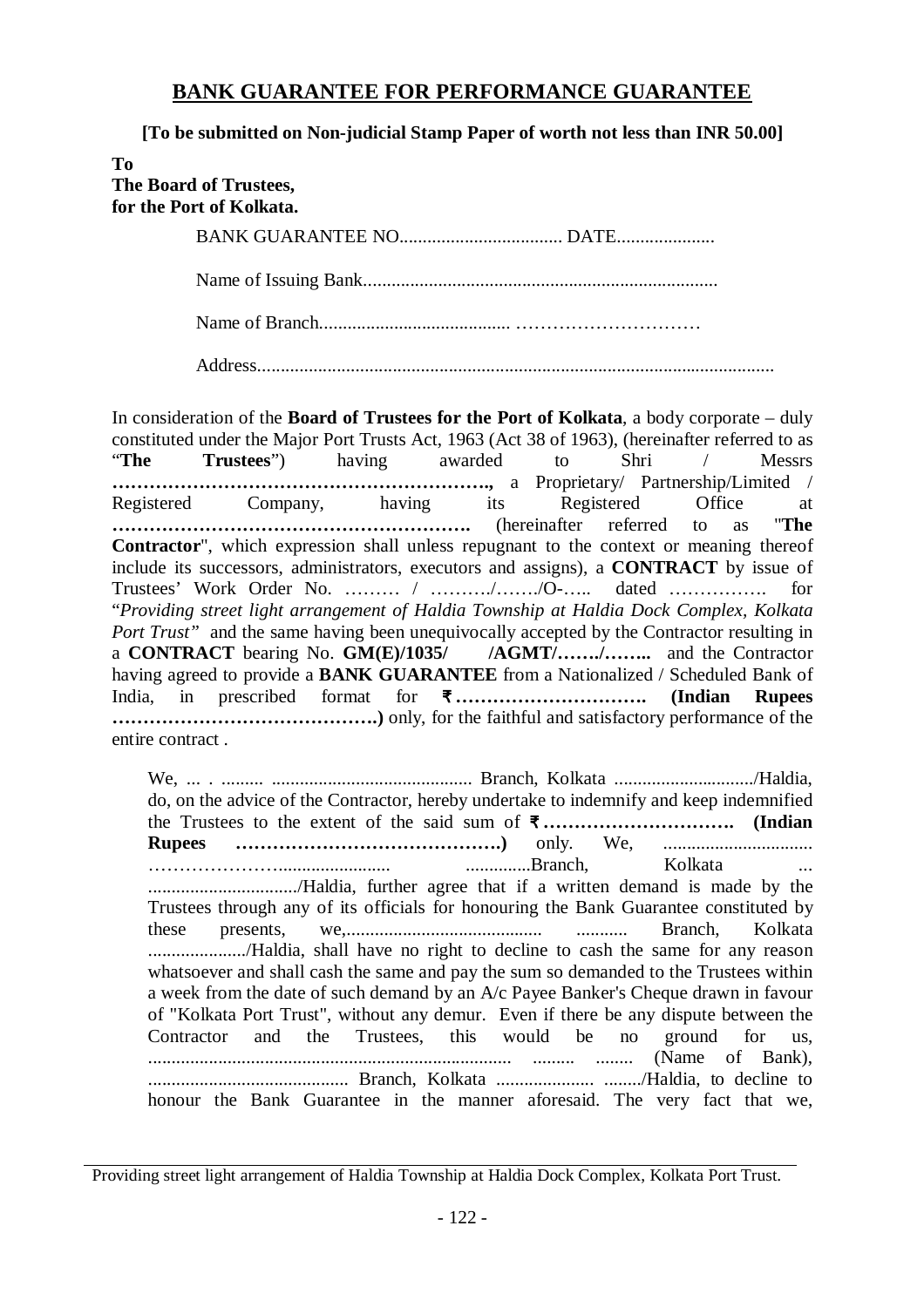## BANK GUARANTEE FOR PERFORMANCE GUARANTEE

**[To be submitted on Non-judicial Stamp Paper of worth not less than INR 50.00]**

**To**
**The Board of Trustees,**
**for the Port of Kolkata.**

BANK GUARANTEE NO.................................... DATE.....................

Name of Issuing Bank...........................................................................

Name of Branch........................................ …………………………

Address.............................................................................................................

In consideration of the **Board of Trustees for the Port of Kolkata**, a body corporate – duly constituted under the Major Port Trusts Act, 1963 (Act 38 of 1963), (hereinafter referred to as "**The Trustees**") having awarded to Shri / Messrs **……………………………………………………..,** a Proprietary/ Partnership/Limited / Registered Company, having its Registered Office at **………………………………………………….** (hereinafter referred to as "**The Contractor**", which expression shall unless repugnant to the context or meaning thereof include its successors, administrators, executors and assigns), a **CONTRACT** by issue of Trustees' Work Order No. ……… / ………./……./O-….. dated ……………. for "*Providing street light arrangement of Haldia Township at Haldia Dock Complex, Kolkata Port Trust"* and the same having been unequivocally accepted by the Contractor resulting in a **CONTRACT** bearing No. **GM(E)/1035/ /AGMT/……./……..** and the Contractor having agreed to provide a **BANK GUARANTEE** from a Nationalized / Scheduled Bank of India, in prescribed format for **₹…………………………. (Indian Rupees …………………………………….)** only, for the faithful and satisfactory performance of the entire contract .

We, ... . ......... .......................................... Branch, Kolkata ............................../Haldia, do, on the advice of the Contractor, hereby undertake to indemnify and keep indemnified the Trustees to the extent of the said sum of **₹…………………………. (Indian Rupees …………………………………….)** only. We, ................................ …………………....................... ..............Branch, Kolkata ... ................................/Haldia, further agree that if a written demand is made by the Trustees through any of its officials for honouring the Bank Guarantee constituted by these presents, we,.......................................... ........... Branch, Kolkata ...................../Haldia, shall have no right to decline to cash the same for any reason whatsoever and shall cash the same and pay the sum so demanded to the Trustees within a week from the date of such demand by an A/c Payee Banker's Cheque drawn in favour of "Kolkata Port Trust", without any demur. Even if there be any dispute between the Contractor and the Trustees, this would be no ground for us, ............................................................................. ......... ........ (Name of Bank), .......................................... Branch, Kolkata ..................... ......../Haldia, to decline to honour the Bank Guarantee in the manner aforesaid. The very fact that we,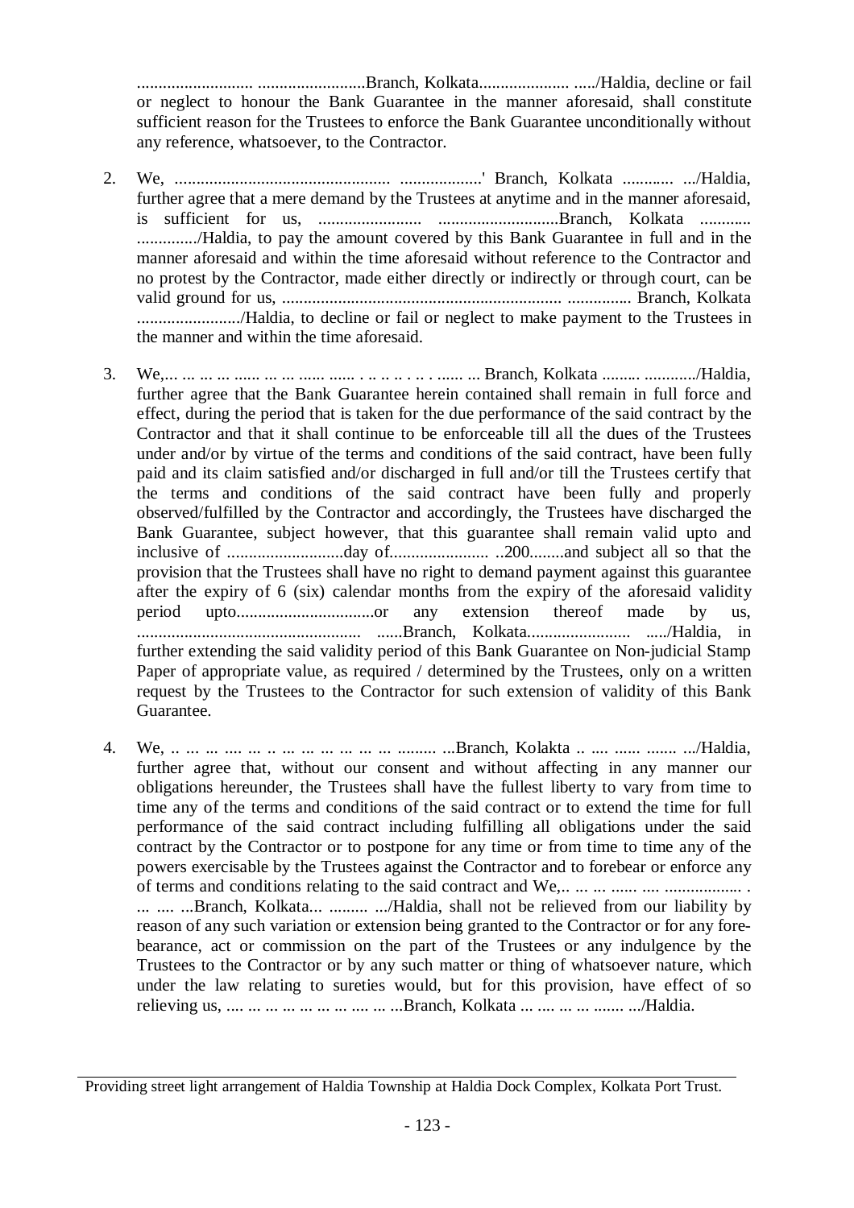.......................... .........................Branch, Kolkata..................... ...../Haldia, decline or fail or neglect to honour the Bank Guarantee in the manner aforesaid, shall constitute sufficient reason for the Trustees to enforce the Bank Guarantee unconditionally without any reference, whatsoever, to the Contractor.

2. We, .................................................. ..................' Branch, Kolkata ........... .../Haldia, further agree that a mere demand by the Trustees at anytime and in the manner aforesaid, is sufficient for us, ........................ ............................Branch, Kolkata ............ ............../Haldia, to pay the amount covered by this Bank Guarantee in full and in the manner aforesaid and within the time aforesaid without reference to the Contractor and no protest by the Contractor, made either directly or indirectly or through court, can be valid ground for us, ................................................................ ............... Branch, Kolkata ......................../Haldia, to decline or fail or neglect to make payment to the Trustees in the manner and within the time aforesaid.

3. We,... ... ... ... ...... ... ... ...... ...... . .. .. .. . .. . ...... ... Branch, Kolkata ........ ............/Haldia, further agree that the Bank Guarantee herein contained shall remain in full force and effect, during the period that is taken for the due performance of the said contract by the Contractor and that it shall continue to be enforceable till all the dues of the Trustees under and/or by virtue of the terms and conditions of the said contract, have been fully paid and its claim satisfied and/or discharged in full and/or till the Trustees certify that the terms and conditions of the said contract have been fully and properly observed/fulfilled by the Contractor and accordingly, the Trustees have discharged the Bank Guarantee, subject however, that this guarantee shall remain valid upto and inclusive of ...........................day of....................... ..200........and subject all so that the provision that the Trustees shall have no right to demand payment against this guarantee after the expiry of 6 (six) calendar months from the expiry of the aforesaid validity period upto................................or any extension thereof made by us, .................................................... ......Branch, Kolkata........................ ...../Haldia, in further extending the said validity period of this Bank Guarantee on Non-judicial Stamp Paper of appropriate value, as required / determined by the Trustees, only on a written request by the Trustees to the Contractor for such extension of validity of this Bank Guarantee.

4. We, .. ... ... .... ... .. ... ... ... ... ... ... ......... ...Branch, Kolakta .. .... ...... ....... .../Haldia, further agree that, without our consent and without affecting in any manner our obligations hereunder, the Trustees shall have the fullest liberty to vary from time to time any of the terms and conditions of the said contract or to extend the time for full performance of the said contract including fulfilling all obligations under the said contract by the Contractor or to postpone for any time or from time to time any of the powers exercisable by the Trustees against the Contractor and to forebear or enforce any of terms and conditions relating to the said contract and We,.. ... ... ...... .... .................. . ... .... ...Branch, Kolkata... ......... .../Haldia, shall not be relieved from our liability by reason of any such variation or extension being granted to the Contractor or for any fore-bearance, act or commission on the part of the Trustees or any indulgence by the Trustees to the Contractor or by any such matter or thing of whatsoever nature, which under the law relating to sureties would, but for this provision, have effect of so relieving us, .... ... ... ... ... ... ... .... ... ...Branch, Kolkata ... .... ... ... ....... .../Haldia.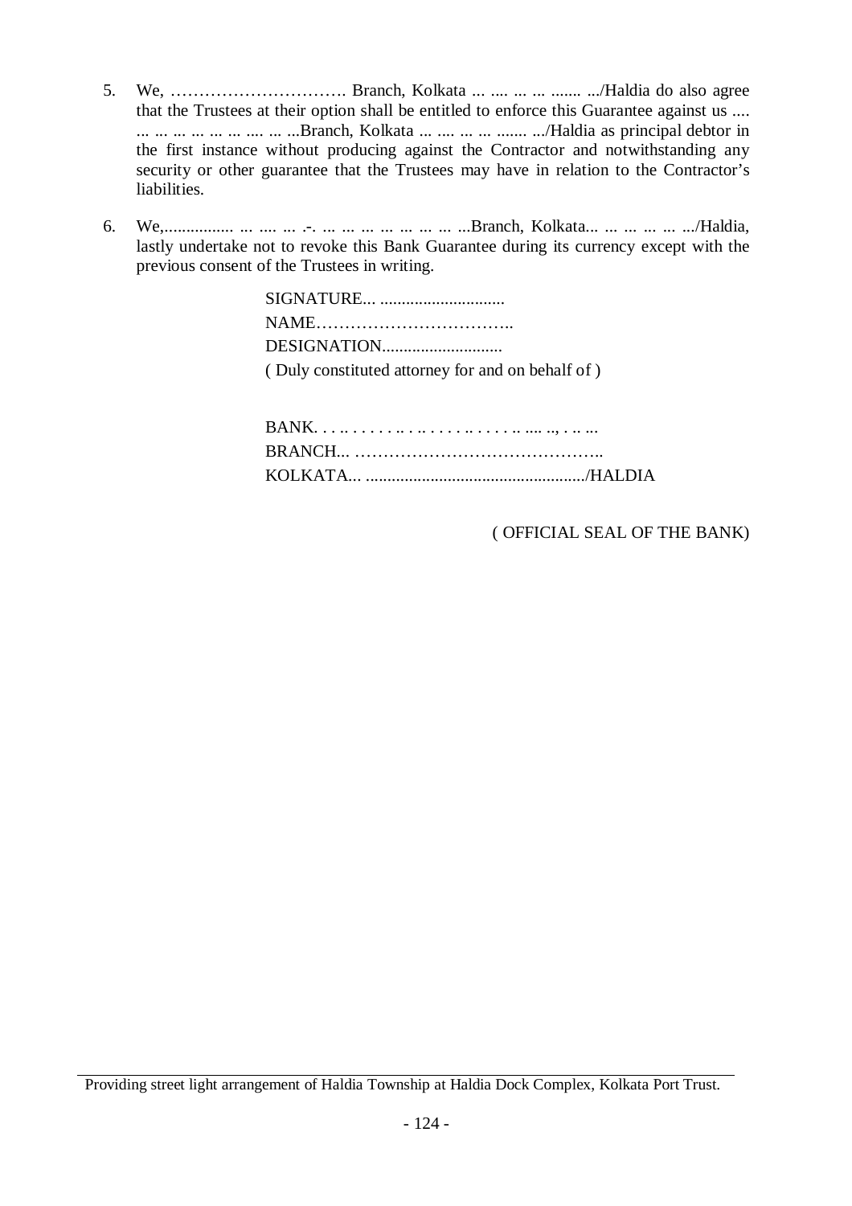5. We, …………………………. Branch, Kolkata ... .... ... ... ....... .../Haldia do also agree that the Trustees at their option shall be entitled to enforce this Guarantee against us .... ... ... ... ... ... ... .... ... ...Branch, Kolkata ... .... ... ... ....... .../Haldia as principal debtor in the first instance without producing against the Contractor and notwithstanding any security or other guarantee that the Trustees may have in relation to the Contractor's liabilities.

6. We,................ ... .... ... .-. ... ... ... ... ... ... ... ...Branch, Kolkata... ... ... ... ... .../Haldia, lastly undertake not to revoke this Bank Guarantee during its currency except with the previous consent of the Trustees in writing.

SIGNATURE... .............................
NAME……………………………..
DESIGNATION............................
( Duly constituted attorney for and on behalf of )

BANK. . . .. . . . . . .. . .. . . . . .. . . . . .. .... .., . .. ...
BRANCH... ……………………………………..
KOLKATA... .................................................../HALDIA

( OFFICIAL SEAL OF THE BANK)

Providing street light arrangement of Haldia Township at Haldia Dock Complex, Kolkata Port Trust.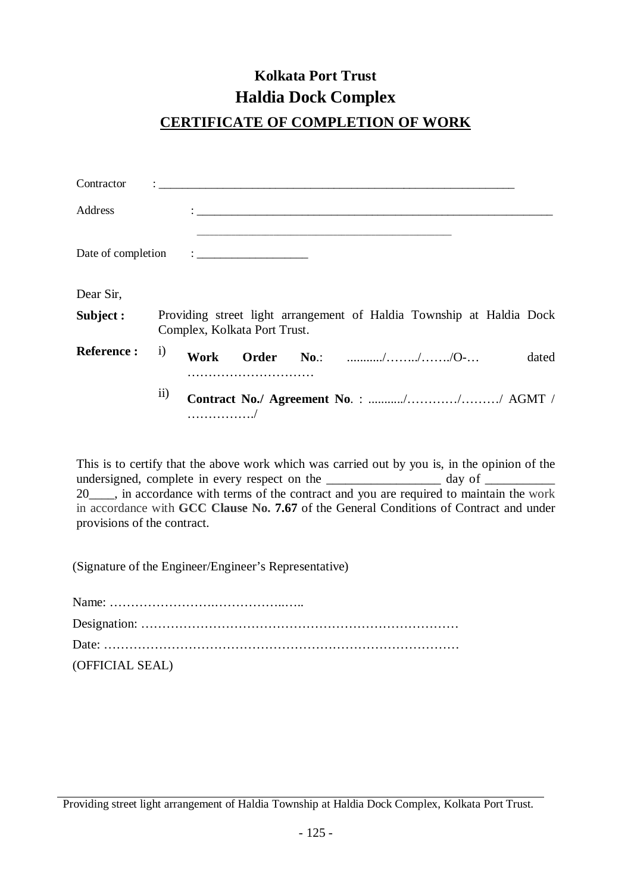# Kolkata Port Trust

## Haldia Dock Complex

### CERTIFICATE OF COMPLETION OF WORK

Contractor : ____________________________________________________________

Address : ____________________________________________________________
____________________________________________

Date of completion : ___________________

Dear Sir,

**Subject :** Providing street light arrangement of Haldia Township at Haldia Dock Complex, Kolkata Port Trust.

**Reference :**

i) **Work Order No**.: .........../……../……./O-… dated …………………………

ii) **Contract No./ Agreement No**. : .........../…………/………/ AGMT / ……………./

This is to certify that the above work which was carried out by you is, in the opinion of the undersigned, complete in every respect on the _________________ day of ___________ 20____, in accordance with terms of the contract and you are required to maintain the work in accordance with **GCC Clause No. 7.67** of the General Conditions of Contract and under provisions of the contract.

(Signature of the Engineer/Engineer's Representative)

Name: …………………….……………..…..

Designation: …………………………………………………………………

Date: ……………………………………………………………………………

(OFFICIAL SEAL)

Providing street light arrangement of Haldia Township at Haldia Dock Complex, Kolkata Port Trust.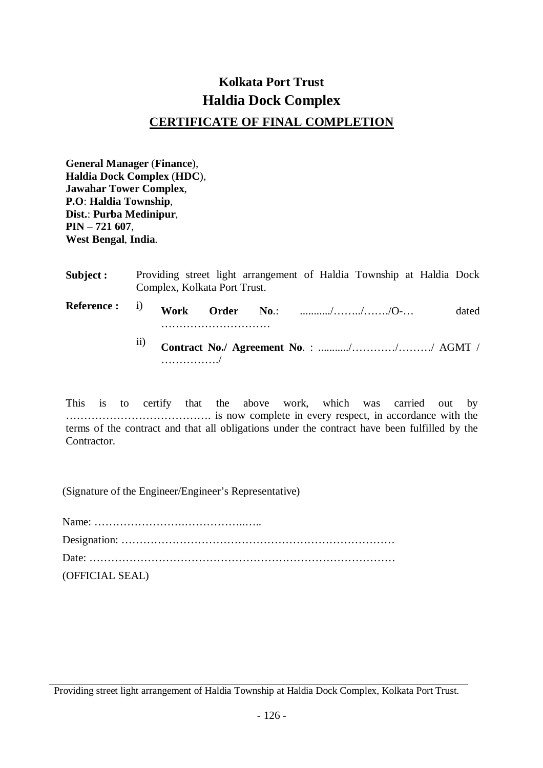# Kolkata Port Trust

## Haldia Dock Complex

### CERTIFICATE OF FINAL COMPLETION

**General Manager** (**Finance**),
**Haldia Dock Complex** (**HDC**),
**Jawahar Tower Complex**,
**P.O**: **Haldia Township**,
**Dist.**: **Purba Medinipur**,
**PIN** – **721 607**,
**West Bengal**, **India**.

**Subject :** Providing street light arrangement of Haldia Township at Haldia Dock Complex, Kolkata Port Trust.

**Reference :**

i) **Work Order No**.: .........../……../……./O-… dated …………………………

ii) **Contract No./ Agreement No**. : .........../…………/………/ AGMT / ……………./

This is to certify that the above work, which was carried out by …………………………………. is now complete in every respect, in accordance with the terms of the contract and that all obligations under the contract have been fulfilled by the Contractor.

(Signature of the Engineer/Engineer's Representative)

Name: ……………………….……………..…..

Designation: …………………………………………………………………

Date: …………………………………………………………………………

(OFFICIAL SEAL)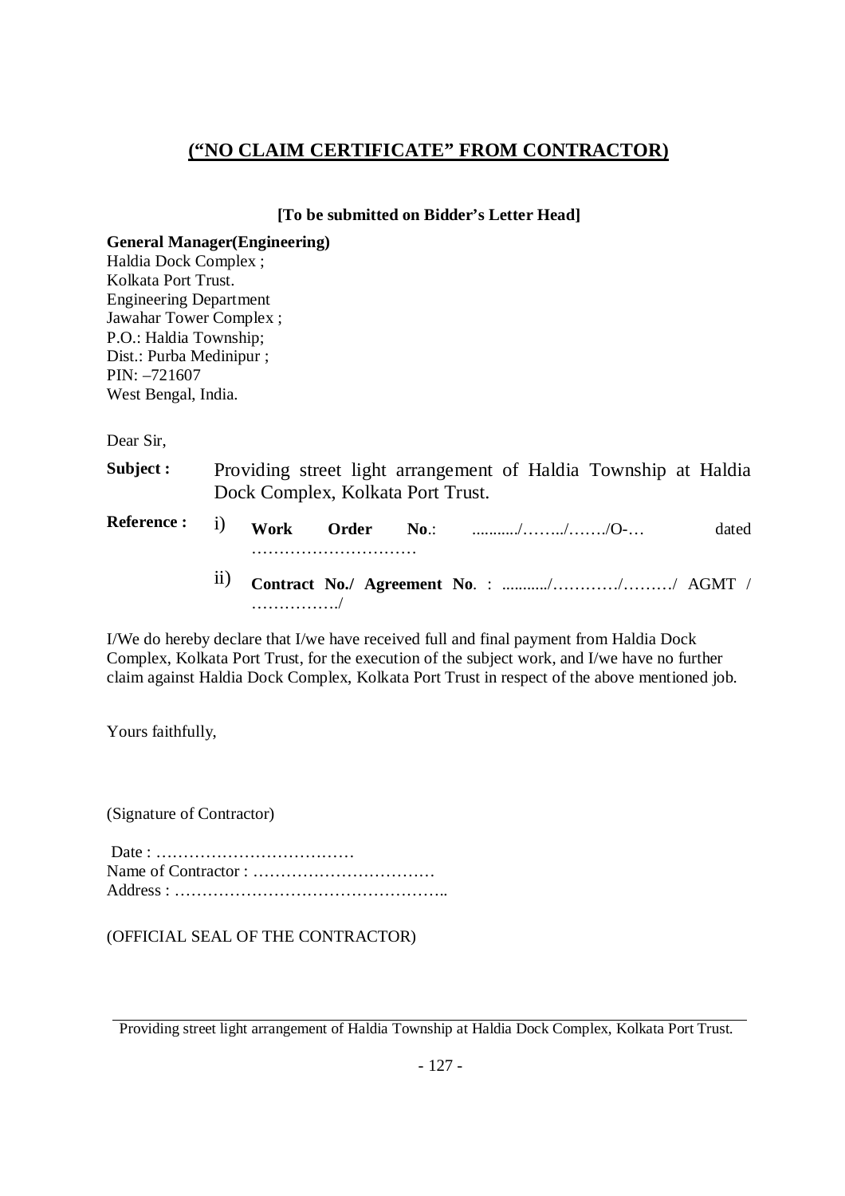## **("NO CLAIM CERTIFICATE" FROM CONTRACTOR)**

**[To be submitted on Bidder's Letter Head]**

**General Manager(Engineering)**
Haldia Dock Complex ;
Kolkata Port Trust.
Engineering Department
Jawahar Tower Complex ;
P.O.: Haldia Township;
Dist.: Purba Medinipur ;
PIN: –721607
West Bengal, India.

Dear Sir,

**Subject :** Providing street light arrangement of Haldia Township at Haldia Dock Complex, Kolkata Port Trust.

**Reference :**

i) **Work Order No**.: ........../……../……./O-… dated …………………………

ii) **Contract No./ Agreement No**. : .........../…………/………/ AGMT / ……………./

I/We do hereby declare that I/we have received full and final payment from Haldia Dock Complex, Kolkata Port Trust, for the execution of the subject work, and I/we have no further claim against Haldia Dock Complex, Kolkata Port Trust in respect of the above mentioned job.

Yours faithfully,

(Signature of Contractor)

Date : ………………………………
Name of Contractor : ……………………………
Address : …………………………………………..

(OFFICIAL SEAL OF THE CONTRACTOR)